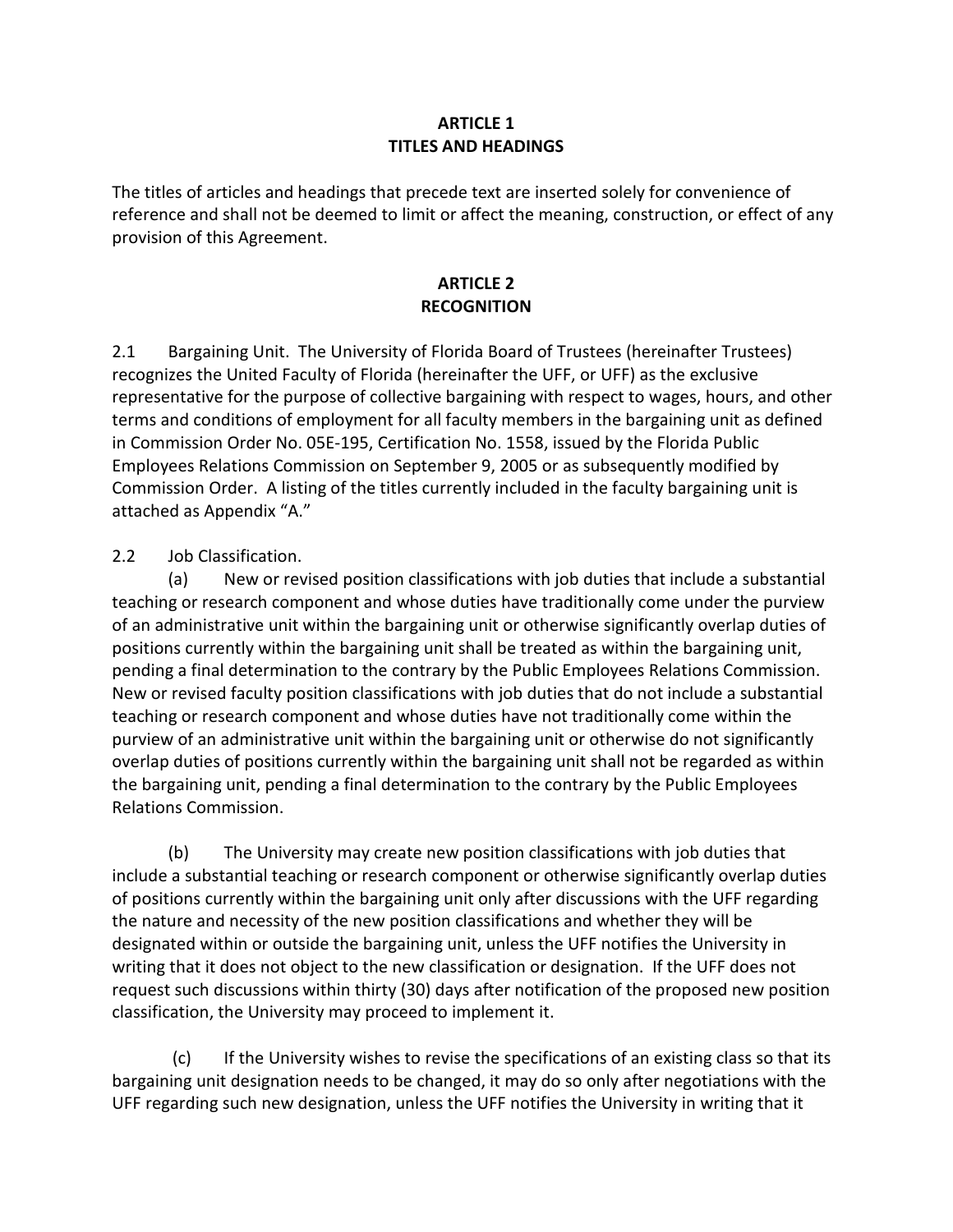## ARTICLE 1
## TITLES AND HEADINGS

The titles of articles and headings that precede text are inserted solely for convenience of reference and shall not be deemed to limit or affect the meaning, construction, or effect of any provision of this Agreement.

## ARTICLE 2
## RECOGNITION

2.1 Bargaining Unit. The University of Florida Board of Trustees (hereinafter Trustees) recognizes the United Faculty of Florida (hereinafter the UFF, or UFF) as the exclusive representative for the purpose of collective bargaining with respect to wages, hours, and other terms and conditions of employment for all faculty members in the bargaining unit as defined in Commission Order No. 05E-195, Certification No. 1558, issued by the Florida Public Employees Relations Commission on September 9, 2005 or as subsequently modified by Commission Order. A listing of the titles currently included in the faculty bargaining unit is attached as Appendix "A."

2.2 Job Classification.

(a) New or revised position classifications with job duties that include a substantial teaching or research component and whose duties have traditionally come under the purview of an administrative unit within the bargaining unit or otherwise significantly overlap duties of positions currently within the bargaining unit shall be treated as within the bargaining unit, pending a final determination to the contrary by the Public Employees Relations Commission. New or revised faculty position classifications with job duties that do not include a substantial teaching or research component and whose duties have not traditionally come within the purview of an administrative unit within the bargaining unit or otherwise do not significantly overlap duties of positions currently within the bargaining unit shall not be regarded as within the bargaining unit, pending a final determination to the contrary by the Public Employees Relations Commission.

(b) The University may create new position classifications with job duties that include a substantial teaching or research component or otherwise significantly overlap duties of positions currently within the bargaining unit only after discussions with the UFF regarding the nature and necessity of the new position classifications and whether they will be designated within or outside the bargaining unit, unless the UFF notifies the University in writing that it does not object to the new classification or designation. If the UFF does not request such discussions within thirty (30) days after notification of the proposed new position classification, the University may proceed to implement it.

(c) If the University wishes to revise the specifications of an existing class so that its bargaining unit designation needs to be changed, it may do so only after negotiations with the UFF regarding such new designation, unless the UFF notifies the University in writing that it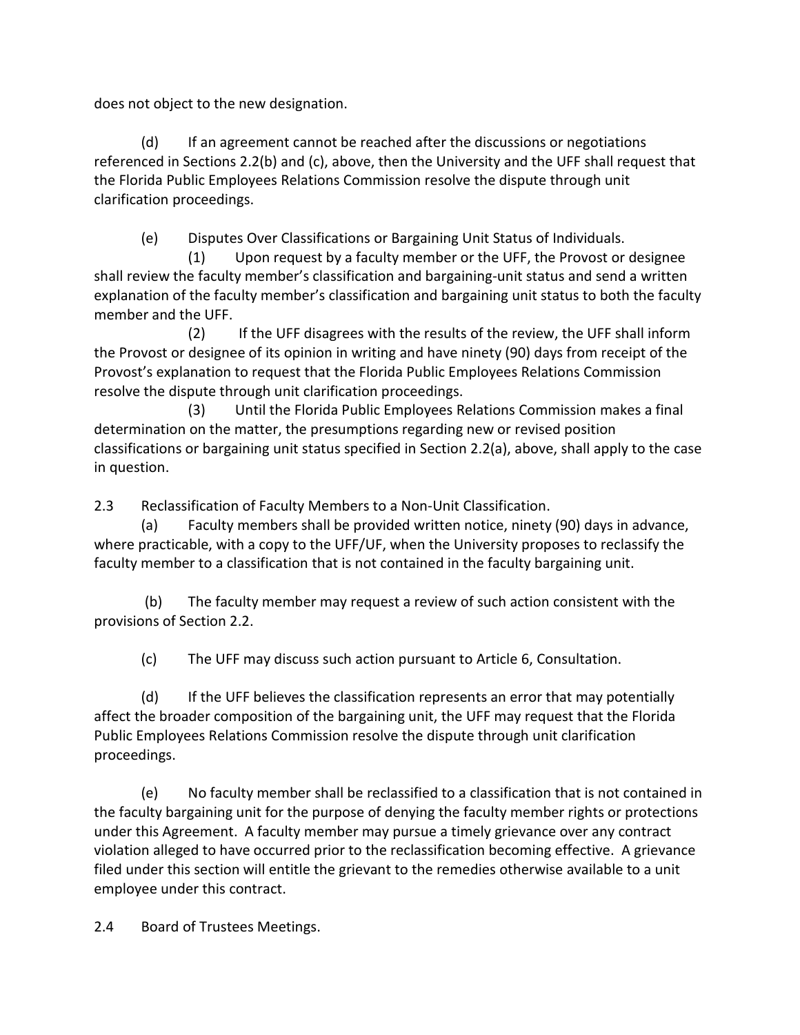does not object to the new designation.

(d) If an agreement cannot be reached after the discussions or negotiations referenced in Sections 2.2(b) and (c), above, then the University and the UFF shall request that the Florida Public Employees Relations Commission resolve the dispute through unit clarification proceedings.

(e) Disputes Over Classifications or Bargaining Unit Status of Individuals.

(1) Upon request by a faculty member or the UFF, the Provost or designee shall review the faculty member's classification and bargaining-unit status and send a written explanation of the faculty member's classification and bargaining unit status to both the faculty member and the UFF.

(2) If the UFF disagrees with the results of the review, the UFF shall inform the Provost or designee of its opinion in writing and have ninety (90) days from receipt of the Provost's explanation to request that the Florida Public Employees Relations Commission resolve the dispute through unit clarification proceedings.

(3) Until the Florida Public Employees Relations Commission makes a final determination on the matter, the presumptions regarding new or revised position classifications or bargaining unit status specified in Section 2.2(a), above, shall apply to the case in question.

2.3 Reclassification of Faculty Members to a Non-Unit Classification.

(a) Faculty members shall be provided written notice, ninety (90) days in advance, where practicable, with a copy to the UFF/UF, when the University proposes to reclassify the faculty member to a classification that is not contained in the faculty bargaining unit.

(b) The faculty member may request a review of such action consistent with the provisions of Section 2.2.

(c) The UFF may discuss such action pursuant to Article 6, Consultation.

(d) If the UFF believes the classification represents an error that may potentially affect the broader composition of the bargaining unit, the UFF may request that the Florida Public Employees Relations Commission resolve the dispute through unit clarification proceedings.

(e) No faculty member shall be reclassified to a classification that is not contained in the faculty bargaining unit for the purpose of denying the faculty member rights or protections under this Agreement. A faculty member may pursue a timely grievance over any contract violation alleged to have occurred prior to the reclassification becoming effective. A grievance filed under this section will entitle the grievant to the remedies otherwise available to a unit employee under this contract.

2.4 Board of Trustees Meetings.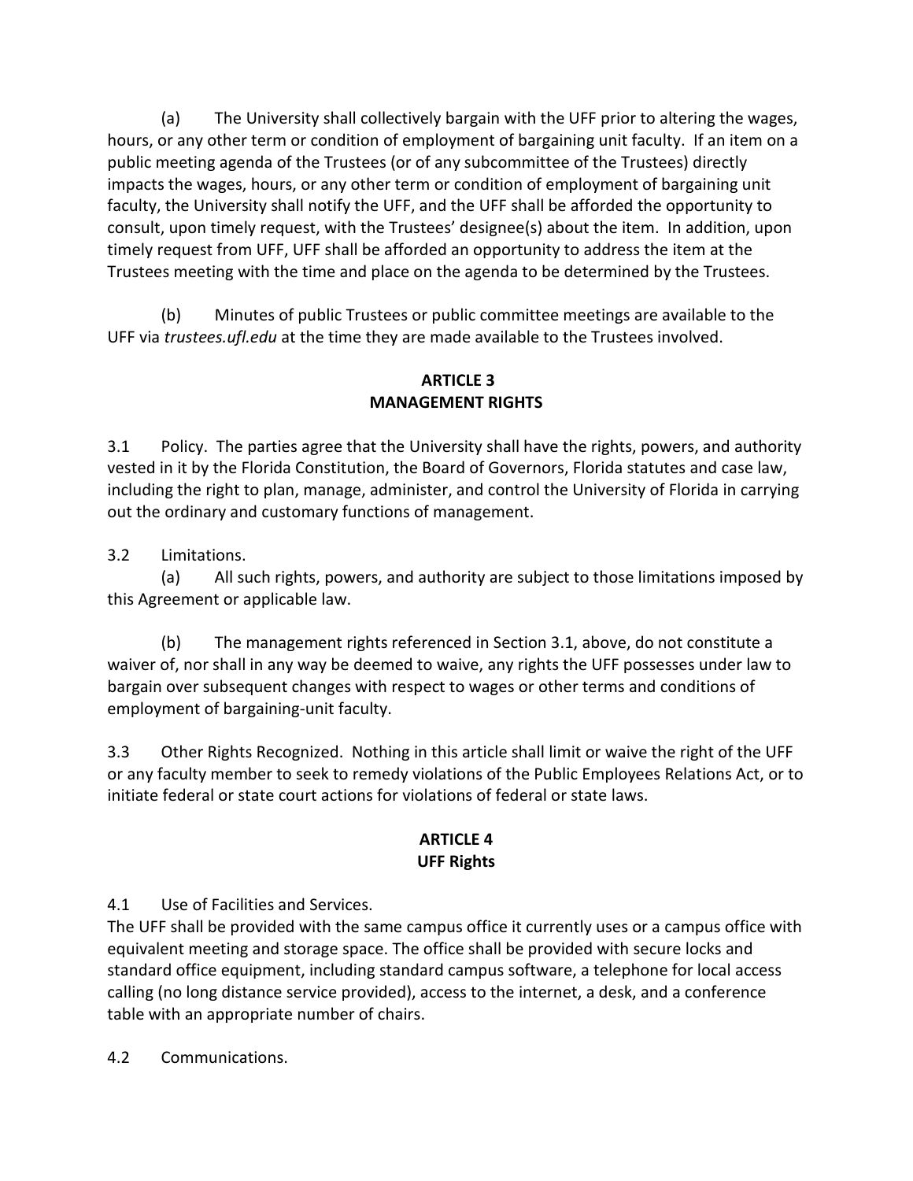(a) The University shall collectively bargain with the UFF prior to altering the wages, hours, or any other term or condition of employment of bargaining unit faculty. If an item on a public meeting agenda of the Trustees (or of any subcommittee of the Trustees) directly impacts the wages, hours, or any other term or condition of employment of bargaining unit faculty, the University shall notify the UFF, and the UFF shall be afforded the opportunity to consult, upon timely request, with the Trustees' designee(s) about the item. In addition, upon timely request from UFF, UFF shall be afforded an opportunity to address the item at the Trustees meeting with the time and place on the agenda to be determined by the Trustees.

(b) Minutes of public Trustees or public committee meetings are available to the UFF via *trustees.ufl.edu* at the time they are made available to the Trustees involved.

## ARTICLE 3
## MANAGEMENT RIGHTS

3.1 Policy. The parties agree that the University shall have the rights, powers, and authority vested in it by the Florida Constitution, the Board of Governors, Florida statutes and case law, including the right to plan, manage, administer, and control the University of Florida in carrying out the ordinary and customary functions of management.

3.2 Limitations.

(a) All such rights, powers, and authority are subject to those limitations imposed by this Agreement or applicable law.

(b) The management rights referenced in Section 3.1, above, do not constitute a waiver of, nor shall in any way be deemed to waive, any rights the UFF possesses under law to bargain over subsequent changes with respect to wages or other terms and conditions of employment of bargaining-unit faculty.

3.3 Other Rights Recognized. Nothing in this article shall limit or waive the right of the UFF or any faculty member to seek to remedy violations of the Public Employees Relations Act, or to initiate federal or state court actions for violations of federal or state laws.

## ARTICLE 4
## UFF Rights

4.1 Use of Facilities and Services.

The UFF shall be provided with the same campus office it currently uses or a campus office with equivalent meeting and storage space. The office shall be provided with secure locks and standard office equipment, including standard campus software, a telephone for local access calling (no long distance service provided), access to the internet, a desk, and a conference table with an appropriate number of chairs.

4.2 Communications.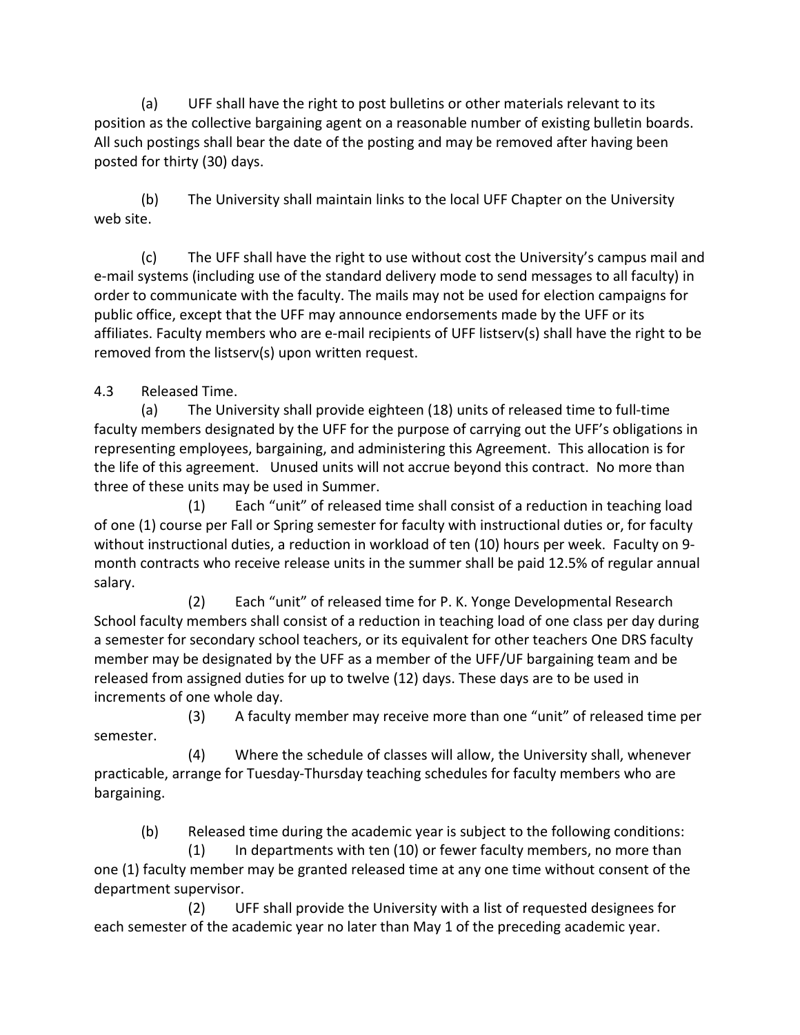(a) UFF shall have the right to post bulletins or other materials relevant to its position as the collective bargaining agent on a reasonable number of existing bulletin boards. All such postings shall bear the date of the posting and may be removed after having been posted for thirty (30) days.

(b) The University shall maintain links to the local UFF Chapter on the University web site.

(c) The UFF shall have the right to use without cost the University's campus mail and e-mail systems (including use of the standard delivery mode to send messages to all faculty) in order to communicate with the faculty. The mails may not be used for election campaigns for public office, except that the UFF may announce endorsements made by the UFF or its affiliates. Faculty members who are e-mail recipients of UFF listserv(s) shall have the right to be removed from the listserv(s) upon written request.

4.3 Released Time.

(a) The University shall provide eighteen (18) units of released time to full-time faculty members designated by the UFF for the purpose of carrying out the UFF's obligations in representing employees, bargaining, and administering this Agreement. This allocation is for the life of this agreement. Unused units will not accrue beyond this contract. No more than three of these units may be used in Summer.

(1) Each "unit" of released time shall consist of a reduction in teaching load of one (1) course per Fall or Spring semester for faculty with instructional duties or, for faculty without instructional duties, a reduction in workload of ten (10) hours per week. Faculty on 9-month contracts who receive release units in the summer shall be paid 12.5% of regular annual salary.

(2) Each "unit" of released time for P. K. Yonge Developmental Research School faculty members shall consist of a reduction in teaching load of one class per day during a semester for secondary school teachers, or its equivalent for other teachers One DRS faculty member may be designated by the UFF as a member of the UFF/UF bargaining team and be released from assigned duties for up to twelve (12) days. These days are to be used in increments of one whole day.

(3) A faculty member may receive more than one "unit" of released time per semester.

(4) Where the schedule of classes will allow, the University shall, whenever practicable, arrange for Tuesday-Thursday teaching schedules for faculty members who are bargaining.

(b) Released time during the academic year is subject to the following conditions:

(1) In departments with ten (10) or fewer faculty members, no more than one (1) faculty member may be granted released time at any one time without consent of the department supervisor.

(2) UFF shall provide the University with a list of requested designees for each semester of the academic year no later than May 1 of the preceding academic year.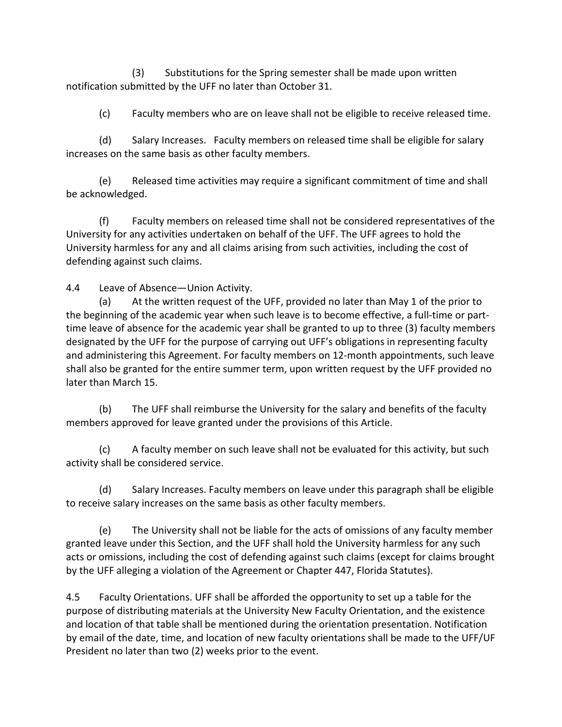(3) Substitutions for the Spring semester shall be made upon written notification submitted by the UFF no later than October 31.

(c) Faculty members who are on leave shall not be eligible to receive released time.

(d) Salary Increases. Faculty members on released time shall be eligible for salary increases on the same basis as other faculty members.

(e) Released time activities may require a significant commitment of time and shall be acknowledged.

(f) Faculty members on released time shall not be considered representatives of the University for any activities undertaken on behalf of the UFF. The UFF agrees to hold the University harmless for any and all claims arising from such activities, including the cost of defending against such claims.

4.4 Leave of Absence—Union Activity.

(a) At the written request of the UFF, provided no later than May 1 of the prior to the beginning of the academic year when such leave is to become effective, a full-time or part-time leave of absence for the academic year shall be granted to up to three (3) faculty members designated by the UFF for the purpose of carrying out UFF's obligations in representing faculty and administering this Agreement. For faculty members on 12-month appointments, such leave shall also be granted for the entire summer term, upon written request by the UFF provided no later than March 15.

(b) The UFF shall reimburse the University for the salary and benefits of the faculty members approved for leave granted under the provisions of this Article.

(c) A faculty member on such leave shall not be evaluated for this activity, but such activity shall be considered service.

(d) Salary Increases. Faculty members on leave under this paragraph shall be eligible to receive salary increases on the same basis as other faculty members.

(e) The University shall not be liable for the acts of omissions of any faculty member granted leave under this Section, and the UFF shall hold the University harmless for any such acts or omissions, including the cost of defending against such claims (except for claims brought by the UFF alleging a violation of the Agreement or Chapter 447, Florida Statutes).

4.5 Faculty Orientations. UFF shall be afforded the opportunity to set up a table for the purpose of distributing materials at the University New Faculty Orientation, and the existence and location of that table shall be mentioned during the orientation presentation. Notification by email of the date, time, and location of new faculty orientations shall be made to the UFF/UF President no later than two (2) weeks prior to the event.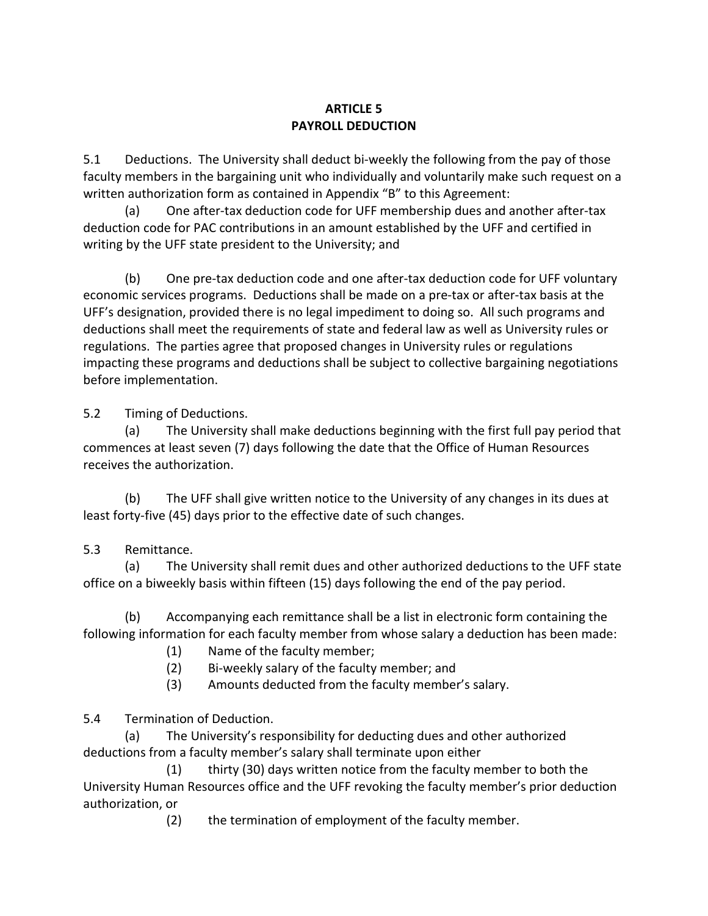## ARTICLE 5
## PAYROLL DEDUCTION

5.1 Deductions. The University shall deduct bi-weekly the following from the pay of those faculty members in the bargaining unit who individually and voluntarily make such request on a written authorization form as contained in Appendix "B" to this Agreement:

(a) One after-tax deduction code for UFF membership dues and another after-tax deduction code for PAC contributions in an amount established by the UFF and certified in writing by the UFF state president to the University; and

(b) One pre-tax deduction code and one after-tax deduction code for UFF voluntary economic services programs. Deductions shall be made on a pre-tax or after-tax basis at the UFF's designation, provided there is no legal impediment to doing so. All such programs and deductions shall meet the requirements of state and federal law as well as University rules or regulations. The parties agree that proposed changes in University rules or regulations impacting these programs and deductions shall be subject to collective bargaining negotiations before implementation.

5.2 Timing of Deductions.

(a) The University shall make deductions beginning with the first full pay period that commences at least seven (7) days following the date that the Office of Human Resources receives the authorization.

(b) The UFF shall give written notice to the University of any changes in its dues at least forty-five (45) days prior to the effective date of such changes.

5.3 Remittance.

(a) The University shall remit dues and other authorized deductions to the UFF state office on a biweekly basis within fifteen (15) days following the end of the pay period.

(b) Accompanying each remittance shall be a list in electronic form containing the following information for each faculty member from whose salary a deduction has been made:

(1) Name of the faculty member;
(2) Bi-weekly salary of the faculty member; and
(3) Amounts deducted from the faculty member's salary.

5.4 Termination of Deduction.

(a) The University's responsibility for deducting dues and other authorized deductions from a faculty member's salary shall terminate upon either

(1) thirty (30) days written notice from the faculty member to both the University Human Resources office and the UFF revoking the faculty member's prior deduction authorization, or

(2) the termination of employment of the faculty member.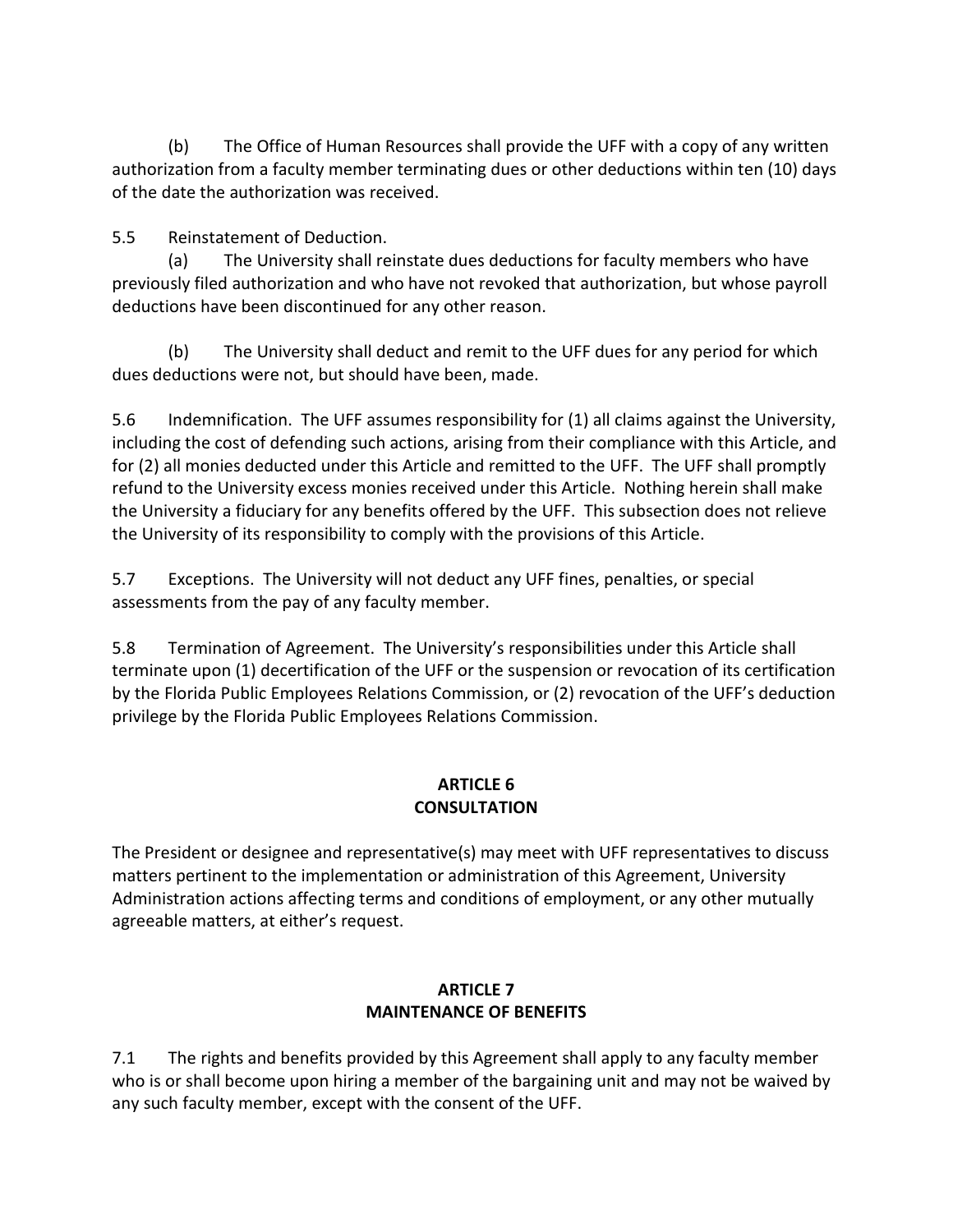(b) The Office of Human Resources shall provide the UFF with a copy of any written authorization from a faculty member terminating dues or other deductions within ten (10) days of the date the authorization was received.

5.5 Reinstatement of Deduction.

(a) The University shall reinstate dues deductions for faculty members who have previously filed authorization and who have not revoked that authorization, but whose payroll deductions have been discontinued for any other reason.

(b) The University shall deduct and remit to the UFF dues for any period for which dues deductions were not, but should have been, made.

5.6 Indemnification. The UFF assumes responsibility for (1) all claims against the University, including the cost of defending such actions, arising from their compliance with this Article, and for (2) all monies deducted under this Article and remitted to the UFF. The UFF shall promptly refund to the University excess monies received under this Article. Nothing herein shall make the University a fiduciary for any benefits offered by the UFF. This subsection does not relieve the University of its responsibility to comply with the provisions of this Article.

5.7 Exceptions. The University will not deduct any UFF fines, penalties, or special assessments from the pay of any faculty member.

5.8 Termination of Agreement. The University's responsibilities under this Article shall terminate upon (1) decertification of the UFF or the suspension or revocation of its certification by the Florida Public Employees Relations Commission, or (2) revocation of the UFF's deduction privilege by the Florida Public Employees Relations Commission.

## ARTICLE 6
## CONSULTATION

The President or designee and representative(s) may meet with UFF representatives to discuss matters pertinent to the implementation or administration of this Agreement, University Administration actions affecting terms and conditions of employment, or any other mutually agreeable matters, at either's request.

## ARTICLE 7
## MAINTENANCE OF BENEFITS

7.1 The rights and benefits provided by this Agreement shall apply to any faculty member who is or shall become upon hiring a member of the bargaining unit and may not be waived by any such faculty member, except with the consent of the UFF.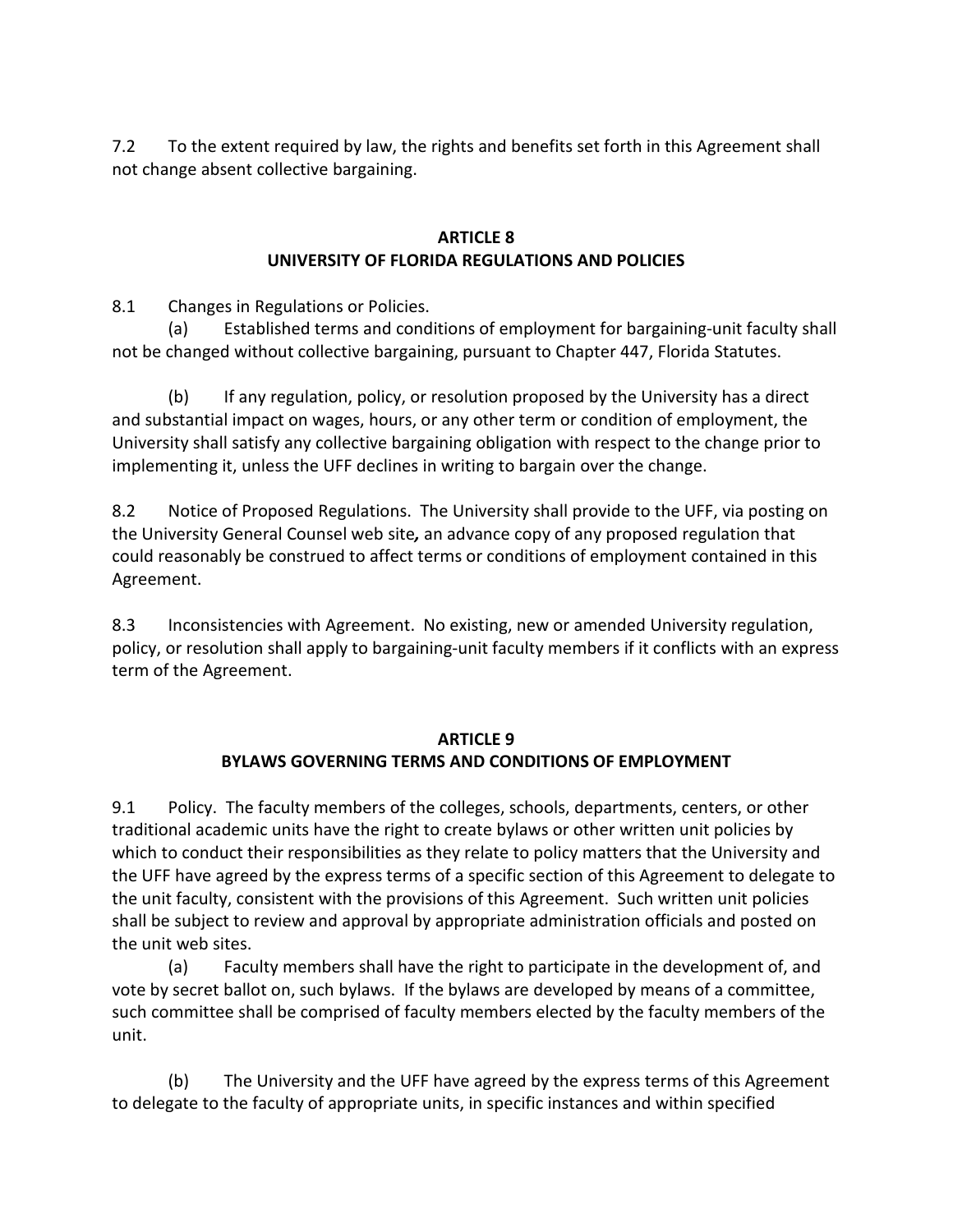7.2 To the extent required by law, the rights and benefits set forth in this Agreement shall not change absent collective bargaining.

## ARTICLE 8
## UNIVERSITY OF FLORIDA REGULATIONS AND POLICIES

8.1 Changes in Regulations or Policies.

(a) Established terms and conditions of employment for bargaining-unit faculty shall not be changed without collective bargaining, pursuant to Chapter 447, Florida Statutes.

(b) If any regulation, policy, or resolution proposed by the University has a direct and substantial impact on wages, hours, or any other term or condition of employment, the University shall satisfy any collective bargaining obligation with respect to the change prior to implementing it, unless the UFF declines in writing to bargain over the change.

8.2 Notice of Proposed Regulations. The University shall provide to the UFF, via posting on the University General Counsel web site*,* an advance copy of any proposed regulation that could reasonably be construed to affect terms or conditions of employment contained in this Agreement.

8.3 Inconsistencies with Agreement. No existing, new or amended University regulation, policy, or resolution shall apply to bargaining-unit faculty members if it conflicts with an express term of the Agreement.

## ARTICLE 9
## BYLAWS GOVERNING TERMS AND CONDITIONS OF EMPLOYMENT

9.1 Policy. The faculty members of the colleges, schools, departments, centers, or other traditional academic units have the right to create bylaws or other written unit policies by which to conduct their responsibilities as they relate to policy matters that the University and the UFF have agreed by the express terms of a specific section of this Agreement to delegate to the unit faculty, consistent with the provisions of this Agreement. Such written unit policies shall be subject to review and approval by appropriate administration officials and posted on the unit web sites.

(a) Faculty members shall have the right to participate in the development of, and vote by secret ballot on, such bylaws. If the bylaws are developed by means of a committee, such committee shall be comprised of faculty members elected by the faculty members of the unit.

(b) The University and the UFF have agreed by the express terms of this Agreement to delegate to the faculty of appropriate units, in specific instances and within specified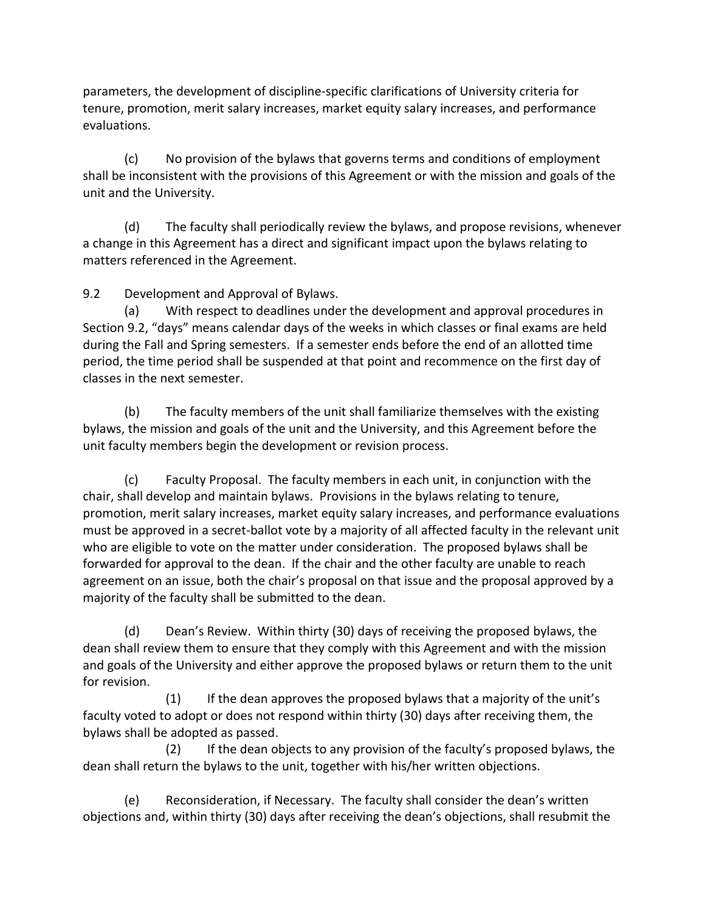parameters, the development of discipline-specific clarifications of University criteria for tenure, promotion, merit salary increases, market equity salary increases, and performance evaluations.

(c) No provision of the bylaws that governs terms and conditions of employment shall be inconsistent with the provisions of this Agreement or with the mission and goals of the unit and the University.

(d) The faculty shall periodically review the bylaws, and propose revisions, whenever a change in this Agreement has a direct and significant impact upon the bylaws relating to matters referenced in the Agreement.

9.2 Development and Approval of Bylaws.

(a) With respect to deadlines under the development and approval procedures in Section 9.2, "days" means calendar days of the weeks in which classes or final exams are held during the Fall and Spring semesters. If a semester ends before the end of an allotted time period, the time period shall be suspended at that point and recommence on the first day of classes in the next semester.

(b) The faculty members of the unit shall familiarize themselves with the existing bylaws, the mission and goals of the unit and the University, and this Agreement before the unit faculty members begin the development or revision process.

(c) Faculty Proposal. The faculty members in each unit, in conjunction with the chair, shall develop and maintain bylaws. Provisions in the bylaws relating to tenure, promotion, merit salary increases, market equity salary increases, and performance evaluations must be approved in a secret-ballot vote by a majority of all affected faculty in the relevant unit who are eligible to vote on the matter under consideration. The proposed bylaws shall be forwarded for approval to the dean. If the chair and the other faculty are unable to reach agreement on an issue, both the chair's proposal on that issue and the proposal approved by a majority of the faculty shall be submitted to the dean.

(d) Dean's Review. Within thirty (30) days of receiving the proposed bylaws, the dean shall review them to ensure that they comply with this Agreement and with the mission and goals of the University and either approve the proposed bylaws or return them to the unit for revision.

(1) If the dean approves the proposed bylaws that a majority of the unit's faculty voted to adopt or does not respond within thirty (30) days after receiving them, the bylaws shall be adopted as passed.

(2) If the dean objects to any provision of the faculty's proposed bylaws, the dean shall return the bylaws to the unit, together with his/her written objections.

(e) Reconsideration, if Necessary. The faculty shall consider the dean's written objections and, within thirty (30) days after receiving the dean's objections, shall resubmit the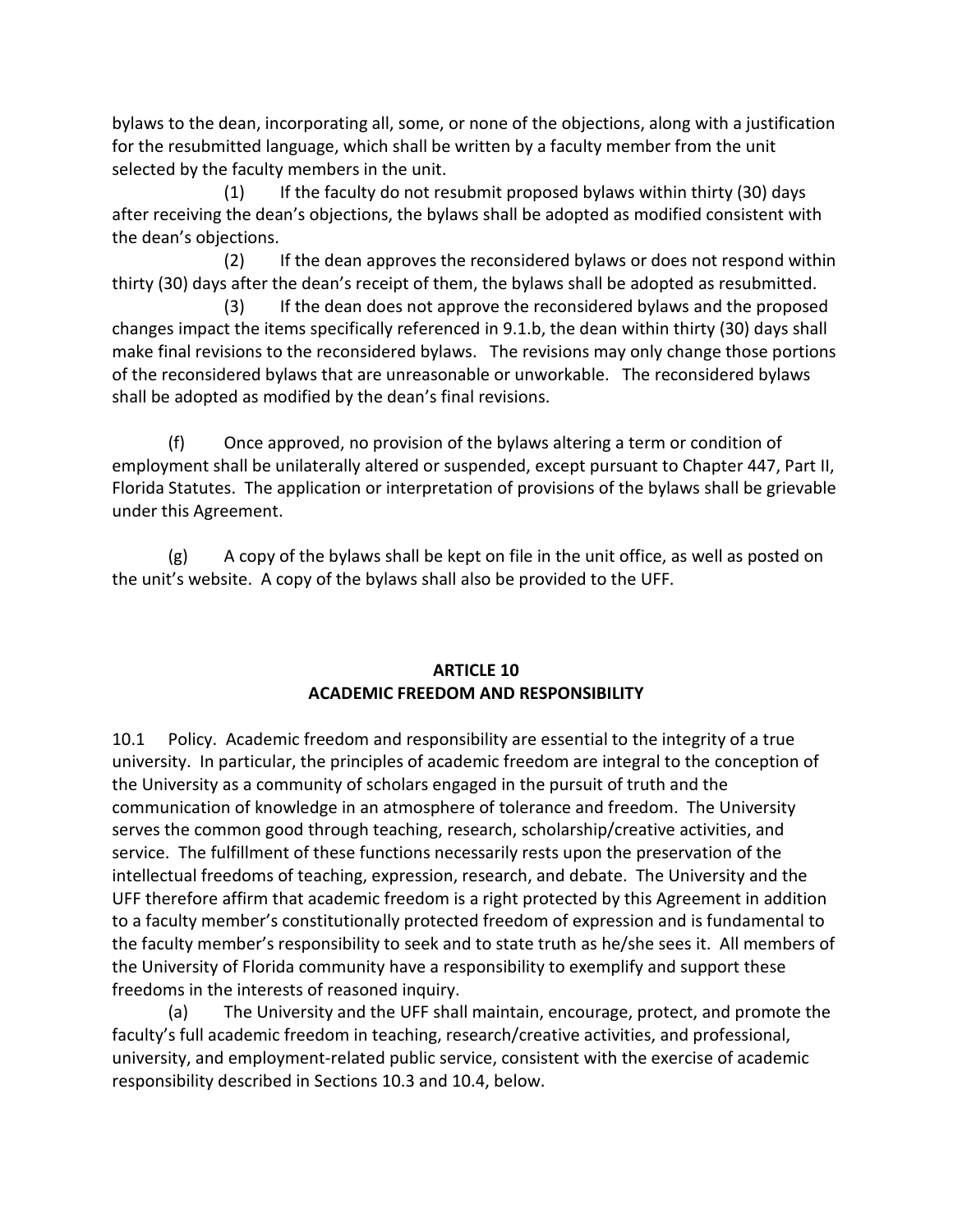bylaws to the dean, incorporating all, some, or none of the objections, along with a justification for the resubmitted language, which shall be written by a faculty member from the unit selected by the faculty members in the unit.

(1) If the faculty do not resubmit proposed bylaws within thirty (30) days after receiving the dean's objections, the bylaws shall be adopted as modified consistent with the dean's objections.

(2) If the dean approves the reconsidered bylaws or does not respond within thirty (30) days after the dean's receipt of them, the bylaws shall be adopted as resubmitted.

(3) If the dean does not approve the reconsidered bylaws and the proposed changes impact the items specifically referenced in 9.1.b, the dean within thirty (30) days shall make final revisions to the reconsidered bylaws. The revisions may only change those portions of the reconsidered bylaws that are unreasonable or unworkable. The reconsidered bylaws shall be adopted as modified by the dean's final revisions.

(f) Once approved, no provision of the bylaws altering a term or condition of employment shall be unilaterally altered or suspended, except pursuant to Chapter 447, Part II, Florida Statutes. The application or interpretation of provisions of the bylaws shall be grievable under this Agreement.

(g) A copy of the bylaws shall be kept on file in the unit office, as well as posted on the unit's website. A copy of the bylaws shall also be provided to the UFF.

## ARTICLE 10
## ACADEMIC FREEDOM AND RESPONSIBILITY

10.1 Policy. Academic freedom and responsibility are essential to the integrity of a true university. In particular, the principles of academic freedom are integral to the conception of the University as a community of scholars engaged in the pursuit of truth and the communication of knowledge in an atmosphere of tolerance and freedom. The University serves the common good through teaching, research, scholarship/creative activities, and service. The fulfillment of these functions necessarily rests upon the preservation of the intellectual freedoms of teaching, expression, research, and debate. The University and the UFF therefore affirm that academic freedom is a right protected by this Agreement in addition to a faculty member's constitutionally protected freedom of expression and is fundamental to the faculty member's responsibility to seek and to state truth as he/she sees it. All members of the University of Florida community have a responsibility to exemplify and support these freedoms in the interests of reasoned inquiry.

(a) The University and the UFF shall maintain, encourage, protect, and promote the faculty's full academic freedom in teaching, research/creative activities, and professional, university, and employment-related public service, consistent with the exercise of academic responsibility described in Sections 10.3 and 10.4, below.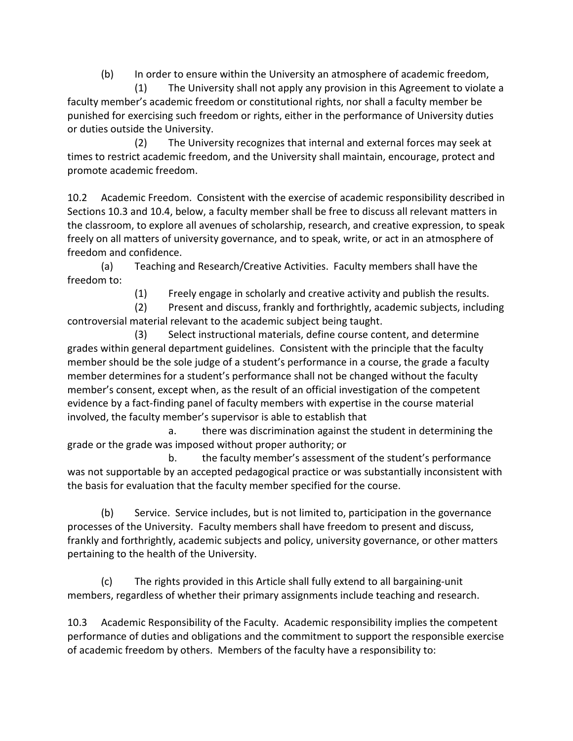(b) In order to ensure within the University an atmosphere of academic freedom,

(1) The University shall not apply any provision in this Agreement to violate a faculty member's academic freedom or constitutional rights, nor shall a faculty member be punished for exercising such freedom or rights, either in the performance of University duties or duties outside the University.

(2) The University recognizes that internal and external forces may seek at times to restrict academic freedom, and the University shall maintain, encourage, protect and promote academic freedom.

10.2 Academic Freedom. Consistent with the exercise of academic responsibility described in Sections 10.3 and 10.4, below, a faculty member shall be free to discuss all relevant matters in the classroom, to explore all avenues of scholarship, research, and creative expression, to speak freely on all matters of university governance, and to speak, write, or act in an atmosphere of freedom and confidence.

(a) Teaching and Research/Creative Activities. Faculty members shall have the freedom to:

(1) Freely engage in scholarly and creative activity and publish the results.

(2) Present and discuss, frankly and forthrightly, academic subjects, including controversial material relevant to the academic subject being taught.

(3) Select instructional materials, define course content, and determine grades within general department guidelines. Consistent with the principle that the faculty member should be the sole judge of a student's performance in a course, the grade a faculty member determines for a student's performance shall not be changed without the faculty member's consent, except when, as the result of an official investigation of the competent evidence by a fact-finding panel of faculty members with expertise in the course material involved, the faculty member's supervisor is able to establish that

a. there was discrimination against the student in determining the grade or the grade was imposed without proper authority; or

b. the faculty member's assessment of the student's performance was not supportable by an accepted pedagogical practice or was substantially inconsistent with the basis for evaluation that the faculty member specified for the course.

(b) Service. Service includes, but is not limited to, participation in the governance processes of the University. Faculty members shall have freedom to present and discuss, frankly and forthrightly, academic subjects and policy, university governance, or other matters pertaining to the health of the University.

(c) The rights provided in this Article shall fully extend to all bargaining-unit members, regardless of whether their primary assignments include teaching and research.

10.3 Academic Responsibility of the Faculty. Academic responsibility implies the competent performance of duties and obligations and the commitment to support the responsible exercise of academic freedom by others. Members of the faculty have a responsibility to: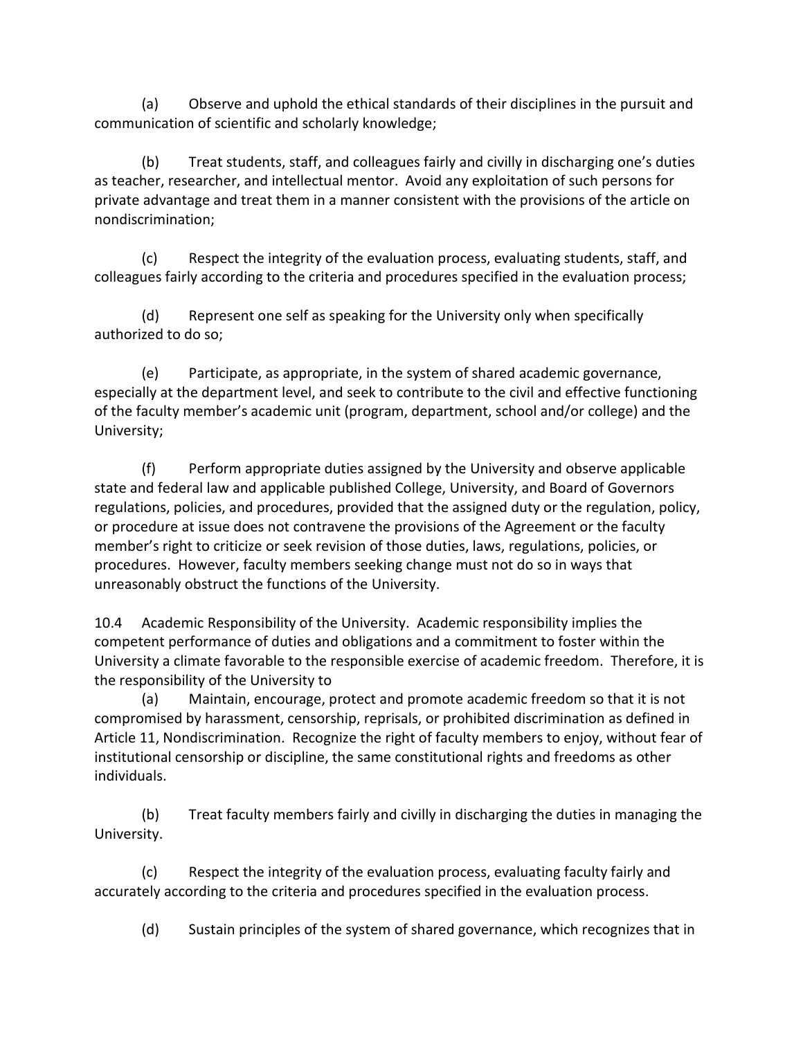(a) Observe and uphold the ethical standards of their disciplines in the pursuit and communication of scientific and scholarly knowledge;

(b) Treat students, staff, and colleagues fairly and civilly in discharging one's duties as teacher, researcher, and intellectual mentor. Avoid any exploitation of such persons for private advantage and treat them in a manner consistent with the provisions of the article on nondiscrimination;

(c) Respect the integrity of the evaluation process, evaluating students, staff, and colleagues fairly according to the criteria and procedures specified in the evaluation process;

(d) Represent one self as speaking for the University only when specifically authorized to do so;

(e) Participate, as appropriate, in the system of shared academic governance, especially at the department level, and seek to contribute to the civil and effective functioning of the faculty member's academic unit (program, department, school and/or college) and the University;

(f) Perform appropriate duties assigned by the University and observe applicable state and federal law and applicable published College, University, and Board of Governors regulations, policies, and procedures, provided that the assigned duty or the regulation, policy, or procedure at issue does not contravene the provisions of the Agreement or the faculty member's right to criticize or seek revision of those duties, laws, regulations, policies, or procedures. However, faculty members seeking change must not do so in ways that unreasonably obstruct the functions of the University.

10.4 Academic Responsibility of the University. Academic responsibility implies the competent performance of duties and obligations and a commitment to foster within the University a climate favorable to the responsible exercise of academic freedom. Therefore, it is the responsibility of the University to

(a) Maintain, encourage, protect and promote academic freedom so that it is not compromised by harassment, censorship, reprisals, or prohibited discrimination as defined in Article 11, Nondiscrimination. Recognize the right of faculty members to enjoy, without fear of institutional censorship or discipline, the same constitutional rights and freedoms as other individuals.

(b) Treat faculty members fairly and civilly in discharging the duties in managing the University.

(c) Respect the integrity of the evaluation process, evaluating faculty fairly and accurately according to the criteria and procedures specified in the evaluation process.

(d) Sustain principles of the system of shared governance, which recognizes that in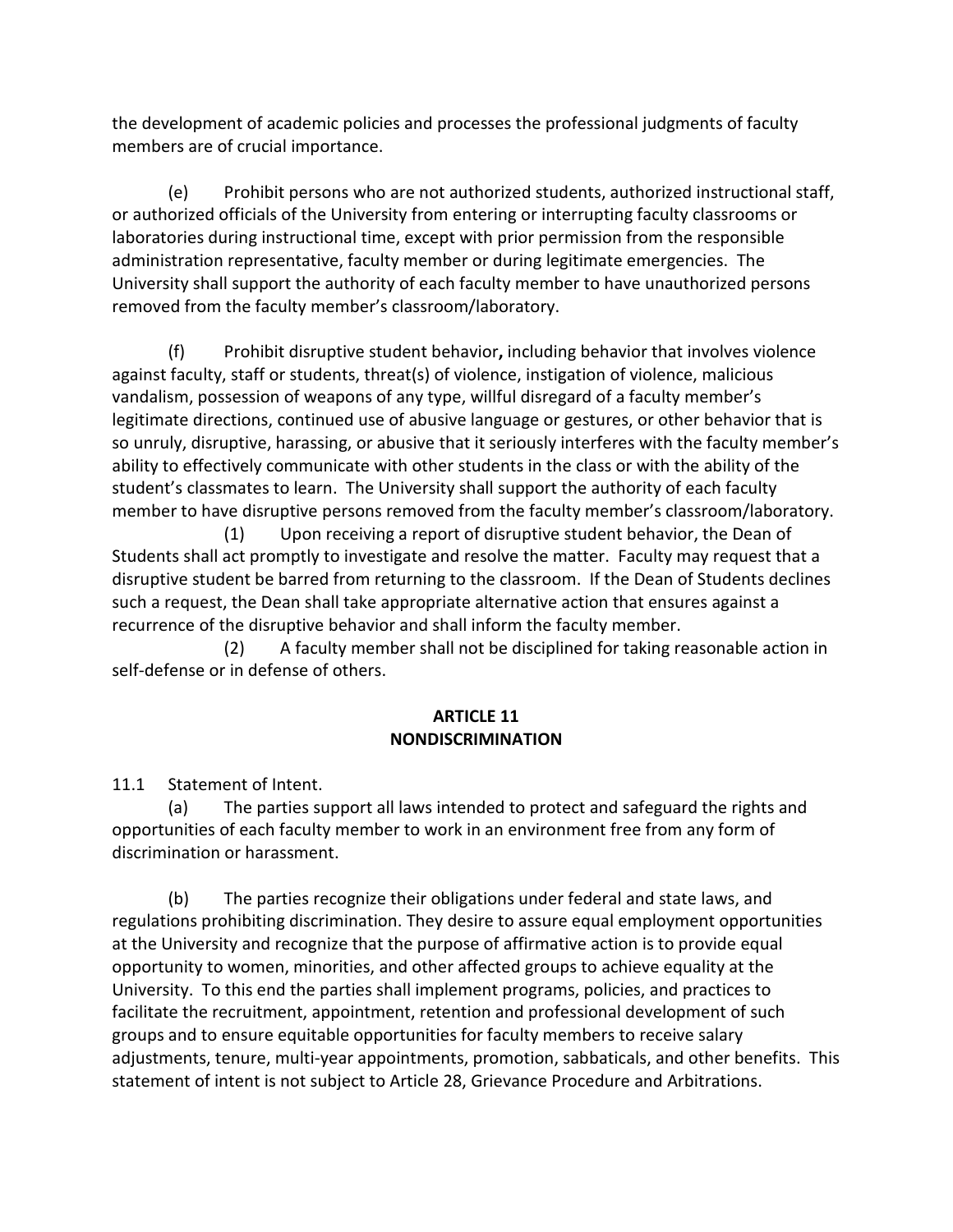the development of academic policies and processes the professional judgments of faculty members are of crucial importance.

(e) Prohibit persons who are not authorized students, authorized instructional staff, or authorized officials of the University from entering or interrupting faculty classrooms or laboratories during instructional time, except with prior permission from the responsible administration representative, faculty member or during legitimate emergencies. The University shall support the authority of each faculty member to have unauthorized persons removed from the faculty member's classroom/laboratory.

(f) Prohibit disruptive student behavior**,** including behavior that involves violence against faculty, staff or students, threat(s) of violence, instigation of violence, malicious vandalism, possession of weapons of any type, willful disregard of a faculty member's legitimate directions, continued use of abusive language or gestures, or other behavior that is so unruly, disruptive, harassing, or abusive that it seriously interferes with the faculty member's ability to effectively communicate with other students in the class or with the ability of the student's classmates to learn. The University shall support the authority of each faculty member to have disruptive persons removed from the faculty member's classroom/laboratory.

(1) Upon receiving a report of disruptive student behavior, the Dean of Students shall act promptly to investigate and resolve the matter. Faculty may request that a disruptive student be barred from returning to the classroom. If the Dean of Students declines such a request, the Dean shall take appropriate alternative action that ensures against a recurrence of the disruptive behavior and shall inform the faculty member.

(2) A faculty member shall not be disciplined for taking reasonable action in self-defense or in defense of others.

## ARTICLE 11
## NONDISCRIMINATION

11.1 Statement of Intent.

(a) The parties support all laws intended to protect and safeguard the rights and opportunities of each faculty member to work in an environment free from any form of discrimination or harassment.

(b) The parties recognize their obligations under federal and state laws, and regulations prohibiting discrimination. They desire to assure equal employment opportunities at the University and recognize that the purpose of affirmative action is to provide equal opportunity to women, minorities, and other affected groups to achieve equality at the University. To this end the parties shall implement programs, policies, and practices to facilitate the recruitment, appointment, retention and professional development of such groups and to ensure equitable opportunities for faculty members to receive salary adjustments, tenure, multi-year appointments, promotion, sabbaticals, and other benefits. This statement of intent is not subject to Article 28, Grievance Procedure and Arbitrations.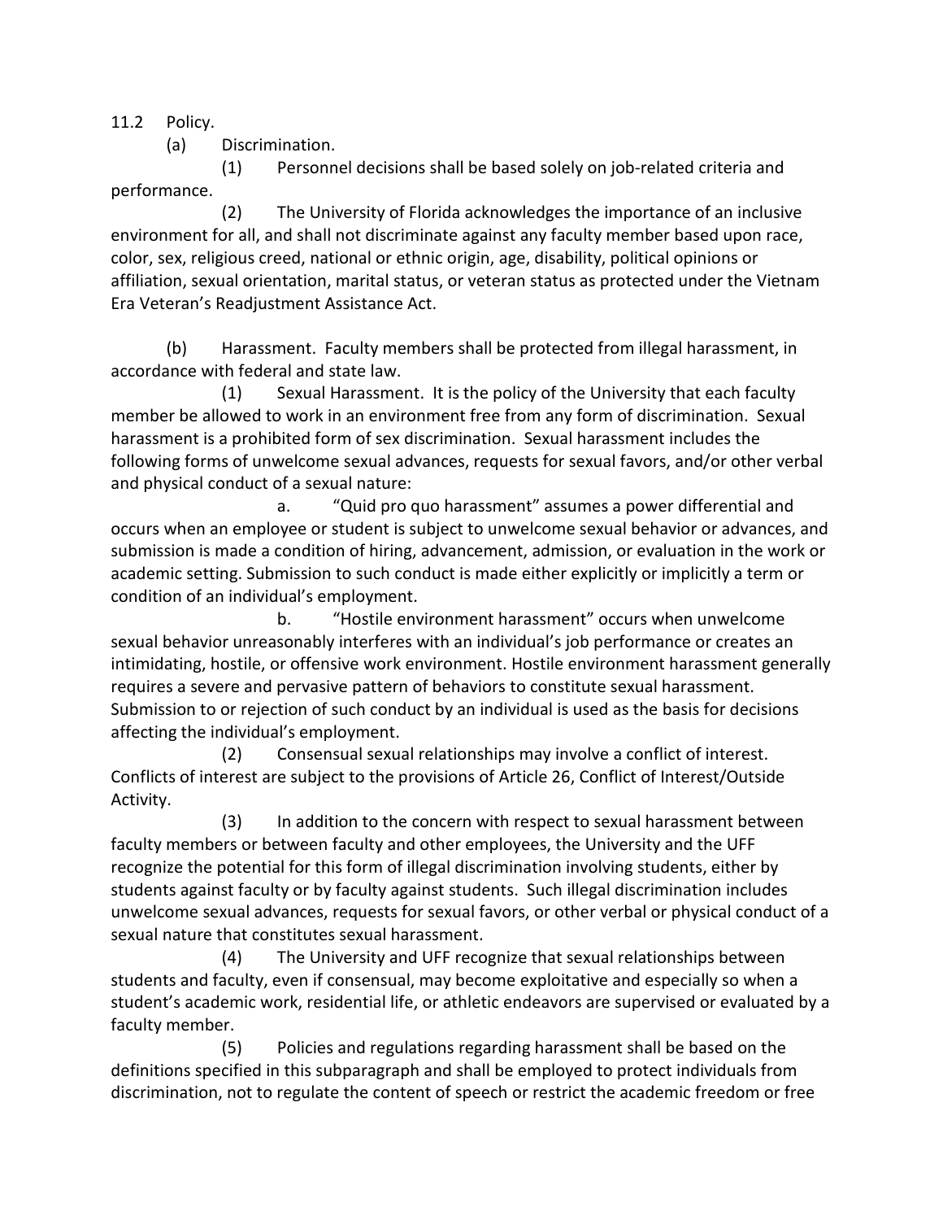11.2 Policy.

(a) Discrimination.

(1) Personnel decisions shall be based solely on job-related criteria and performance.

(2) The University of Florida acknowledges the importance of an inclusive environment for all, and shall not discriminate against any faculty member based upon race, color, sex, religious creed, national or ethnic origin, age, disability, political opinions or affiliation, sexual orientation, marital status, or veteran status as protected under the Vietnam Era Veteran's Readjustment Assistance Act.

(b) Harassment. Faculty members shall be protected from illegal harassment, in accordance with federal and state law.

(1) Sexual Harassment. It is the policy of the University that each faculty member be allowed to work in an environment free from any form of discrimination. Sexual harassment is a prohibited form of sex discrimination. Sexual harassment includes the following forms of unwelcome sexual advances, requests for sexual favors, and/or other verbal and physical conduct of a sexual nature:

a. "Quid pro quo harassment" assumes a power differential and occurs when an employee or student is subject to unwelcome sexual behavior or advances, and submission is made a condition of hiring, advancement, admission, or evaluation in the work or academic setting. Submission to such conduct is made either explicitly or implicitly a term or condition of an individual's employment.

b. "Hostile environment harassment" occurs when unwelcome sexual behavior unreasonably interferes with an individual's job performance or creates an intimidating, hostile, or offensive work environment. Hostile environment harassment generally requires a severe and pervasive pattern of behaviors to constitute sexual harassment. Submission to or rejection of such conduct by an individual is used as the basis for decisions affecting the individual's employment.

(2) Consensual sexual relationships may involve a conflict of interest. Conflicts of interest are subject to the provisions of Article 26, Conflict of Interest/Outside Activity.

(3) In addition to the concern with respect to sexual harassment between faculty members or between faculty and other employees, the University and the UFF recognize the potential for this form of illegal discrimination involving students, either by students against faculty or by faculty against students. Such illegal discrimination includes unwelcome sexual advances, requests for sexual favors, or other verbal or physical conduct of a sexual nature that constitutes sexual harassment.

(4) The University and UFF recognize that sexual relationships between students and faculty, even if consensual, may become exploitative and especially so when a student's academic work, residential life, or athletic endeavors are supervised or evaluated by a faculty member.

(5) Policies and regulations regarding harassment shall be based on the definitions specified in this subparagraph and shall be employed to protect individuals from discrimination, not to regulate the content of speech or restrict the academic freedom or free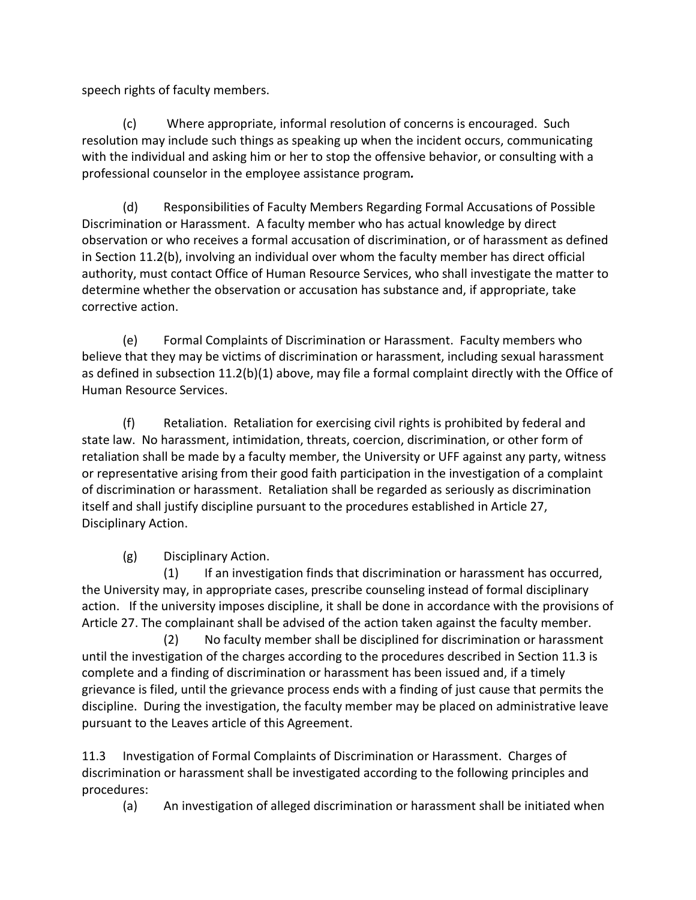speech rights of faculty members.

(c) Where appropriate, informal resolution of concerns is encouraged. Such resolution may include such things as speaking up when the incident occurs, communicating with the individual and asking him or her to stop the offensive behavior, or consulting with a professional counselor in the employee assistance program***.***

(d) Responsibilities of Faculty Members Regarding Formal Accusations of Possible Discrimination or Harassment. A faculty member who has actual knowledge by direct observation or who receives a formal accusation of discrimination, or of harassment as defined in Section 11.2(b), involving an individual over whom the faculty member has direct official authority, must contact Office of Human Resource Services, who shall investigate the matter to determine whether the observation or accusation has substance and, if appropriate, take corrective action.

(e) Formal Complaints of Discrimination or Harassment. Faculty members who believe that they may be victims of discrimination or harassment, including sexual harassment as defined in subsection 11.2(b)(1) above, may file a formal complaint directly with the Office of Human Resource Services.

(f) Retaliation. Retaliation for exercising civil rights is prohibited by federal and state law. No harassment, intimidation, threats, coercion, discrimination, or other form of retaliation shall be made by a faculty member, the University or UFF against any party, witness or representative arising from their good faith participation in the investigation of a complaint of discrimination or harassment. Retaliation shall be regarded as seriously as discrimination itself and shall justify discipline pursuant to the procedures established in Article 27, Disciplinary Action.

(g) Disciplinary Action.

(1) If an investigation finds that discrimination or harassment has occurred, the University may, in appropriate cases, prescribe counseling instead of formal disciplinary action. If the university imposes discipline, it shall be done in accordance with the provisions of Article 27. The complainant shall be advised of the action taken against the faculty member.

(2) No faculty member shall be disciplined for discrimination or harassment until the investigation of the charges according to the procedures described in Section 11.3 is complete and a finding of discrimination or harassment has been issued and, if a timely grievance is filed, until the grievance process ends with a finding of just cause that permits the discipline. During the investigation, the faculty member may be placed on administrative leave pursuant to the Leaves article of this Agreement.

11.3 Investigation of Formal Complaints of Discrimination or Harassment. Charges of discrimination or harassment shall be investigated according to the following principles and procedures:

(a) An investigation of alleged discrimination or harassment shall be initiated when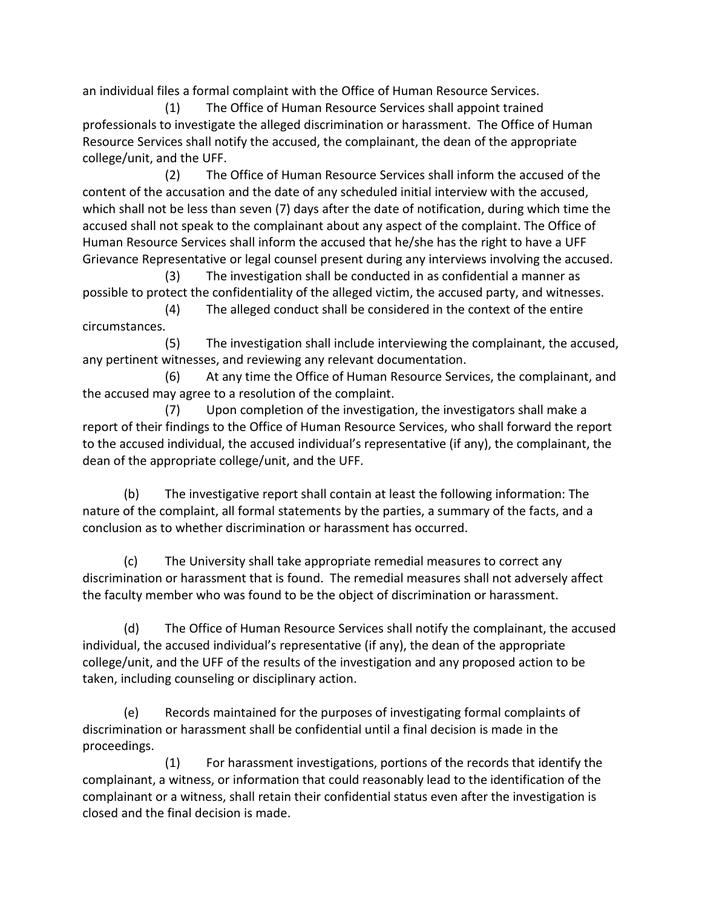an individual files a formal complaint with the Office of Human Resource Services.

(1) The Office of Human Resource Services shall appoint trained professionals to investigate the alleged discrimination or harassment. The Office of Human Resource Services shall notify the accused, the complainant, the dean of the appropriate college/unit, and the UFF.

(2) The Office of Human Resource Services shall inform the accused of the content of the accusation and the date of any scheduled initial interview with the accused, which shall not be less than seven (7) days after the date of notification, during which time the accused shall not speak to the complainant about any aspect of the complaint. The Office of Human Resource Services shall inform the accused that he/she has the right to have a UFF Grievance Representative or legal counsel present during any interviews involving the accused.

(3) The investigation shall be conducted in as confidential a manner as possible to protect the confidentiality of the alleged victim, the accused party, and witnesses.

(4) The alleged conduct shall be considered in the context of the entire circumstances.

(5) The investigation shall include interviewing the complainant, the accused, any pertinent witnesses, and reviewing any relevant documentation.

(6) At any time the Office of Human Resource Services, the complainant, and the accused may agree to a resolution of the complaint.

(7) Upon completion of the investigation, the investigators shall make a report of their findings to the Office of Human Resource Services, who shall forward the report to the accused individual, the accused individual's representative (if any), the complainant, the dean of the appropriate college/unit, and the UFF.

(b) The investigative report shall contain at least the following information: The nature of the complaint, all formal statements by the parties, a summary of the facts, and a conclusion as to whether discrimination or harassment has occurred.

(c) The University shall take appropriate remedial measures to correct any discrimination or harassment that is found. The remedial measures shall not adversely affect the faculty member who was found to be the object of discrimination or harassment.

(d) The Office of Human Resource Services shall notify the complainant, the accused individual, the accused individual's representative (if any), the dean of the appropriate college/unit, and the UFF of the results of the investigation and any proposed action to be taken, including counseling or disciplinary action.

(e) Records maintained for the purposes of investigating formal complaints of discrimination or harassment shall be confidential until a final decision is made in the proceedings.

(1) For harassment investigations, portions of the records that identify the complainant, a witness, or information that could reasonably lead to the identification of the complainant or a witness, shall retain their confidential status even after the investigation is closed and the final decision is made.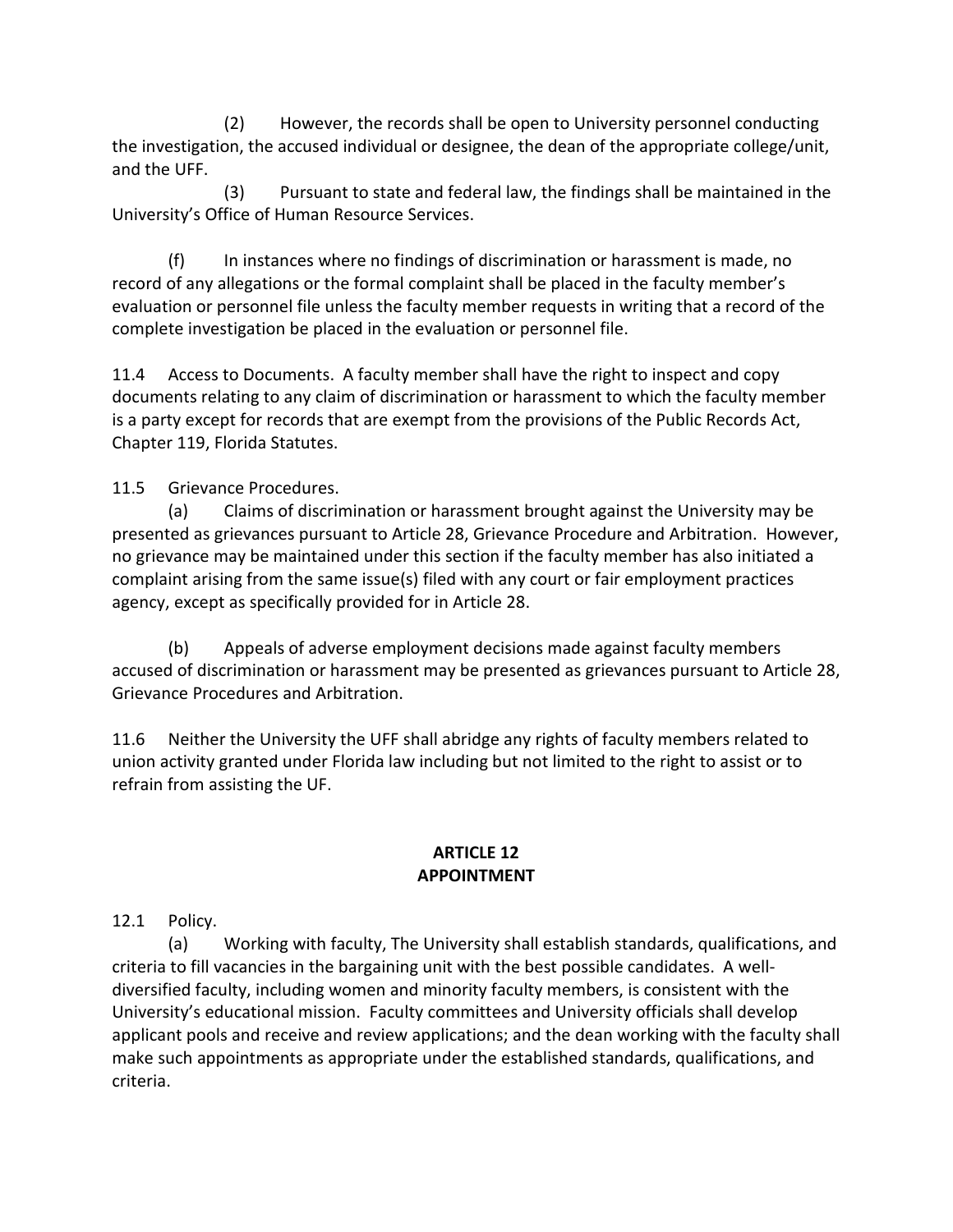(2) However, the records shall be open to University personnel conducting the investigation, the accused individual or designee, the dean of the appropriate college/unit, and the UFF.

(3) Pursuant to state and federal law, the findings shall be maintained in the University's Office of Human Resource Services.

(f) In instances where no findings of discrimination or harassment is made, no record of any allegations or the formal complaint shall be placed in the faculty member's evaluation or personnel file unless the faculty member requests in writing that a record of the complete investigation be placed in the evaluation or personnel file.

11.4 Access to Documents. A faculty member shall have the right to inspect and copy documents relating to any claim of discrimination or harassment to which the faculty member is a party except for records that are exempt from the provisions of the Public Records Act, Chapter 119, Florida Statutes.

11.5 Grievance Procedures.

(a) Claims of discrimination or harassment brought against the University may be presented as grievances pursuant to Article 28, Grievance Procedure and Arbitration. However, no grievance may be maintained under this section if the faculty member has also initiated a complaint arising from the same issue(s) filed with any court or fair employment practices agency, except as specifically provided for in Article 28.

(b) Appeals of adverse employment decisions made against faculty members accused of discrimination or harassment may be presented as grievances pursuant to Article 28, Grievance Procedures and Arbitration.

11.6 Neither the University the UFF shall abridge any rights of faculty members related to union activity granted under Florida law including but not limited to the right to assist or to refrain from assisting the UF.

## ARTICLE 12
## APPOINTMENT

12.1 Policy.

(a) Working with faculty, The University shall establish standards, qualifications, and criteria to fill vacancies in the bargaining unit with the best possible candidates. A well-diversified faculty, including women and minority faculty members, is consistent with the University's educational mission. Faculty committees and University officials shall develop applicant pools and receive and review applications; and the dean working with the faculty shall make such appointments as appropriate under the established standards, qualifications, and criteria.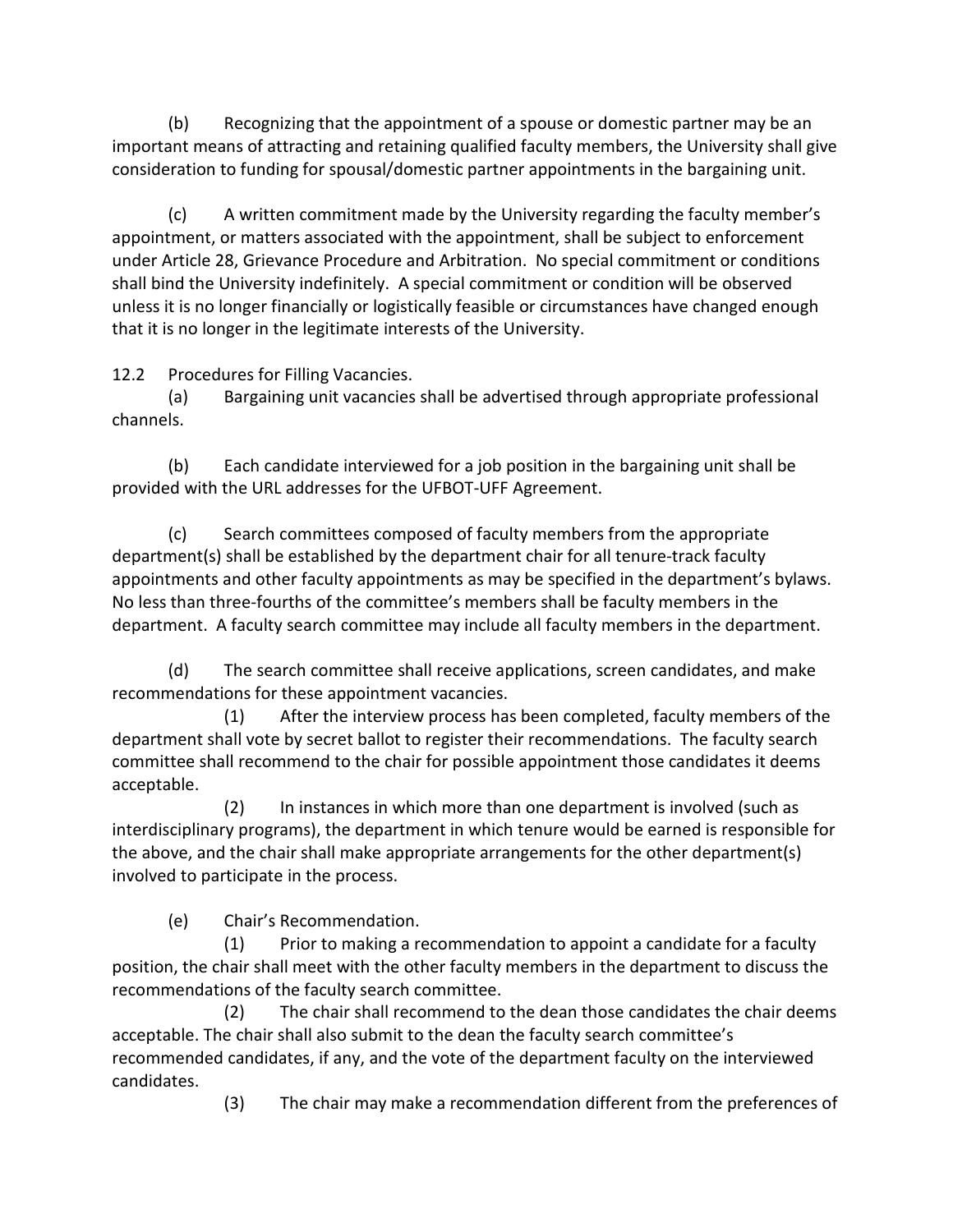(b) Recognizing that the appointment of a spouse or domestic partner may be an important means of attracting and retaining qualified faculty members, the University shall give consideration to funding for spousal/domestic partner appointments in the bargaining unit.

(c) A written commitment made by the University regarding the faculty member's appointment, or matters associated with the appointment, shall be subject to enforcement under Article 28, Grievance Procedure and Arbitration. No special commitment or conditions shall bind the University indefinitely. A special commitment or condition will be observed unless it is no longer financially or logistically feasible or circumstances have changed enough that it is no longer in the legitimate interests of the University.

12.2 Procedures for Filling Vacancies.

(a) Bargaining unit vacancies shall be advertised through appropriate professional channels.

(b) Each candidate interviewed for a job position in the bargaining unit shall be provided with the URL addresses for the UFBOT-UFF Agreement.

(c) Search committees composed of faculty members from the appropriate department(s) shall be established by the department chair for all tenure-track faculty appointments and other faculty appointments as may be specified in the department's bylaws. No less than three-fourths of the committee's members shall be faculty members in the department. A faculty search committee may include all faculty members in the department.

(d) The search committee shall receive applications, screen candidates, and make recommendations for these appointment vacancies.

(1) After the interview process has been completed, faculty members of the department shall vote by secret ballot to register their recommendations. The faculty search committee shall recommend to the chair for possible appointment those candidates it deems acceptable.

(2) In instances in which more than one department is involved (such as interdisciplinary programs), the department in which tenure would be earned is responsible for the above, and the chair shall make appropriate arrangements for the other department(s) involved to participate in the process.

(e) Chair's Recommendation.

(1) Prior to making a recommendation to appoint a candidate for a faculty position, the chair shall meet with the other faculty members in the department to discuss the recommendations of the faculty search committee.

(2) The chair shall recommend to the dean those candidates the chair deems acceptable. The chair shall also submit to the dean the faculty search committee's recommended candidates, if any, and the vote of the department faculty on the interviewed candidates.

(3) The chair may make a recommendation different from the preferences of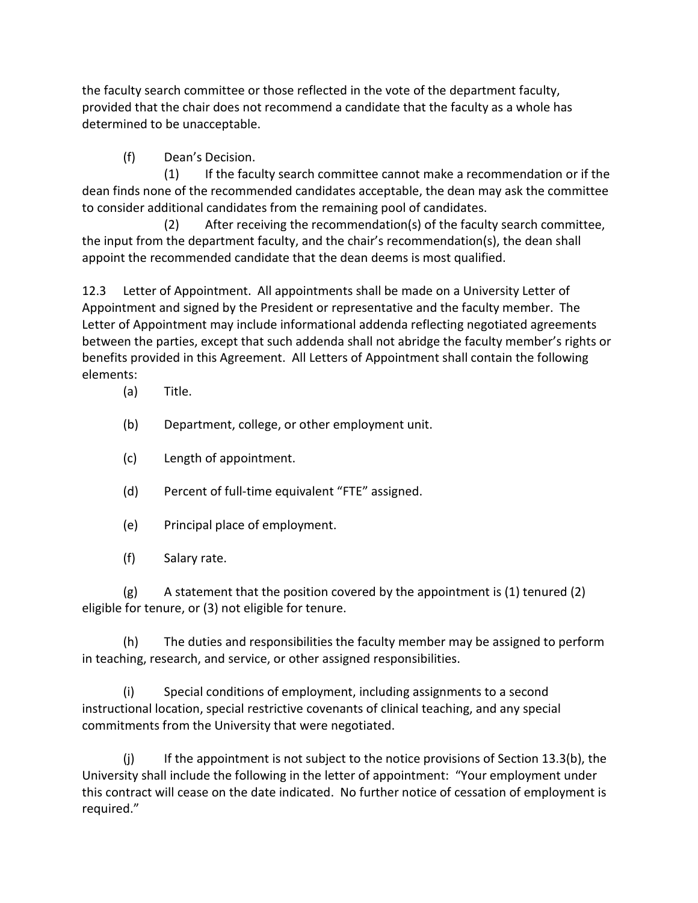the faculty search committee or those reflected in the vote of the department faculty, provided that the chair does not recommend a candidate that the faculty as a whole has determined to be unacceptable.

(f) Dean's Decision.

(1) If the faculty search committee cannot make a recommendation or if the dean finds none of the recommended candidates acceptable, the dean may ask the committee to consider additional candidates from the remaining pool of candidates.

(2) After receiving the recommendation(s) of the faculty search committee, the input from the department faculty, and the chair's recommendation(s), the dean shall appoint the recommended candidate that the dean deems is most qualified.

12.3 Letter of Appointment. All appointments shall be made on a University Letter of Appointment and signed by the President or representative and the faculty member. The Letter of Appointment may include informational addenda reflecting negotiated agreements between the parties, except that such addenda shall not abridge the faculty member's rights or benefits provided in this Agreement. All Letters of Appointment shall contain the following elements:

(a) Title.

(b) Department, college, or other employment unit.

(c) Length of appointment.

(d) Percent of full-time equivalent "FTE" assigned.

(e) Principal place of employment.

(f) Salary rate.

(g) A statement that the position covered by the appointment is (1) tenured (2) eligible for tenure, or (3) not eligible for tenure.

(h) The duties and responsibilities the faculty member may be assigned to perform in teaching, research, and service, or other assigned responsibilities.

(i) Special conditions of employment, including assignments to a second instructional location, special restrictive covenants of clinical teaching, and any special commitments from the University that were negotiated.

(j) If the appointment is not subject to the notice provisions of Section 13.3(b), the University shall include the following in the letter of appointment: "Your employment under this contract will cease on the date indicated. No further notice of cessation of employment is required."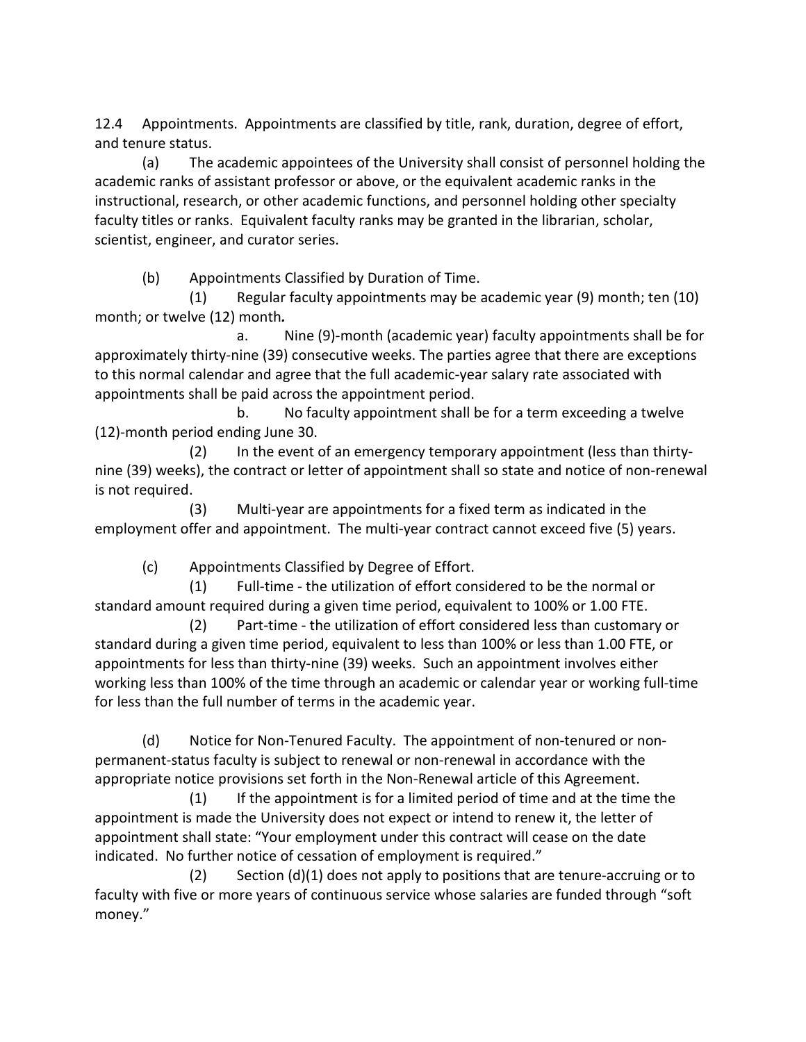12.4 Appointments. Appointments are classified by title, rank, duration, degree of effort, and tenure status.

(a) The academic appointees of the University shall consist of personnel holding the academic ranks of assistant professor or above, or the equivalent academic ranks in the instructional, research, or other academic functions, and personnel holding other specialty faculty titles or ranks. Equivalent faculty ranks may be granted in the librarian, scholar, scientist, engineer, and curator series.

(b) Appointments Classified by Duration of Time.

(1) Regular faculty appointments may be academic year (9) month; ten (10) month; or twelve (12) month*.*

a. Nine (9)-month (academic year) faculty appointments shall be for approximately thirty-nine (39) consecutive weeks. The parties agree that there are exceptions to this normal calendar and agree that the full academic-year salary rate associated with appointments shall be paid across the appointment period.

b. No faculty appointment shall be for a term exceeding a twelve (12)-month period ending June 30.

(2) In the event of an emergency temporary appointment (less than thirty-nine (39) weeks), the contract or letter of appointment shall so state and notice of non-renewal is not required.

(3) Multi-year are appointments for a fixed term as indicated in the employment offer and appointment. The multi-year contract cannot exceed five (5) years.

(c) Appointments Classified by Degree of Effort.

(1) Full-time - the utilization of effort considered to be the normal or standard amount required during a given time period, equivalent to 100% or 1.00 FTE.

(2) Part-time - the utilization of effort considered less than customary or standard during a given time period, equivalent to less than 100% or less than 1.00 FTE, or appointments for less than thirty-nine (39) weeks. Such an appointment involves either working less than 100% of the time through an academic or calendar year or working full-time for less than the full number of terms in the academic year.

(d) Notice for Non-Tenured Faculty. The appointment of non-tenured or non-permanent-status faculty is subject to renewal or non-renewal in accordance with the appropriate notice provisions set forth in the Non-Renewal article of this Agreement.

(1) If the appointment is for a limited period of time and at the time the appointment is made the University does not expect or intend to renew it, the letter of appointment shall state: "Your employment under this contract will cease on the date indicated. No further notice of cessation of employment is required."

(2) Section (d)(1) does not apply to positions that are tenure-accruing or to faculty with five or more years of continuous service whose salaries are funded through "soft money."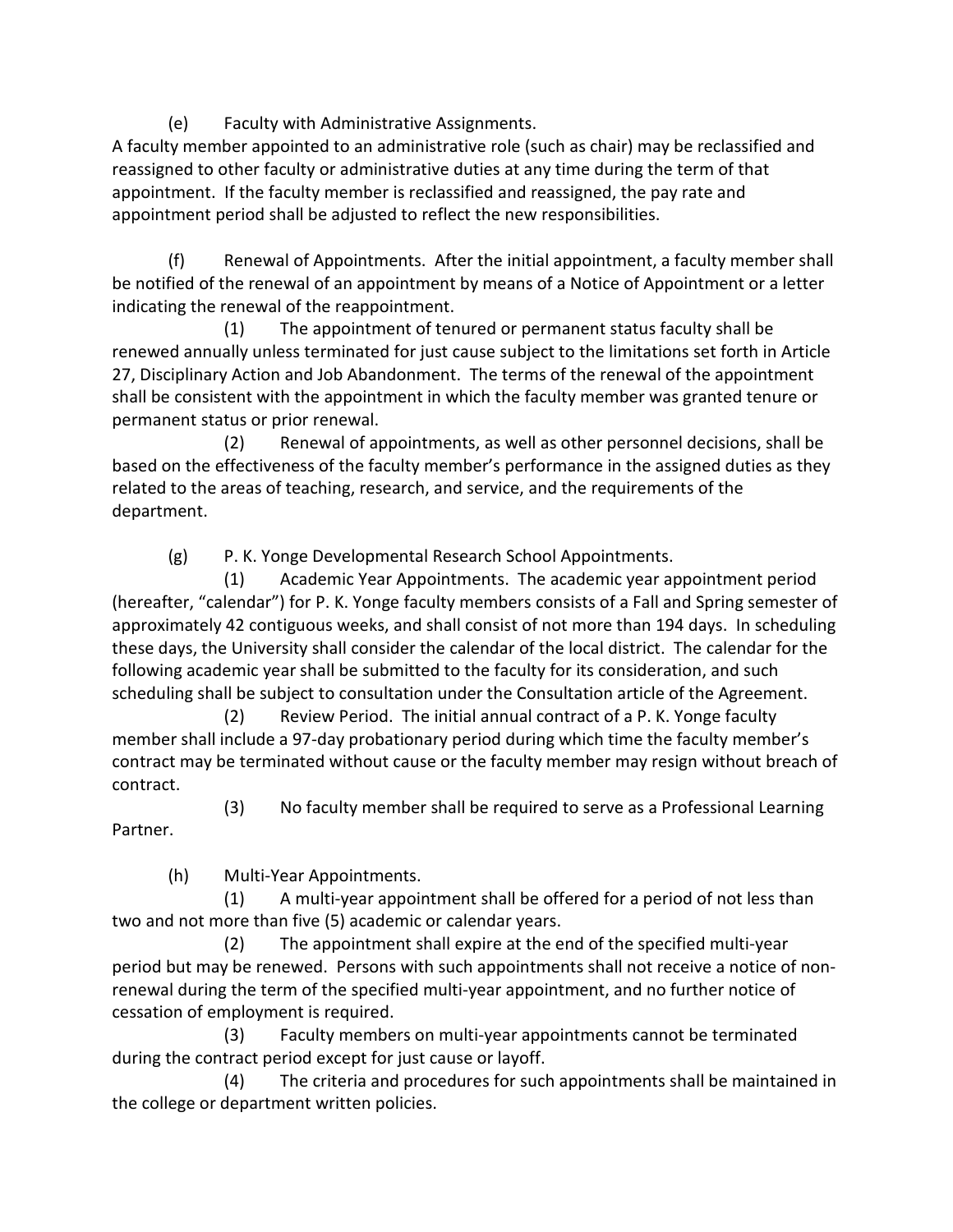(e) Faculty with Administrative Assignments.

A faculty member appointed to an administrative role (such as chair) may be reclassified and reassigned to other faculty or administrative duties at any time during the term of that appointment. If the faculty member is reclassified and reassigned, the pay rate and appointment period shall be adjusted to reflect the new responsibilities.

(f) Renewal of Appointments. After the initial appointment, a faculty member shall be notified of the renewal of an appointment by means of a Notice of Appointment or a letter indicating the renewal of the reappointment.

(1) The appointment of tenured or permanent status faculty shall be renewed annually unless terminated for just cause subject to the limitations set forth in Article 27, Disciplinary Action and Job Abandonment. The terms of the renewal of the appointment shall be consistent with the appointment in which the faculty member was granted tenure or permanent status or prior renewal.

(2) Renewal of appointments, as well as other personnel decisions, shall be based on the effectiveness of the faculty member's performance in the assigned duties as they related to the areas of teaching, research, and service, and the requirements of the department.

(g) P. K. Yonge Developmental Research School Appointments.

(1) Academic Year Appointments. The academic year appointment period (hereafter, "calendar") for P. K. Yonge faculty members consists of a Fall and Spring semester of approximately 42 contiguous weeks, and shall consist of not more than 194 days. In scheduling these days, the University shall consider the calendar of the local district. The calendar for the following academic year shall be submitted to the faculty for its consideration, and such scheduling shall be subject to consultation under the Consultation article of the Agreement.

(2) Review Period. The initial annual contract of a P. K. Yonge faculty member shall include a 97-day probationary period during which time the faculty member's contract may be terminated without cause or the faculty member may resign without breach of contract.

(3) No faculty member shall be required to serve as a Professional Learning Partner.

(h) Multi-Year Appointments.

(1) A multi-year appointment shall be offered for a period of not less than two and not more than five (5) academic or calendar years.

(2) The appointment shall expire at the end of the specified multi-year period but may be renewed. Persons with such appointments shall not receive a notice of non-renewal during the term of the specified multi-year appointment, and no further notice of cessation of employment is required.

(3) Faculty members on multi-year appointments cannot be terminated during the contract period except for just cause or layoff.

(4) The criteria and procedures for such appointments shall be maintained in the college or department written policies.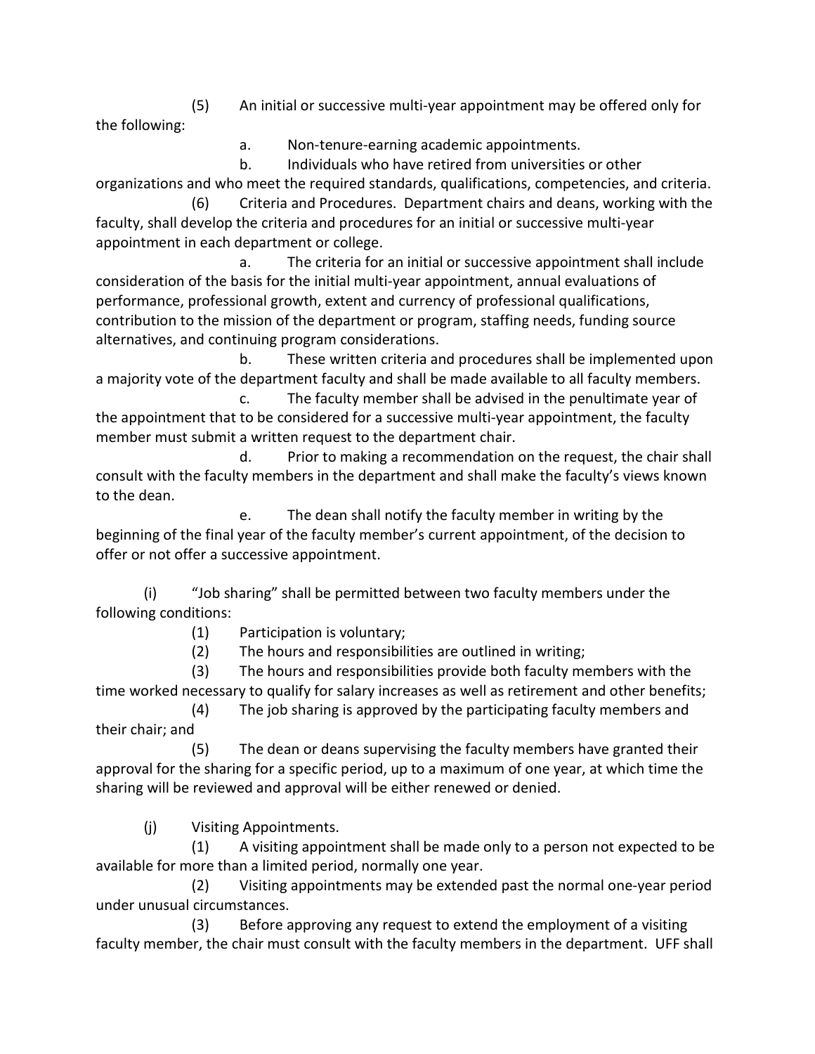(5) An initial or successive multi-year appointment may be offered only for the following:

a. Non-tenure-earning academic appointments.

b. Individuals who have retired from universities or other organizations and who meet the required standards, qualifications, competencies, and criteria.

(6) Criteria and Procedures. Department chairs and deans, working with the faculty, shall develop the criteria and procedures for an initial or successive multi-year appointment in each department or college.

a. The criteria for an initial or successive appointment shall include consideration of the basis for the initial multi-year appointment, annual evaluations of performance, professional growth, extent and currency of professional qualifications, contribution to the mission of the department or program, staffing needs, funding source alternatives, and continuing program considerations.

b. These written criteria and procedures shall be implemented upon a majority vote of the department faculty and shall be made available to all faculty members.

c. The faculty member shall be advised in the penultimate year of the appointment that to be considered for a successive multi-year appointment, the faculty member must submit a written request to the department chair.

d. Prior to making a recommendation on the request, the chair shall consult with the faculty members in the department and shall make the faculty's views known to the dean.

e. The dean shall notify the faculty member in writing by the beginning of the final year of the faculty member's current appointment, of the decision to offer or not offer a successive appointment.

(i) "Job sharing" shall be permitted between two faculty members under the following conditions:

(1) Participation is voluntary;

(2) The hours and responsibilities are outlined in writing;

(3) The hours and responsibilities provide both faculty members with the time worked necessary to qualify for salary increases as well as retirement and other benefits;

(4) The job sharing is approved by the participating faculty members and their chair; and

(5) The dean or deans supervising the faculty members have granted their approval for the sharing for a specific period, up to a maximum of one year, at which time the sharing will be reviewed and approval will be either renewed or denied.

(j) Visiting Appointments.

(1) A visiting appointment shall be made only to a person not expected to be available for more than a limited period, normally one year.

(2) Visiting appointments may be extended past the normal one-year period under unusual circumstances.

(3) Before approving any request to extend the employment of a visiting faculty member, the chair must consult with the faculty members in the department. UFF shall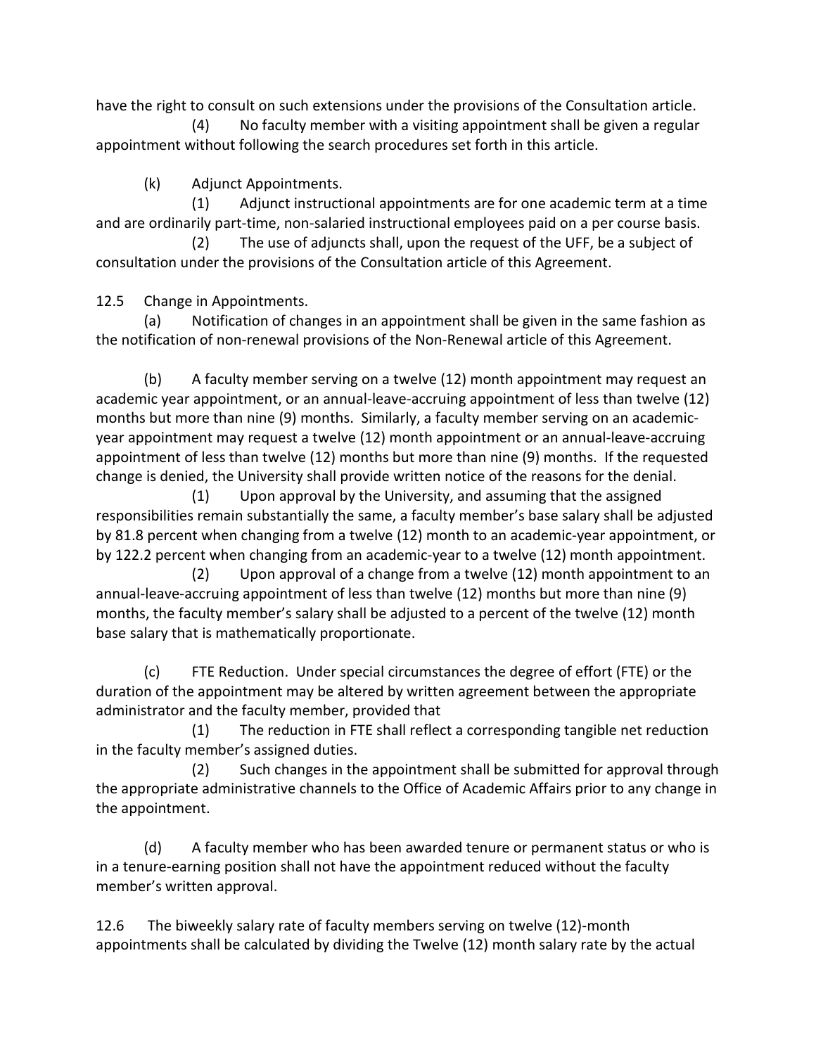have the right to consult on such extensions under the provisions of the Consultation article.

(4) No faculty member with a visiting appointment shall be given a regular appointment without following the search procedures set forth in this article.

(k) Adjunct Appointments.

(1) Adjunct instructional appointments are for one academic term at a time and are ordinarily part-time, non-salaried instructional employees paid on a per course basis.

(2) The use of adjuncts shall, upon the request of the UFF, be a subject of consultation under the provisions of the Consultation article of this Agreement.

12.5 Change in Appointments.

(a) Notification of changes in an appointment shall be given in the same fashion as the notification of non-renewal provisions of the Non-Renewal article of this Agreement.

(b) A faculty member serving on a twelve (12) month appointment may request an academic year appointment, or an annual-leave-accruing appointment of less than twelve (12) months but more than nine (9) months. Similarly, a faculty member serving on an academic-year appointment may request a twelve (12) month appointment or an annual-leave-accruing appointment of less than twelve (12) months but more than nine (9) months. If the requested change is denied, the University shall provide written notice of the reasons for the denial.

(1) Upon approval by the University, and assuming that the assigned responsibilities remain substantially the same, a faculty member's base salary shall be adjusted by 81.8 percent when changing from a twelve (12) month to an academic-year appointment, or by 122.2 percent when changing from an academic-year to a twelve (12) month appointment.

(2) Upon approval of a change from a twelve (12) month appointment to an annual-leave-accruing appointment of less than twelve (12) months but more than nine (9) months, the faculty member's salary shall be adjusted to a percent of the twelve (12) month base salary that is mathematically proportionate.

(c) FTE Reduction. Under special circumstances the degree of effort (FTE) or the duration of the appointment may be altered by written agreement between the appropriate administrator and the faculty member, provided that

(1) The reduction in FTE shall reflect a corresponding tangible net reduction in the faculty member's assigned duties.

(2) Such changes in the appointment shall be submitted for approval through the appropriate administrative channels to the Office of Academic Affairs prior to any change in the appointment.

(d) A faculty member who has been awarded tenure or permanent status or who is in a tenure-earning position shall not have the appointment reduced without the faculty member's written approval.

12.6 The biweekly salary rate of faculty members serving on twelve (12)-month appointments shall be calculated by dividing the Twelve (12) month salary rate by the actual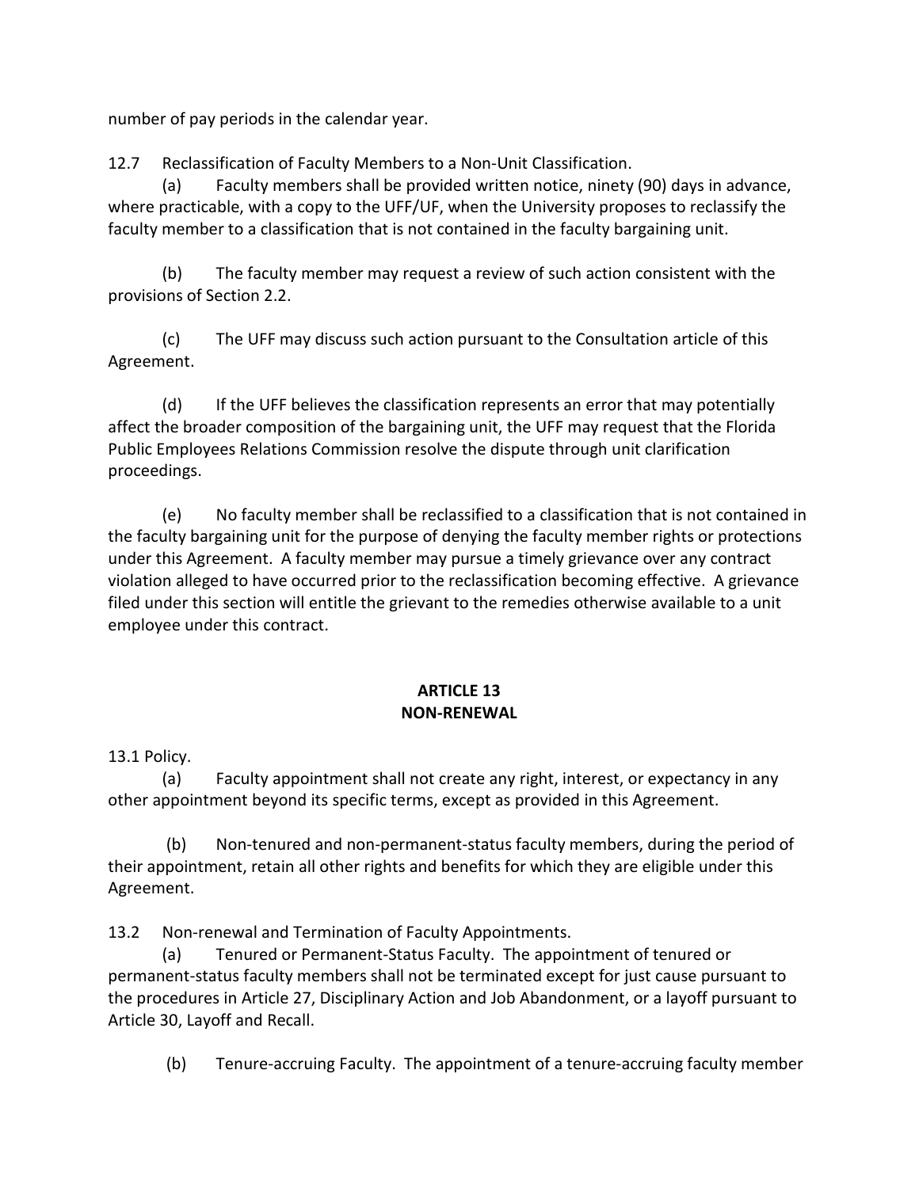number of pay periods in the calendar year.

12.7 Reclassification of Faculty Members to a Non-Unit Classification.

(a) Faculty members shall be provided written notice, ninety (90) days in advance, where practicable, with a copy to the UFF/UF, when the University proposes to reclassify the faculty member to a classification that is not contained in the faculty bargaining unit.

(b) The faculty member may request a review of such action consistent with the provisions of Section 2.2.

(c) The UFF may discuss such action pursuant to the Consultation article of this Agreement.

(d) If the UFF believes the classification represents an error that may potentially affect the broader composition of the bargaining unit, the UFF may request that the Florida Public Employees Relations Commission resolve the dispute through unit clarification proceedings.

(e) No faculty member shall be reclassified to a classification that is not contained in the faculty bargaining unit for the purpose of denying the faculty member rights or protections under this Agreement. A faculty member may pursue a timely grievance over any contract violation alleged to have occurred prior to the reclassification becoming effective. A grievance filed under this section will entitle the grievant to the remedies otherwise available to a unit employee under this contract.

## ARTICLE 13
## NON-RENEWAL

13.1 Policy.

(a) Faculty appointment shall not create any right, interest, or expectancy in any other appointment beyond its specific terms, except as provided in this Agreement.

(b) Non-tenured and non-permanent-status faculty members, during the period of their appointment, retain all other rights and benefits for which they are eligible under this Agreement.

13.2 Non-renewal and Termination of Faculty Appointments.

(a) Tenured or Permanent-Status Faculty. The appointment of tenured or permanent-status faculty members shall not be terminated except for just cause pursuant to the procedures in Article 27, Disciplinary Action and Job Abandonment, or a layoff pursuant to Article 30, Layoff and Recall.

(b) Tenure-accruing Faculty. The appointment of a tenure-accruing faculty member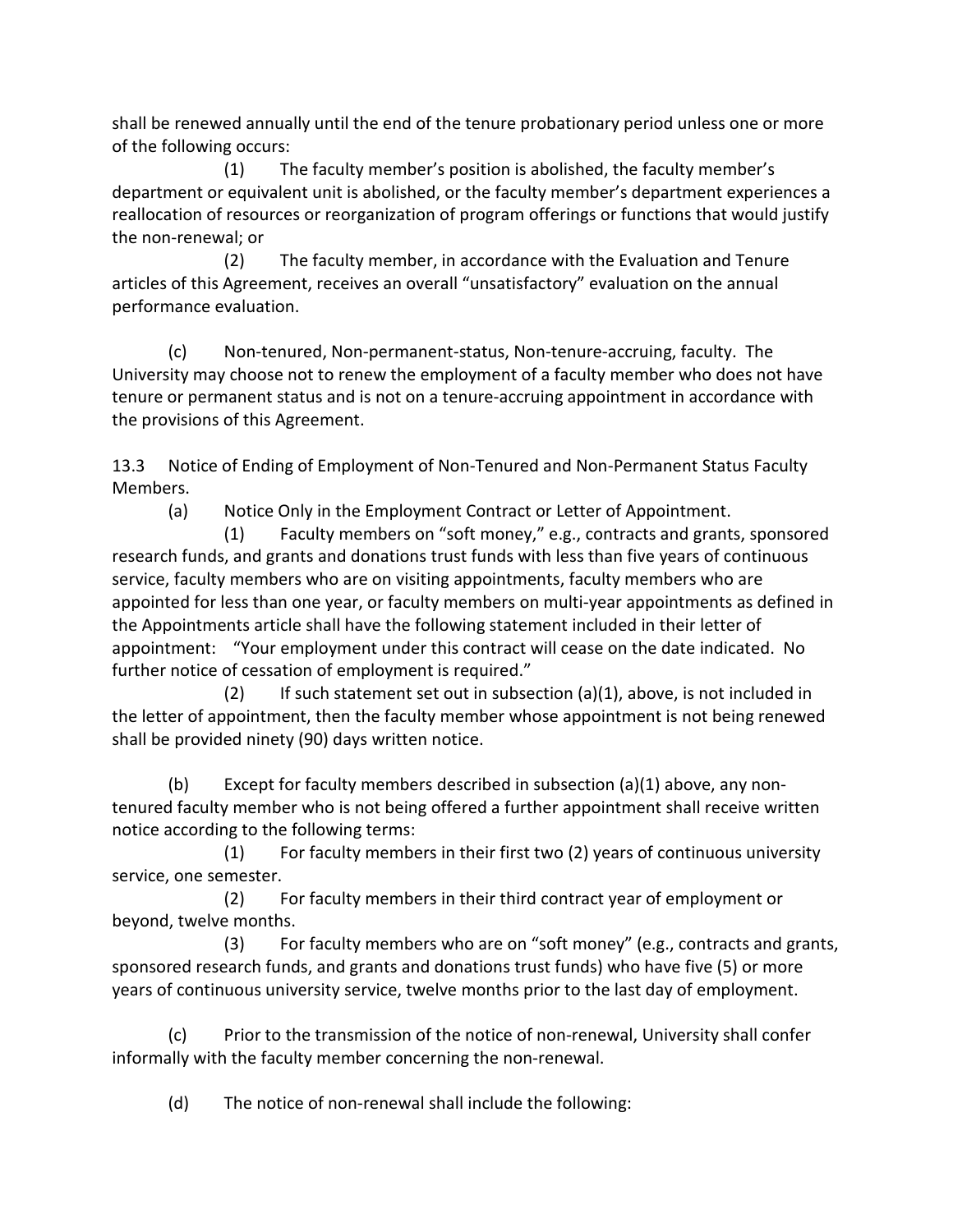shall be renewed annually until the end of the tenure probationary period unless one or more of the following occurs:

(1) The faculty member's position is abolished, the faculty member's department or equivalent unit is abolished, or the faculty member's department experiences a reallocation of resources or reorganization of program offerings or functions that would justify the non-renewal; or

(2) The faculty member, in accordance with the Evaluation and Tenure articles of this Agreement, receives an overall "unsatisfactory" evaluation on the annual performance evaluation.

(c) Non-tenured, Non-permanent-status, Non-tenure-accruing, faculty. The University may choose not to renew the employment of a faculty member who does not have tenure or permanent status and is not on a tenure-accruing appointment in accordance with the provisions of this Agreement.

13.3 Notice of Ending of Employment of Non-Tenured and Non-Permanent Status Faculty Members.

(a) Notice Only in the Employment Contract or Letter of Appointment.

(1) Faculty members on "soft money," e.g., contracts and grants, sponsored research funds, and grants and donations trust funds with less than five years of continuous service, faculty members who are on visiting appointments, faculty members who are appointed for less than one year, or faculty members on multi-year appointments as defined in the Appointments article shall have the following statement included in their letter of appointment: "Your employment under this contract will cease on the date indicated. No further notice of cessation of employment is required."

(2) If such statement set out in subsection (a)(1), above, is not included in the letter of appointment, then the faculty member whose appointment is not being renewed shall be provided ninety (90) days written notice.

(b) Except for faculty members described in subsection (a)(1) above, any non-tenured faculty member who is not being offered a further appointment shall receive written notice according to the following terms:

(1) For faculty members in their first two (2) years of continuous university service, one semester.

(2) For faculty members in their third contract year of employment or beyond, twelve months.

(3) For faculty members who are on "soft money" (e.g., contracts and grants, sponsored research funds, and grants and donations trust funds) who have five (5) or more years of continuous university service, twelve months prior to the last day of employment.

(c) Prior to the transmission of the notice of non-renewal, University shall confer informally with the faculty member concerning the non-renewal.

(d) The notice of non-renewal shall include the following: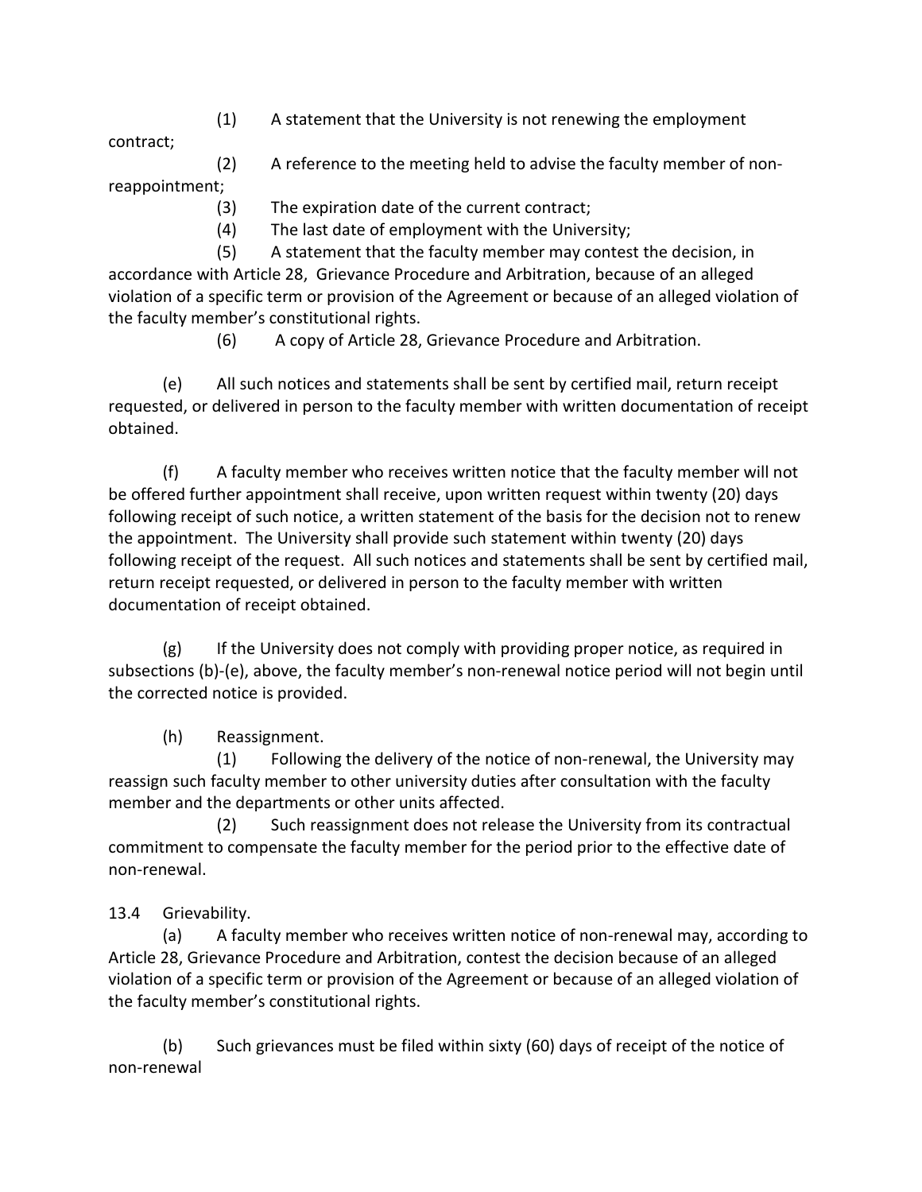(1) A statement that the University is not renewing the employment contract;

(2) A reference to the meeting held to advise the faculty member of non-reappointment;

(3) The expiration date of the current contract;

(4) The last date of employment with the University;

(5) A statement that the faculty member may contest the decision, in accordance with Article 28, Grievance Procedure and Arbitration, because of an alleged violation of a specific term or provision of the Agreement or because of an alleged violation of the faculty member's constitutional rights.

(6) A copy of Article 28, Grievance Procedure and Arbitration.

(e) All such notices and statements shall be sent by certified mail, return receipt requested, or delivered in person to the faculty member with written documentation of receipt obtained.

(f) A faculty member who receives written notice that the faculty member will not be offered further appointment shall receive, upon written request within twenty (20) days following receipt of such notice, a written statement of the basis for the decision not to renew the appointment. The University shall provide such statement within twenty (20) days following receipt of the request. All such notices and statements shall be sent by certified mail, return receipt requested, or delivered in person to the faculty member with written documentation of receipt obtained.

(g) If the University does not comply with providing proper notice, as required in subsections (b)-(e), above, the faculty member's non-renewal notice period will not begin until the corrected notice is provided.

(h) Reassignment.

(1) Following the delivery of the notice of non-renewal, the University may reassign such faculty member to other university duties after consultation with the faculty member and the departments or other units affected.

(2) Such reassignment does not release the University from its contractual commitment to compensate the faculty member for the period prior to the effective date of non-renewal.

13.4 Grievability.

(a) A faculty member who receives written notice of non-renewal may, according to Article 28, Grievance Procedure and Arbitration, contest the decision because of an alleged violation of a specific term or provision of the Agreement or because of an alleged violation of the faculty member's constitutional rights.

(b) Such grievances must be filed within sixty (60) days of receipt of the notice of non-renewal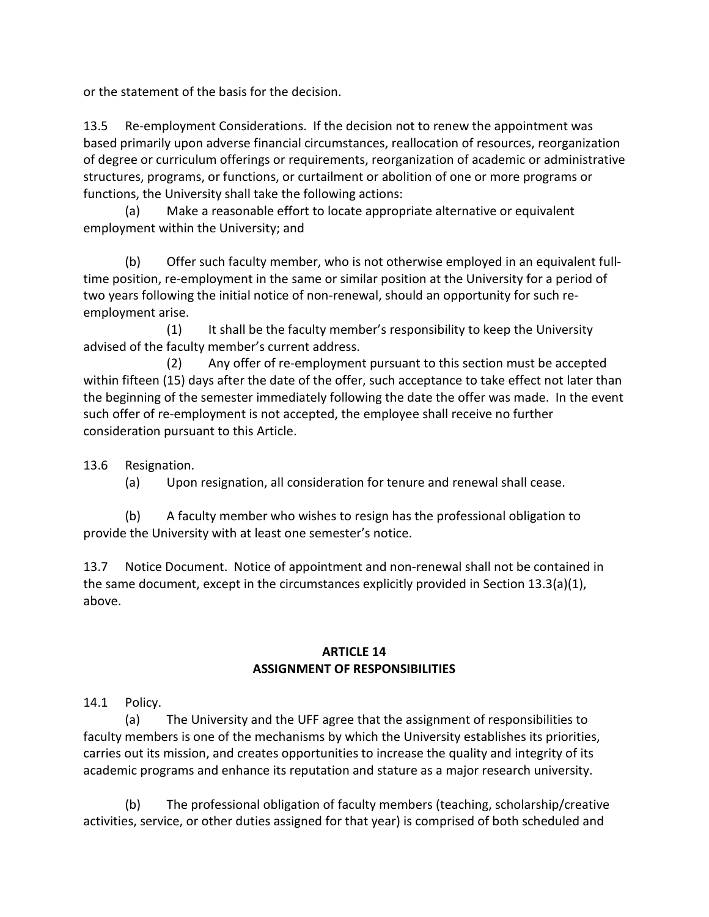or the statement of the basis for the decision.

13.5 Re-employment Considerations. If the decision not to renew the appointment was based primarily upon adverse financial circumstances, reallocation of resources, reorganization of degree or curriculum offerings or requirements, reorganization of academic or administrative structures, programs, or functions, or curtailment or abolition of one or more programs or functions, the University shall take the following actions:

(a) Make a reasonable effort to locate appropriate alternative or equivalent employment within the University; and

(b) Offer such faculty member, who is not otherwise employed in an equivalent full-time position, re-employment in the same or similar position at the University for a period of two years following the initial notice of non-renewal, should an opportunity for such re-employment arise.

(1) It shall be the faculty member's responsibility to keep the University advised of the faculty member's current address.

(2) Any offer of re-employment pursuant to this section must be accepted within fifteen (15) days after the date of the offer, such acceptance to take effect not later than the beginning of the semester immediately following the date the offer was made. In the event such offer of re-employment is not accepted, the employee shall receive no further consideration pursuant to this Article.

13.6 Resignation.

(a) Upon resignation, all consideration for tenure and renewal shall cease.

(b) A faculty member who wishes to resign has the professional obligation to provide the University with at least one semester's notice.

13.7 Notice Document. Notice of appointment and non-renewal shall not be contained in the same document, except in the circumstances explicitly provided in Section 13.3(a)(1), above.

## ARTICLE 14
## ASSIGNMENT OF RESPONSIBILITIES

14.1 Policy.

(a) The University and the UFF agree that the assignment of responsibilities to faculty members is one of the mechanisms by which the University establishes its priorities, carries out its mission, and creates opportunities to increase the quality and integrity of its academic programs and enhance its reputation and stature as a major research university.

(b) The professional obligation of faculty members (teaching, scholarship/creative activities, service, or other duties assigned for that year) is comprised of both scheduled and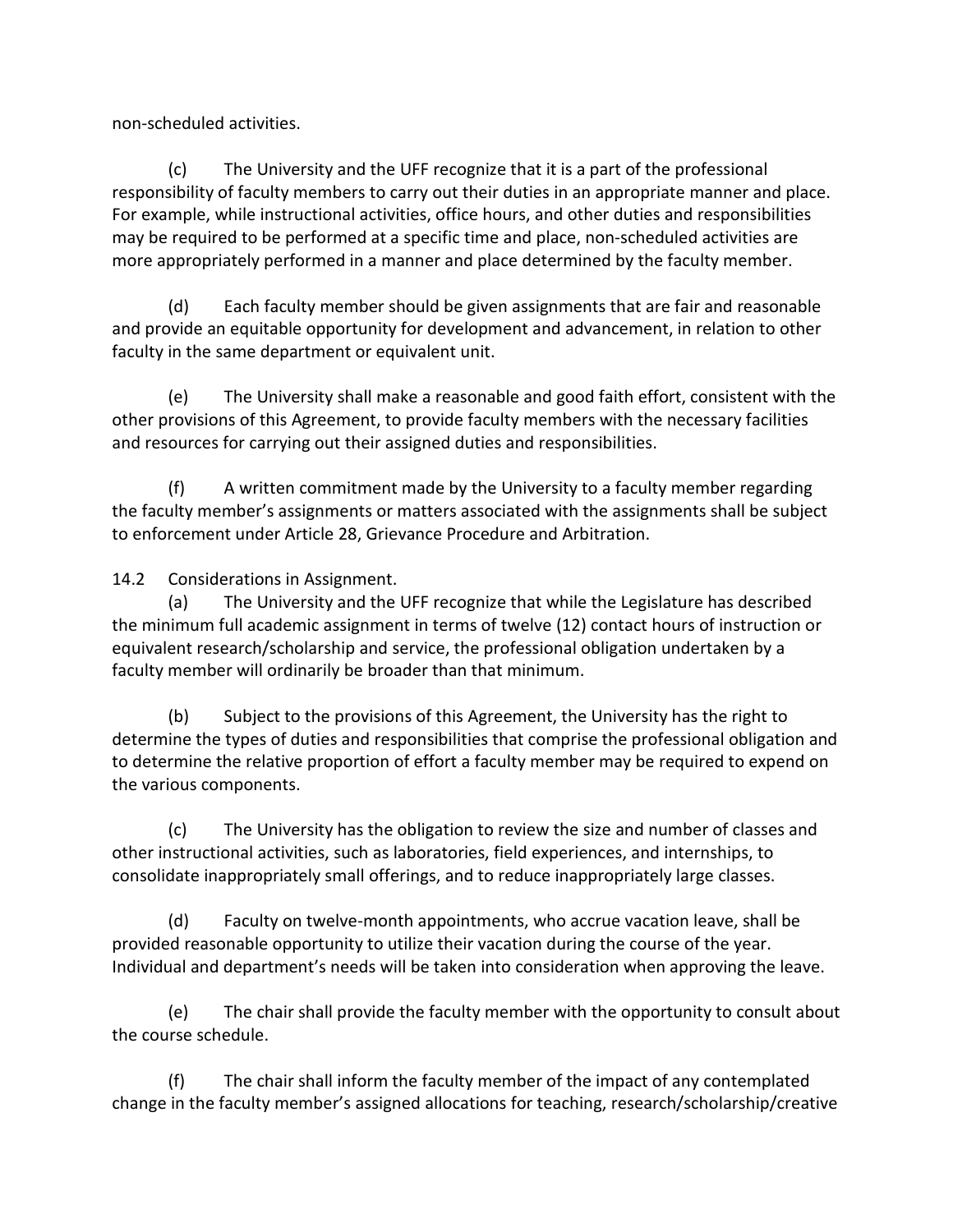non-scheduled activities.

(c) The University and the UFF recognize that it is a part of the professional responsibility of faculty members to carry out their duties in an appropriate manner and place. For example, while instructional activities, office hours, and other duties and responsibilities may be required to be performed at a specific time and place, non-scheduled activities are more appropriately performed in a manner and place determined by the faculty member.

(d) Each faculty member should be given assignments that are fair and reasonable and provide an equitable opportunity for development and advancement, in relation to other faculty in the same department or equivalent unit.

(e) The University shall make a reasonable and good faith effort, consistent with the other provisions of this Agreement, to provide faculty members with the necessary facilities and resources for carrying out their assigned duties and responsibilities.

(f) A written commitment made by the University to a faculty member regarding the faculty member's assignments or matters associated with the assignments shall be subject to enforcement under Article 28, Grievance Procedure and Arbitration.

14.2 Considerations in Assignment.

(a) The University and the UFF recognize that while the Legislature has described the minimum full academic assignment in terms of twelve (12) contact hours of instruction or equivalent research/scholarship and service, the professional obligation undertaken by a faculty member will ordinarily be broader than that minimum.

(b) Subject to the provisions of this Agreement, the University has the right to determine the types of duties and responsibilities that comprise the professional obligation and to determine the relative proportion of effort a faculty member may be required to expend on the various components.

(c) The University has the obligation to review the size and number of classes and other instructional activities, such as laboratories, field experiences, and internships, to consolidate inappropriately small offerings, and to reduce inappropriately large classes.

(d) Faculty on twelve-month appointments, who accrue vacation leave, shall be provided reasonable opportunity to utilize their vacation during the course of the year. Individual and department's needs will be taken into consideration when approving the leave.

(e) The chair shall provide the faculty member with the opportunity to consult about the course schedule.

(f) The chair shall inform the faculty member of the impact of any contemplated change in the faculty member's assigned allocations for teaching, research/scholarship/creative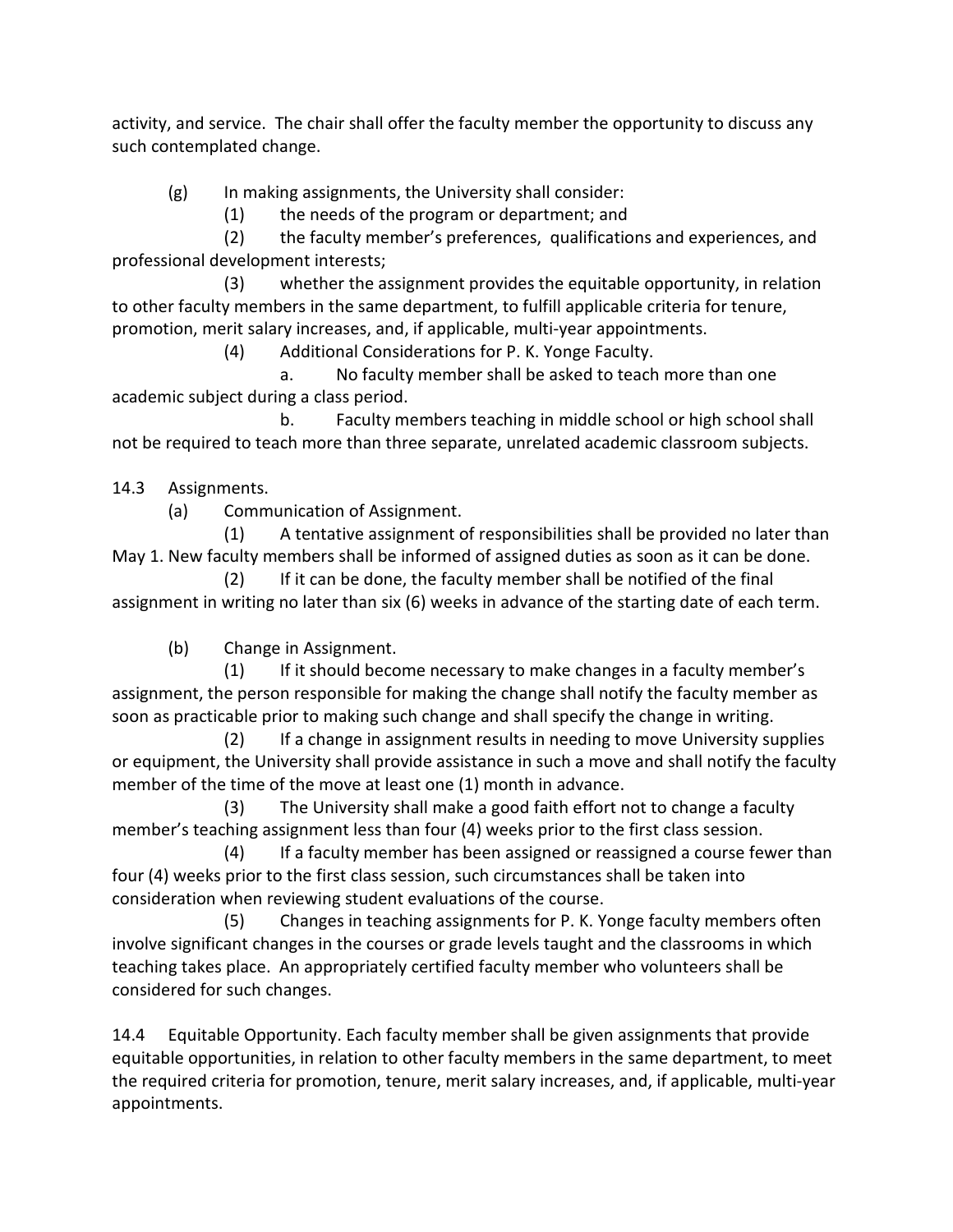activity, and service. The chair shall offer the faculty member the opportunity to discuss any such contemplated change.

(g) In making assignments, the University shall consider:

(1) the needs of the program or department; and

(2) the faculty member's preferences, qualifications and experiences, and professional development interests;

(3) whether the assignment provides the equitable opportunity, in relation to other faculty members in the same department, to fulfill applicable criteria for tenure, promotion, merit salary increases, and, if applicable, multi-year appointments.

(4) Additional Considerations for P. K. Yonge Faculty.

a. No faculty member shall be asked to teach more than one academic subject during a class period.

b. Faculty members teaching in middle school or high school shall not be required to teach more than three separate, unrelated academic classroom subjects.

14.3 Assignments.

(a) Communication of Assignment.

(1) A tentative assignment of responsibilities shall be provided no later than May 1. New faculty members shall be informed of assigned duties as soon as it can be done.

(2) If it can be done, the faculty member shall be notified of the final assignment in writing no later than six (6) weeks in advance of the starting date of each term.

(b) Change in Assignment.

(1) If it should become necessary to make changes in a faculty member's assignment, the person responsible for making the change shall notify the faculty member as soon as practicable prior to making such change and shall specify the change in writing.

(2) If a change in assignment results in needing to move University supplies or equipment, the University shall provide assistance in such a move and shall notify the faculty member of the time of the move at least one (1) month in advance.

(3) The University shall make a good faith effort not to change a faculty member's teaching assignment less than four (4) weeks prior to the first class session.

(4) If a faculty member has been assigned or reassigned a course fewer than four (4) weeks prior to the first class session, such circumstances shall be taken into consideration when reviewing student evaluations of the course.

(5) Changes in teaching assignments for P. K. Yonge faculty members often involve significant changes in the courses or grade levels taught and the classrooms in which teaching takes place. An appropriately certified faculty member who volunteers shall be considered for such changes.

14.4 Equitable Opportunity. Each faculty member shall be given assignments that provide equitable opportunities, in relation to other faculty members in the same department, to meet the required criteria for promotion, tenure, merit salary increases, and, if applicable, multi-year appointments.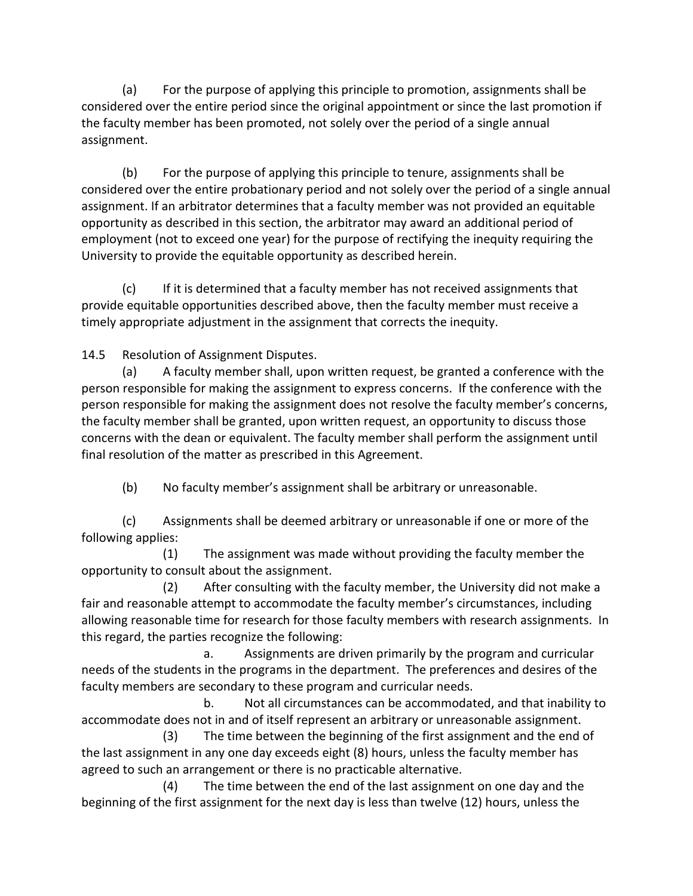(a) For the purpose of applying this principle to promotion, assignments shall be considered over the entire period since the original appointment or since the last promotion if the faculty member has been promoted, not solely over the period of a single annual assignment.

(b) For the purpose of applying this principle to tenure, assignments shall be considered over the entire probationary period and not solely over the period of a single annual assignment. If an arbitrator determines that a faculty member was not provided an equitable opportunity as described in this section, the arbitrator may award an additional period of employment (not to exceed one year) for the purpose of rectifying the inequity requiring the University to provide the equitable opportunity as described herein.

(c) If it is determined that a faculty member has not received assignments that provide equitable opportunities described above, then the faculty member must receive a timely appropriate adjustment in the assignment that corrects the inequity.

14.5 Resolution of Assignment Disputes.

(a) A faculty member shall, upon written request, be granted a conference with the person responsible for making the assignment to express concerns. If the conference with the person responsible for making the assignment does not resolve the faculty member's concerns, the faculty member shall be granted, upon written request, an opportunity to discuss those concerns with the dean or equivalent. The faculty member shall perform the assignment until final resolution of the matter as prescribed in this Agreement.

(b) No faculty member's assignment shall be arbitrary or unreasonable.

(c) Assignments shall be deemed arbitrary or unreasonable if one or more of the following applies:

(1) The assignment was made without providing the faculty member the opportunity to consult about the assignment.

(2) After consulting with the faculty member, the University did not make a fair and reasonable attempt to accommodate the faculty member's circumstances, including allowing reasonable time for research for those faculty members with research assignments. In this regard, the parties recognize the following:

a. Assignments are driven primarily by the program and curricular needs of the students in the programs in the department. The preferences and desires of the faculty members are secondary to these program and curricular needs.

b. Not all circumstances can be accommodated, and that inability to accommodate does not in and of itself represent an arbitrary or unreasonable assignment.

(3) The time between the beginning of the first assignment and the end of the last assignment in any one day exceeds eight (8) hours, unless the faculty member has agreed to such an arrangement or there is no practicable alternative.

(4) The time between the end of the last assignment on one day and the beginning of the first assignment for the next day is less than twelve (12) hours, unless the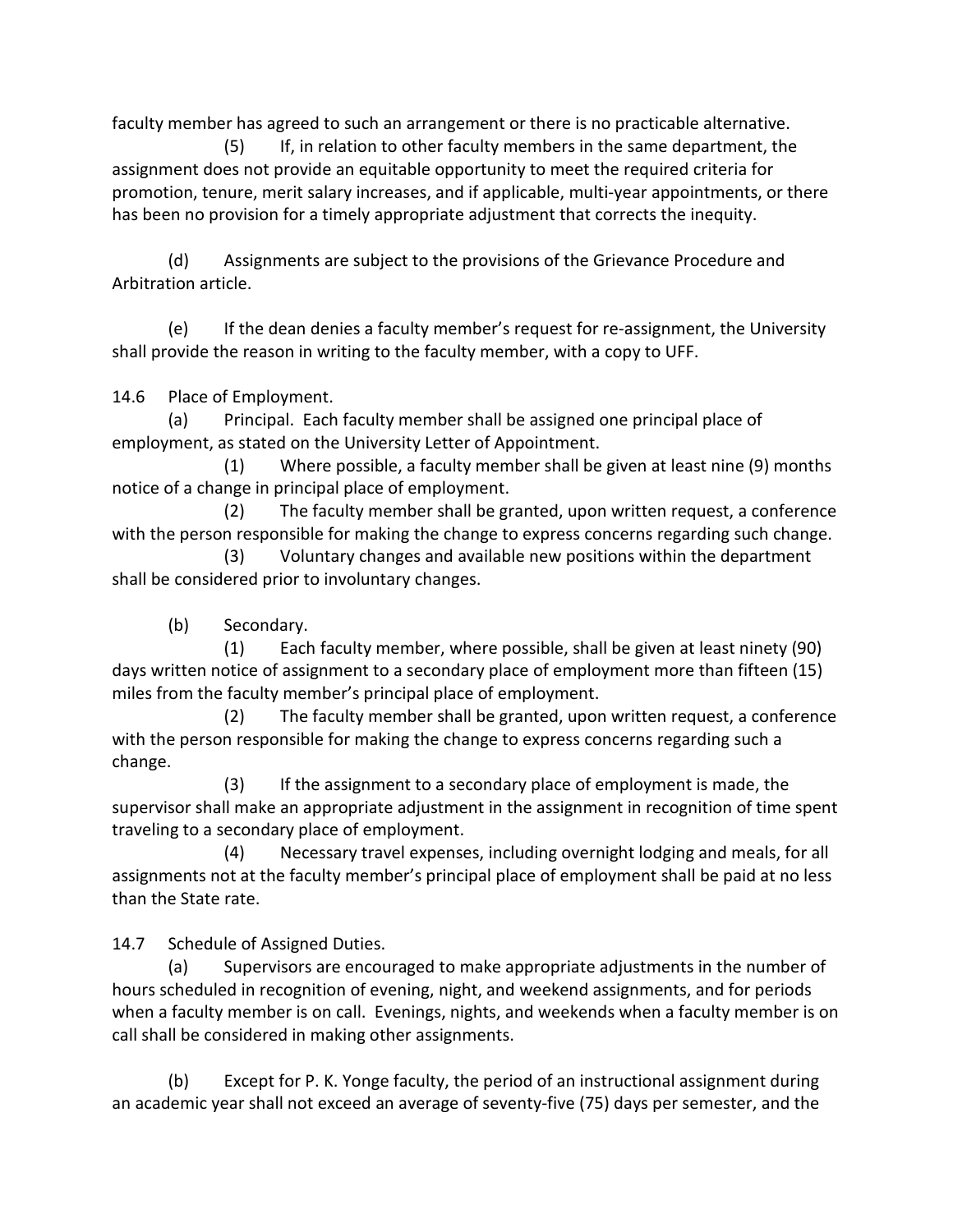faculty member has agreed to such an arrangement or there is no practicable alternative.

(5) If, in relation to other faculty members in the same department, the assignment does not provide an equitable opportunity to meet the required criteria for promotion, tenure, merit salary increases, and if applicable, multi-year appointments, or there has been no provision for a timely appropriate adjustment that corrects the inequity.

(d) Assignments are subject to the provisions of the Grievance Procedure and Arbitration article.

(e) If the dean denies a faculty member's request for re-assignment, the University shall provide the reason in writing to the faculty member, with a copy to UFF.

14.6 Place of Employment.

(a) Principal. Each faculty member shall be assigned one principal place of employment, as stated on the University Letter of Appointment.

(1) Where possible, a faculty member shall be given at least nine (9) months notice of a change in principal place of employment.

(2) The faculty member shall be granted, upon written request, a conference with the person responsible for making the change to express concerns regarding such change.

(3) Voluntary changes and available new positions within the department shall be considered prior to involuntary changes.

(b) Secondary.

(1) Each faculty member, where possible, shall be given at least ninety (90) days written notice of assignment to a secondary place of employment more than fifteen (15) miles from the faculty member's principal place of employment.

(2) The faculty member shall be granted, upon written request, a conference with the person responsible for making the change to express concerns regarding such a change.

(3) If the assignment to a secondary place of employment is made, the supervisor shall make an appropriate adjustment in the assignment in recognition of time spent traveling to a secondary place of employment.

(4) Necessary travel expenses, including overnight lodging and meals, for all assignments not at the faculty member's principal place of employment shall be paid at no less than the State rate.

14.7 Schedule of Assigned Duties.

(a) Supervisors are encouraged to make appropriate adjustments in the number of hours scheduled in recognition of evening, night, and weekend assignments, and for periods when a faculty member is on call. Evenings, nights, and weekends when a faculty member is on call shall be considered in making other assignments.

(b) Except for P. K. Yonge faculty, the period of an instructional assignment during an academic year shall not exceed an average of seventy-five (75) days per semester, and the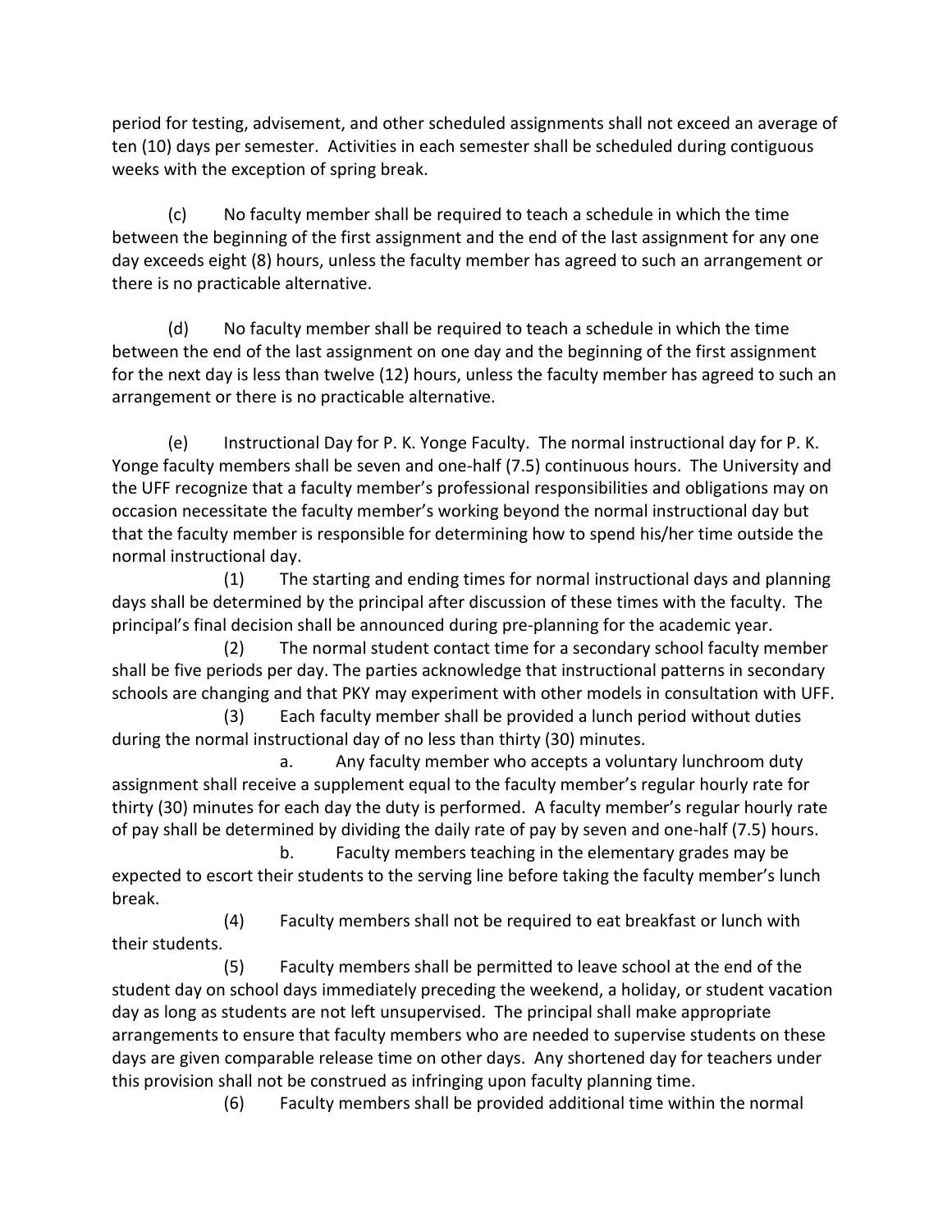period for testing, advisement, and other scheduled assignments shall not exceed an average of ten (10) days per semester. Activities in each semester shall be scheduled during contiguous weeks with the exception of spring break.

(c) No faculty member shall be required to teach a schedule in which the time between the beginning of the first assignment and the end of the last assignment for any one day exceeds eight (8) hours, unless the faculty member has agreed to such an arrangement or there is no practicable alternative.

(d) No faculty member shall be required to teach a schedule in which the time between the end of the last assignment on one day and the beginning of the first assignment for the next day is less than twelve (12) hours, unless the faculty member has agreed to such an arrangement or there is no practicable alternative.

(e) Instructional Day for P. K. Yonge Faculty. The normal instructional day for P. K. Yonge faculty members shall be seven and one-half (7.5) continuous hours. The University and the UFF recognize that a faculty member's professional responsibilities and obligations may on occasion necessitate the faculty member's working beyond the normal instructional day but that the faculty member is responsible for determining how to spend his/her time outside the normal instructional day.

(1) The starting and ending times for normal instructional days and planning days shall be determined by the principal after discussion of these times with the faculty. The principal's final decision shall be announced during pre-planning for the academic year.

(2) The normal student contact time for a secondary school faculty member shall be five periods per day. The parties acknowledge that instructional patterns in secondary schools are changing and that PKY may experiment with other models in consultation with UFF.

(3) Each faculty member shall be provided a lunch period without duties during the normal instructional day of no less than thirty (30) minutes.

a. Any faculty member who accepts a voluntary lunchroom duty assignment shall receive a supplement equal to the faculty member's regular hourly rate for thirty (30) minutes for each day the duty is performed. A faculty member's regular hourly rate of pay shall be determined by dividing the daily rate of pay by seven and one-half (7.5) hours.

b. Faculty members teaching in the elementary grades may be expected to escort their students to the serving line before taking the faculty member's lunch break.

(4) Faculty members shall not be required to eat breakfast or lunch with their students.

(5) Faculty members shall be permitted to leave school at the end of the student day on school days immediately preceding the weekend, a holiday, or student vacation day as long as students are not left unsupervised. The principal shall make appropriate arrangements to ensure that faculty members who are needed to supervise students on these days are given comparable release time on other days. Any shortened day for teachers under this provision shall not be construed as infringing upon faculty planning time.

(6) Faculty members shall be provided additional time within the normal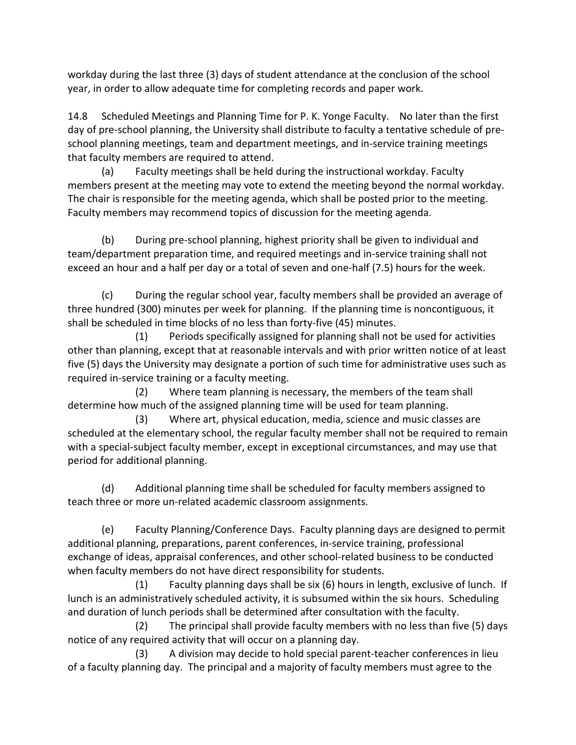workday during the last three (3) days of student attendance at the conclusion of the school year, in order to allow adequate time for completing records and paper work.

14.8 Scheduled Meetings and Planning Time for P. K. Yonge Faculty. No later than the first day of pre-school planning, the University shall distribute to faculty a tentative schedule of pre-school planning meetings, team and department meetings, and in-service training meetings that faculty members are required to attend.

(a) Faculty meetings shall be held during the instructional workday. Faculty members present at the meeting may vote to extend the meeting beyond the normal workday. The chair is responsible for the meeting agenda, which shall be posted prior to the meeting. Faculty members may recommend topics of discussion for the meeting agenda.

(b) During pre-school planning, highest priority shall be given to individual and team/department preparation time, and required meetings and in-service training shall not exceed an hour and a half per day or a total of seven and one-half (7.5) hours for the week.

(c) During the regular school year, faculty members shall be provided an average of three hundred (300) minutes per week for planning. If the planning time is noncontiguous, it shall be scheduled in time blocks of no less than forty-five (45) minutes.

(1) Periods specifically assigned for planning shall not be used for activities other than planning, except that at reasonable intervals and with prior written notice of at least five (5) days the University may designate a portion of such time for administrative uses such as required in-service training or a faculty meeting.

(2) Where team planning is necessary, the members of the team shall determine how much of the assigned planning time will be used for team planning.

(3) Where art, physical education, media, science and music classes are scheduled at the elementary school, the regular faculty member shall not be required to remain with a special-subject faculty member, except in exceptional circumstances, and may use that period for additional planning.

(d) Additional planning time shall be scheduled for faculty members assigned to teach three or more un-related academic classroom assignments.

(e) Faculty Planning/Conference Days. Faculty planning days are designed to permit additional planning, preparations, parent conferences, in-service training, professional exchange of ideas, appraisal conferences, and other school-related business to be conducted when faculty members do not have direct responsibility for students.

(1) Faculty planning days shall be six (6) hours in length, exclusive of lunch. If lunch is an administratively scheduled activity, it is subsumed within the six hours. Scheduling and duration of lunch periods shall be determined after consultation with the faculty.

(2) The principal shall provide faculty members with no less than five (5) days notice of any required activity that will occur on a planning day.

(3) A division may decide to hold special parent-teacher conferences in lieu of a faculty planning day. The principal and a majority of faculty members must agree to the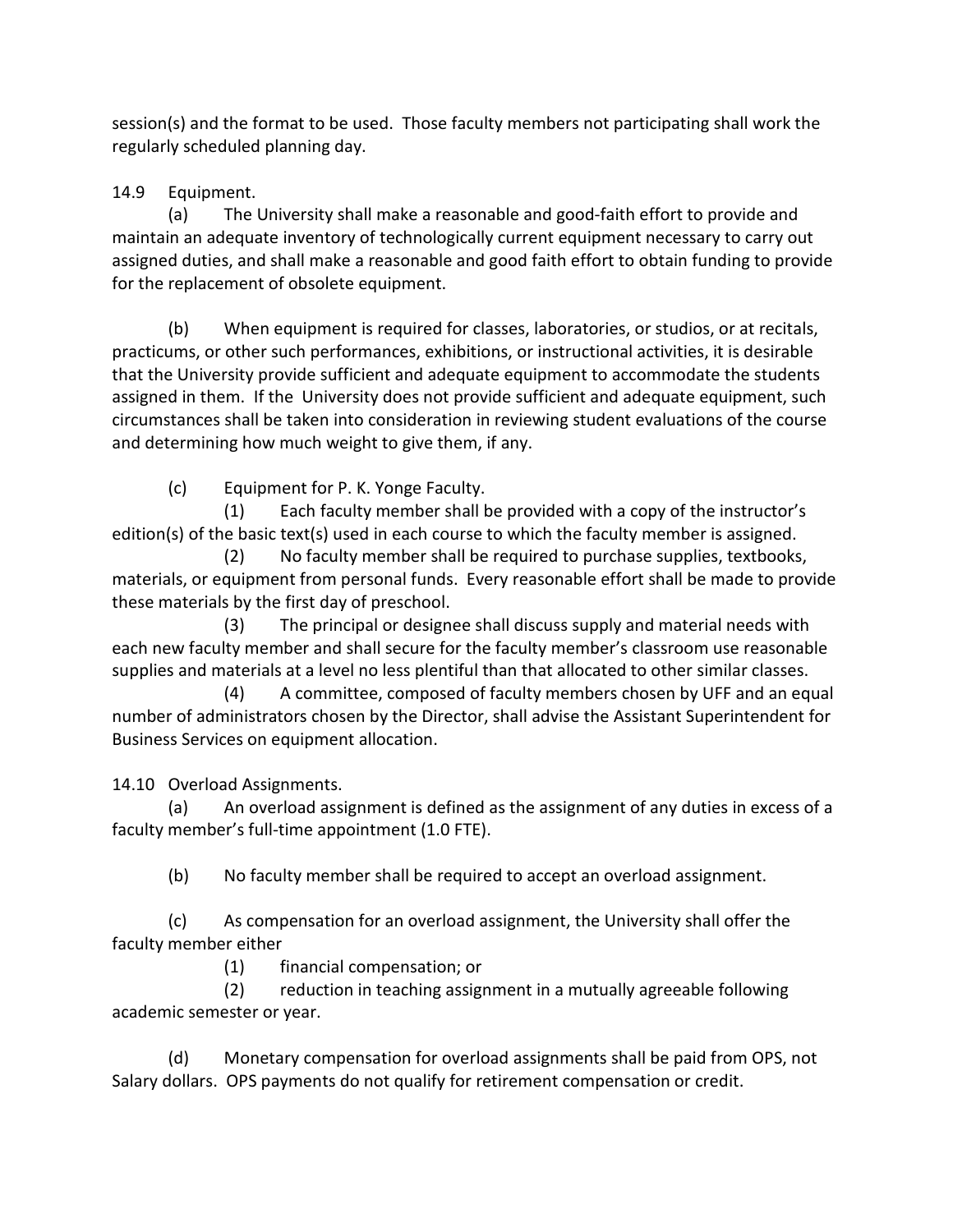session(s) and the format to be used. Those faculty members not participating shall work the regularly scheduled planning day.

14.9 Equipment.

(a) The University shall make a reasonable and good-faith effort to provide and maintain an adequate inventory of technologically current equipment necessary to carry out assigned duties, and shall make a reasonable and good faith effort to obtain funding to provide for the replacement of obsolete equipment.

(b) When equipment is required for classes, laboratories, or studios, or at recitals, practicums, or other such performances, exhibitions, or instructional activities, it is desirable that the University provide sufficient and adequate equipment to accommodate the students assigned in them. If the University does not provide sufficient and adequate equipment, such circumstances shall be taken into consideration in reviewing student evaluations of the course and determining how much weight to give them, if any.

(c) Equipment for P. K. Yonge Faculty.

(1) Each faculty member shall be provided with a copy of the instructor's edition(s) of the basic text(s) used in each course to which the faculty member is assigned.

(2) No faculty member shall be required to purchase supplies, textbooks, materials, or equipment from personal funds. Every reasonable effort shall be made to provide these materials by the first day of preschool.

(3) The principal or designee shall discuss supply and material needs with each new faculty member and shall secure for the faculty member's classroom use reasonable supplies and materials at a level no less plentiful than that allocated to other similar classes.

(4) A committee, composed of faculty members chosen by UFF and an equal number of administrators chosen by the Director, shall advise the Assistant Superintendent for Business Services on equipment allocation.

14.10 Overload Assignments.

(a) An overload assignment is defined as the assignment of any duties in excess of a faculty member's full-time appointment (1.0 FTE).

(b) No faculty member shall be required to accept an overload assignment.

(c) As compensation for an overload assignment, the University shall offer the faculty member either

(1) financial compensation; or

(2) reduction in teaching assignment in a mutually agreeable following academic semester or year.

(d) Monetary compensation for overload assignments shall be paid from OPS, not Salary dollars. OPS payments do not qualify for retirement compensation or credit.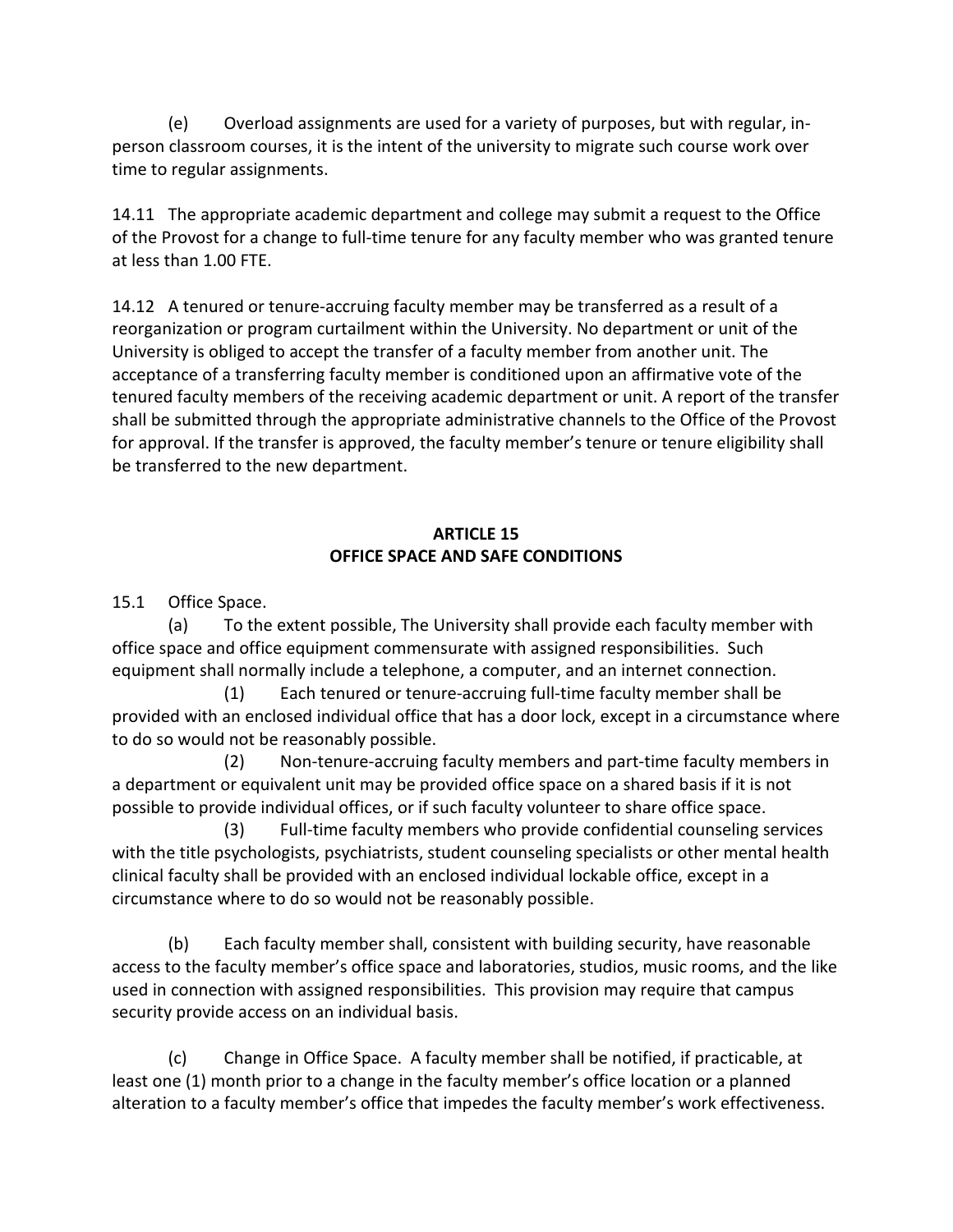(e) Overload assignments are used for a variety of purposes, but with regular, in-person classroom courses, it is the intent of the university to migrate such course work over time to regular assignments.

14.11 The appropriate academic department and college may submit a request to the Office of the Provost for a change to full-time tenure for any faculty member who was granted tenure at less than 1.00 FTE.

14.12 A tenured or tenure-accruing faculty member may be transferred as a result of a reorganization or program curtailment within the University. No department or unit of the University is obliged to accept the transfer of a faculty member from another unit. The acceptance of a transferring faculty member is conditioned upon an affirmative vote of the tenured faculty members of the receiving academic department or unit. A report of the transfer shall be submitted through the appropriate administrative channels to the Office of the Provost for approval. If the transfer is approved, the faculty member's tenure or tenure eligibility shall be transferred to the new department.

## ARTICLE 15
## OFFICE SPACE AND SAFE CONDITIONS

15.1 Office Space.

(a) To the extent possible, The University shall provide each faculty member with office space and office equipment commensurate with assigned responsibilities. Such equipment shall normally include a telephone, a computer, and an internet connection.

(1) Each tenured or tenure-accruing full-time faculty member shall be provided with an enclosed individual office that has a door lock, except in a circumstance where to do so would not be reasonably possible.

(2) Non-tenure-accruing faculty members and part-time faculty members in a department or equivalent unit may be provided office space on a shared basis if it is not possible to provide individual offices, or if such faculty volunteer to share office space.

(3) Full-time faculty members who provide confidential counseling services with the title psychologists, psychiatrists, student counseling specialists or other mental health clinical faculty shall be provided with an enclosed individual lockable office, except in a circumstance where to do so would not be reasonably possible.

(b) Each faculty member shall, consistent with building security, have reasonable access to the faculty member's office space and laboratories, studios, music rooms, and the like used in connection with assigned responsibilities. This provision may require that campus security provide access on an individual basis.

(c) Change in Office Space. A faculty member shall be notified, if practicable, at least one (1) month prior to a change in the faculty member's office location or a planned alteration to a faculty member's office that impedes the faculty member's work effectiveness.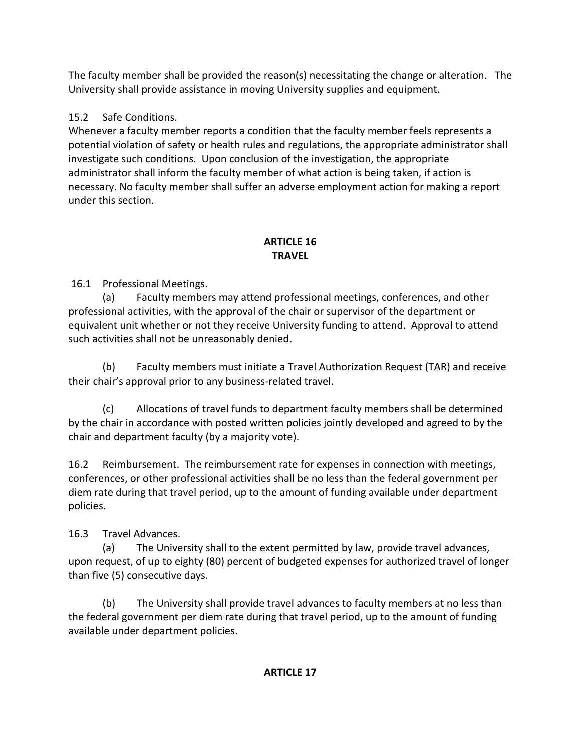The faculty member shall be provided the reason(s) necessitating the change or alteration. The University shall provide assistance in moving University supplies and equipment.

15.2 Safe Conditions.
Whenever a faculty member reports a condition that the faculty member feels represents a potential violation of safety or health rules and regulations, the appropriate administrator shall investigate such conditions. Upon conclusion of the investigation, the appropriate administrator shall inform the faculty member of what action is being taken, if action is necessary. No faculty member shall suffer an adverse employment action for making a report under this section.

## ARTICLE 16
## TRAVEL

16.1 Professional Meetings.

(a) Faculty members may attend professional meetings, conferences, and other professional activities, with the approval of the chair or supervisor of the department or equivalent unit whether or not they receive University funding to attend. Approval to attend such activities shall not be unreasonably denied.

(b) Faculty members must initiate a Travel Authorization Request (TAR) and receive their chair's approval prior to any business-related travel.

(c) Allocations of travel funds to department faculty members shall be determined by the chair in accordance with posted written policies jointly developed and agreed to by the chair and department faculty (by a majority vote).

16.2 Reimbursement. The reimbursement rate for expenses in connection with meetings, conferences, or other professional activities shall be no less than the federal government per diem rate during that travel period, up to the amount of funding available under department policies.

16.3 Travel Advances.

(a) The University shall to the extent permitted by law, provide travel advances, upon request, of up to eighty (80) percent of budgeted expenses for authorized travel of longer than five (5) consecutive days.

(b) The University shall provide travel advances to faculty members at no less than the federal government per diem rate during that travel period, up to the amount of funding available under department policies.

## ARTICLE 17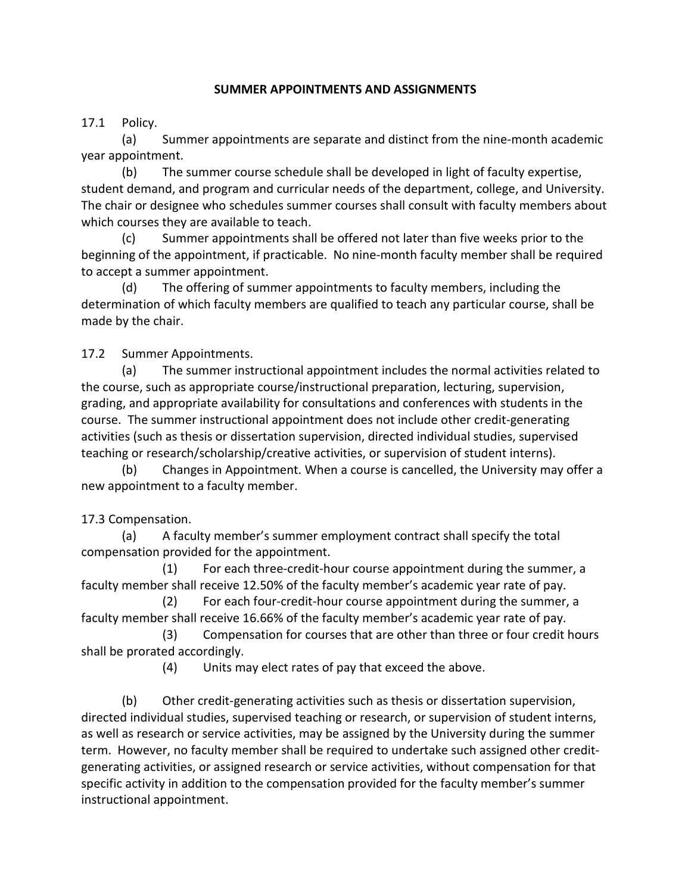## SUMMER APPOINTMENTS AND ASSIGNMENTS

17.1 Policy.

(a) Summer appointments are separate and distinct from the nine-month academic year appointment.

(b) The summer course schedule shall be developed in light of faculty expertise, student demand, and program and curricular needs of the department, college, and University. The chair or designee who schedules summer courses shall consult with faculty members about which courses they are available to teach.

(c) Summer appointments shall be offered not later than five weeks prior to the beginning of the appointment, if practicable. No nine-month faculty member shall be required to accept a summer appointment.

(d) The offering of summer appointments to faculty members, including the determination of which faculty members are qualified to teach any particular course, shall be made by the chair.

17.2 Summer Appointments.

(a) The summer instructional appointment includes the normal activities related to the course, such as appropriate course/instructional preparation, lecturing, supervision, grading, and appropriate availability for consultations and conferences with students in the course. The summer instructional appointment does not include other credit-generating activities (such as thesis or dissertation supervision, directed individual studies, supervised teaching or research/scholarship/creative activities, or supervision of student interns).

(b) Changes in Appointment. When a course is cancelled, the University may offer a new appointment to a faculty member.

17.3 Compensation.

(a) A faculty member's summer employment contract shall specify the total compensation provided for the appointment.

(1) For each three-credit-hour course appointment during the summer, a faculty member shall receive 12.50% of the faculty member's academic year rate of pay.

(2) For each four-credit-hour course appointment during the summer, a faculty member shall receive 16.66% of the faculty member's academic year rate of pay.

(3) Compensation for courses that are other than three or four credit hours shall be prorated accordingly.

(4) Units may elect rates of pay that exceed the above.

(b) Other credit-generating activities such as thesis or dissertation supervision, directed individual studies, supervised teaching or research, or supervision of student interns, as well as research or service activities, may be assigned by the University during the summer term. However, no faculty member shall be required to undertake such assigned other credit-generating activities, or assigned research or service activities, without compensation for that specific activity in addition to the compensation provided for the faculty member's summer instructional appointment.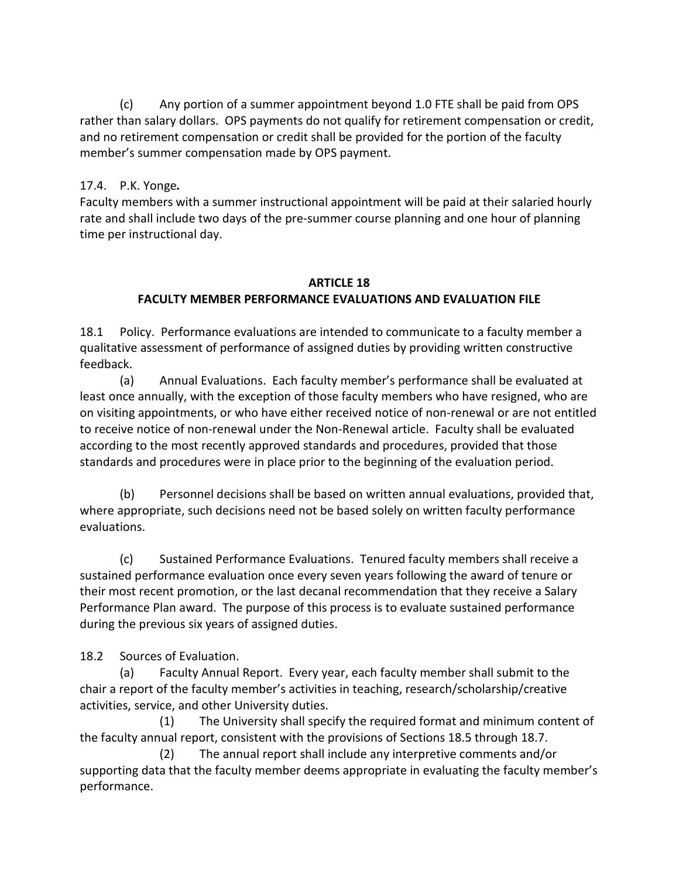(c) Any portion of a summer appointment beyond 1.0 FTE shall be paid from OPS rather than salary dollars. OPS payments do not qualify for retirement compensation or credit, and no retirement compensation or credit shall be provided for the portion of the faculty member's summer compensation made by OPS payment.

17.4. P.K. Yonge***.***
Faculty members with a summer instructional appointment will be paid at their salaried hourly rate and shall include two days of the pre-summer course planning and one hour of planning time per instructional day.

## ARTICLE 18
## FACULTY MEMBER PERFORMANCE EVALUATIONS AND EVALUATION FILE

18.1 Policy. Performance evaluations are intended to communicate to a faculty member a qualitative assessment of performance of assigned duties by providing written constructive feedback.

(a) Annual Evaluations. Each faculty member's performance shall be evaluated at least once annually, with the exception of those faculty members who have resigned, who are on visiting appointments, or who have either received notice of non-renewal or are not entitled to receive notice of non-renewal under the Non-Renewal article. Faculty shall be evaluated according to the most recently approved standards and procedures, provided that those standards and procedures were in place prior to the beginning of the evaluation period.

(b) Personnel decisions shall be based on written annual evaluations, provided that, where appropriate, such decisions need not be based solely on written faculty performance evaluations.

(c) Sustained Performance Evaluations. Tenured faculty members shall receive a sustained performance evaluation once every seven years following the award of tenure or their most recent promotion, or the last decanal recommendation that they receive a Salary Performance Plan award. The purpose of this process is to evaluate sustained performance during the previous six years of assigned duties.

18.2 Sources of Evaluation.

(a) Faculty Annual Report. Every year, each faculty member shall submit to the chair a report of the faculty member's activities in teaching, research/scholarship/creative activities, service, and other University duties.

(1) The University shall specify the required format and minimum content of the faculty annual report, consistent with the provisions of Sections 18.5 through 18.7.

(2) The annual report shall include any interpretive comments and/or supporting data that the faculty member deems appropriate in evaluating the faculty member's performance.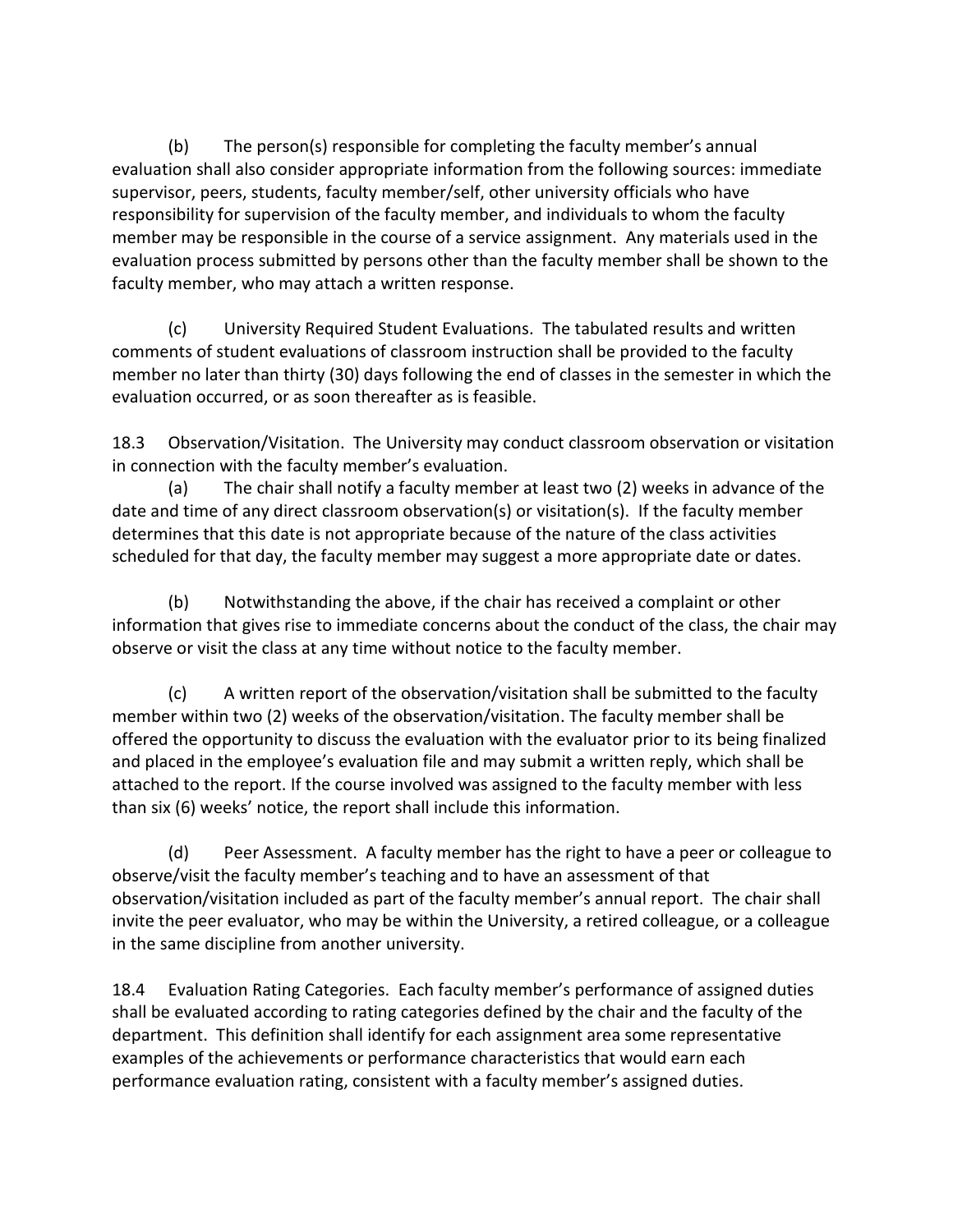(b) The person(s) responsible for completing the faculty member's annual evaluation shall also consider appropriate information from the following sources: immediate supervisor, peers, students, faculty member/self, other university officials who have responsibility for supervision of the faculty member, and individuals to whom the faculty member may be responsible in the course of a service assignment. Any materials used in the evaluation process submitted by persons other than the faculty member shall be shown to the faculty member, who may attach a written response.

(c) University Required Student Evaluations. The tabulated results and written comments of student evaluations of classroom instruction shall be provided to the faculty member no later than thirty (30) days following the end of classes in the semester in which the evaluation occurred, or as soon thereafter as is feasible.

18.3 Observation/Visitation. The University may conduct classroom observation or visitation in connection with the faculty member's evaluation.

(a) The chair shall notify a faculty member at least two (2) weeks in advance of the date and time of any direct classroom observation(s) or visitation(s). If the faculty member determines that this date is not appropriate because of the nature of the class activities scheduled for that day, the faculty member may suggest a more appropriate date or dates.

(b) Notwithstanding the above, if the chair has received a complaint or other information that gives rise to immediate concerns about the conduct of the class, the chair may observe or visit the class at any time without notice to the faculty member.

(c) A written report of the observation/visitation shall be submitted to the faculty member within two (2) weeks of the observation/visitation. The faculty member shall be offered the opportunity to discuss the evaluation with the evaluator prior to its being finalized and placed in the employee's evaluation file and may submit a written reply, which shall be attached to the report. If the course involved was assigned to the faculty member with less than six (6) weeks' notice, the report shall include this information.

(d) Peer Assessment. A faculty member has the right to have a peer or colleague to observe/visit the faculty member's teaching and to have an assessment of that observation/visitation included as part of the faculty member's annual report. The chair shall invite the peer evaluator, who may be within the University, a retired colleague, or a colleague in the same discipline from another university.

18.4 Evaluation Rating Categories. Each faculty member's performance of assigned duties shall be evaluated according to rating categories defined by the chair and the faculty of the department. This definition shall identify for each assignment area some representative examples of the achievements or performance characteristics that would earn each performance evaluation rating, consistent with a faculty member's assigned duties.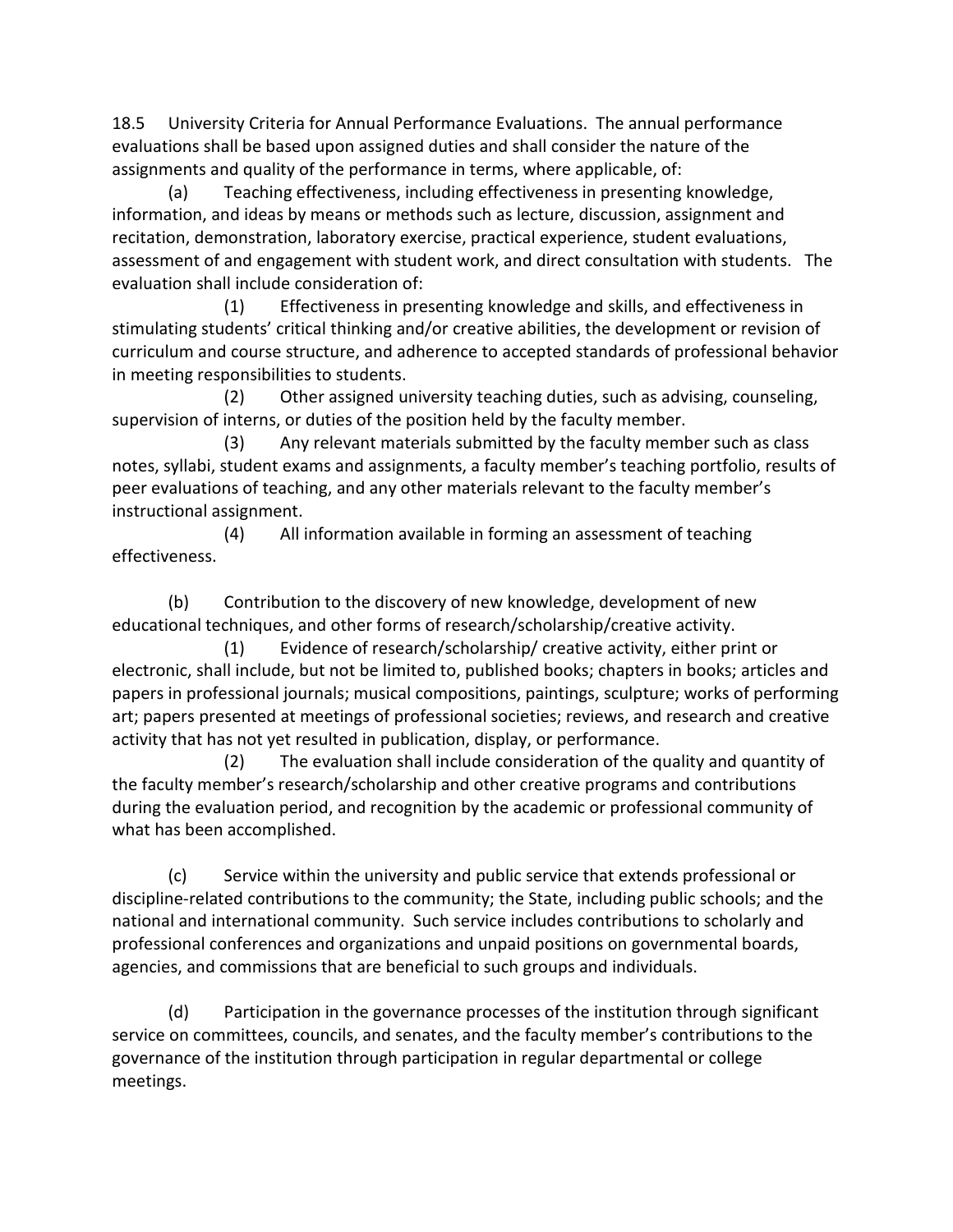18.5 University Criteria for Annual Performance Evaluations. The annual performance evaluations shall be based upon assigned duties and shall consider the nature of the assignments and quality of the performance in terms, where applicable, of:

(a) Teaching effectiveness, including effectiveness in presenting knowledge, information, and ideas by means or methods such as lecture, discussion, assignment and recitation, demonstration, laboratory exercise, practical experience, student evaluations, assessment of and engagement with student work, and direct consultation with students. The evaluation shall include consideration of:

(1) Effectiveness in presenting knowledge and skills, and effectiveness in stimulating students' critical thinking and/or creative abilities, the development or revision of curriculum and course structure, and adherence to accepted standards of professional behavior in meeting responsibilities to students.

(2) Other assigned university teaching duties, such as advising, counseling, supervision of interns, or duties of the position held by the faculty member.

(3) Any relevant materials submitted by the faculty member such as class notes, syllabi, student exams and assignments, a faculty member's teaching portfolio, results of peer evaluations of teaching, and any other materials relevant to the faculty member's instructional assignment.

(4) All information available in forming an assessment of teaching effectiveness.

(b) Contribution to the discovery of new knowledge, development of new educational techniques, and other forms of research/scholarship/creative activity.

(1) Evidence of research/scholarship/ creative activity, either print or electronic, shall include, but not be limited to, published books; chapters in books; articles and papers in professional journals; musical compositions, paintings, sculpture; works of performing art; papers presented at meetings of professional societies; reviews, and research and creative activity that has not yet resulted in publication, display, or performance.

(2) The evaluation shall include consideration of the quality and quantity of the faculty member's research/scholarship and other creative programs and contributions during the evaluation period, and recognition by the academic or professional community of what has been accomplished.

(c) Service within the university and public service that extends professional or discipline-related contributions to the community; the State, including public schools; and the national and international community. Such service includes contributions to scholarly and professional conferences and organizations and unpaid positions on governmental boards, agencies, and commissions that are beneficial to such groups and individuals.

(d) Participation in the governance processes of the institution through significant service on committees, councils, and senates, and the faculty member's contributions to the governance of the institution through participation in regular departmental or college meetings.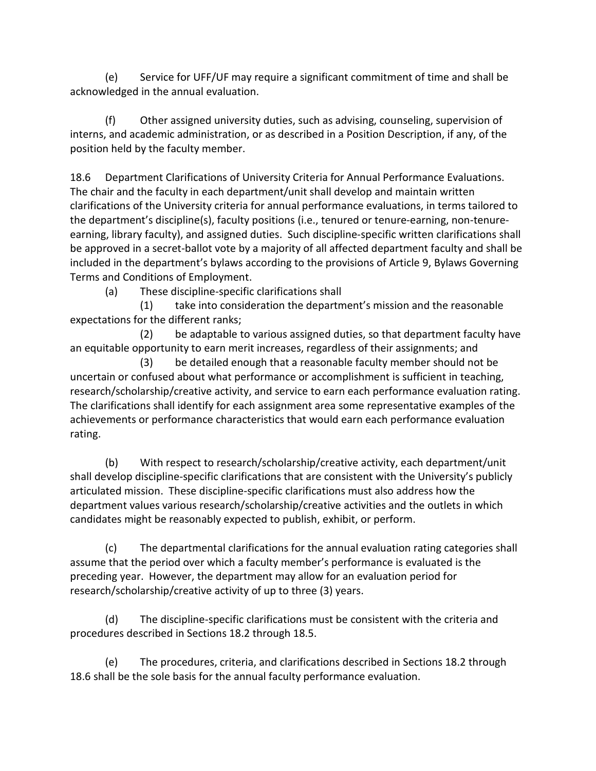(e) Service for UFF/UF may require a significant commitment of time and shall be acknowledged in the annual evaluation.

(f) Other assigned university duties, such as advising, counseling, supervision of interns, and academic administration, or as described in a Position Description, if any, of the position held by the faculty member.

18.6 Department Clarifications of University Criteria for Annual Performance Evaluations. The chair and the faculty in each department/unit shall develop and maintain written clarifications of the University criteria for annual performance evaluations, in terms tailored to the department's discipline(s), faculty positions (i.e., tenured or tenure-earning, non-tenure-earning, library faculty), and assigned duties. Such discipline-specific written clarifications shall be approved in a secret-ballot vote by a majority of all affected department faculty and shall be included in the department's bylaws according to the provisions of Article 9, Bylaws Governing Terms and Conditions of Employment.

(a) These discipline-specific clarifications shall

(1) take into consideration the department's mission and the reasonable expectations for the different ranks;

(2) be adaptable to various assigned duties, so that department faculty have an equitable opportunity to earn merit increases, regardless of their assignments; and

(3) be detailed enough that a reasonable faculty member should not be uncertain or confused about what performance or accomplishment is sufficient in teaching, research/scholarship/creative activity, and service to earn each performance evaluation rating. The clarifications shall identify for each assignment area some representative examples of the achievements or performance characteristics that would earn each performance evaluation rating.

(b) With respect to research/scholarship/creative activity, each department/unit shall develop discipline-specific clarifications that are consistent with the University's publicly articulated mission. These discipline-specific clarifications must also address how the department values various research/scholarship/creative activities and the outlets in which candidates might be reasonably expected to publish, exhibit, or perform.

(c) The departmental clarifications for the annual evaluation rating categories shall assume that the period over which a faculty member's performance is evaluated is the preceding year. However, the department may allow for an evaluation period for research/scholarship/creative activity of up to three (3) years.

(d) The discipline-specific clarifications must be consistent with the criteria and procedures described in Sections 18.2 through 18.5.

(e) The procedures, criteria, and clarifications described in Sections 18.2 through 18.6 shall be the sole basis for the annual faculty performance evaluation.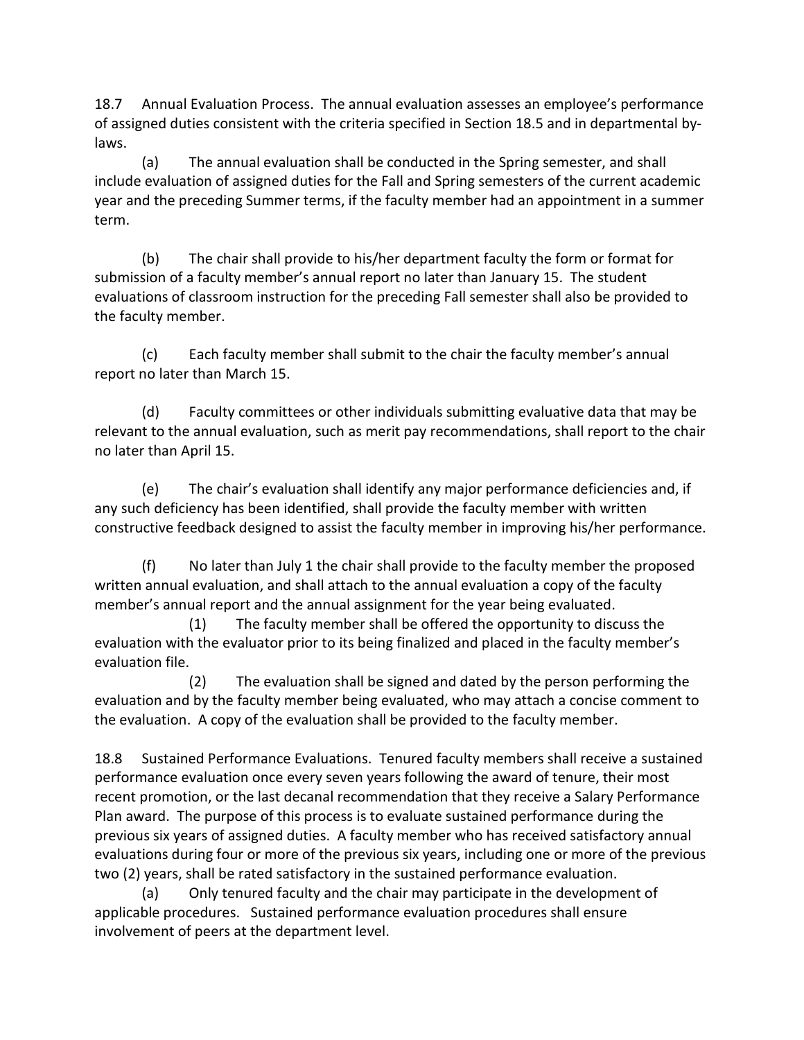18.7 Annual Evaluation Process. The annual evaluation assesses an employee's performance of assigned duties consistent with the criteria specified in Section 18.5 and in departmental by-laws.

(a) The annual evaluation shall be conducted in the Spring semester, and shall include evaluation of assigned duties for the Fall and Spring semesters of the current academic year and the preceding Summer terms, if the faculty member had an appointment in a summer term.

(b) The chair shall provide to his/her department faculty the form or format for submission of a faculty member's annual report no later than January 15. The student evaluations of classroom instruction for the preceding Fall semester shall also be provided to the faculty member.

(c) Each faculty member shall submit to the chair the faculty member's annual report no later than March 15.

(d) Faculty committees or other individuals submitting evaluative data that may be relevant to the annual evaluation, such as merit pay recommendations, shall report to the chair no later than April 15.

(e) The chair's evaluation shall identify any major performance deficiencies and, if any such deficiency has been identified, shall provide the faculty member with written constructive feedback designed to assist the faculty member in improving his/her performance.

(f) No later than July 1 the chair shall provide to the faculty member the proposed written annual evaluation, and shall attach to the annual evaluation a copy of the faculty member's annual report and the annual assignment for the year being evaluated.

(1) The faculty member shall be offered the opportunity to discuss the evaluation with the evaluator prior to its being finalized and placed in the faculty member's evaluation file.

(2) The evaluation shall be signed and dated by the person performing the evaluation and by the faculty member being evaluated, who may attach a concise comment to the evaluation. A copy of the evaluation shall be provided to the faculty member.

18.8 Sustained Performance Evaluations. Tenured faculty members shall receive a sustained performance evaluation once every seven years following the award of tenure, their most recent promotion, or the last decanal recommendation that they receive a Salary Performance Plan award. The purpose of this process is to evaluate sustained performance during the previous six years of assigned duties. A faculty member who has received satisfactory annual evaluations during four or more of the previous six years, including one or more of the previous two (2) years, shall be rated satisfactory in the sustained performance evaluation.

(a) Only tenured faculty and the chair may participate in the development of applicable procedures. Sustained performance evaluation procedures shall ensure involvement of peers at the department level.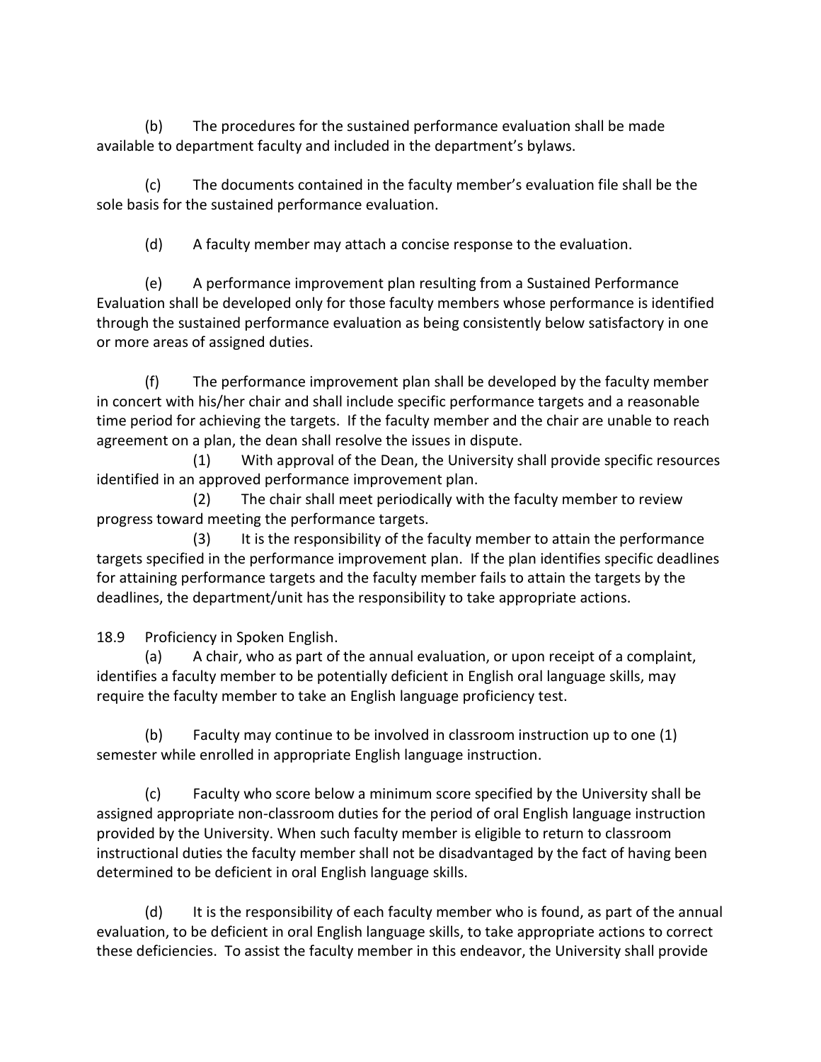(b) The procedures for the sustained performance evaluation shall be made available to department faculty and included in the department's bylaws.

(c) The documents contained in the faculty member's evaluation file shall be the sole basis for the sustained performance evaluation.

(d) A faculty member may attach a concise response to the evaluation.

(e) A performance improvement plan resulting from a Sustained Performance Evaluation shall be developed only for those faculty members whose performance is identified through the sustained performance evaluation as being consistently below satisfactory in one or more areas of assigned duties.

(f) The performance improvement plan shall be developed by the faculty member in concert with his/her chair and shall include specific performance targets and a reasonable time period for achieving the targets. If the faculty member and the chair are unable to reach agreement on a plan, the dean shall resolve the issues in dispute.

(1) With approval of the Dean, the University shall provide specific resources identified in an approved performance improvement plan.

(2) The chair shall meet periodically with the faculty member to review progress toward meeting the performance targets.

(3) It is the responsibility of the faculty member to attain the performance targets specified in the performance improvement plan. If the plan identifies specific deadlines for attaining performance targets and the faculty member fails to attain the targets by the deadlines, the department/unit has the responsibility to take appropriate actions.

18.9 Proficiency in Spoken English.

(a) A chair, who as part of the annual evaluation, or upon receipt of a complaint, identifies a faculty member to be potentially deficient in English oral language skills, may require the faculty member to take an English language proficiency test.

(b) Faculty may continue to be involved in classroom instruction up to one (1) semester while enrolled in appropriate English language instruction.

(c) Faculty who score below a minimum score specified by the University shall be assigned appropriate non-classroom duties for the period of oral English language instruction provided by the University. When such faculty member is eligible to return to classroom instructional duties the faculty member shall not be disadvantaged by the fact of having been determined to be deficient in oral English language skills.

(d) It is the responsibility of each faculty member who is found, as part of the annual evaluation, to be deficient in oral English language skills, to take appropriate actions to correct these deficiencies. To assist the faculty member in this endeavor, the University shall provide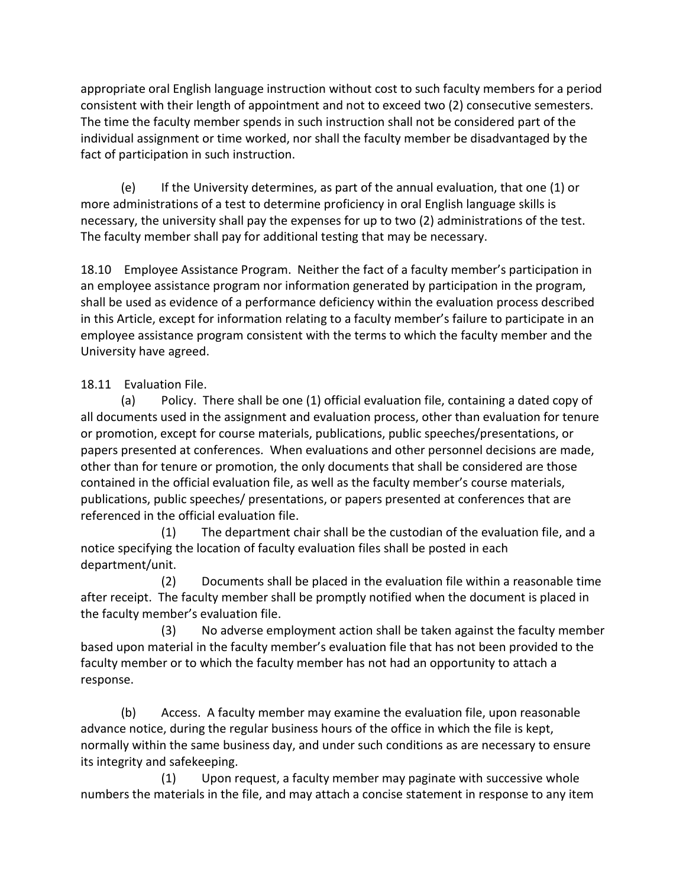appropriate oral English language instruction without cost to such faculty members for a period consistent with their length of appointment and not to exceed two (2) consecutive semesters. The time the faculty member spends in such instruction shall not be considered part of the individual assignment or time worked, nor shall the faculty member be disadvantaged by the fact of participation in such instruction.

(e) If the University determines, as part of the annual evaluation, that one (1) or more administrations of a test to determine proficiency in oral English language skills is necessary, the university shall pay the expenses for up to two (2) administrations of the test. The faculty member shall pay for additional testing that may be necessary.

18.10 Employee Assistance Program. Neither the fact of a faculty member's participation in an employee assistance program nor information generated by participation in the program, shall be used as evidence of a performance deficiency within the evaluation process described in this Article, except for information relating to a faculty member's failure to participate in an employee assistance program consistent with the terms to which the faculty member and the University have agreed.

18.11 Evaluation File.

(a) Policy. There shall be one (1) official evaluation file, containing a dated copy of all documents used in the assignment and evaluation process, other than evaluation for tenure or promotion, except for course materials, publications, public speeches/presentations, or papers presented at conferences. When evaluations and other personnel decisions are made, other than for tenure or promotion, the only documents that shall be considered are those contained in the official evaluation file, as well as the faculty member's course materials, publications, public speeches/ presentations, or papers presented at conferences that are referenced in the official evaluation file.

(1) The department chair shall be the custodian of the evaluation file, and a notice specifying the location of faculty evaluation files shall be posted in each department/unit.

(2) Documents shall be placed in the evaluation file within a reasonable time after receipt. The faculty member shall be promptly notified when the document is placed in the faculty member's evaluation file.

(3) No adverse employment action shall be taken against the faculty member based upon material in the faculty member's evaluation file that has not been provided to the faculty member or to which the faculty member has not had an opportunity to attach a response.

(b) Access. A faculty member may examine the evaluation file, upon reasonable advance notice, during the regular business hours of the office in which the file is kept, normally within the same business day, and under such conditions as are necessary to ensure its integrity and safekeeping.

(1) Upon request, a faculty member may paginate with successive whole numbers the materials in the file, and may attach a concise statement in response to any item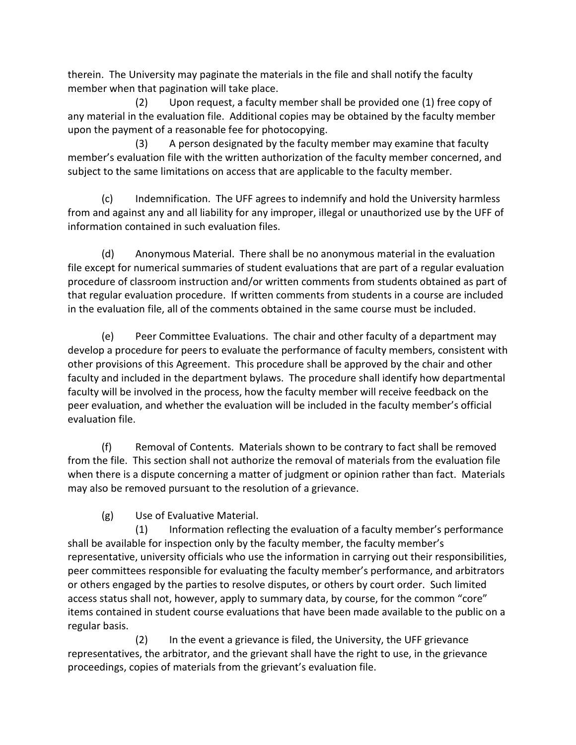therein. The University may paginate the materials in the file and shall notify the faculty member when that pagination will take place.

(2) Upon request, a faculty member shall be provided one (1) free copy of any material in the evaluation file. Additional copies may be obtained by the faculty member upon the payment of a reasonable fee for photocopying.

(3) A person designated by the faculty member may examine that faculty member's evaluation file with the written authorization of the faculty member concerned, and subject to the same limitations on access that are applicable to the faculty member.

(c) Indemnification. The UFF agrees to indemnify and hold the University harmless from and against any and all liability for any improper, illegal or unauthorized use by the UFF of information contained in such evaluation files.

(d) Anonymous Material. There shall be no anonymous material in the evaluation file except for numerical summaries of student evaluations that are part of a regular evaluation procedure of classroom instruction and/or written comments from students obtained as part of that regular evaluation procedure. If written comments from students in a course are included in the evaluation file, all of the comments obtained in the same course must be included.

(e) Peer Committee Evaluations. The chair and other faculty of a department may develop a procedure for peers to evaluate the performance of faculty members, consistent with other provisions of this Agreement. This procedure shall be approved by the chair and other faculty and included in the department bylaws. The procedure shall identify how departmental faculty will be involved in the process, how the faculty member will receive feedback on the peer evaluation, and whether the evaluation will be included in the faculty member's official evaluation file.

(f) Removal of Contents. Materials shown to be contrary to fact shall be removed from the file. This section shall not authorize the removal of materials from the evaluation file when there is a dispute concerning a matter of judgment or opinion rather than fact. Materials may also be removed pursuant to the resolution of a grievance.

(g) Use of Evaluative Material.

(1) Information reflecting the evaluation of a faculty member's performance shall be available for inspection only by the faculty member, the faculty member's representative, university officials who use the information in carrying out their responsibilities, peer committees responsible for evaluating the faculty member's performance, and arbitrators or others engaged by the parties to resolve disputes, or others by court order. Such limited access status shall not, however, apply to summary data, by course, for the common "core" items contained in student course evaluations that have been made available to the public on a regular basis.

(2) In the event a grievance is filed, the University, the UFF grievance representatives, the arbitrator, and the grievant shall have the right to use, in the grievance proceedings, copies of materials from the grievant's evaluation file.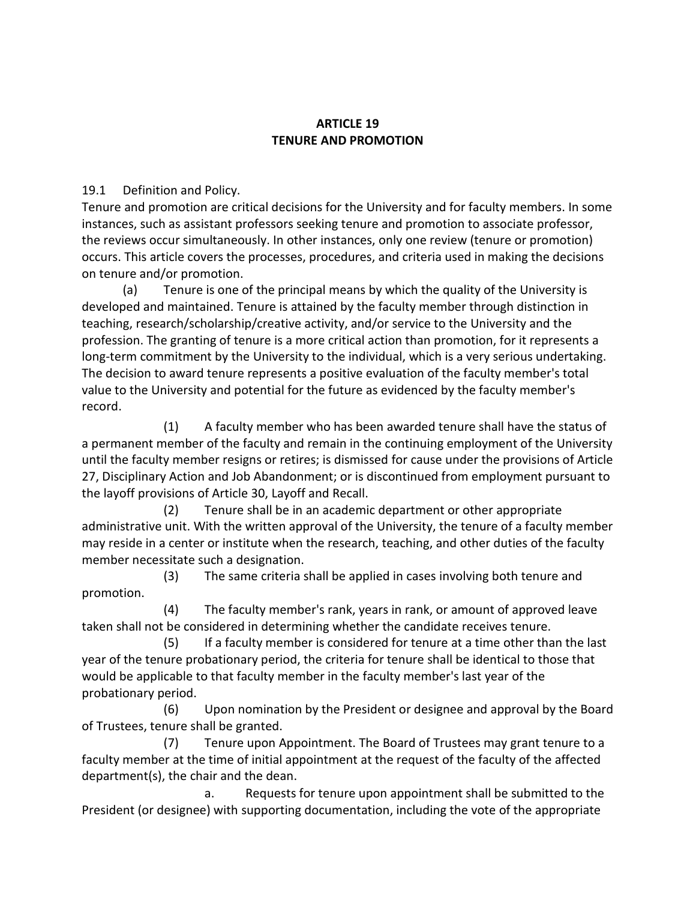# ARTICLE 19
# TENURE AND PROMOTION

19.1 Definition and Policy.

Tenure and promotion are critical decisions for the University and for faculty members. In some instances, such as assistant professors seeking tenure and promotion to associate professor, the reviews occur simultaneously. In other instances, only one review (tenure or promotion) occurs. This article covers the processes, procedures, and criteria used in making the decisions on tenure and/or promotion.

(a) Tenure is one of the principal means by which the quality of the University is developed and maintained. Tenure is attained by the faculty member through distinction in teaching, research/scholarship/creative activity, and/or service to the University and the profession. The granting of tenure is a more critical action than promotion, for it represents a long-term commitment by the University to the individual, which is a very serious undertaking. The decision to award tenure represents a positive evaluation of the faculty member's total value to the University and potential for the future as evidenced by the faculty member's record.

(1) A faculty member who has been awarded tenure shall have the status of a permanent member of the faculty and remain in the continuing employment of the University until the faculty member resigns or retires; is dismissed for cause under the provisions of Article 27, Disciplinary Action and Job Abandonment; or is discontinued from employment pursuant to the layoff provisions of Article 30, Layoff and Recall.

(2) Tenure shall be in an academic department or other appropriate administrative unit. With the written approval of the University, the tenure of a faculty member may reside in a center or institute when the research, teaching, and other duties of the faculty member necessitate such a designation.

(3) The same criteria shall be applied in cases involving both tenure and promotion.

(4) The faculty member's rank, years in rank, or amount of approved leave taken shall not be considered in determining whether the candidate receives tenure.

(5) If a faculty member is considered for tenure at a time other than the last year of the tenure probationary period, the criteria for tenure shall be identical to those that would be applicable to that faculty member in the faculty member's last year of the probationary period.

(6) Upon nomination by the President or designee and approval by the Board of Trustees, tenure shall be granted.

(7) Tenure upon Appointment. The Board of Trustees may grant tenure to a faculty member at the time of initial appointment at the request of the faculty of the affected department(s), the chair and the dean.

a. Requests for tenure upon appointment shall be submitted to the President (or designee) with supporting documentation, including the vote of the appropriate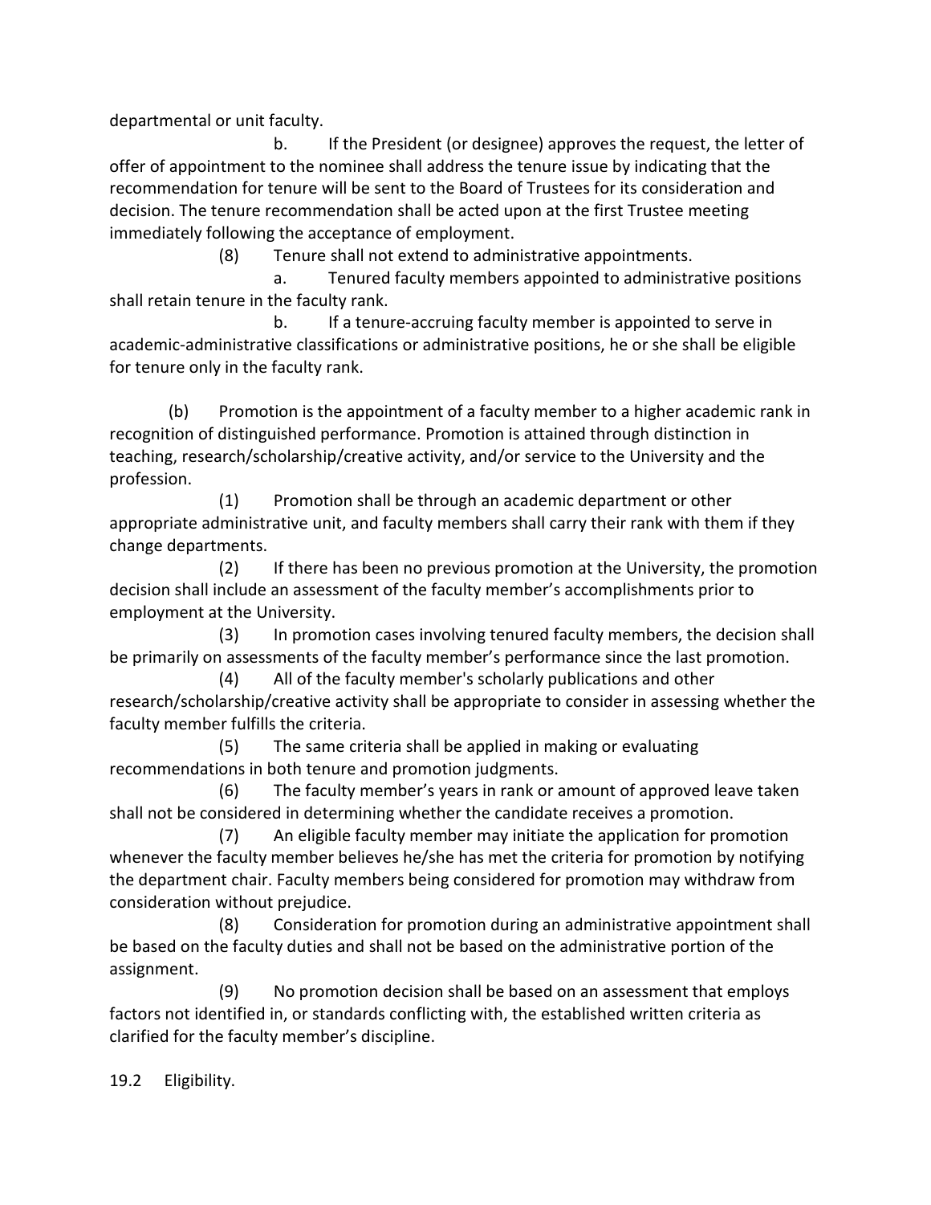departmental or unit faculty.

b. If the President (or designee) approves the request, the letter of offer of appointment to the nominee shall address the tenure issue by indicating that the recommendation for tenure will be sent to the Board of Trustees for its consideration and decision. The tenure recommendation shall be acted upon at the first Trustee meeting immediately following the acceptance of employment.

(8) Tenure shall not extend to administrative appointments.

a. Tenured faculty members appointed to administrative positions shall retain tenure in the faculty rank.

b. If a tenure-accruing faculty member is appointed to serve in academic-administrative classifications or administrative positions, he or she shall be eligible for tenure only in the faculty rank.

(b) Promotion is the appointment of a faculty member to a higher academic rank in recognition of distinguished performance. Promotion is attained through distinction in teaching, research/scholarship/creative activity, and/or service to the University and the profession.

(1) Promotion shall be through an academic department or other appropriate administrative unit, and faculty members shall carry their rank with them if they change departments.

(2) If there has been no previous promotion at the University, the promotion decision shall include an assessment of the faculty member's accomplishments prior to employment at the University.

(3) In promotion cases involving tenured faculty members, the decision shall be primarily on assessments of the faculty member's performance since the last promotion.

(4) All of the faculty member's scholarly publications and other research/scholarship/creative activity shall be appropriate to consider in assessing whether the faculty member fulfills the criteria.

(5) The same criteria shall be applied in making or evaluating recommendations in both tenure and promotion judgments.

(6) The faculty member's years in rank or amount of approved leave taken shall not be considered in determining whether the candidate receives a promotion.

(7) An eligible faculty member may initiate the application for promotion whenever the faculty member believes he/she has met the criteria for promotion by notifying the department chair. Faculty members being considered for promotion may withdraw from consideration without prejudice.

(8) Consideration for promotion during an administrative appointment shall be based on the faculty duties and shall not be based on the administrative portion of the assignment.

(9) No promotion decision shall be based on an assessment that employs factors not identified in, or standards conflicting with, the established written criteria as clarified for the faculty member's discipline.

19.2 Eligibility.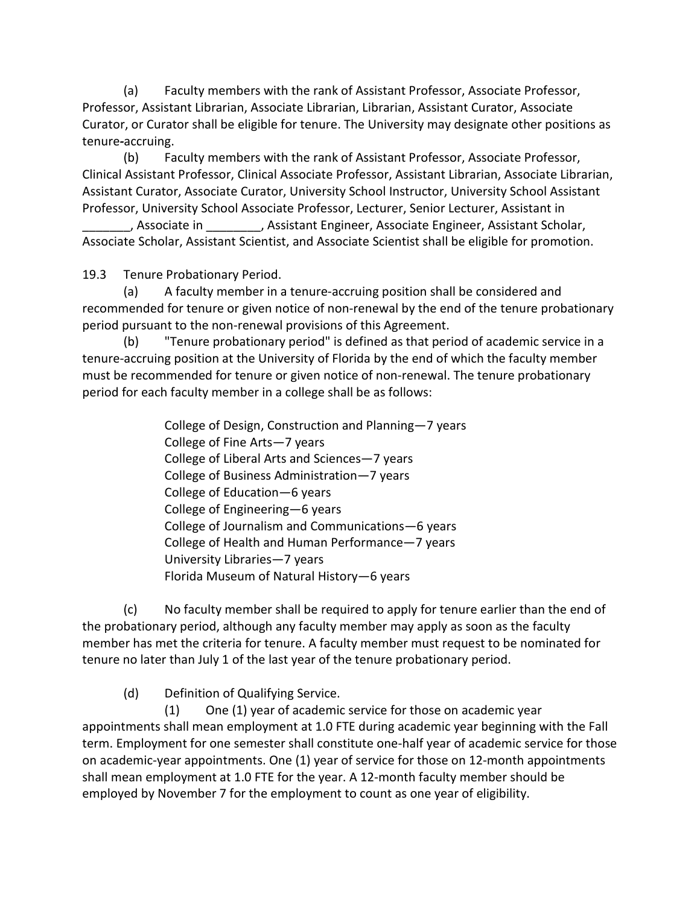(a) Faculty members with the rank of Assistant Professor, Associate Professor, Professor, Assistant Librarian, Associate Librarian, Librarian, Assistant Curator, Associate Curator, or Curator shall be eligible for tenure. The University may designate other positions as tenure-accruing.

(b) Faculty members with the rank of Assistant Professor, Associate Professor, Clinical Assistant Professor, Clinical Associate Professor, Assistant Librarian, Associate Librarian, Assistant Curator, Associate Curator, University School Instructor, University School Assistant Professor, University School Associate Professor, Lecturer, Senior Lecturer, Assistant in _______, Associate in ________, Assistant Engineer, Associate Engineer, Assistant Scholar, Associate Scholar, Assistant Scientist, and Associate Scientist shall be eligible for promotion.

19.3 Tenure Probationary Period.

(a) A faculty member in a tenure-accruing position shall be considered and recommended for tenure or given notice of non-renewal by the end of the tenure probationary period pursuant to the non-renewal provisions of this Agreement.

(b) "Tenure probationary period" is defined as that period of academic service in a tenure-accruing position at the University of Florida by the end of which the faculty member must be recommended for tenure or given notice of non-renewal. The tenure probationary period for each faculty member in a college shall be as follows:

College of Design, Construction and Planning—7 years
College of Fine Arts—7 years
College of Liberal Arts and Sciences—7 years
College of Business Administration—7 years
College of Education—6 years
College of Engineering—6 years
College of Journalism and Communications—6 years
College of Health and Human Performance—7 years
University Libraries—7 years
Florida Museum of Natural History—6 years

(c) No faculty member shall be required to apply for tenure earlier than the end of the probationary period, although any faculty member may apply as soon as the faculty member has met the criteria for tenure. A faculty member must request to be nominated for tenure no later than July 1 of the last year of the tenure probationary period.

(d) Definition of Qualifying Service.

(1) One (1) year of academic service for those on academic year appointments shall mean employment at 1.0 FTE during academic year beginning with the Fall term. Employment for one semester shall constitute one-half year of academic service for those on academic-year appointments. One (1) year of service for those on 12-month appointments shall mean employment at 1.0 FTE for the year. A 12-month faculty member should be employed by November 7 for the employment to count as one year of eligibility.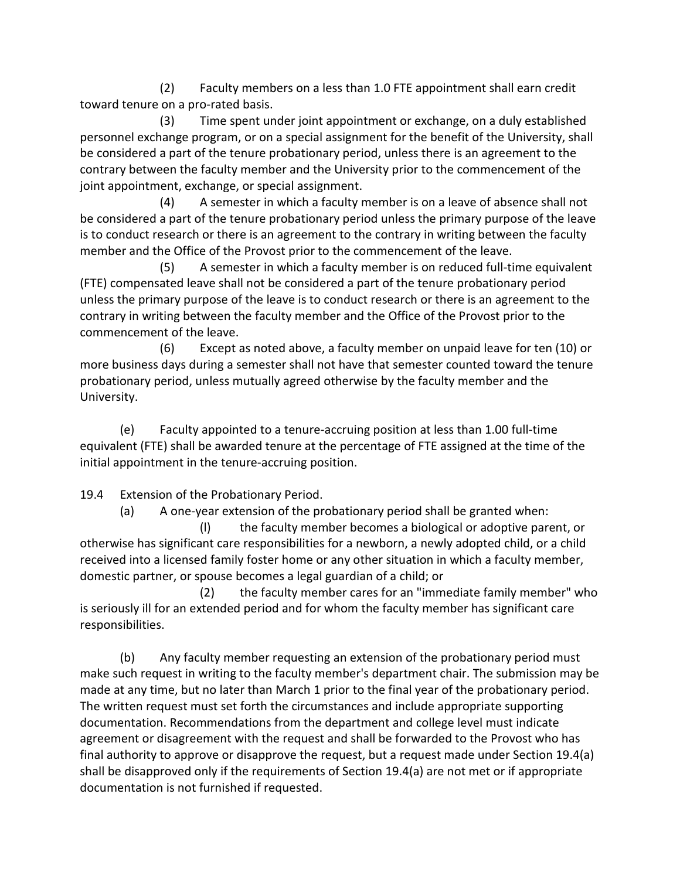(2) Faculty members on a less than 1.0 FTE appointment shall earn credit toward tenure on a pro-rated basis.

(3) Time spent under joint appointment or exchange, on a duly established personnel exchange program, or on a special assignment for the benefit of the University, shall be considered a part of the tenure probationary period, unless there is an agreement to the contrary between the faculty member and the University prior to the commencement of the joint appointment, exchange, or special assignment.

(4) A semester in which a faculty member is on a leave of absence shall not be considered a part of the tenure probationary period unless the primary purpose of the leave is to conduct research or there is an agreement to the contrary in writing between the faculty member and the Office of the Provost prior to the commencement of the leave.

(5) A semester in which a faculty member is on reduced full-time equivalent (FTE) compensated leave shall not be considered a part of the tenure probationary period unless the primary purpose of the leave is to conduct research or there is an agreement to the contrary in writing between the faculty member and the Office of the Provost prior to the commencement of the leave.

(6) Except as noted above, a faculty member on unpaid leave for ten (10) or more business days during a semester shall not have that semester counted toward the tenure probationary period, unless mutually agreed otherwise by the faculty member and the University.

(e) Faculty appointed to a tenure-accruing position at less than 1.00 full-time equivalent (FTE) shall be awarded tenure at the percentage of FTE assigned at the time of the initial appointment in the tenure-accruing position.

19.4 Extension of the Probationary Period.

(a) A one-year extension of the probationary period shall be granted when:

(l) the faculty member becomes a biological or adoptive parent, or otherwise has significant care responsibilities for a newborn, a newly adopted child, or a child received into a licensed family foster home or any other situation in which a faculty member, domestic partner, or spouse becomes a legal guardian of a child; or

(2) the faculty member cares for an "immediate family member" who is seriously ill for an extended period and for whom the faculty member has significant care responsibilities.

(b) Any faculty member requesting an extension of the probationary period must make such request in writing to the faculty member's department chair. The submission may be made at any time, but no later than March 1 prior to the final year of the probationary period. The written request must set forth the circumstances and include appropriate supporting documentation. Recommendations from the department and college level must indicate agreement or disagreement with the request and shall be forwarded to the Provost who has final authority to approve or disapprove the request, but a request made under Section 19.4(a) shall be disapproved only if the requirements of Section 19.4(a) are not met or if appropriate documentation is not furnished if requested.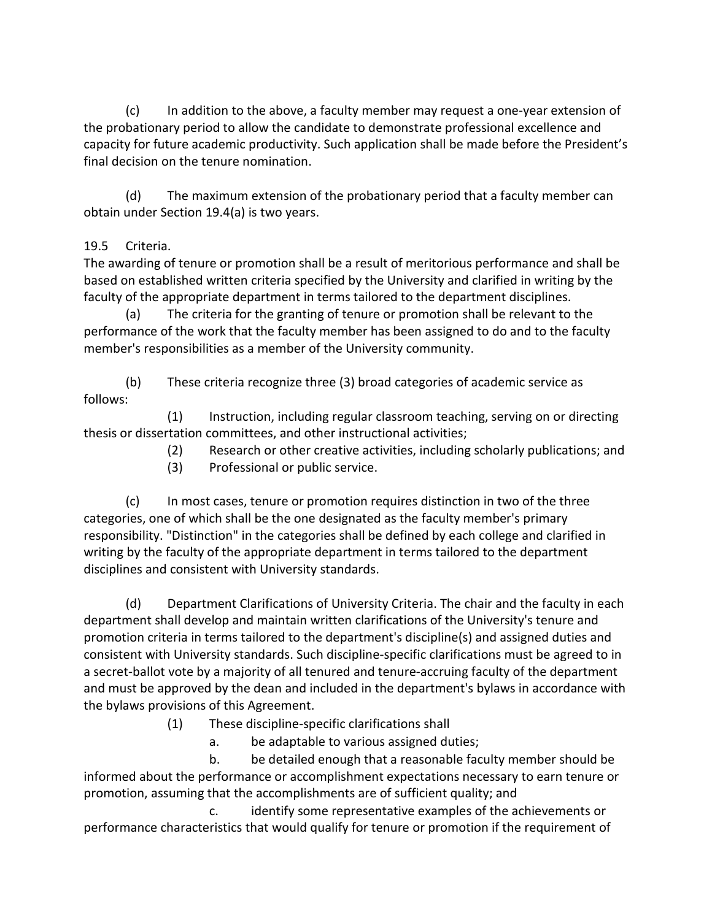(c) In addition to the above, a faculty member may request a one-year extension of the probationary period to allow the candidate to demonstrate professional excellence and capacity for future academic productivity. Such application shall be made before the President's final decision on the tenure nomination.

(d) The maximum extension of the probationary period that a faculty member can obtain under Section 19.4(a) is two years.

19.5 Criteria.

The awarding of tenure or promotion shall be a result of meritorious performance and shall be based on established written criteria specified by the University and clarified in writing by the faculty of the appropriate department in terms tailored to the department disciplines.

(a) The criteria for the granting of tenure or promotion shall be relevant to the performance of the work that the faculty member has been assigned to do and to the faculty member's responsibilities as a member of the University community.

(b) These criteria recognize three (3) broad categories of academic service as follows:

(1) Instruction, including regular classroom teaching, serving on or directing thesis or dissertation committees, and other instructional activities;

(2) Research or other creative activities, including scholarly publications; and

(3) Professional or public service.

(c) In most cases, tenure or promotion requires distinction in two of the three categories, one of which shall be the one designated as the faculty member's primary responsibility. "Distinction" in the categories shall be defined by each college and clarified in writing by the faculty of the appropriate department in terms tailored to the department disciplines and consistent with University standards.

(d) Department Clarifications of University Criteria. The chair and the faculty in each department shall develop and maintain written clarifications of the University's tenure and promotion criteria in terms tailored to the department's discipline(s) and assigned duties and consistent with University standards. Such discipline-specific clarifications must be agreed to in a secret-ballot vote by a majority of all tenured and tenure-accruing faculty of the department and must be approved by the dean and included in the department's bylaws in accordance with the bylaws provisions of this Agreement.

(1) These discipline-specific clarifications shall

a. be adaptable to various assigned duties;

b. be detailed enough that a reasonable faculty member should be informed about the performance or accomplishment expectations necessary to earn tenure or promotion, assuming that the accomplishments are of sufficient quality; and

c. identify some representative examples of the achievements or performance characteristics that would qualify for tenure or promotion if the requirement of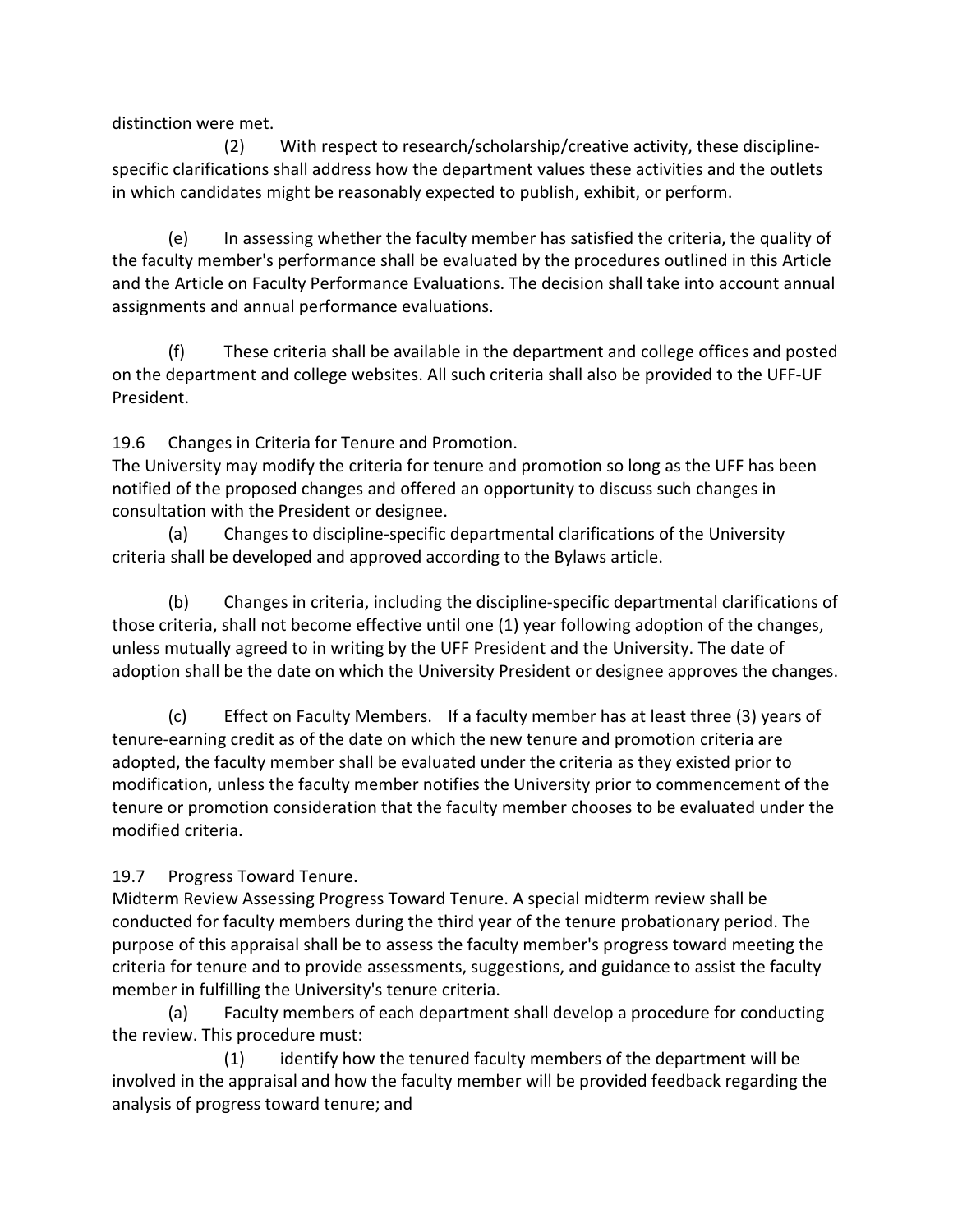distinction were met.

(2) With respect to research/scholarship/creative activity, these discipline-specific clarifications shall address how the department values these activities and the outlets in which candidates might be reasonably expected to publish, exhibit, or perform.

(e) In assessing whether the faculty member has satisfied the criteria, the quality of the faculty member's performance shall be evaluated by the procedures outlined in this Article and the Article on Faculty Performance Evaluations. The decision shall take into account annual assignments and annual performance evaluations.

(f) These criteria shall be available in the department and college offices and posted on the department and college websites. All such criteria shall also be provided to the UFF-UF President.

19.6 Changes in Criteria for Tenure and Promotion.
The University may modify the criteria for tenure and promotion so long as the UFF has been notified of the proposed changes and offered an opportunity to discuss such changes in consultation with the President or designee.

(a) Changes to discipline-specific departmental clarifications of the University criteria shall be developed and approved according to the Bylaws article.

(b) Changes in criteria, including the discipline-specific departmental clarifications of those criteria, shall not become effective until one (1) year following adoption of the changes, unless mutually agreed to in writing by the UFF President and the University. The date of adoption shall be the date on which the University President or designee approves the changes.

(c) Effect on Faculty Members. If a faculty member has at least three (3) years of tenure-earning credit as of the date on which the new tenure and promotion criteria are adopted, the faculty member shall be evaluated under the criteria as they existed prior to modification, unless the faculty member notifies the University prior to commencement of the tenure or promotion consideration that the faculty member chooses to be evaluated under the modified criteria.

19.7 Progress Toward Tenure.
Midterm Review Assessing Progress Toward Tenure. A special midterm review shall be conducted for faculty members during the third year of the tenure probationary period. The purpose of this appraisal shall be to assess the faculty member's progress toward meeting the criteria for tenure and to provide assessments, suggestions, and guidance to assist the faculty member in fulfilling the University's tenure criteria.

(a) Faculty members of each department shall develop a procedure for conducting the review. This procedure must:

(1) identify how the tenured faculty members of the department will be involved in the appraisal and how the faculty member will be provided feedback regarding the analysis of progress toward tenure; and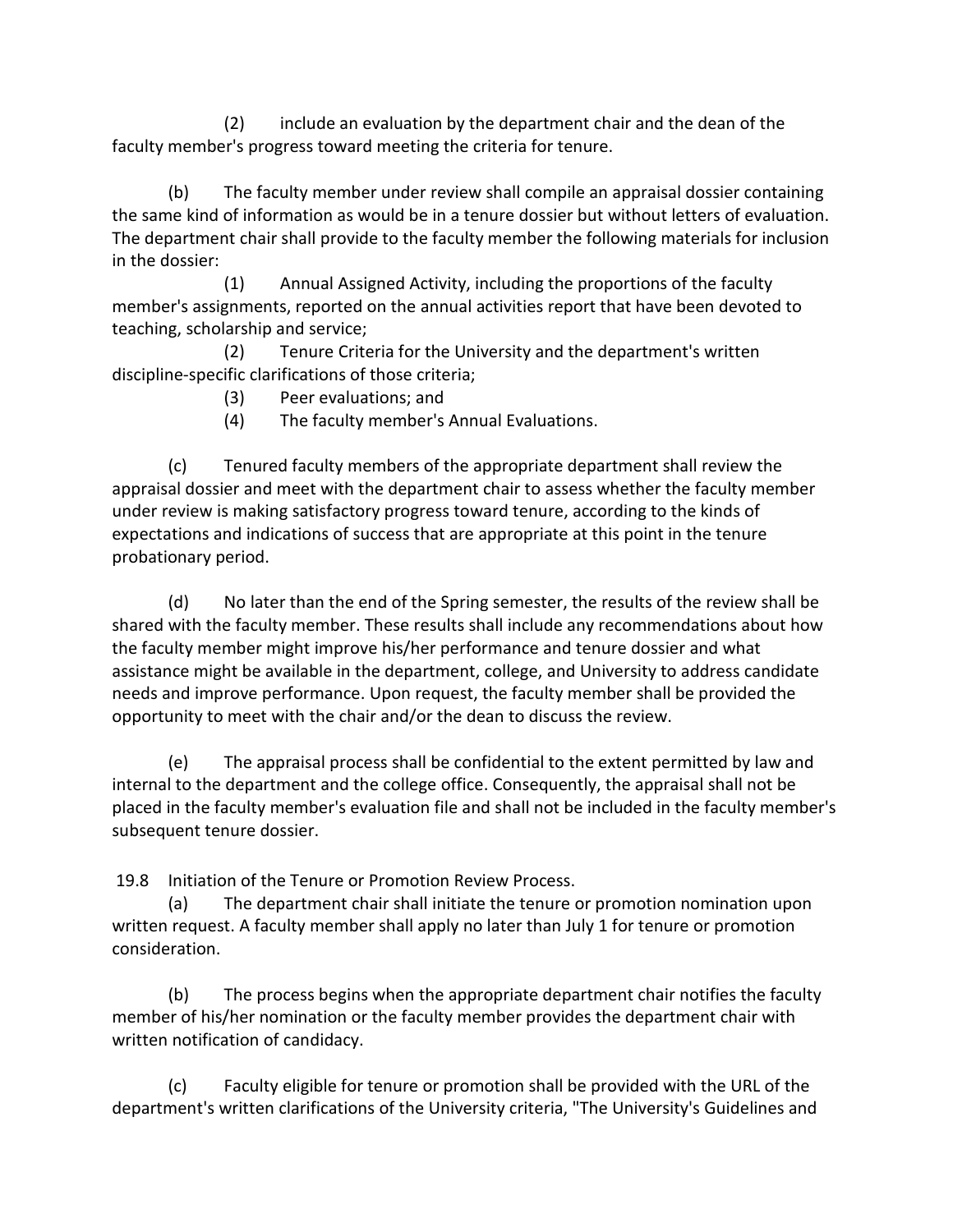(2) include an evaluation by the department chair and the dean of the faculty member's progress toward meeting the criteria for tenure.

(b) The faculty member under review shall compile an appraisal dossier containing the same kind of information as would be in a tenure dossier but without letters of evaluation. The department chair shall provide to the faculty member the following materials for inclusion in the dossier:

(1) Annual Assigned Activity, including the proportions of the faculty member's assignments, reported on the annual activities report that have been devoted to teaching, scholarship and service;

(2) Tenure Criteria for the University and the department's written discipline-specific clarifications of those criteria;

(3) Peer evaluations; and

(4) The faculty member's Annual Evaluations.

(c) Tenured faculty members of the appropriate department shall review the appraisal dossier and meet with the department chair to assess whether the faculty member under review is making satisfactory progress toward tenure, according to the kinds of expectations and indications of success that are appropriate at this point in the tenure probationary period.

(d) No later than the end of the Spring semester, the results of the review shall be shared with the faculty member. These results shall include any recommendations about how the faculty member might improve his/her performance and tenure dossier and what assistance might be available in the department, college, and University to address candidate needs and improve performance. Upon request, the faculty member shall be provided the opportunity to meet with the chair and/or the dean to discuss the review.

(e) The appraisal process shall be confidential to the extent permitted by law and internal to the department and the college office. Consequently, the appraisal shall not be placed in the faculty member's evaluation file and shall not be included in the faculty member's subsequent tenure dossier.

19.8 Initiation of the Tenure or Promotion Review Process.

(a) The department chair shall initiate the tenure or promotion nomination upon written request. A faculty member shall apply no later than July 1 for tenure or promotion consideration.

(b) The process begins when the appropriate department chair notifies the faculty member of his/her nomination or the faculty member provides the department chair with written notification of candidacy.

(c) Faculty eligible for tenure or promotion shall be provided with the URL of the department's written clarifications of the University criteria, "The University's Guidelines and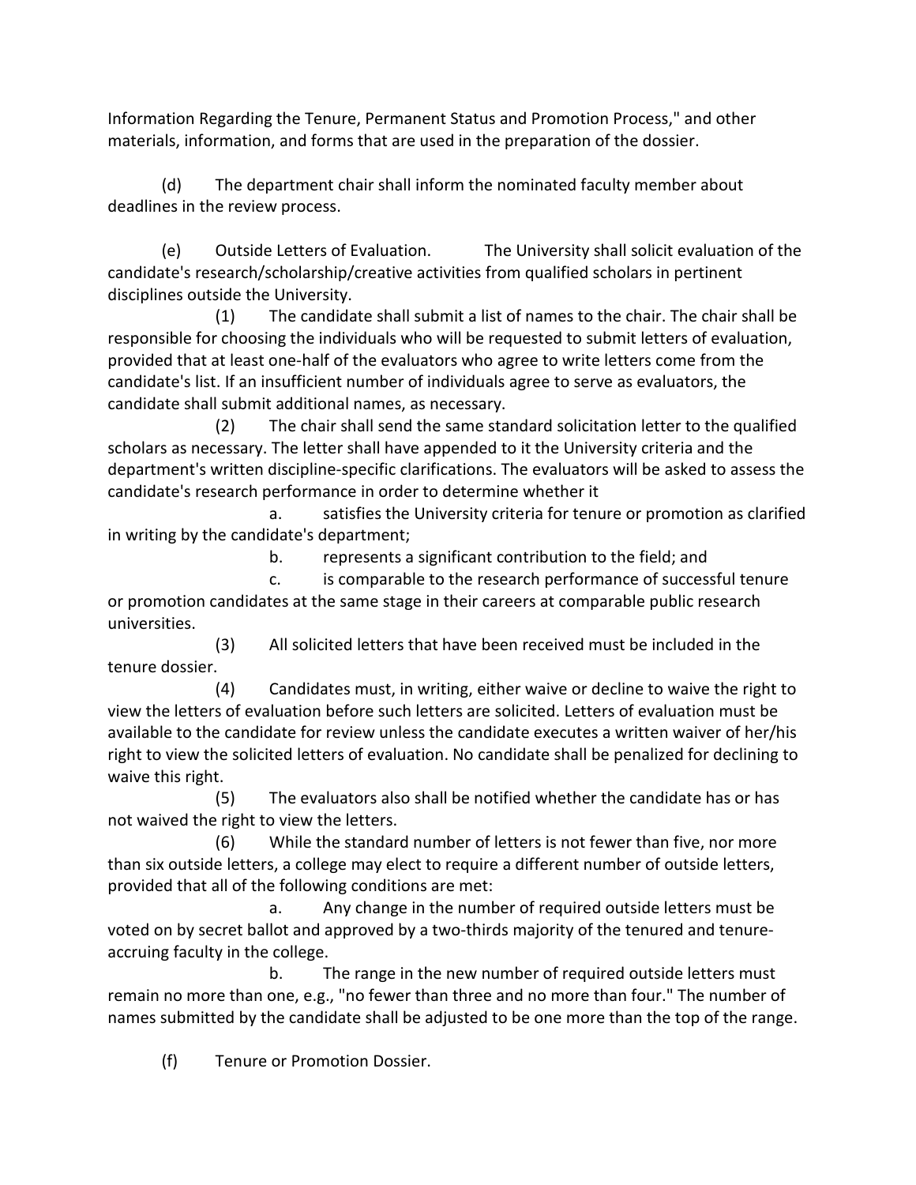Information Regarding the Tenure, Permanent Status and Promotion Process," and other materials, information, and forms that are used in the preparation of the dossier.

(d) The department chair shall inform the nominated faculty member about deadlines in the review process.

(e) Outside Letters of Evaluation. The University shall solicit evaluation of the candidate's research/scholarship/creative activities from qualified scholars in pertinent disciplines outside the University.

(1) The candidate shall submit a list of names to the chair. The chair shall be responsible for choosing the individuals who will be requested to submit letters of evaluation, provided that at least one-half of the evaluators who agree to write letters come from the candidate's list. If an insufficient number of individuals agree to serve as evaluators, the candidate shall submit additional names, as necessary.

(2) The chair shall send the same standard solicitation letter to the qualified scholars as necessary. The letter shall have appended to it the University criteria and the department's written discipline-specific clarifications. The evaluators will be asked to assess the candidate's research performance in order to determine whether it

a. satisfies the University criteria for tenure or promotion as clarified in writing by the candidate's department;

b. represents a significant contribution to the field; and

c. is comparable to the research performance of successful tenure or promotion candidates at the same stage in their careers at comparable public research universities.

(3) All solicited letters that have been received must be included in the tenure dossier.

(4) Candidates must, in writing, either waive or decline to waive the right to view the letters of evaluation before such letters are solicited. Letters of evaluation must be available to the candidate for review unless the candidate executes a written waiver of her/his right to view the solicited letters of evaluation. No candidate shall be penalized for declining to waive this right.

(5) The evaluators also shall be notified whether the candidate has or has not waived the right to view the letters.

(6) While the standard number of letters is not fewer than five, nor more than six outside letters, a college may elect to require a different number of outside letters, provided that all of the following conditions are met:

a. Any change in the number of required outside letters must be voted on by secret ballot and approved by a two-thirds majority of the tenured and tenure-accruing faculty in the college.

b. The range in the new number of required outside letters must remain no more than one, e.g., "no fewer than three and no more than four." The number of names submitted by the candidate shall be adjusted to be one more than the top of the range.

(f) Tenure or Promotion Dossier.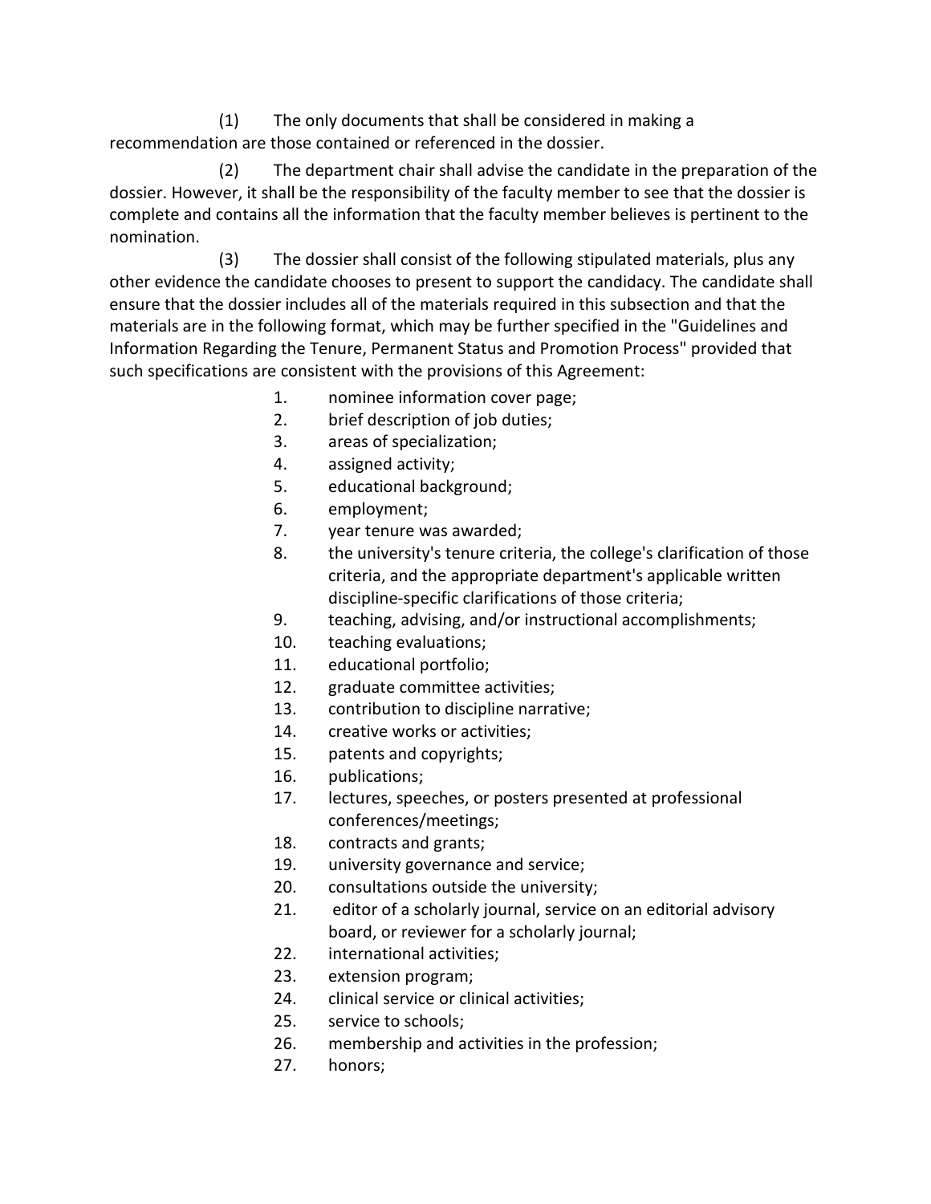(1) The only documents that shall be considered in making a recommendation are those contained or referenced in the dossier.

(2) The department chair shall advise the candidate in the preparation of the dossier. However, it shall be the responsibility of the faculty member to see that the dossier is complete and contains all the information that the faculty member believes is pertinent to the nomination.

(3) The dossier shall consist of the following stipulated materials, plus any other evidence the candidate chooses to present to support the candidacy. The candidate shall ensure that the dossier includes all of the materials required in this subsection and that the materials are in the following format, which may be further specified in the "Guidelines and Information Regarding the Tenure, Permanent Status and Promotion Process" provided that such specifications are consistent with the provisions of this Agreement:

1. nominee information cover page;
2. brief description of job duties;
3. areas of specialization;
4. assigned activity;
5. educational background;
6. employment;
7. year tenure was awarded;
8. the university's tenure criteria, the college's clarification of those criteria, and the appropriate department's applicable written discipline-specific clarifications of those criteria;
9. teaching, advising, and/or instructional accomplishments;
10. teaching evaluations;
11. educational portfolio;
12. graduate committee activities;
13. contribution to discipline narrative;
14. creative works or activities;
15. patents and copyrights;
16. publications;
17. lectures, speeches, or posters presented at professional conferences/meetings;
18. contracts and grants;
19. university governance and service;
20. consultations outside the university;
21. editor of a scholarly journal, service on an editorial advisory board, or reviewer for a scholarly journal;
22. international activities;
23. extension program;
24. clinical service or clinical activities;
25. service to schools;
26. membership and activities in the profession;
27. honors;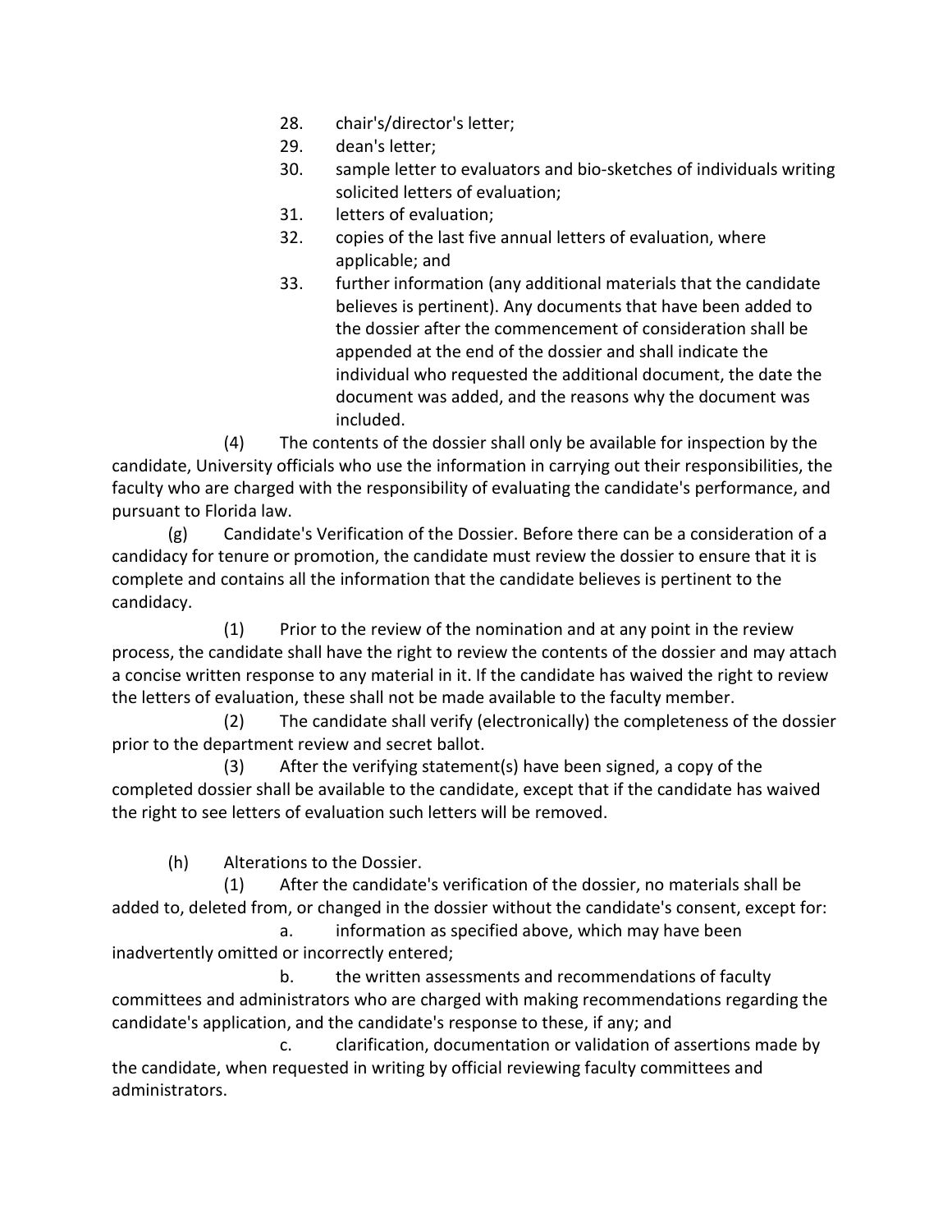28. chair's/director's letter;
29. dean's letter;
30. sample letter to evaluators and bio-sketches of individuals writing solicited letters of evaluation;
31. letters of evaluation;
32. copies of the last five annual letters of evaluation, where applicable; and
33. further information (any additional materials that the candidate believes is pertinent). Any documents that have been added to the dossier after the commencement of consideration shall be appended at the end of the dossier and shall indicate the individual who requested the additional document, the date the document was added, and the reasons why the document was included.

(4) The contents of the dossier shall only be available for inspection by the candidate, University officials who use the information in carrying out their responsibilities, the faculty who are charged with the responsibility of evaluating the candidate's performance, and pursuant to Florida law.

(g) Candidate's Verification of the Dossier. Before there can be a consideration of a candidacy for tenure or promotion, the candidate must review the dossier to ensure that it is complete and contains all the information that the candidate believes is pertinent to the candidacy.

(1) Prior to the review of the nomination and at any point in the review process, the candidate shall have the right to review the contents of the dossier and may attach a concise written response to any material in it. If the candidate has waived the right to review the letters of evaluation, these shall not be made available to the faculty member.

(2) The candidate shall verify (electronically) the completeness of the dossier prior to the department review and secret ballot.

(3) After the verifying statement(s) have been signed, a copy of the completed dossier shall be available to the candidate, except that if the candidate has waived the right to see letters of evaluation such letters will be removed.

(h) Alterations to the Dossier.

(1) After the candidate's verification of the dossier, no materials shall be added to, deleted from, or changed in the dossier without the candidate's consent, except for:

a. information as specified above, which may have been inadvertently omitted or incorrectly entered;

b. the written assessments and recommendations of faculty committees and administrators who are charged with making recommendations regarding the candidate's application, and the candidate's response to these, if any; and

c. clarification, documentation or validation of assertions made by the candidate, when requested in writing by official reviewing faculty committees and administrators.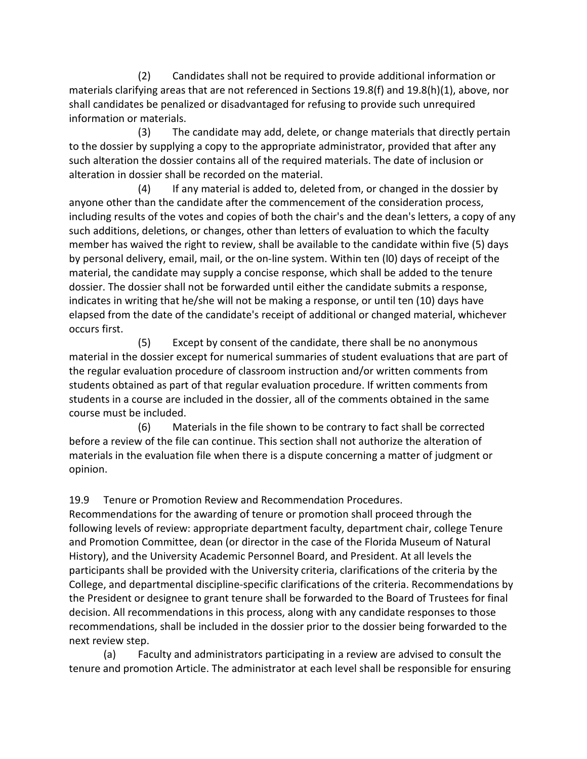(2) Candidates shall not be required to provide additional information or materials clarifying areas that are not referenced in Sections 19.8(f) and 19.8(h)(1), above, nor shall candidates be penalized or disadvantaged for refusing to provide such unrequired information or materials.

(3) The candidate may add, delete, or change materials that directly pertain to the dossier by supplying a copy to the appropriate administrator, provided that after any such alteration the dossier contains all of the required materials. The date of inclusion or alteration in dossier shall be recorded on the material.

(4) If any material is added to, deleted from, or changed in the dossier by anyone other than the candidate after the commencement of the consideration process, including results of the votes and copies of both the chair's and the dean's letters, a copy of any such additions, deletions, or changes, other than letters of evaluation to which the faculty member has waived the right to review, shall be available to the candidate within five (5) days by personal delivery, email, mail, or the on-line system. Within ten (l0) days of receipt of the material, the candidate may supply a concise response, which shall be added to the tenure dossier. The dossier shall not be forwarded until either the candidate submits a response, indicates in writing that he/she will not be making a response, or until ten (10) days have elapsed from the date of the candidate's receipt of additional or changed material, whichever occurs first.

(5) Except by consent of the candidate, there shall be no anonymous material in the dossier except for numerical summaries of student evaluations that are part of the regular evaluation procedure of classroom instruction and/or written comments from students obtained as part of that regular evaluation procedure. If written comments from students in a course are included in the dossier, all of the comments obtained in the same course must be included.

(6) Materials in the file shown to be contrary to fact shall be corrected before a review of the file can continue. This section shall not authorize the alteration of materials in the evaluation file when there is a dispute concerning a matter of judgment or opinion.

19.9 Tenure or Promotion Review and Recommendation Procedures.
Recommendations for the awarding of tenure or promotion shall proceed through the following levels of review: appropriate department faculty, department chair, college Tenure and Promotion Committee, dean (or director in the case of the Florida Museum of Natural History), and the University Academic Personnel Board, and President. At all levels the participants shall be provided with the University criteria, clarifications of the criteria by the College, and departmental discipline-specific clarifications of the criteria. Recommendations by the President or designee to grant tenure shall be forwarded to the Board of Trustees for final decision. All recommendations in this process, along with any candidate responses to those recommendations, shall be included in the dossier prior to the dossier being forwarded to the next review step.

(a) Faculty and administrators participating in a review are advised to consult the tenure and promotion Article. The administrator at each level shall be responsible for ensuring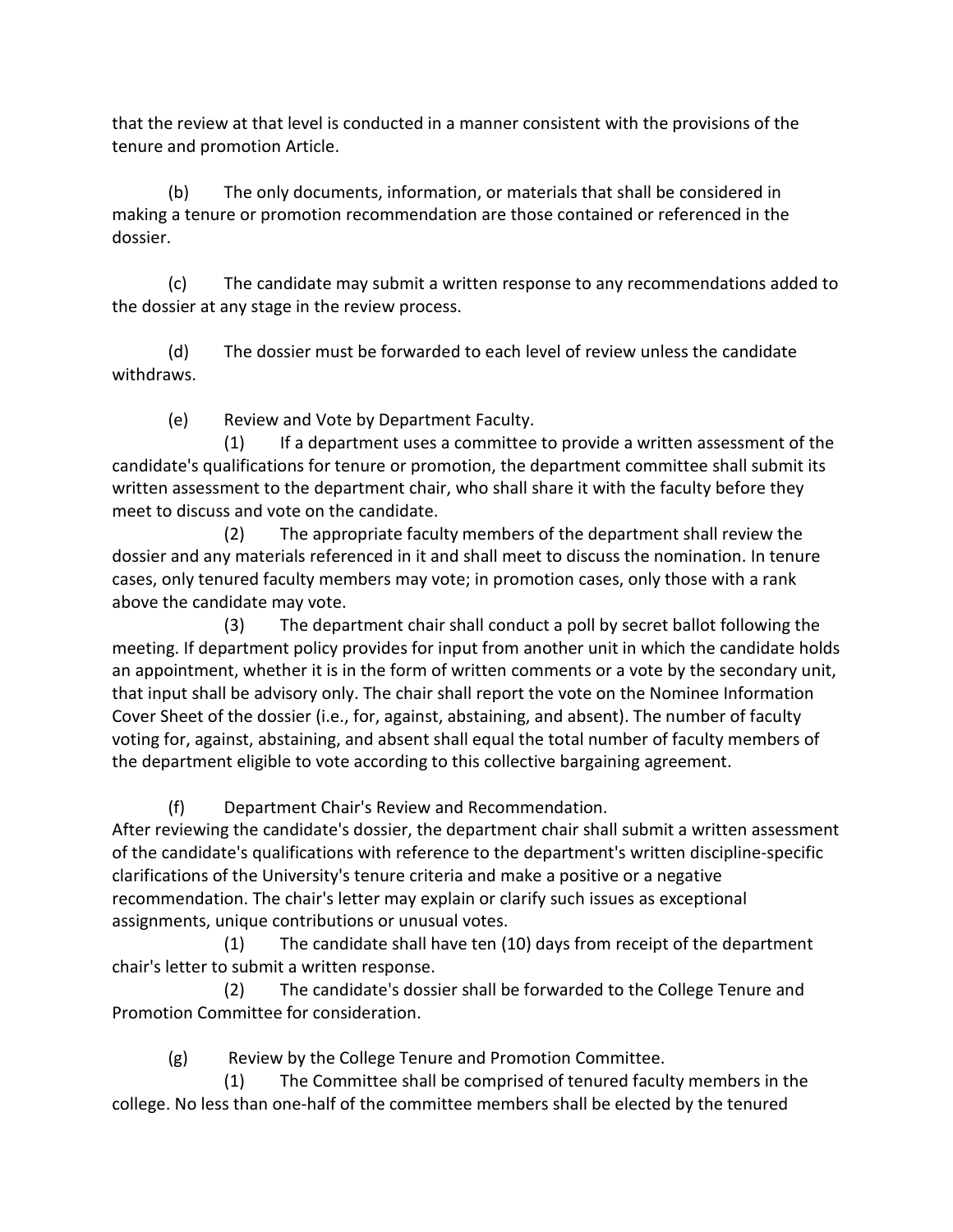that the review at that level is conducted in a manner consistent with the provisions of the tenure and promotion Article.

(b) The only documents, information, or materials that shall be considered in making a tenure or promotion recommendation are those contained or referenced in the dossier.

(c) The candidate may submit a written response to any recommendations added to the dossier at any stage in the review process.

(d) The dossier must be forwarded to each level of review unless the candidate withdraws.

(e) Review and Vote by Department Faculty.

(1) If a department uses a committee to provide a written assessment of the candidate's qualifications for tenure or promotion, the department committee shall submit its written assessment to the department chair, who shall share it with the faculty before they meet to discuss and vote on the candidate.

(2) The appropriate faculty members of the department shall review the dossier and any materials referenced in it and shall meet to discuss the nomination. In tenure cases, only tenured faculty members may vote; in promotion cases, only those with a rank above the candidate may vote.

(3) The department chair shall conduct a poll by secret ballot following the meeting. If department policy provides for input from another unit in which the candidate holds an appointment, whether it is in the form of written comments or a vote by the secondary unit, that input shall be advisory only. The chair shall report the vote on the Nominee Information Cover Sheet of the dossier (i.e., for, against, abstaining, and absent). The number of faculty voting for, against, abstaining, and absent shall equal the total number of faculty members of the department eligible to vote according to this collective bargaining agreement.

(f) Department Chair's Review and Recommendation.

After reviewing the candidate's dossier, the department chair shall submit a written assessment of the candidate's qualifications with reference to the department's written discipline-specific clarifications of the University's tenure criteria and make a positive or a negative recommendation. The chair's letter may explain or clarify such issues as exceptional assignments, unique contributions or unusual votes.

(1) The candidate shall have ten (10) days from receipt of the department chair's letter to submit a written response.

(2) The candidate's dossier shall be forwarded to the College Tenure and Promotion Committee for consideration.

(g) Review by the College Tenure and Promotion Committee.

(1) The Committee shall be comprised of tenured faculty members in the college. No less than one-half of the committee members shall be elected by the tenured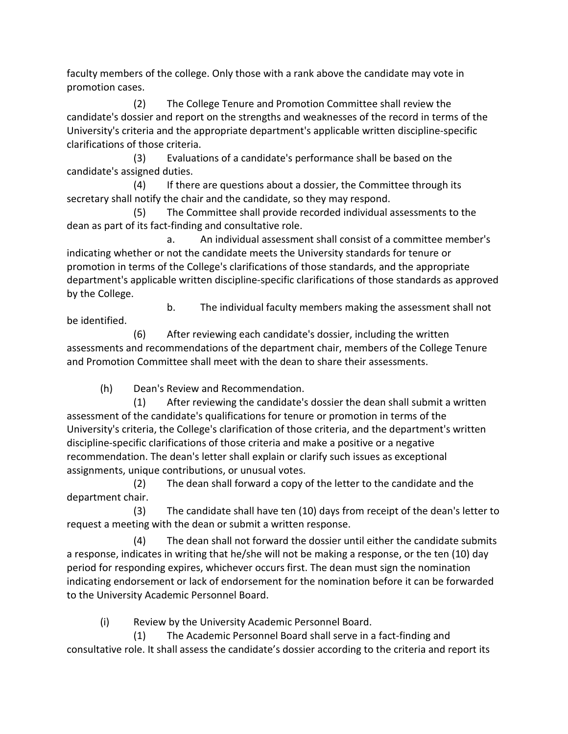faculty members of the college. Only those with a rank above the candidate may vote in promotion cases.

(2) The College Tenure and Promotion Committee shall review the candidate's dossier and report on the strengths and weaknesses of the record in terms of the University's criteria and the appropriate department's applicable written discipline-specific clarifications of those criteria.

(3) Evaluations of a candidate's performance shall be based on the candidate's assigned duties.

(4) If there are questions about a dossier, the Committee through its secretary shall notify the chair and the candidate, so they may respond.

(5) The Committee shall provide recorded individual assessments to the dean as part of its fact-finding and consultative role.

a. An individual assessment shall consist of a committee member's indicating whether or not the candidate meets the University standards for tenure or promotion in terms of the College's clarifications of those standards, and the appropriate department's applicable written discipline-specific clarifications of those standards as approved by the College.

b. The individual faculty members making the assessment shall not be identified.

(6) After reviewing each candidate's dossier, including the written assessments and recommendations of the department chair, members of the College Tenure and Promotion Committee shall meet with the dean to share their assessments.

(h) Dean's Review and Recommendation.

(1) After reviewing the candidate's dossier the dean shall submit a written assessment of the candidate's qualifications for tenure or promotion in terms of the University's criteria, the College's clarification of those criteria, and the department's written discipline-specific clarifications of those criteria and make a positive or a negative recommendation. The dean's letter shall explain or clarify such issues as exceptional assignments, unique contributions, or unusual votes.

(2) The dean shall forward a copy of the letter to the candidate and the department chair.

(3) The candidate shall have ten (10) days from receipt of the dean's letter to request a meeting with the dean or submit a written response.

(4) The dean shall not forward the dossier until either the candidate submits a response, indicates in writing that he/she will not be making a response, or the ten (10) day period for responding expires, whichever occurs first. The dean must sign the nomination indicating endorsement or lack of endorsement for the nomination before it can be forwarded to the University Academic Personnel Board.

(i) Review by the University Academic Personnel Board.

(1) The Academic Personnel Board shall serve in a fact-finding and consultative role. It shall assess the candidate's dossier according to the criteria and report its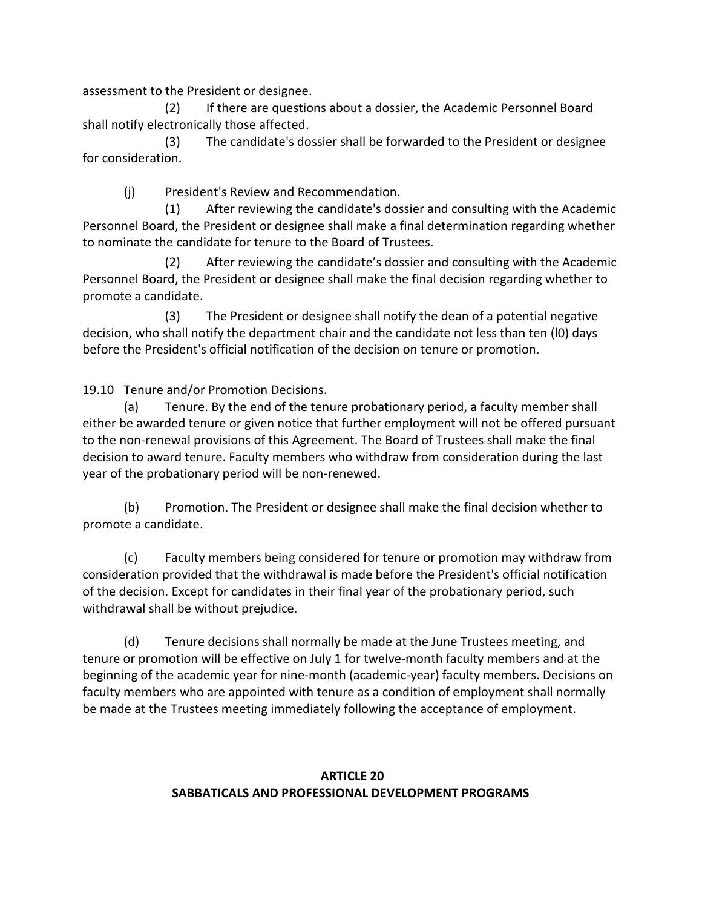assessment to the President or designee.

(2) If there are questions about a dossier, the Academic Personnel Board shall notify electronically those affected.

(3) The candidate's dossier shall be forwarded to the President or designee for consideration.

(j) President's Review and Recommendation.

(1) After reviewing the candidate's dossier and consulting with the Academic Personnel Board, the President or designee shall make a final determination regarding whether to nominate the candidate for tenure to the Board of Trustees.

(2) After reviewing the candidate's dossier and consulting with the Academic Personnel Board, the President or designee shall make the final decision regarding whether to promote a candidate.

(3) The President or designee shall notify the dean of a potential negative decision, who shall notify the department chair and the candidate not less than ten (l0) days before the President's official notification of the decision on tenure or promotion.

19.10 Tenure and/or Promotion Decisions.

(a) Tenure. By the end of the tenure probationary period, a faculty member shall either be awarded tenure or given notice that further employment will not be offered pursuant to the non-renewal provisions of this Agreement. The Board of Trustees shall make the final decision to award tenure. Faculty members who withdraw from consideration during the last year of the probationary period will be non-renewed.

(b) Promotion. The President or designee shall make the final decision whether to promote a candidate.

(c) Faculty members being considered for tenure or promotion may withdraw from consideration provided that the withdrawal is made before the President's official notification of the decision. Except for candidates in their final year of the probationary period, such withdrawal shall be without prejudice.

(d) Tenure decisions shall normally be made at the June Trustees meeting, and tenure or promotion will be effective on July 1 for twelve-month faculty members and at the beginning of the academic year for nine-month (academic-year) faculty members. Decisions on faculty members who are appointed with tenure as a condition of employment shall normally be made at the Trustees meeting immediately following the acceptance of employment.

## ARTICLE 20
## SABBATICALS AND PROFESSIONAL DEVELOPMENT PROGRAMS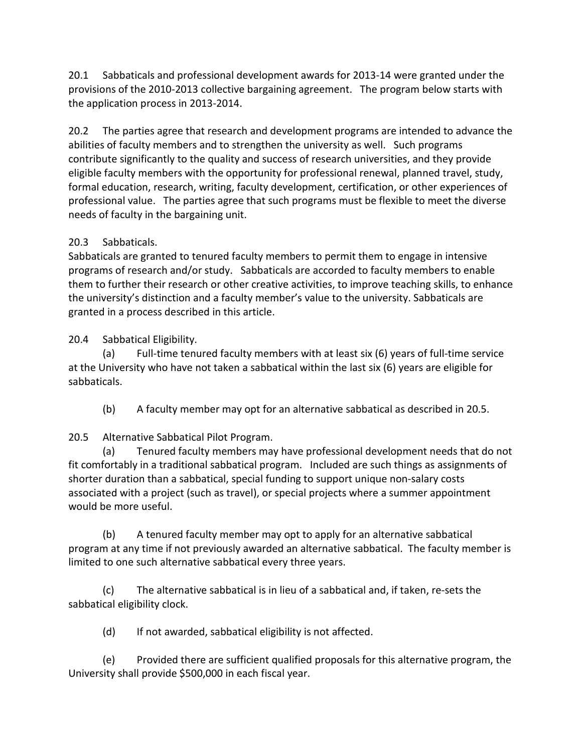20.1 Sabbaticals and professional development awards for 2013-14 were granted under the provisions of the 2010-2013 collective bargaining agreement. The program below starts with the application process in 2013-2014.

20.2 The parties agree that research and development programs are intended to advance the abilities of faculty members and to strengthen the university as well. Such programs contribute significantly to the quality and success of research universities, and they provide eligible faculty members with the opportunity for professional renewal, planned travel, study, formal education, research, writing, faculty development, certification, or other experiences of professional value. The parties agree that such programs must be flexible to meet the diverse needs of faculty in the bargaining unit.

20.3 Sabbaticals.
Sabbaticals are granted to tenured faculty members to permit them to engage in intensive programs of research and/or study. Sabbaticals are accorded to faculty members to enable them to further their research or other creative activities, to improve teaching skills, to enhance the university's distinction and a faculty member's value to the university. Sabbaticals are granted in a process described in this article.

20.4 Sabbatical Eligibility.

(a) Full-time tenured faculty members with at least six (6) years of full-time service at the University who have not taken a sabbatical within the last six (6) years are eligible for sabbaticals.

(b) A faculty member may opt for an alternative sabbatical as described in 20.5.

20.5 Alternative Sabbatical Pilot Program.

(a) Tenured faculty members may have professional development needs that do not fit comfortably in a traditional sabbatical program. Included are such things as assignments of shorter duration than a sabbatical, special funding to support unique non-salary costs associated with a project (such as travel), or special projects where a summer appointment would be more useful.

(b) A tenured faculty member may opt to apply for an alternative sabbatical program at any time if not previously awarded an alternative sabbatical. The faculty member is limited to one such alternative sabbatical every three years.

(c) The alternative sabbatical is in lieu of a sabbatical and, if taken, re-sets the sabbatical eligibility clock.

(d) If not awarded, sabbatical eligibility is not affected.

(e) Provided there are sufficient qualified proposals for this alternative program, the University shall provide $500,000 in each fiscal year.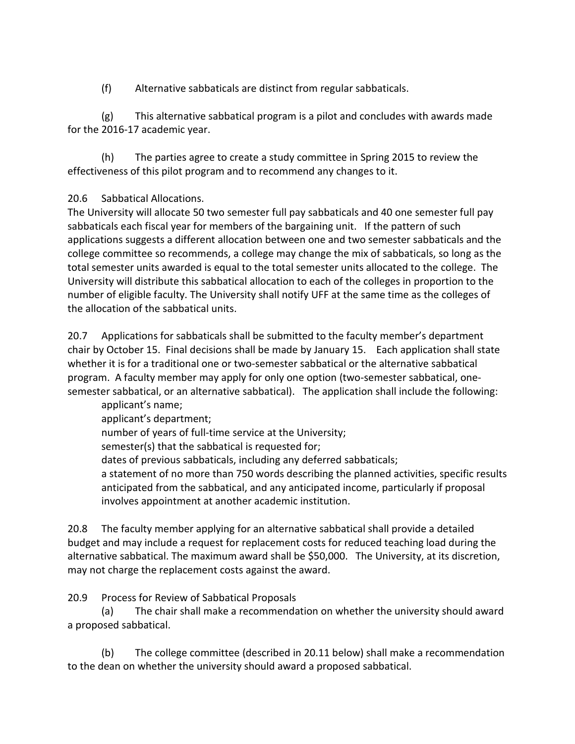(f) Alternative sabbaticals are distinct from regular sabbaticals.

(g) This alternative sabbatical program is a pilot and concludes with awards made for the 2016-17 academic year.

(h) The parties agree to create a study committee in Spring 2015 to review the effectiveness of this pilot program and to recommend any changes to it.

20.6 Sabbatical Allocations.
The University will allocate 50 two semester full pay sabbaticals and 40 one semester full pay sabbaticals each fiscal year for members of the bargaining unit. If the pattern of such applications suggests a different allocation between one and two semester sabbaticals and the college committee so recommends, a college may change the mix of sabbaticals, so long as the total semester units awarded is equal to the total semester units allocated to the college. The University will distribute this sabbatical allocation to each of the colleges in proportion to the number of eligible faculty. The University shall notify UFF at the same time as the colleges of the allocation of the sabbatical units.

20.7 Applications for sabbaticals shall be submitted to the faculty member's department chair by October 15. Final decisions shall be made by January 15. Each application shall state whether it is for a traditional one or two-semester sabbatical or the alternative sabbatical program. A faculty member may apply for only one option (two-semester sabbatical, one-semester sabbatical, or an alternative sabbatical). The application shall include the following:

- applicant's name;
- applicant's department;
- number of years of full-time service at the University;
- semester(s) that the sabbatical is requested for;
- dates of previous sabbaticals, including any deferred sabbaticals;
- a statement of no more than 750 words describing the planned activities, specific results anticipated from the sabbatical, and any anticipated income, particularly if proposal involves appointment at another academic institution.

20.8 The faculty member applying for an alternative sabbatical shall provide a detailed budget and may include a request for replacement costs for reduced teaching load during the alternative sabbatical. The maximum award shall be $50,000. The University, at its discretion, may not charge the replacement costs against the award.

20.9 Process for Review of Sabbatical Proposals

(a) The chair shall make a recommendation on whether the university should award a proposed sabbatical.

(b) The college committee (described in 20.11 below) shall make a recommendation to the dean on whether the university should award a proposed sabbatical.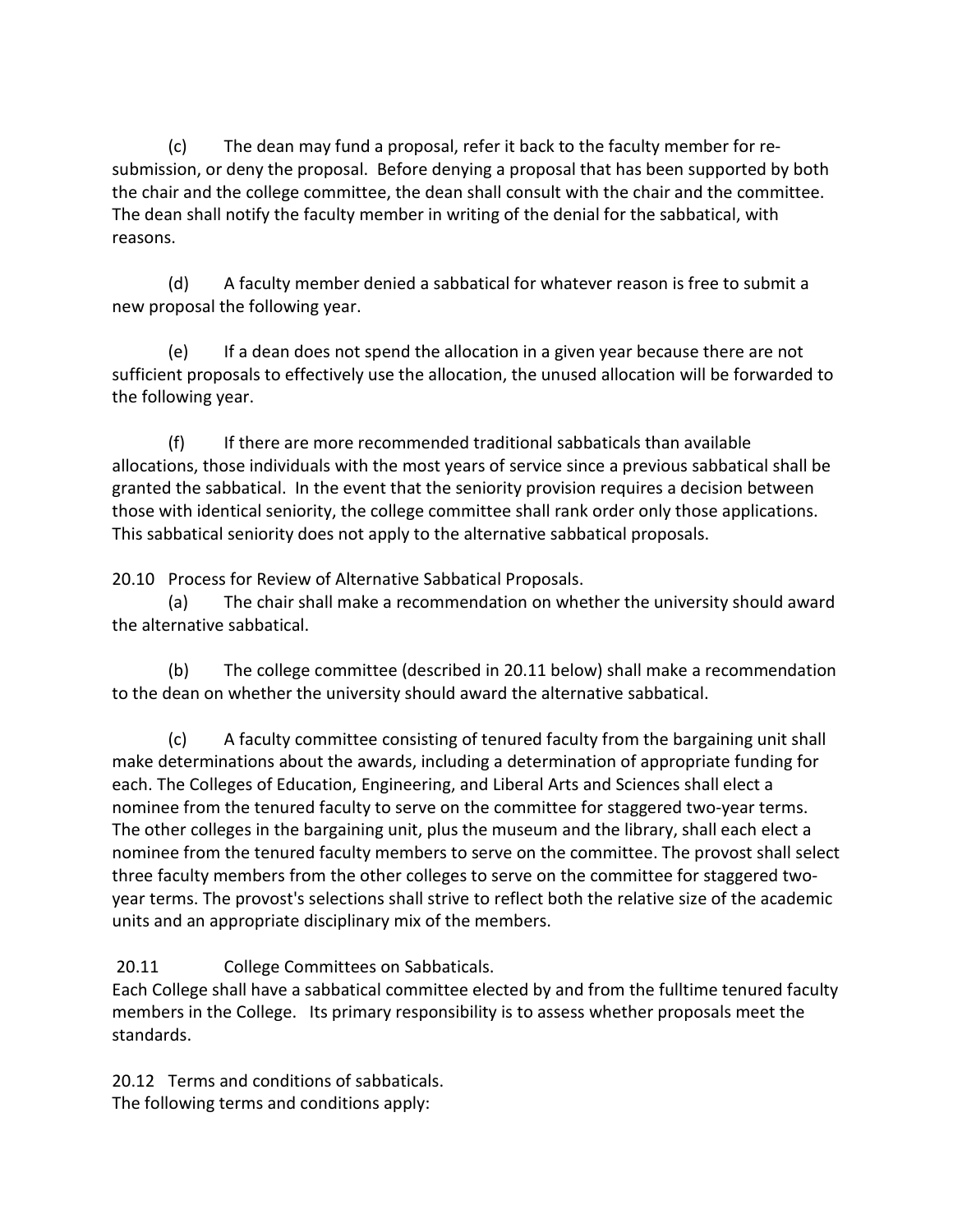(c) The dean may fund a proposal, refer it back to the faculty member for re-submission, or deny the proposal. Before denying a proposal that has been supported by both the chair and the college committee, the dean shall consult with the chair and the committee. The dean shall notify the faculty member in writing of the denial for the sabbatical, with reasons.

(d) A faculty member denied a sabbatical for whatever reason is free to submit a new proposal the following year.

(e) If a dean does not spend the allocation in a given year because there are not sufficient proposals to effectively use the allocation, the unused allocation will be forwarded to the following year.

(f) If there are more recommended traditional sabbaticals than available allocations, those individuals with the most years of service since a previous sabbatical shall be granted the sabbatical. In the event that the seniority provision requires a decision between those with identical seniority, the college committee shall rank order only those applications. This sabbatical seniority does not apply to the alternative sabbatical proposals.

20.10 Process for Review of Alternative Sabbatical Proposals.

(a) The chair shall make a recommendation on whether the university should award the alternative sabbatical.

(b) The college committee (described in 20.11 below) shall make a recommendation to the dean on whether the university should award the alternative sabbatical.

(c) A faculty committee consisting of tenured faculty from the bargaining unit shall make determinations about the awards, including a determination of appropriate funding for each. The Colleges of Education, Engineering, and Liberal Arts and Sciences shall elect a nominee from the tenured faculty to serve on the committee for staggered two-year terms. The other colleges in the bargaining unit, plus the museum and the library, shall each elect a nominee from the tenured faculty members to serve on the committee. The provost shall select three faculty members from the other colleges to serve on the committee for staggered two-year terms. The provost's selections shall strive to reflect both the relative size of the academic units and an appropriate disciplinary mix of the members.

20.11 College Committees on Sabbaticals.

Each College shall have a sabbatical committee elected by and from the fulltime tenured faculty members in the College. Its primary responsibility is to assess whether proposals meet the standards.

20.12 Terms and conditions of sabbaticals.

The following terms and conditions apply: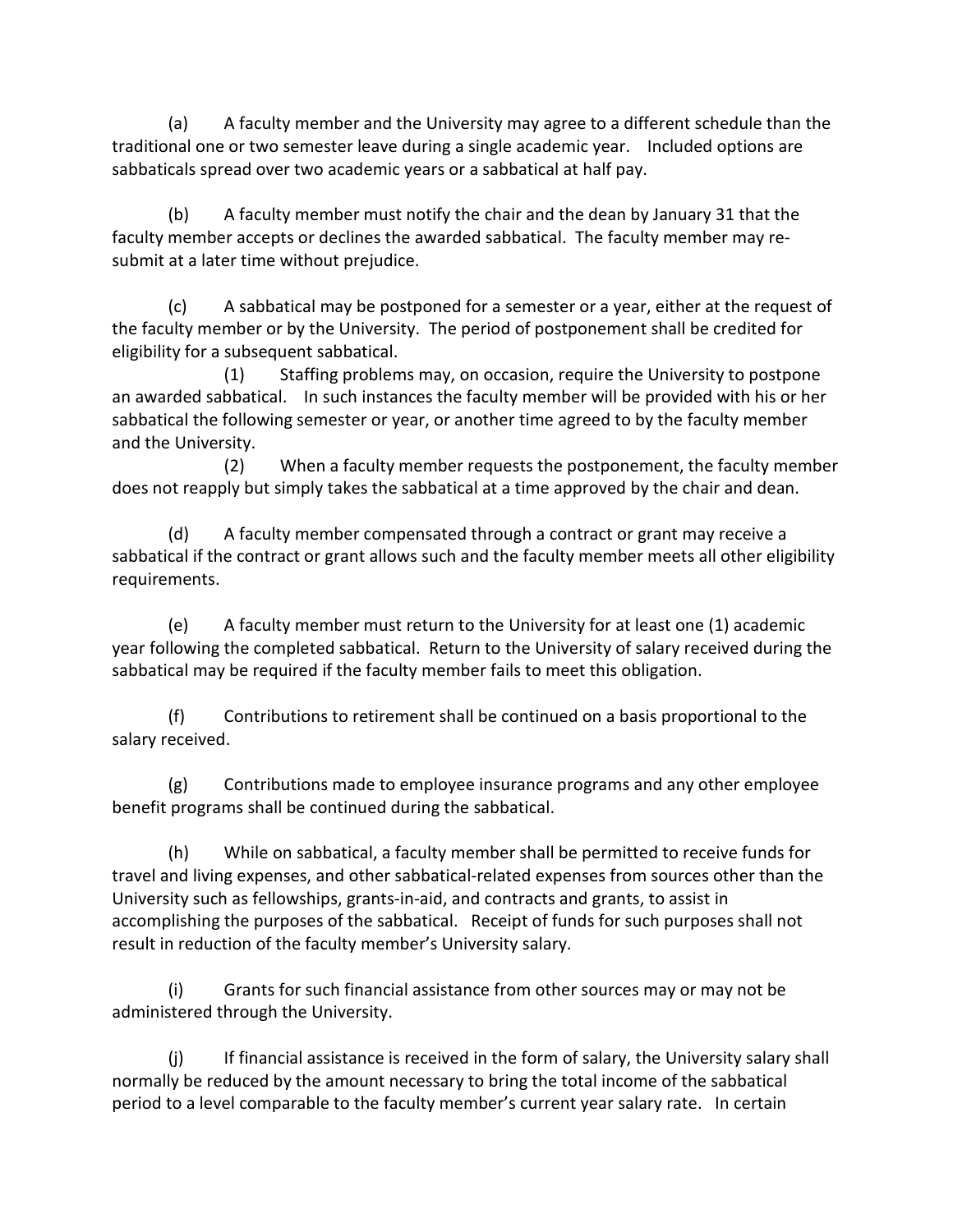(a) A faculty member and the University may agree to a different schedule than the traditional one or two semester leave during a single academic year. Included options are sabbaticals spread over two academic years or a sabbatical at half pay.

(b) A faculty member must notify the chair and the dean by January 31 that the faculty member accepts or declines the awarded sabbatical. The faculty member may re-submit at a later time without prejudice.

(c) A sabbatical may be postponed for a semester or a year, either at the request of the faculty member or by the University. The period of postponement shall be credited for eligibility for a subsequent sabbatical.

(1) Staffing problems may, on occasion, require the University to postpone an awarded sabbatical. In such instances the faculty member will be provided with his or her sabbatical the following semester or year, or another time agreed to by the faculty member and the University.

(2) When a faculty member requests the postponement, the faculty member does not reapply but simply takes the sabbatical at a time approved by the chair and dean.

(d) A faculty member compensated through a contract or grant may receive a sabbatical if the contract or grant allows such and the faculty member meets all other eligibility requirements.

(e) A faculty member must return to the University for at least one (1) academic year following the completed sabbatical. Return to the University of salary received during the sabbatical may be required if the faculty member fails to meet this obligation.

(f) Contributions to retirement shall be continued on a basis proportional to the salary received.

(g) Contributions made to employee insurance programs and any other employee benefit programs shall be continued during the sabbatical.

(h) While on sabbatical, a faculty member shall be permitted to receive funds for travel and living expenses, and other sabbatical-related expenses from sources other than the University such as fellowships, grants-in-aid, and contracts and grants, to assist in accomplishing the purposes of the sabbatical. Receipt of funds for such purposes shall not result in reduction of the faculty member's University salary.

(i) Grants for such financial assistance from other sources may or may not be administered through the University.

(j) If financial assistance is received in the form of salary, the University salary shall normally be reduced by the amount necessary to bring the total income of the sabbatical period to a level comparable to the faculty member's current year salary rate. In certain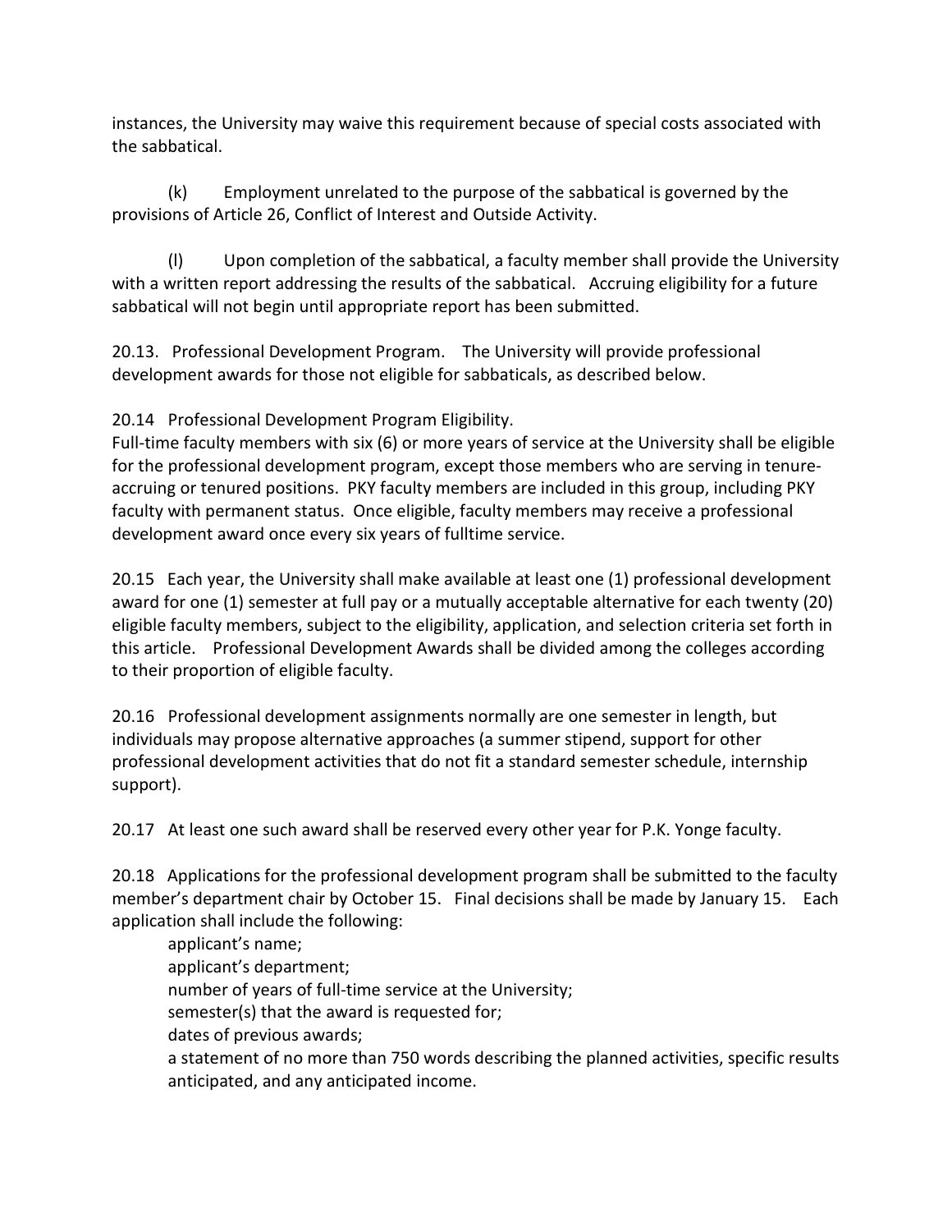instances, the University may waive this requirement because of special costs associated with the sabbatical.

(k) Employment unrelated to the purpose of the sabbatical is governed by the provisions of Article 26, Conflict of Interest and Outside Activity.

(l) Upon completion of the sabbatical, a faculty member shall provide the University with a written report addressing the results of the sabbatical. Accruing eligibility for a future sabbatical will not begin until appropriate report has been submitted.

20.13. Professional Development Program. The University will provide professional development awards for those not eligible for sabbaticals, as described below.

20.14 Professional Development Program Eligibility.
Full-time faculty members with six (6) or more years of service at the University shall be eligible for the professional development program, except those members who are serving in tenure-accruing or tenured positions. PKY faculty members are included in this group, including PKY faculty with permanent status. Once eligible, faculty members may receive a professional development award once every six years of fulltime service.

20.15 Each year, the University shall make available at least one (1) professional development award for one (1) semester at full pay or a mutually acceptable alternative for each twenty (20) eligible faculty members, subject to the eligibility, application, and selection criteria set forth in this article. Professional Development Awards shall be divided among the colleges according to their proportion of eligible faculty.

20.16 Professional development assignments normally are one semester in length, but individuals may propose alternative approaches (a summer stipend, support for other professional development activities that do not fit a standard semester schedule, internship support).

20.17 At least one such award shall be reserved every other year for P.K. Yonge faculty.

20.18 Applications for the professional development program shall be submitted to the faculty member's department chair by October 15. Final decisions shall be made by January 15. Each application shall include the following:

applicant's name;
applicant's department;
number of years of full-time service at the University;
semester(s) that the award is requested for;
dates of previous awards;
a statement of no more than 750 words describing the planned activities, specific results anticipated, and any anticipated income.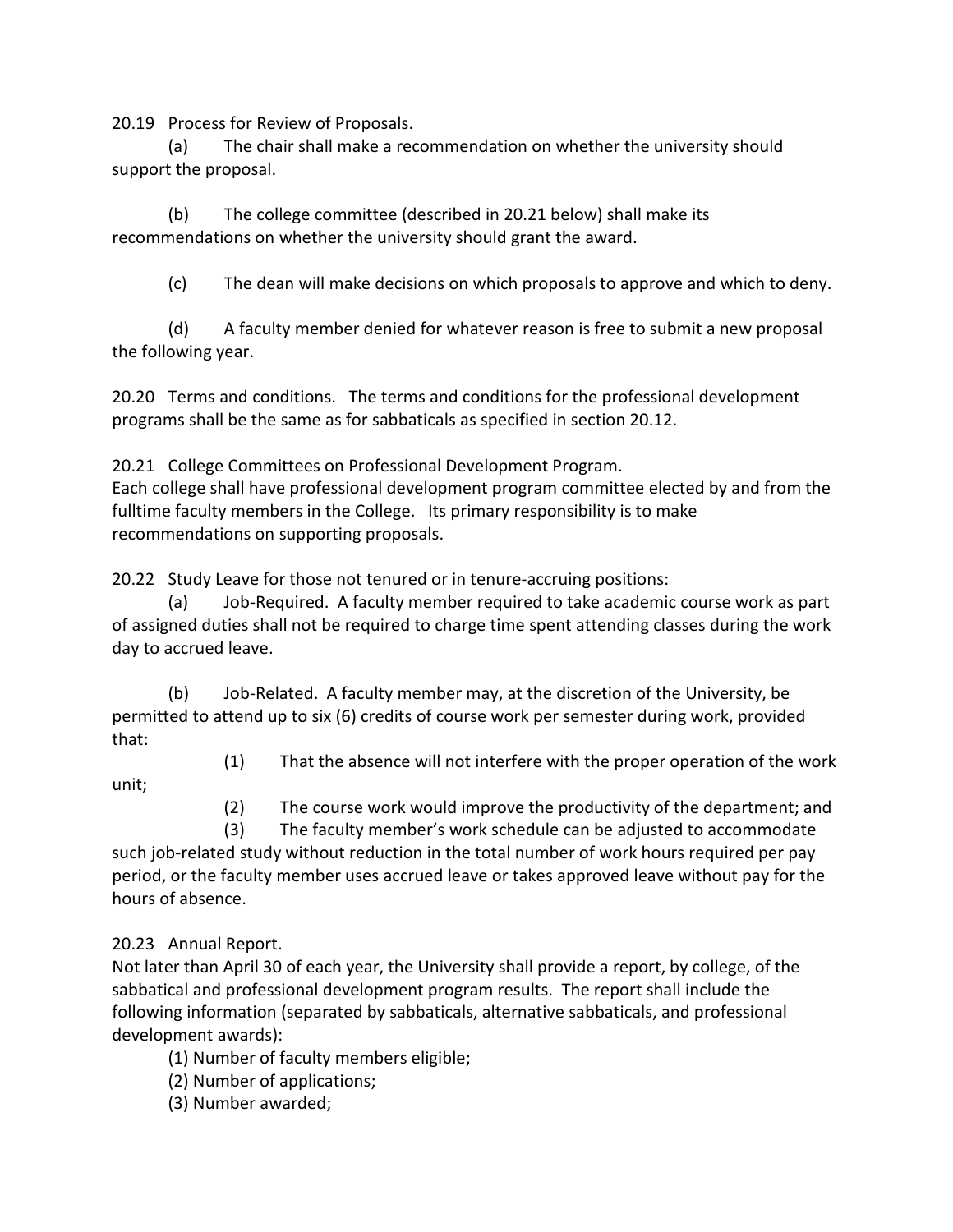20.19 Process for Review of Proposals.

(a) The chair shall make a recommendation on whether the university should support the proposal.

(b) The college committee (described in 20.21 below) shall make its recommendations on whether the university should grant the award.

(c) The dean will make decisions on which proposals to approve and which to deny.

(d) A faculty member denied for whatever reason is free to submit a new proposal the following year.

20.20 Terms and conditions. The terms and conditions for the professional development programs shall be the same as for sabbaticals as specified in section 20.12.

20.21 College Committees on Professional Development Program.
Each college shall have professional development program committee elected by and from the fulltime faculty members in the College. Its primary responsibility is to make recommendations on supporting proposals.

20.22 Study Leave for those not tenured or in tenure-accruing positions:

(a) Job-Required. A faculty member required to take academic course work as part of assigned duties shall not be required to charge time spent attending classes during the work day to accrued leave.

(b) Job-Related. A faculty member may, at the discretion of the University, be permitted to attend up to six (6) credits of course work per semester during work, provided that:

(1) That the absence will not interfere with the proper operation of the work unit;

(2) The course work would improve the productivity of the department; and

(3) The faculty member's work schedule can be adjusted to accommodate such job-related study without reduction in the total number of work hours required per pay period, or the faculty member uses accrued leave or takes approved leave without pay for the hours of absence.

20.23 Annual Report.
Not later than April 30 of each year, the University shall provide a report, by college, of the sabbatical and professional development program results. The report shall include the following information (separated by sabbaticals, alternative sabbaticals, and professional development awards):

(1) Number of faculty members eligible;
(2) Number of applications;
(3) Number awarded;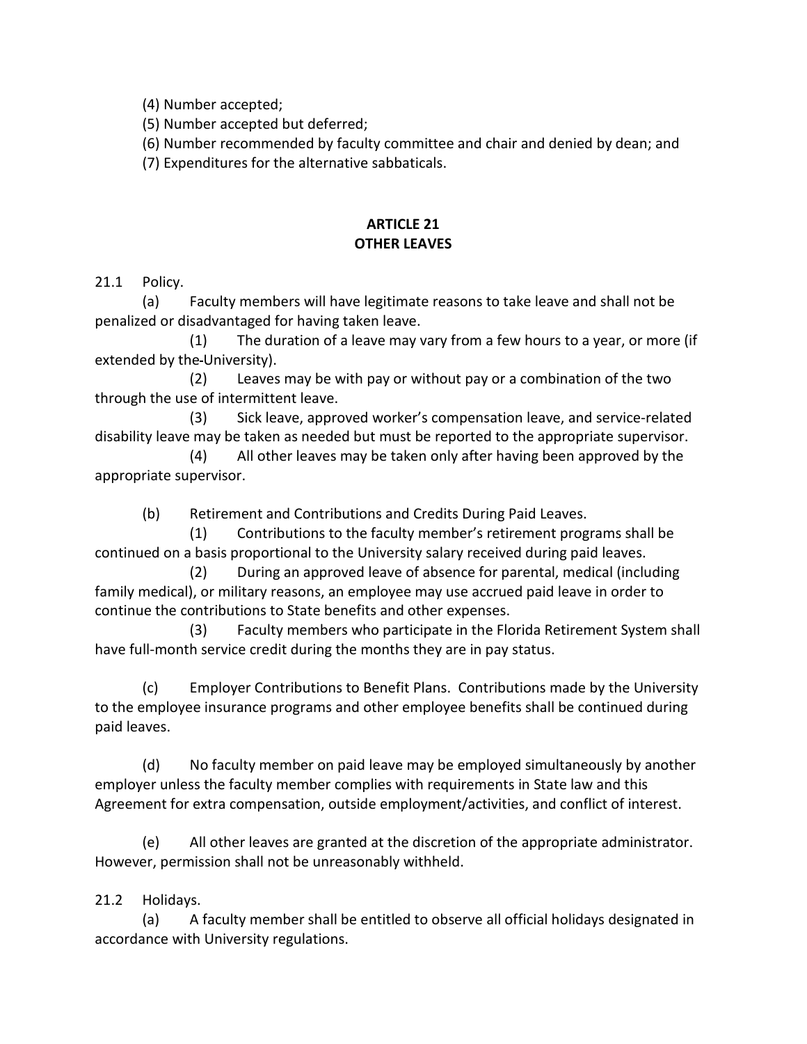(4) Number accepted;

(5) Number accepted but deferred;

(6) Number recommended by faculty committee and chair and denied by dean; and

(7) Expenditures for the alternative sabbaticals.

## ARTICLE 21
## OTHER LEAVES

21.1 Policy.

(a) Faculty members will have legitimate reasons to take leave and shall not be penalized or disadvantaged for having taken leave.

(1) The duration of a leave may vary from a few hours to a year, or more (if extended by the University).

(2) Leaves may be with pay or without pay or a combination of the two through the use of intermittent leave.

(3) Sick leave, approved worker's compensation leave, and service-related disability leave may be taken as needed but must be reported to the appropriate supervisor.

(4) All other leaves may be taken only after having been approved by the appropriate supervisor.

(b) Retirement and Contributions and Credits During Paid Leaves.

(1) Contributions to the faculty member's retirement programs shall be continued on a basis proportional to the University salary received during paid leaves.

(2) During an approved leave of absence for parental, medical (including family medical), or military reasons, an employee may use accrued paid leave in order to continue the contributions to State benefits and other expenses.

(3) Faculty members who participate in the Florida Retirement System shall have full-month service credit during the months they are in pay status.

(c) Employer Contributions to Benefit Plans. Contributions made by the University to the employee insurance programs and other employee benefits shall be continued during paid leaves.

(d) No faculty member on paid leave may be employed simultaneously by another employer unless the faculty member complies with requirements in State law and this Agreement for extra compensation, outside employment/activities, and conflict of interest.

(e) All other leaves are granted at the discretion of the appropriate administrator. However, permission shall not be unreasonably withheld.

21.2 Holidays.

(a) A faculty member shall be entitled to observe all official holidays designated in accordance with University regulations.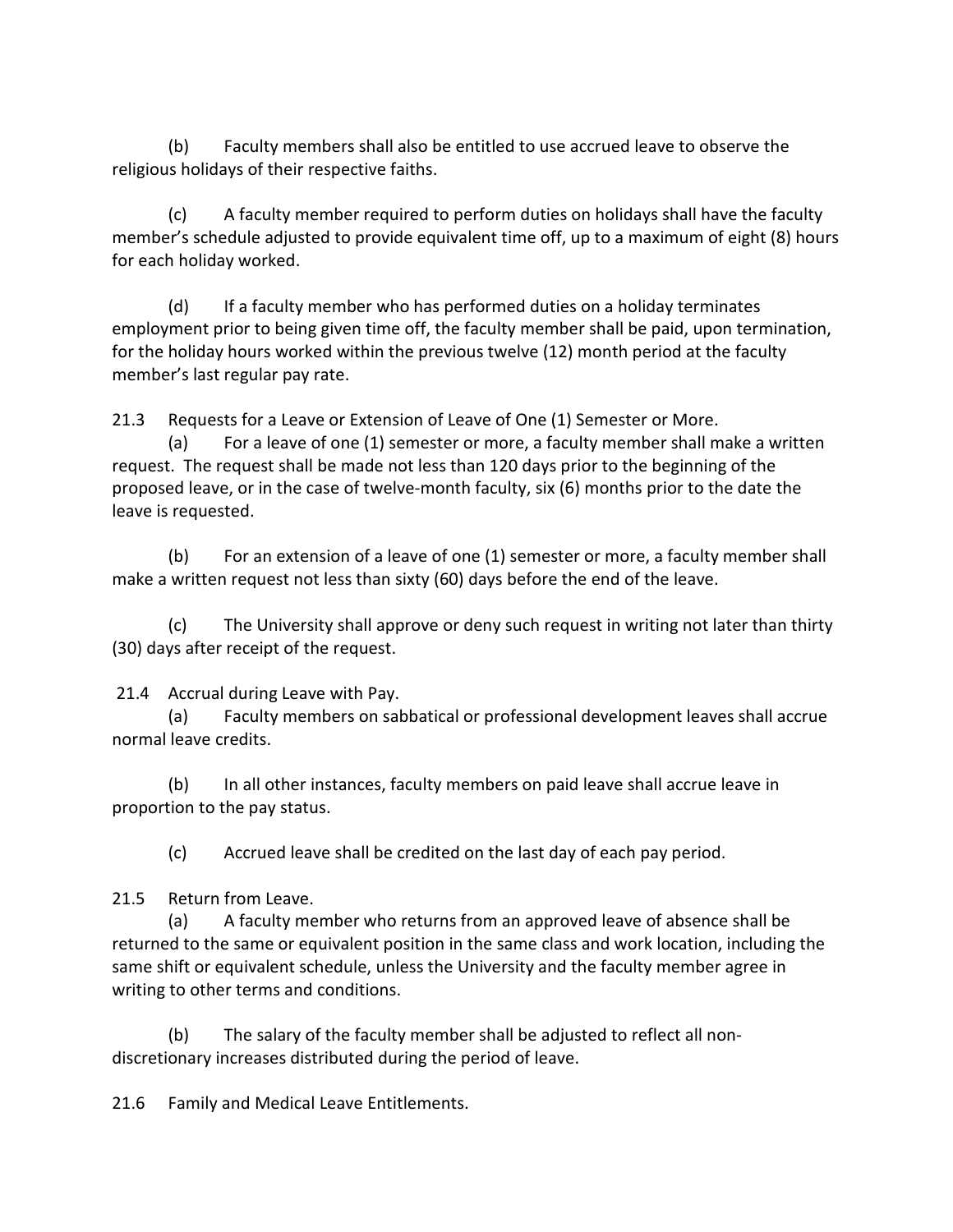(b) Faculty members shall also be entitled to use accrued leave to observe the religious holidays of their respective faiths.

(c) A faculty member required to perform duties on holidays shall have the faculty member's schedule adjusted to provide equivalent time off, up to a maximum of eight (8) hours for each holiday worked.

(d) If a faculty member who has performed duties on a holiday terminates employment prior to being given time off, the faculty member shall be paid, upon termination, for the holiday hours worked within the previous twelve (12) month period at the faculty member's last regular pay rate.

21.3 Requests for a Leave or Extension of Leave of One (1) Semester or More.

(a) For a leave of one (1) semester or more, a faculty member shall make a written request. The request shall be made not less than 120 days prior to the beginning of the proposed leave, or in the case of twelve-month faculty, six (6) months prior to the date the leave is requested.

(b) For an extension of a leave of one (1) semester or more, a faculty member shall make a written request not less than sixty (60) days before the end of the leave.

(c) The University shall approve or deny such request in writing not later than thirty (30) days after receipt of the request.

21.4 Accrual during Leave with Pay.

(a) Faculty members on sabbatical or professional development leaves shall accrue normal leave credits.

(b) In all other instances, faculty members on paid leave shall accrue leave in proportion to the pay status.

(c) Accrued leave shall be credited on the last day of each pay period.

21.5 Return from Leave.

(a) A faculty member who returns from an approved leave of absence shall be returned to the same or equivalent position in the same class and work location, including the same shift or equivalent schedule, unless the University and the faculty member agree in writing to other terms and conditions.

(b) The salary of the faculty member shall be adjusted to reflect all non-discretionary increases distributed during the period of leave.

21.6 Family and Medical Leave Entitlements.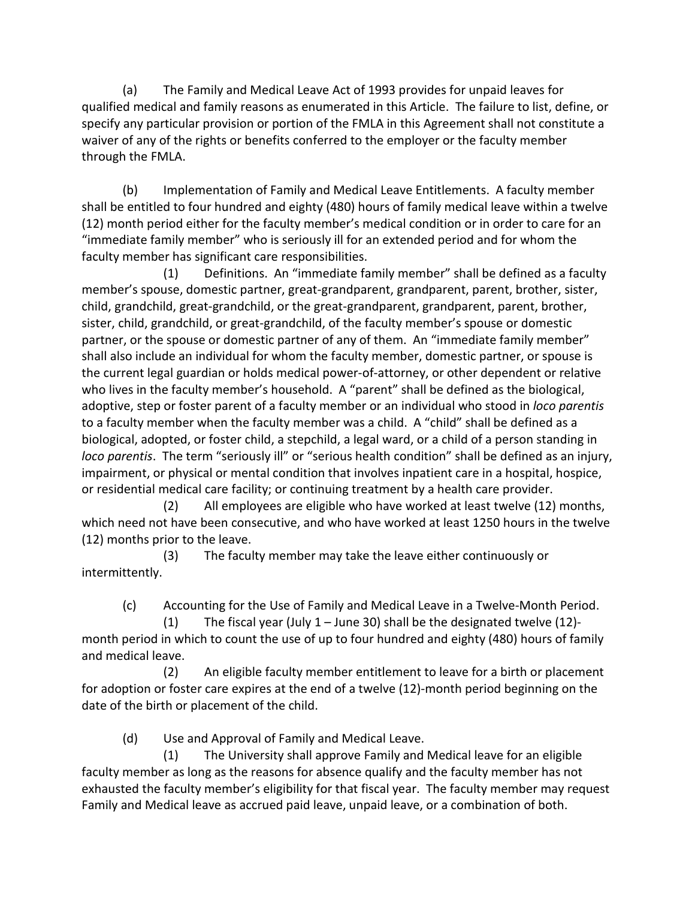(a) The Family and Medical Leave Act of 1993 provides for unpaid leaves for qualified medical and family reasons as enumerated in this Article. The failure to list, define, or specify any particular provision or portion of the FMLA in this Agreement shall not constitute a waiver of any of the rights or benefits conferred to the employer or the faculty member through the FMLA.

(b) Implementation of Family and Medical Leave Entitlements. A faculty member shall be entitled to four hundred and eighty (480) hours of family medical leave within a twelve (12) month period either for the faculty member's medical condition or in order to care for an "immediate family member" who is seriously ill for an extended period and for whom the faculty member has significant care responsibilities.

(1) Definitions. An "immediate family member" shall be defined as a faculty member's spouse, domestic partner, great-grandparent, grandparent, parent, brother, sister, child, grandchild, great-grandchild, or the great-grandparent, grandparent, parent, brother, sister, child, grandchild, or great-grandchild, of the faculty member's spouse or domestic partner, or the spouse or domestic partner of any of them. An "immediate family member" shall also include an individual for whom the faculty member, domestic partner, or spouse is the current legal guardian or holds medical power-of-attorney, or other dependent or relative who lives in the faculty member's household. A "parent" shall be defined as the biological, adoptive, step or foster parent of a faculty member or an individual who stood in *loco parentis* to a faculty member when the faculty member was a child. A "child" shall be defined as a biological, adopted, or foster child, a stepchild, a legal ward, or a child of a person standing in *loco parentis*. The term "seriously ill" or "serious health condition" shall be defined as an injury, impairment, or physical or mental condition that involves inpatient care in a hospital, hospice, or residential medical care facility; or continuing treatment by a health care provider.

(2) All employees are eligible who have worked at least twelve (12) months, which need not have been consecutive, and who have worked at least 1250 hours in the twelve (12) months prior to the leave.

(3) The faculty member may take the leave either continuously or intermittently.

(c) Accounting for the Use of Family and Medical Leave in a Twelve-Month Period.

(1) The fiscal year (July 1 – June 30) shall be the designated twelve (12)-month period in which to count the use of up to four hundred and eighty (480) hours of family and medical leave.

(2) An eligible faculty member entitlement to leave for a birth or placement for adoption or foster care expires at the end of a twelve (12)-month period beginning on the date of the birth or placement of the child.

(d) Use and Approval of Family and Medical Leave.

(1) The University shall approve Family and Medical leave for an eligible faculty member as long as the reasons for absence qualify and the faculty member has not exhausted the faculty member's eligibility for that fiscal year. The faculty member may request Family and Medical leave as accrued paid leave, unpaid leave, or a combination of both.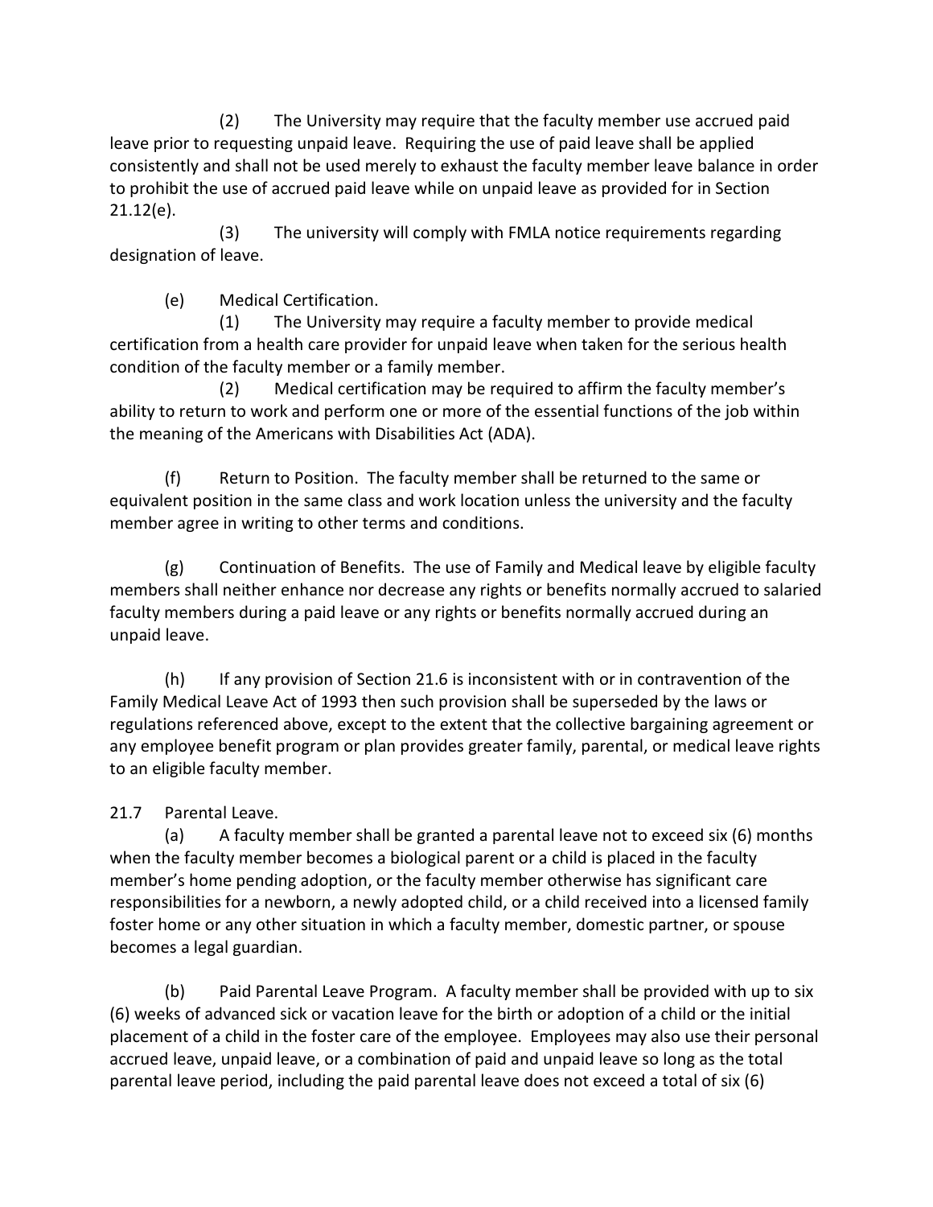(2) The University may require that the faculty member use accrued paid leave prior to requesting unpaid leave. Requiring the use of paid leave shall be applied consistently and shall not be used merely to exhaust the faculty member leave balance in order to prohibit the use of accrued paid leave while on unpaid leave as provided for in Section 21.12(e).

(3) The university will comply with FMLA notice requirements regarding designation of leave.

(e) Medical Certification.

(1) The University may require a faculty member to provide medical certification from a health care provider for unpaid leave when taken for the serious health condition of the faculty member or a family member.

(2) Medical certification may be required to affirm the faculty member's ability to return to work and perform one or more of the essential functions of the job within the meaning of the Americans with Disabilities Act (ADA).

(f) Return to Position. The faculty member shall be returned to the same or equivalent position in the same class and work location unless the university and the faculty member agree in writing to other terms and conditions.

(g) Continuation of Benefits. The use of Family and Medical leave by eligible faculty members shall neither enhance nor decrease any rights or benefits normally accrued to salaried faculty members during a paid leave or any rights or benefits normally accrued during an unpaid leave.

(h) If any provision of Section 21.6 is inconsistent with or in contravention of the Family Medical Leave Act of 1993 then such provision shall be superseded by the laws or regulations referenced above, except to the extent that the collective bargaining agreement or any employee benefit program or plan provides greater family, parental, or medical leave rights to an eligible faculty member.

21.7 Parental Leave.

(a) A faculty member shall be granted a parental leave not to exceed six (6) months when the faculty member becomes a biological parent or a child is placed in the faculty member's home pending adoption, or the faculty member otherwise has significant care responsibilities for a newborn, a newly adopted child, or a child received into a licensed family foster home or any other situation in which a faculty member, domestic partner, or spouse becomes a legal guardian.

(b) Paid Parental Leave Program. A faculty member shall be provided with up to six (6) weeks of advanced sick or vacation leave for the birth or adoption of a child or the initial placement of a child in the foster care of the employee. Employees may also use their personal accrued leave, unpaid leave, or a combination of paid and unpaid leave so long as the total parental leave period, including the paid parental leave does not exceed a total of six (6)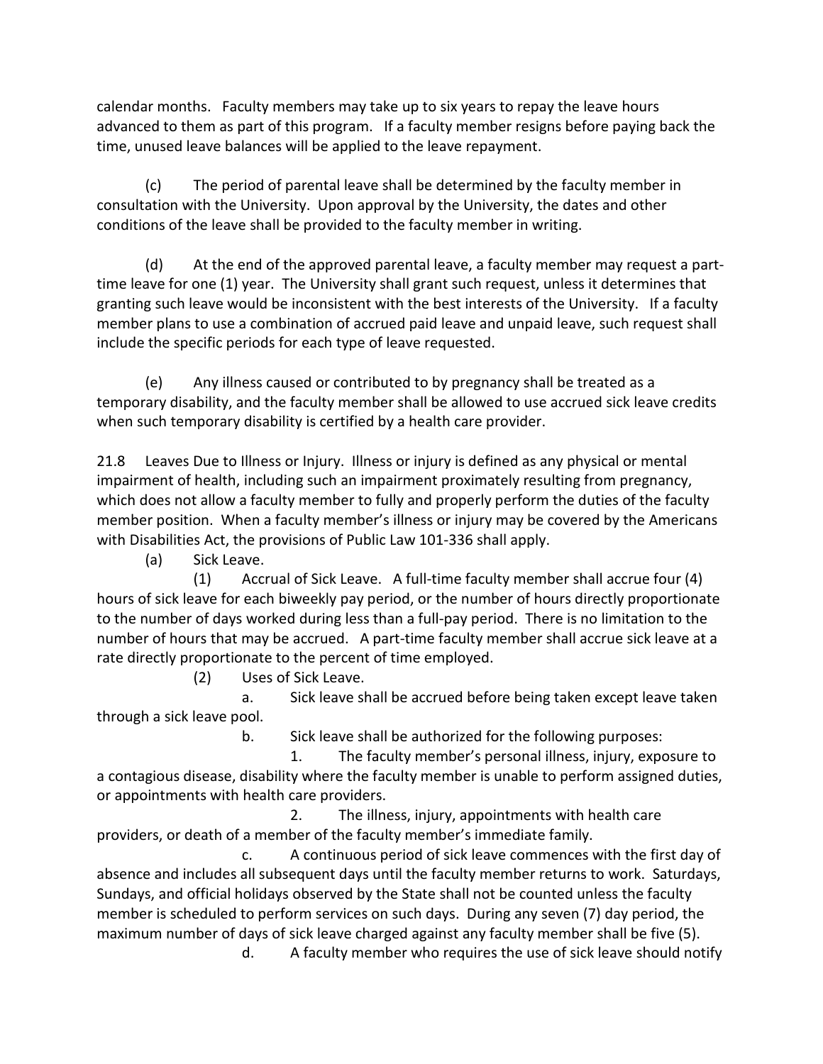calendar months. Faculty members may take up to six years to repay the leave hours advanced to them as part of this program. If a faculty member resigns before paying back the time, unused leave balances will be applied to the leave repayment.

(c) The period of parental leave shall be determined by the faculty member in consultation with the University. Upon approval by the University, the dates and other conditions of the leave shall be provided to the faculty member in writing.

(d) At the end of the approved parental leave, a faculty member may request a part-time leave for one (1) year. The University shall grant such request, unless it determines that granting such leave would be inconsistent with the best interests of the University. If a faculty member plans to use a combination of accrued paid leave and unpaid leave, such request shall include the specific periods for each type of leave requested.

(e) Any illness caused or contributed to by pregnancy shall be treated as a temporary disability, and the faculty member shall be allowed to use accrued sick leave credits when such temporary disability is certified by a health care provider.

21.8 Leaves Due to Illness or Injury. Illness or injury is defined as any physical or mental impairment of health, including such an impairment proximately resulting from pregnancy, which does not allow a faculty member to fully and properly perform the duties of the faculty member position. When a faculty member's illness or injury may be covered by the Americans with Disabilities Act, the provisions of Public Law 101-336 shall apply.

(a) Sick Leave.

(1) Accrual of Sick Leave. A full-time faculty member shall accrue four (4) hours of sick leave for each biweekly pay period, or the number of hours directly proportionate to the number of days worked during less than a full-pay period. There is no limitation to the number of hours that may be accrued. A part-time faculty member shall accrue sick leave at a rate directly proportionate to the percent of time employed.

(2) Uses of Sick Leave.

a. Sick leave shall be accrued before being taken except leave taken through a sick leave pool.

b. Sick leave shall be authorized for the following purposes:

1. The faculty member's personal illness, injury, exposure to a contagious disease, disability where the faculty member is unable to perform assigned duties, or appointments with health care providers.

2. The illness, injury, appointments with health care providers, or death of a member of the faculty member's immediate family.

c. A continuous period of sick leave commences with the first day of absence and includes all subsequent days until the faculty member returns to work. Saturdays, Sundays, and official holidays observed by the State shall not be counted unless the faculty member is scheduled to perform services on such days. During any seven (7) day period, the maximum number of days of sick leave charged against any faculty member shall be five (5).

d. A faculty member who requires the use of sick leave should notify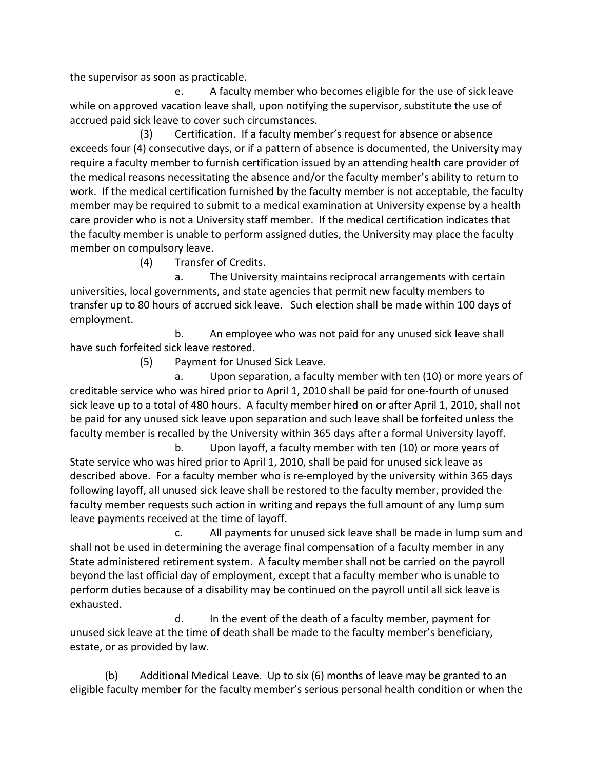the supervisor as soon as practicable.

e. A faculty member who becomes eligible for the use of sick leave while on approved vacation leave shall, upon notifying the supervisor, substitute the use of accrued paid sick leave to cover such circumstances.

(3) Certification. If a faculty member's request for absence or absence exceeds four (4) consecutive days, or if a pattern of absence is documented, the University may require a faculty member to furnish certification issued by an attending health care provider of the medical reasons necessitating the absence and/or the faculty member's ability to return to work. If the medical certification furnished by the faculty member is not acceptable, the faculty member may be required to submit to a medical examination at University expense by a health care provider who is not a University staff member. If the medical certification indicates that the faculty member is unable to perform assigned duties, the University may place the faculty member on compulsory leave.

(4) Transfer of Credits.

a. The University maintains reciprocal arrangements with certain universities, local governments, and state agencies that permit new faculty members to transfer up to 80 hours of accrued sick leave. Such election shall be made within 100 days of employment.

b. An employee who was not paid for any unused sick leave shall have such forfeited sick leave restored.

(5) Payment for Unused Sick Leave.

a. Upon separation, a faculty member with ten (10) or more years of creditable service who was hired prior to April 1, 2010 shall be paid for one-fourth of unused sick leave up to a total of 480 hours. A faculty member hired on or after April 1, 2010, shall not be paid for any unused sick leave upon separation and such leave shall be forfeited unless the faculty member is recalled by the University within 365 days after a formal University layoff.

b. Upon layoff, a faculty member with ten (10) or more years of State service who was hired prior to April 1, 2010, shall be paid for unused sick leave as described above. For a faculty member who is re-employed by the university within 365 days following layoff, all unused sick leave shall be restored to the faculty member, provided the faculty member requests such action in writing and repays the full amount of any lump sum leave payments received at the time of layoff.

c. All payments for unused sick leave shall be made in lump sum and shall not be used in determining the average final compensation of a faculty member in any State administered retirement system. A faculty member shall not be carried on the payroll beyond the last official day of employment, except that a faculty member who is unable to perform duties because of a disability may be continued on the payroll until all sick leave is exhausted.

d. In the event of the death of a faculty member, payment for unused sick leave at the time of death shall be made to the faculty member's beneficiary, estate, or as provided by law.

(b) Additional Medical Leave. Up to six (6) months of leave may be granted to an eligible faculty member for the faculty member's serious personal health condition or when the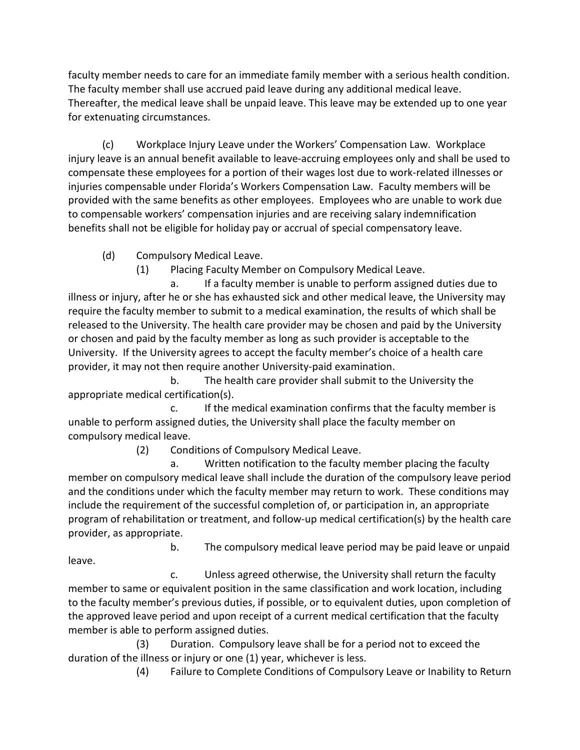faculty member needs to care for an immediate family member with a serious health condition. The faculty member shall use accrued paid leave during any additional medical leave. Thereafter, the medical leave shall be unpaid leave. This leave may be extended up to one year for extenuating circumstances.

(c) Workplace Injury Leave under the Workers' Compensation Law. Workplace injury leave is an annual benefit available to leave-accruing employees only and shall be used to compensate these employees for a portion of their wages lost due to work-related illnesses or injuries compensable under Florida's Workers Compensation Law. Faculty members will be provided with the same benefits as other employees. Employees who are unable to work due to compensable workers' compensation injuries and are receiving salary indemnification benefits shall not be eligible for holiday pay or accrual of special compensatory leave.

(d) Compulsory Medical Leave.

(1) Placing Faculty Member on Compulsory Medical Leave.

a. If a faculty member is unable to perform assigned duties due to illness or injury, after he or she has exhausted sick and other medical leave, the University may require the faculty member to submit to a medical examination, the results of which shall be released to the University. The health care provider may be chosen and paid by the University or chosen and paid by the faculty member as long as such provider is acceptable to the University. If the University agrees to accept the faculty member's choice of a health care provider, it may not then require another University-paid examination.

b. The health care provider shall submit to the University the appropriate medical certification(s).

c. If the medical examination confirms that the faculty member is unable to perform assigned duties, the University shall place the faculty member on compulsory medical leave.

(2) Conditions of Compulsory Medical Leave.

a. Written notification to the faculty member placing the faculty member on compulsory medical leave shall include the duration of the compulsory leave period and the conditions under which the faculty member may return to work. These conditions may include the requirement of the successful completion of, or participation in, an appropriate program of rehabilitation or treatment, and follow-up medical certification(s) by the health care provider, as appropriate.

b. The compulsory medical leave period may be paid leave or unpaid leave.

c. Unless agreed otherwise, the University shall return the faculty member to same or equivalent position in the same classification and work location, including to the faculty member's previous duties, if possible, or to equivalent duties, upon completion of the approved leave period and upon receipt of a current medical certification that the faculty member is able to perform assigned duties.

(3) Duration. Compulsory leave shall be for a period not to exceed the duration of the illness or injury or one (1) year, whichever is less.

(4) Failure to Complete Conditions of Compulsory Leave or Inability to Return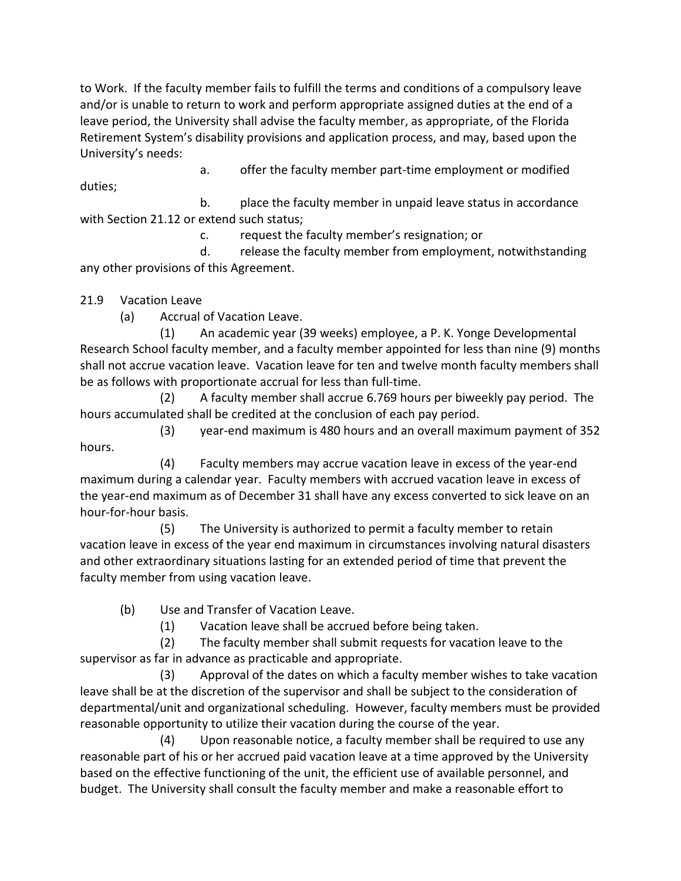to Work. If the faculty member fails to fulfill the terms and conditions of a compulsory leave and/or is unable to return to work and perform appropriate assigned duties at the end of a leave period, the University shall advise the faculty member, as appropriate, of the Florida Retirement System's disability provisions and application process, and may, based upon the University's needs:

a. offer the faculty member part-time employment or modified duties;

b. place the faculty member in unpaid leave status in accordance with Section 21.12 or extend such status;

c. request the faculty member's resignation; or

d. release the faculty member from employment, notwithstanding any other provisions of this Agreement.

21.9 Vacation Leave

(a) Accrual of Vacation Leave.

(1) An academic year (39 weeks) employee, a P. K. Yonge Developmental Research School faculty member, and a faculty member appointed for less than nine (9) months shall not accrue vacation leave. Vacation leave for ten and twelve month faculty members shall be as follows with proportionate accrual for less than full-time.

(2) A faculty member shall accrue 6.769 hours per biweekly pay period. The hours accumulated shall be credited at the conclusion of each pay period.

(3) year-end maximum is 480 hours and an overall maximum payment of 352 hours.

(4) Faculty members may accrue vacation leave in excess of the year-end maximum during a calendar year. Faculty members with accrued vacation leave in excess of the year-end maximum as of December 31 shall have any excess converted to sick leave on an hour-for-hour basis.

(5) The University is authorized to permit a faculty member to retain vacation leave in excess of the year end maximum in circumstances involving natural disasters and other extraordinary situations lasting for an extended period of time that prevent the faculty member from using vacation leave.

(b) Use and Transfer of Vacation Leave.

(1) Vacation leave shall be accrued before being taken.

(2) The faculty member shall submit requests for vacation leave to the supervisor as far in advance as practicable and appropriate.

(3) Approval of the dates on which a faculty member wishes to take vacation leave shall be at the discretion of the supervisor and shall be subject to the consideration of departmental/unit and organizational scheduling. However, faculty members must be provided reasonable opportunity to utilize their vacation during the course of the year.

(4) Upon reasonable notice, a faculty member shall be required to use any reasonable part of his or her accrued paid vacation leave at a time approved by the University based on the effective functioning of the unit, the efficient use of available personnel, and budget. The University shall consult the faculty member and make a reasonable effort to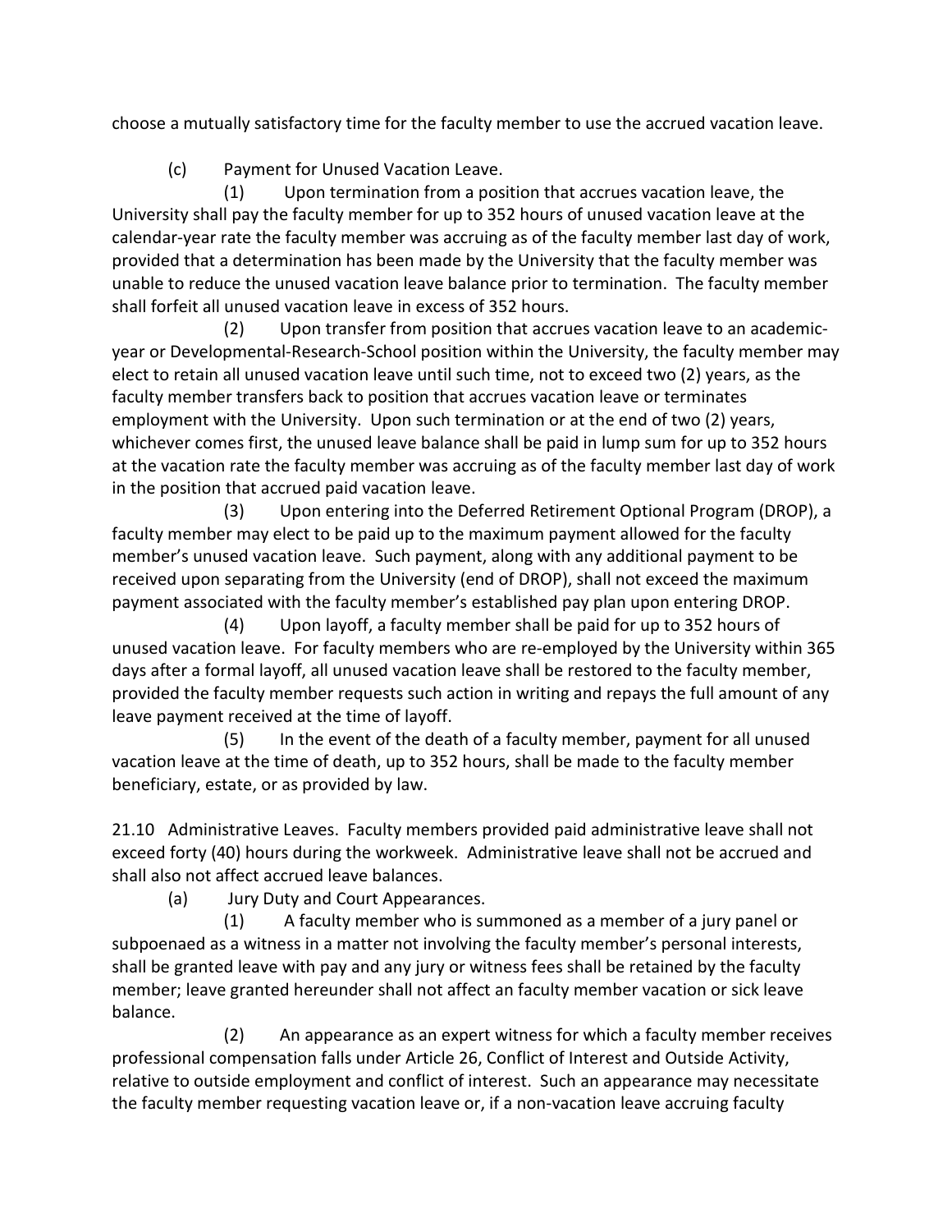choose a mutually satisfactory time for the faculty member to use the accrued vacation leave.

(c) Payment for Unused Vacation Leave.

(1) Upon termination from a position that accrues vacation leave, the University shall pay the faculty member for up to 352 hours of unused vacation leave at the calendar-year rate the faculty member was accruing as of the faculty member last day of work, provided that a determination has been made by the University that the faculty member was unable to reduce the unused vacation leave balance prior to termination. The faculty member shall forfeit all unused vacation leave in excess of 352 hours.

(2) Upon transfer from position that accrues vacation leave to an academic-year or Developmental-Research-School position within the University, the faculty member may elect to retain all unused vacation leave until such time, not to exceed two (2) years, as the faculty member transfers back to position that accrues vacation leave or terminates employment with the University. Upon such termination or at the end of two (2) years, whichever comes first, the unused leave balance shall be paid in lump sum for up to 352 hours at the vacation rate the faculty member was accruing as of the faculty member last day of work in the position that accrued paid vacation leave.

(3) Upon entering into the Deferred Retirement Optional Program (DROP), a faculty member may elect to be paid up to the maximum payment allowed for the faculty member's unused vacation leave. Such payment, along with any additional payment to be received upon separating from the University (end of DROP), shall not exceed the maximum payment associated with the faculty member's established pay plan upon entering DROP.

(4) Upon layoff, a faculty member shall be paid for up to 352 hours of unused vacation leave. For faculty members who are re-employed by the University within 365 days after a formal layoff, all unused vacation leave shall be restored to the faculty member, provided the faculty member requests such action in writing and repays the full amount of any leave payment received at the time of layoff.

(5) In the event of the death of a faculty member, payment for all unused vacation leave at the time of death, up to 352 hours, shall be made to the faculty member beneficiary, estate, or as provided by law.

21.10 Administrative Leaves. Faculty members provided paid administrative leave shall not exceed forty (40) hours during the workweek. Administrative leave shall not be accrued and shall also not affect accrued leave balances.

(a) Jury Duty and Court Appearances.

(1) A faculty member who is summoned as a member of a jury panel or subpoenaed as a witness in a matter not involving the faculty member's personal interests, shall be granted leave with pay and any jury or witness fees shall be retained by the faculty member; leave granted hereunder shall not affect an faculty member vacation or sick leave balance.

(2) An appearance as an expert witness for which a faculty member receives professional compensation falls under Article 26, Conflict of Interest and Outside Activity, relative to outside employment and conflict of interest. Such an appearance may necessitate the faculty member requesting vacation leave or, if a non-vacation leave accruing faculty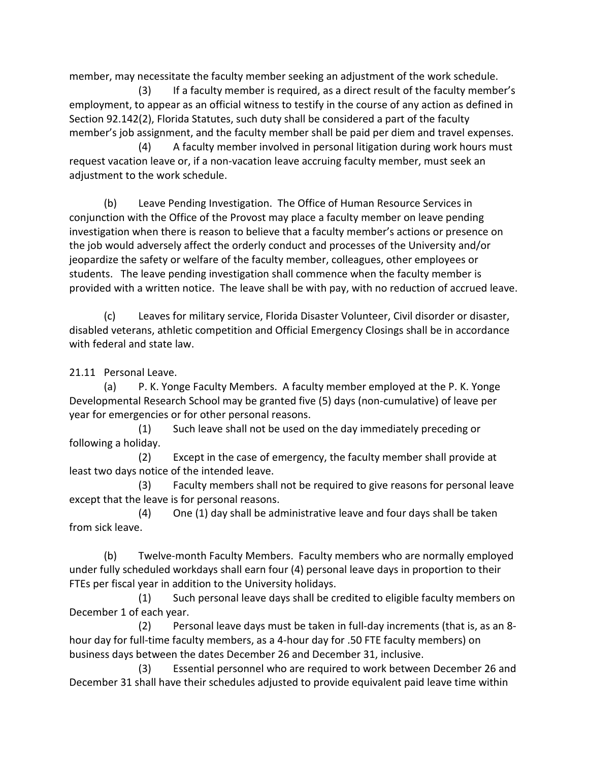member, may necessitate the faculty member seeking an adjustment of the work schedule.

(3) If a faculty member is required, as a direct result of the faculty member's employment, to appear as an official witness to testify in the course of any action as defined in Section 92.142(2), Florida Statutes, such duty shall be considered a part of the faculty member's job assignment, and the faculty member shall be paid per diem and travel expenses.

(4) A faculty member involved in personal litigation during work hours must request vacation leave or, if a non-vacation leave accruing faculty member, must seek an adjustment to the work schedule.

(b) Leave Pending Investigation. The Office of Human Resource Services in conjunction with the Office of the Provost may place a faculty member on leave pending investigation when there is reason to believe that a faculty member's actions or presence on the job would adversely affect the orderly conduct and processes of the University and/or jeopardize the safety or welfare of the faculty member, colleagues, other employees or students. The leave pending investigation shall commence when the faculty member is provided with a written notice. The leave shall be with pay, with no reduction of accrued leave.

(c) Leaves for military service, Florida Disaster Volunteer, Civil disorder or disaster, disabled veterans, athletic competition and Official Emergency Closings shall be in accordance with federal and state law.

21.11 Personal Leave.

(a) P. K. Yonge Faculty Members. A faculty member employed at the P. K. Yonge Developmental Research School may be granted five (5) days (non-cumulative) of leave per year for emergencies or for other personal reasons.

(1) Such leave shall not be used on the day immediately preceding or following a holiday.

(2) Except in the case of emergency, the faculty member shall provide at least two days notice of the intended leave.

(3) Faculty members shall not be required to give reasons for personal leave except that the leave is for personal reasons.

(4) One (1) day shall be administrative leave and four days shall be taken from sick leave.

(b) Twelve-month Faculty Members. Faculty members who are normally employed under fully scheduled workdays shall earn four (4) personal leave days in proportion to their FTEs per fiscal year in addition to the University holidays.

(1) Such personal leave days shall be credited to eligible faculty members on December 1 of each year.

(2) Personal leave days must be taken in full-day increments (that is, as an 8-hour day for full-time faculty members, as a 4-hour day for .50 FTE faculty members) on business days between the dates December 26 and December 31, inclusive.

(3) Essential personnel who are required to work between December 26 and December 31 shall have their schedules adjusted to provide equivalent paid leave time within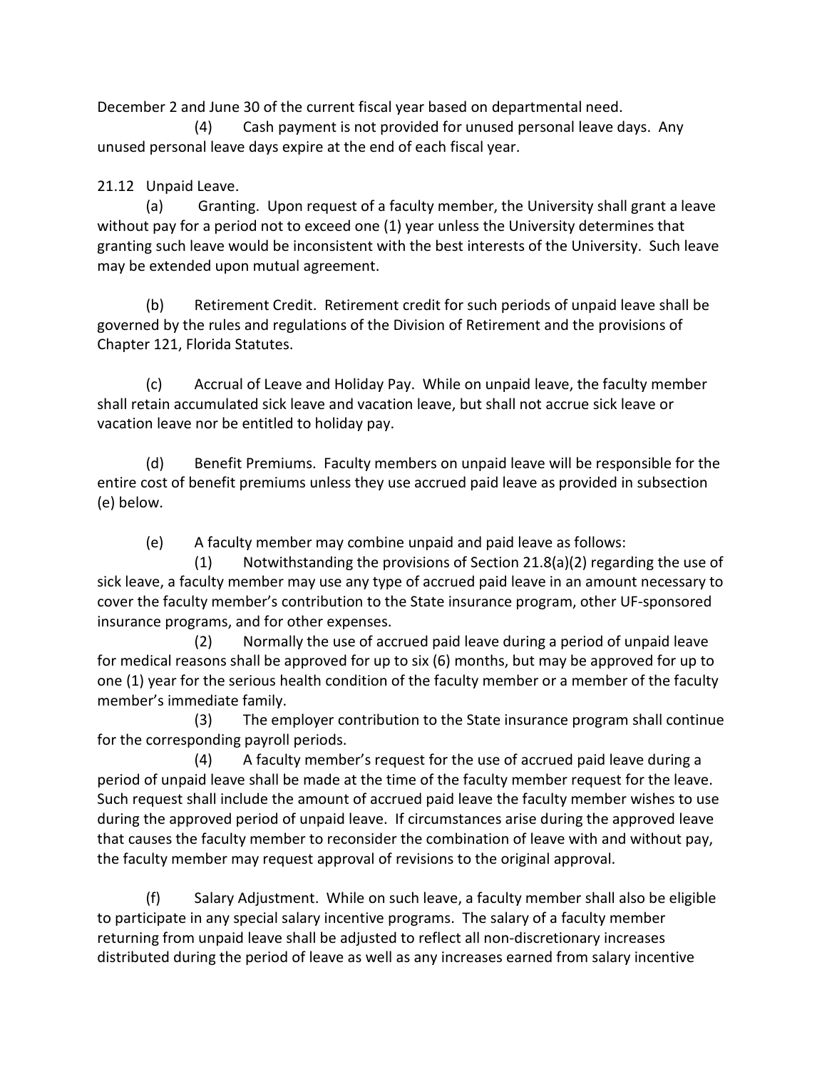December 2 and June 30 of the current fiscal year based on departmental need.

(4) Cash payment is not provided for unused personal leave days. Any unused personal leave days expire at the end of each fiscal year.

21.12 Unpaid Leave.

(a) Granting. Upon request of a faculty member, the University shall grant a leave without pay for a period not to exceed one (1) year unless the University determines that granting such leave would be inconsistent with the best interests of the University. Such leave may be extended upon mutual agreement.

(b) Retirement Credit. Retirement credit for such periods of unpaid leave shall be governed by the rules and regulations of the Division of Retirement and the provisions of Chapter 121, Florida Statutes.

(c) Accrual of Leave and Holiday Pay. While on unpaid leave, the faculty member shall retain accumulated sick leave and vacation leave, but shall not accrue sick leave or vacation leave nor be entitled to holiday pay.

(d) Benefit Premiums. Faculty members on unpaid leave will be responsible for the entire cost of benefit premiums unless they use accrued paid leave as provided in subsection (e) below.

(e) A faculty member may combine unpaid and paid leave as follows:

(1) Notwithstanding the provisions of Section 21.8(a)(2) regarding the use of sick leave, a faculty member may use any type of accrued paid leave in an amount necessary to cover the faculty member's contribution to the State insurance program, other UF-sponsored insurance programs, and for other expenses.

(2) Normally the use of accrued paid leave during a period of unpaid leave for medical reasons shall be approved for up to six (6) months, but may be approved for up to one (1) year for the serious health condition of the faculty member or a member of the faculty member's immediate family.

(3) The employer contribution to the State insurance program shall continue for the corresponding payroll periods.

(4) A faculty member's request for the use of accrued paid leave during a period of unpaid leave shall be made at the time of the faculty member request for the leave. Such request shall include the amount of accrued paid leave the faculty member wishes to use during the approved period of unpaid leave. If circumstances arise during the approved leave that causes the faculty member to reconsider the combination of leave with and without pay, the faculty member may request approval of revisions to the original approval.

(f) Salary Adjustment. While on such leave, a faculty member shall also be eligible to participate in any special salary incentive programs. The salary of a faculty member returning from unpaid leave shall be adjusted to reflect all non-discretionary increases distributed during the period of leave as well as any increases earned from salary incentive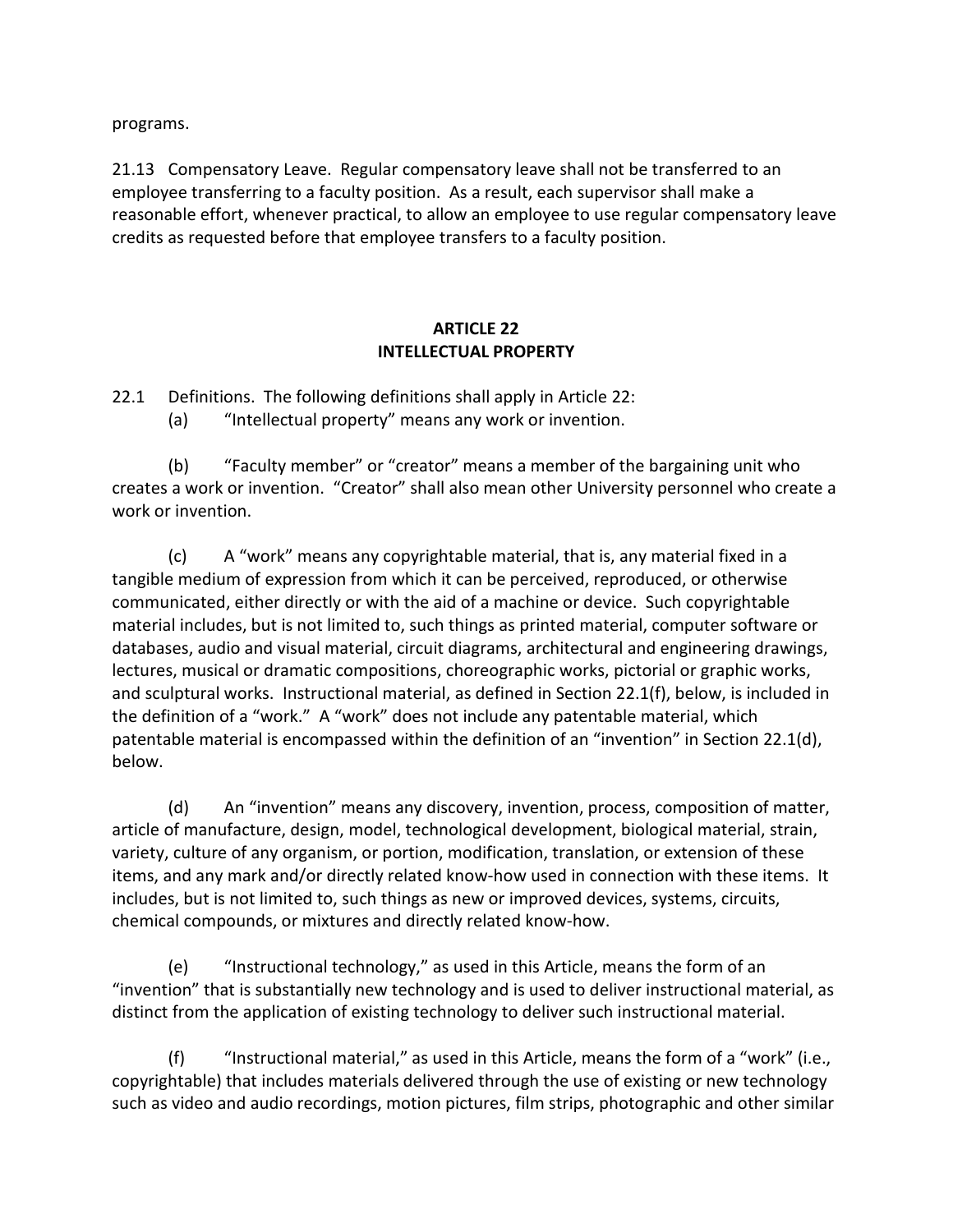programs.

21.13 Compensatory Leave. Regular compensatory leave shall not be transferred to an employee transferring to a faculty position. As a result, each supervisor shall make a reasonable effort, whenever practical, to allow an employee to use regular compensatory leave credits as requested before that employee transfers to a faculty position.

## ARTICLE 22
## INTELLECTUAL PROPERTY

22.1 Definitions. The following definitions shall apply in Article 22:

(a) "Intellectual property" means any work or invention.

(b) "Faculty member" or "creator" means a member of the bargaining unit who creates a work or invention. "Creator" shall also mean other University personnel who create a work or invention.

(c) A "work" means any copyrightable material, that is, any material fixed in a tangible medium of expression from which it can be perceived, reproduced, or otherwise communicated, either directly or with the aid of a machine or device. Such copyrightable material includes, but is not limited to, such things as printed material, computer software or databases, audio and visual material, circuit diagrams, architectural and engineering drawings, lectures, musical or dramatic compositions, choreographic works, pictorial or graphic works, and sculptural works. Instructional material, as defined in Section 22.1(f), below, is included in the definition of a "work." A "work" does not include any patentable material, which patentable material is encompassed within the definition of an "invention" in Section 22.1(d), below.

(d) An "invention" means any discovery, invention, process, composition of matter, article of manufacture, design, model, technological development, biological material, strain, variety, culture of any organism, or portion, modification, translation, or extension of these items, and any mark and/or directly related know-how used in connection with these items. It includes, but is not limited to, such things as new or improved devices, systems, circuits, chemical compounds, or mixtures and directly related know-how.

(e) "Instructional technology," as used in this Article, means the form of an "invention" that is substantially new technology and is used to deliver instructional material, as distinct from the application of existing technology to deliver such instructional material.

(f) "Instructional material," as used in this Article, means the form of a "work" (i.e., copyrightable) that includes materials delivered through the use of existing or new technology such as video and audio recordings, motion pictures, film strips, photographic and other similar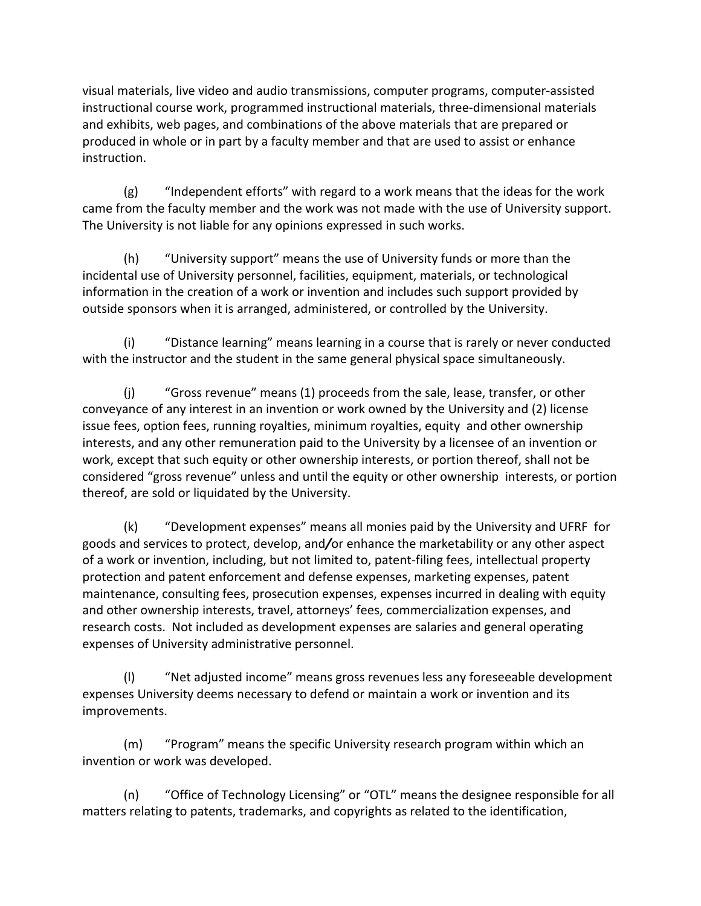visual materials, live video and audio transmissions, computer programs, computer-assisted instructional course work, programmed instructional materials, three-dimensional materials and exhibits, web pages, and combinations of the above materials that are prepared or produced in whole or in part by a faculty member and that are used to assist or enhance instruction.

(g) "Independent efforts" with regard to a work means that the ideas for the work came from the faculty member and the work was not made with the use of University support. The University is not liable for any opinions expressed in such works.

(h) "University support" means the use of University funds or more than the incidental use of University personnel, facilities, equipment, materials, or technological information in the creation of a work or invention and includes such support provided by outside sponsors when it is arranged, administered, or controlled by the University.

(i) "Distance learning" means learning in a course that is rarely or never conducted with the instructor and the student in the same general physical space simultaneously.

(j) "Gross revenue" means (1) proceeds from the sale, lease, transfer, or other conveyance of any interest in an invention or work owned by the University and (2) license issue fees, option fees, running royalties, minimum royalties, equity and other ownership interests, and any other remuneration paid to the University by a licensee of an invention or work, except that such equity or other ownership interests, or portion thereof, shall not be considered "gross revenue" unless and until the equity or other ownership interests, or portion thereof, are sold or liquidated by the University.

(k) "Development expenses" means all monies paid by the University and UFRF for goods and services to protect, develop, and/or enhance the marketability or any other aspect of a work or invention, including, but not limited to, patent-filing fees, intellectual property protection and patent enforcement and defense expenses, marketing expenses, patent maintenance, consulting fees, prosecution expenses, expenses incurred in dealing with equity and other ownership interests, travel, attorneys' fees, commercialization expenses, and research costs. Not included as development expenses are salaries and general operating expenses of University administrative personnel.

(l) "Net adjusted income" means gross revenues less any foreseeable development expenses University deems necessary to defend or maintain a work or invention and its improvements.

(m) "Program" means the specific University research program within which an invention or work was developed.

(n) "Office of Technology Licensing" or "OTL" means the designee responsible for all matters relating to patents, trademarks, and copyrights as related to the identification,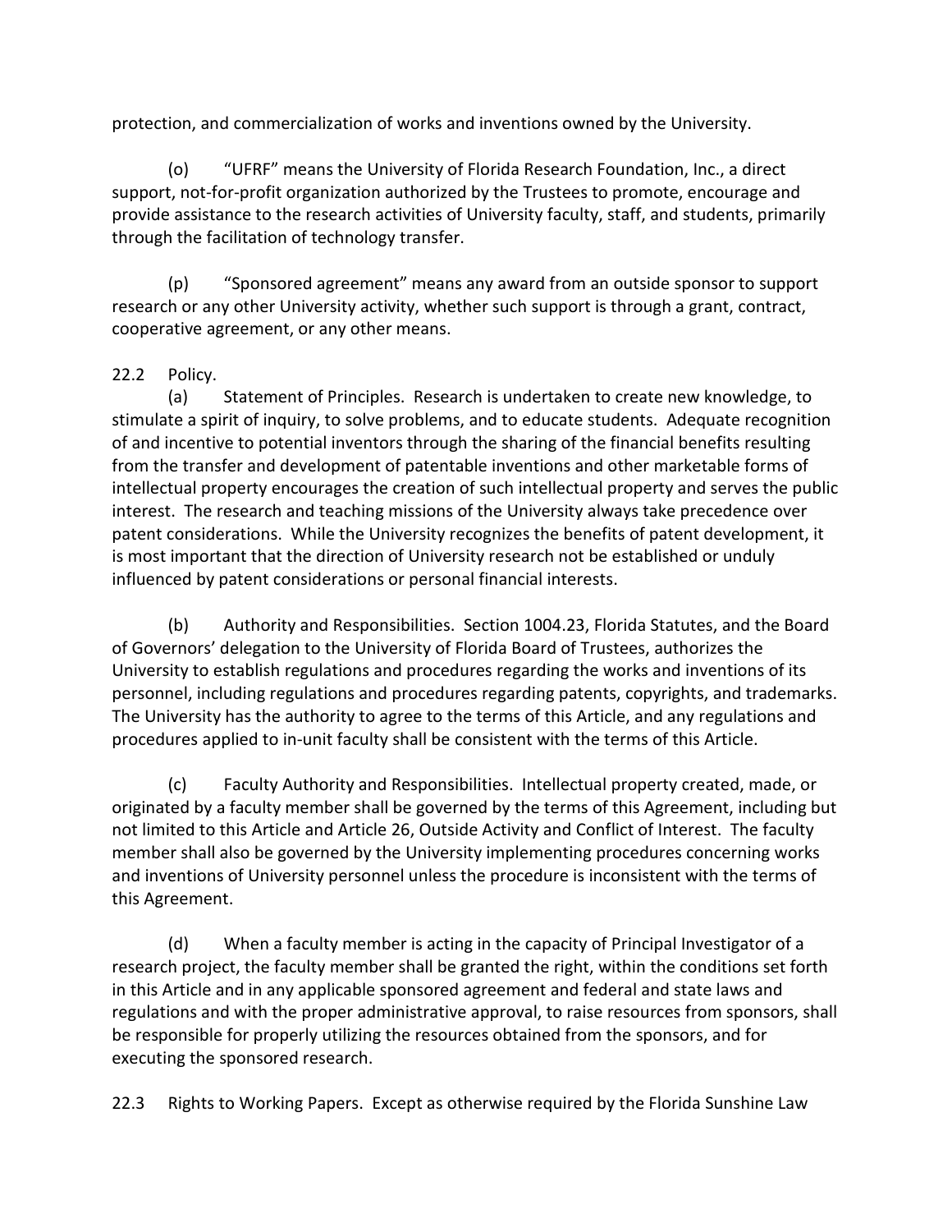protection, and commercialization of works and inventions owned by the University.

(o) "UFRF" means the University of Florida Research Foundation, Inc., a direct support, not-for-profit organization authorized by the Trustees to promote, encourage and provide assistance to the research activities of University faculty, staff, and students, primarily through the facilitation of technology transfer.

(p) "Sponsored agreement" means any award from an outside sponsor to support research or any other University activity, whether such support is through a grant, contract, cooperative agreement, or any other means.

22.2 Policy.

(a) Statement of Principles. Research is undertaken to create new knowledge, to stimulate a spirit of inquiry, to solve problems, and to educate students. Adequate recognition of and incentive to potential inventors through the sharing of the financial benefits resulting from the transfer and development of patentable inventions and other marketable forms of intellectual property encourages the creation of such intellectual property and serves the public interest. The research and teaching missions of the University always take precedence over patent considerations. While the University recognizes the benefits of patent development, it is most important that the direction of University research not be established or unduly influenced by patent considerations or personal financial interests.

(b) Authority and Responsibilities. Section 1004.23, Florida Statutes, and the Board of Governors' delegation to the University of Florida Board of Trustees, authorizes the University to establish regulations and procedures regarding the works and inventions of its personnel, including regulations and procedures regarding patents, copyrights, and trademarks. The University has the authority to agree to the terms of this Article, and any regulations and procedures applied to in-unit faculty shall be consistent with the terms of this Article.

(c) Faculty Authority and Responsibilities. Intellectual property created, made, or originated by a faculty member shall be governed by the terms of this Agreement, including but not limited to this Article and Article 26, Outside Activity and Conflict of Interest. The faculty member shall also be governed by the University implementing procedures concerning works and inventions of University personnel unless the procedure is inconsistent with the terms of this Agreement.

(d) When a faculty member is acting in the capacity of Principal Investigator of a research project, the faculty member shall be granted the right, within the conditions set forth in this Article and in any applicable sponsored agreement and federal and state laws and regulations and with the proper administrative approval, to raise resources from sponsors, shall be responsible for properly utilizing the resources obtained from the sponsors, and for executing the sponsored research.

22.3 Rights to Working Papers. Except as otherwise required by the Florida Sunshine Law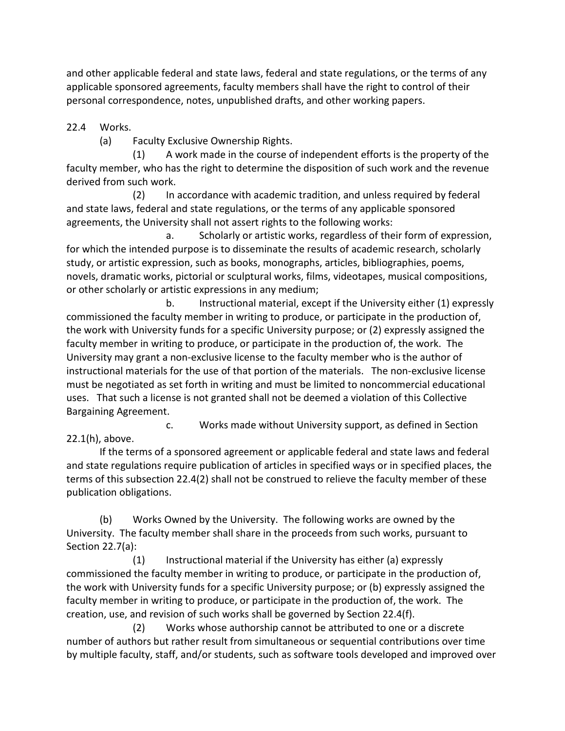and other applicable federal and state laws, federal and state regulations, or the terms of any applicable sponsored agreements, faculty members shall have the right to control of their personal correspondence, notes, unpublished drafts, and other working papers.

22.4 Works.

(a) Faculty Exclusive Ownership Rights.

(1) A work made in the course of independent efforts is the property of the faculty member, who has the right to determine the disposition of such work and the revenue derived from such work.

(2) In accordance with academic tradition, and unless required by federal and state laws, federal and state regulations, or the terms of any applicable sponsored agreements, the University shall not assert rights to the following works:

a. Scholarly or artistic works, regardless of their form of expression, for which the intended purpose is to disseminate the results of academic research, scholarly study, or artistic expression, such as books, monographs, articles, bibliographies, poems, novels, dramatic works, pictorial or sculptural works, films, videotapes, musical compositions, or other scholarly or artistic expressions in any medium;

b. Instructional material, except if the University either (1) expressly commissioned the faculty member in writing to produce, or participate in the production of, the work with University funds for a specific University purpose; or (2) expressly assigned the faculty member in writing to produce, or participate in the production of, the work. The University may grant a non-exclusive license to the faculty member who is the author of instructional materials for the use of that portion of the materials. The non-exclusive license must be negotiated as set forth in writing and must be limited to noncommercial educational uses. That such a license is not granted shall not be deemed a violation of this Collective Bargaining Agreement.

c. Works made without University support, as defined in Section 22.1(h), above.

If the terms of a sponsored agreement or applicable federal and state laws and federal and state regulations require publication of articles in specified ways or in specified places, the terms of this subsection 22.4(2) shall not be construed to relieve the faculty member of these publication obligations.

(b) Works Owned by the University. The following works are owned by the University. The faculty member shall share in the proceeds from such works, pursuant to Section 22.7(a):

(1) Instructional material if the University has either (a) expressly commissioned the faculty member in writing to produce, or participate in the production of, the work with University funds for a specific University purpose; or (b) expressly assigned the faculty member in writing to produce, or participate in the production of, the work. The creation, use, and revision of such works shall be governed by Section 22.4(f).

(2) Works whose authorship cannot be attributed to one or a discrete number of authors but rather result from simultaneous or sequential contributions over time by multiple faculty, staff, and/or students, such as software tools developed and improved over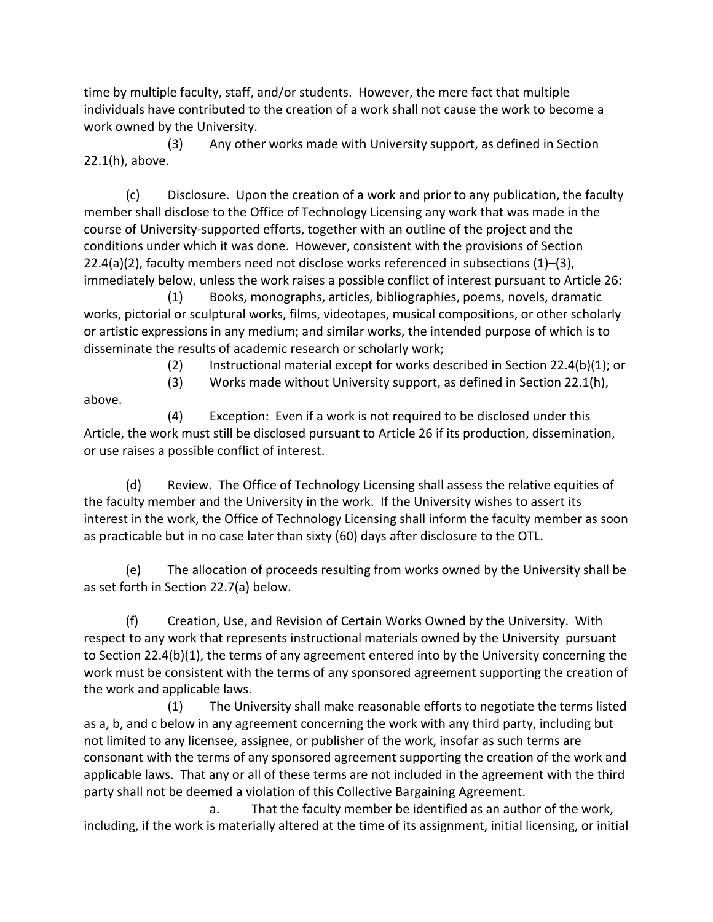time by multiple faculty, staff, and/or students. However, the mere fact that multiple individuals have contributed to the creation of a work shall not cause the work to become a work owned by the University.

(3) Any other works made with University support, as defined in Section 22.1(h), above.

(c) Disclosure. Upon the creation of a work and prior to any publication, the faculty member shall disclose to the Office of Technology Licensing any work that was made in the course of University-supported efforts, together with an outline of the project and the conditions under which it was done. However, consistent with the provisions of Section 22.4(a)(2), faculty members need not disclose works referenced in subsections (1)–(3), immediately below, unless the work raises a possible conflict of interest pursuant to Article 26:

(1) Books, monographs, articles, bibliographies, poems, novels, dramatic works, pictorial or sculptural works, films, videotapes, musical compositions, or other scholarly or artistic expressions in any medium; and similar works, the intended purpose of which is to disseminate the results of academic research or scholarly work;

(2) Instructional material except for works described in Section 22.4(b)(1); or

(3) Works made without University support, as defined in Section 22.1(h), above.

(4) Exception: Even if a work is not required to be disclosed under this Article, the work must still be disclosed pursuant to Article 26 if its production, dissemination, or use raises a possible conflict of interest.

(d) Review. The Office of Technology Licensing shall assess the relative equities of the faculty member and the University in the work. If the University wishes to assert its interest in the work, the Office of Technology Licensing shall inform the faculty member as soon as practicable but in no case later than sixty (60) days after disclosure to the OTL.

(e) The allocation of proceeds resulting from works owned by the University shall be as set forth in Section 22.7(a) below.

(f) Creation, Use, and Revision of Certain Works Owned by the University. With respect to any work that represents instructional materials owned by the University pursuant to Section 22.4(b)(1), the terms of any agreement entered into by the University concerning the work must be consistent with the terms of any sponsored agreement supporting the creation of the work and applicable laws.

(1) The University shall make reasonable efforts to negotiate the terms listed as a, b, and c below in any agreement concerning the work with any third party, including but not limited to any licensee, assignee, or publisher of the work, insofar as such terms are consonant with the terms of any sponsored agreement supporting the creation of the work and applicable laws. That any or all of these terms are not included in the agreement with the third party shall not be deemed a violation of this Collective Bargaining Agreement.

a. That the faculty member be identified as an author of the work, including, if the work is materially altered at the time of its assignment, initial licensing, or initial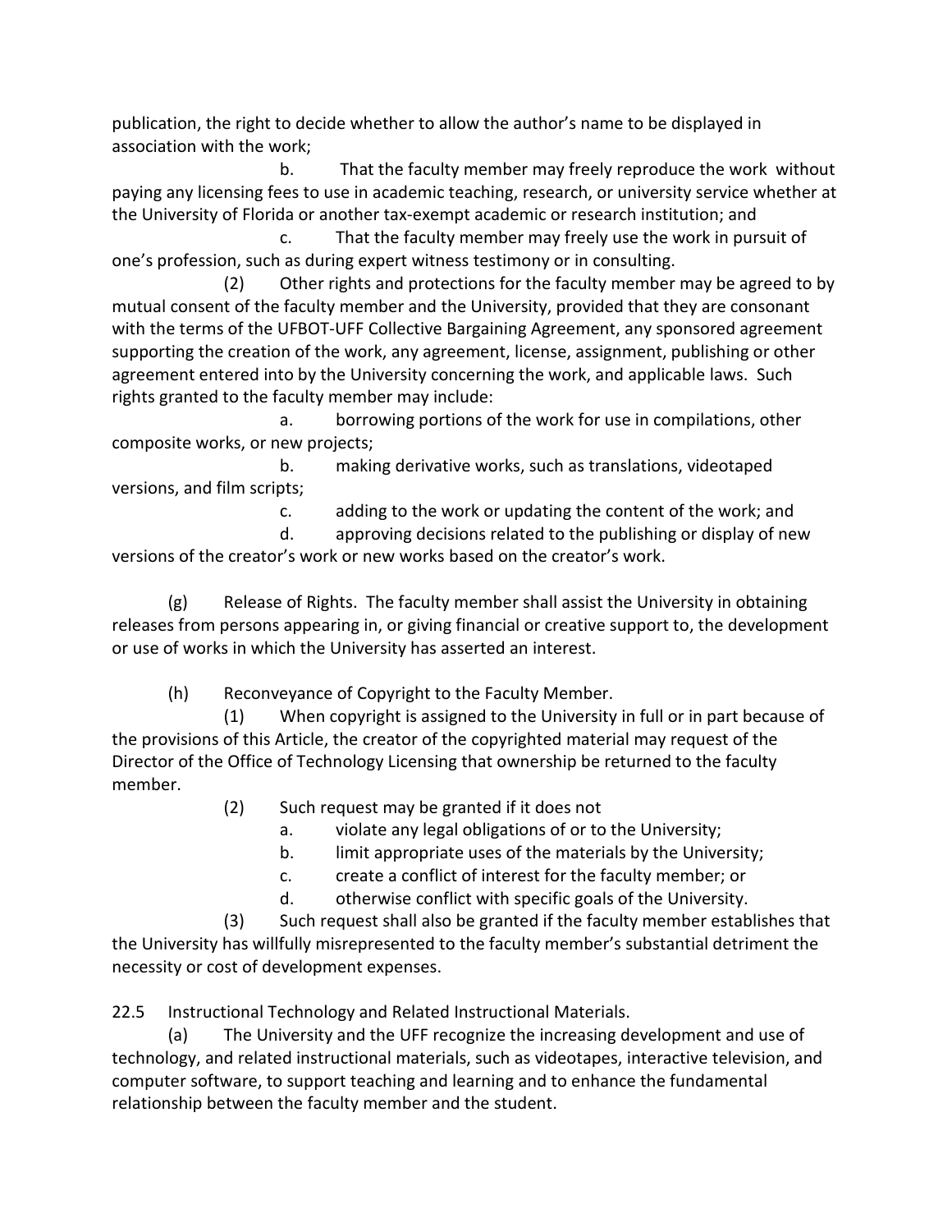publication, the right to decide whether to allow the author's name to be displayed in association with the work;

b. That the faculty member may freely reproduce the work without paying any licensing fees to use in academic teaching, research, or university service whether at the University of Florida or another tax-exempt academic or research institution; and

c. That the faculty member may freely use the work in pursuit of one's profession, such as during expert witness testimony or in consulting.

(2) Other rights and protections for the faculty member may be agreed to by mutual consent of the faculty member and the University, provided that they are consonant with the terms of the UFBOT-UFF Collective Bargaining Agreement, any sponsored agreement supporting the creation of the work, any agreement, license, assignment, publishing or other agreement entered into by the University concerning the work, and applicable laws. Such rights granted to the faculty member may include:

a. borrowing portions of the work for use in compilations, other composite works, or new projects;

b. making derivative works, such as translations, videotaped versions, and film scripts;

c. adding to the work or updating the content of the work; and

d. approving decisions related to the publishing or display of new versions of the creator's work or new works based on the creator's work.

(g) Release of Rights. The faculty member shall assist the University in obtaining releases from persons appearing in, or giving financial or creative support to, the development or use of works in which the University has asserted an interest.

(h) Reconveyance of Copyright to the Faculty Member.

(1) When copyright is assigned to the University in full or in part because of the provisions of this Article, the creator of the copyrighted material may request of the Director of the Office of Technology Licensing that ownership be returned to the faculty member.

(2) Such request may be granted if it does not

a. violate any legal obligations of or to the University;

b. limit appropriate uses of the materials by the University;

c. create a conflict of interest for the faculty member; or

d. otherwise conflict with specific goals of the University.

(3) Such request shall also be granted if the faculty member establishes that the University has willfully misrepresented to the faculty member's substantial detriment the necessity or cost of development expenses.

22.5 Instructional Technology and Related Instructional Materials.

(a) The University and the UFF recognize the increasing development and use of technology, and related instructional materials, such as videotapes, interactive television, and computer software, to support teaching and learning and to enhance the fundamental relationship between the faculty member and the student.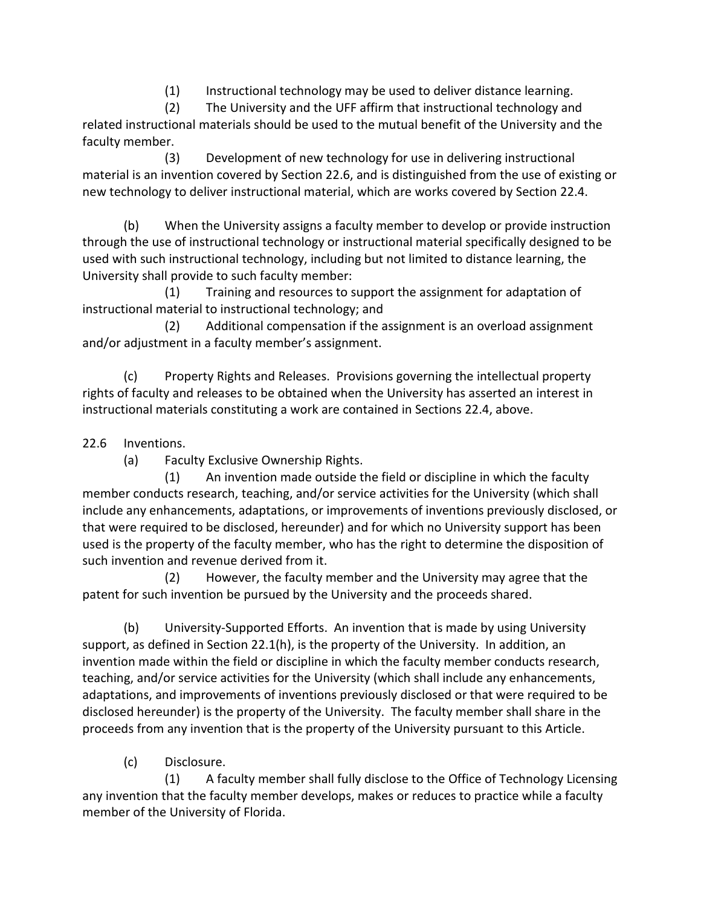(1) Instructional technology may be used to deliver distance learning.

(2) The University and the UFF affirm that instructional technology and related instructional materials should be used to the mutual benefit of the University and the faculty member.

(3) Development of new technology for use in delivering instructional material is an invention covered by Section 22.6, and is distinguished from the use of existing or new technology to deliver instructional material, which are works covered by Section 22.4.

(b) When the University assigns a faculty member to develop or provide instruction through the use of instructional technology or instructional material specifically designed to be used with such instructional technology, including but not limited to distance learning, the University shall provide to such faculty member:

(1) Training and resources to support the assignment for adaptation of instructional material to instructional technology; and

(2) Additional compensation if the assignment is an overload assignment and/or adjustment in a faculty member's assignment.

(c) Property Rights and Releases. Provisions governing the intellectual property rights of faculty and releases to be obtained when the University has asserted an interest in instructional materials constituting a work are contained in Sections 22.4, above.

22.6 Inventions.

(a) Faculty Exclusive Ownership Rights.

(1) An invention made outside the field or discipline in which the faculty member conducts research, teaching, and/or service activities for the University (which shall include any enhancements, adaptations, or improvements of inventions previously disclosed, or that were required to be disclosed, hereunder) and for which no University support has been used is the property of the faculty member, who has the right to determine the disposition of such invention and revenue derived from it.

(2) However, the faculty member and the University may agree that the patent for such invention be pursued by the University and the proceeds shared.

(b) University-Supported Efforts. An invention that is made by using University support, as defined in Section 22.1(h), is the property of the University. In addition, an invention made within the field or discipline in which the faculty member conducts research, teaching, and/or service activities for the University (which shall include any enhancements, adaptations, and improvements of inventions previously disclosed or that were required to be disclosed hereunder) is the property of the University. The faculty member shall share in the proceeds from any invention that is the property of the University pursuant to this Article.

(c) Disclosure.

(1) A faculty member shall fully disclose to the Office of Technology Licensing any invention that the faculty member develops, makes or reduces to practice while a faculty member of the University of Florida.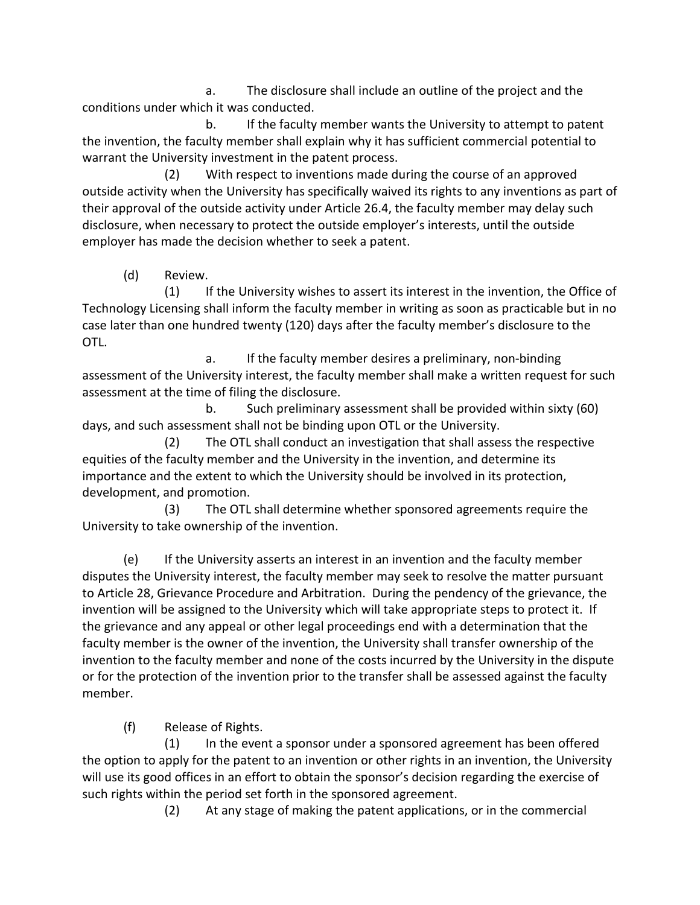a. The disclosure shall include an outline of the project and the conditions under which it was conducted.

b. If the faculty member wants the University to attempt to patent the invention, the faculty member shall explain why it has sufficient commercial potential to warrant the University investment in the patent process.

(2) With respect to inventions made during the course of an approved outside activity when the University has specifically waived its rights to any inventions as part of their approval of the outside activity under Article 26.4, the faculty member may delay such disclosure, when necessary to protect the outside employer's interests, until the outside employer has made the decision whether to seek a patent.

(d) Review.

(1) If the University wishes to assert its interest in the invention, the Office of Technology Licensing shall inform the faculty member in writing as soon as practicable but in no case later than one hundred twenty (120) days after the faculty member's disclosure to the OTL.

a. If the faculty member desires a preliminary, non-binding assessment of the University interest, the faculty member shall make a written request for such assessment at the time of filing the disclosure.

b. Such preliminary assessment shall be provided within sixty (60) days, and such assessment shall not be binding upon OTL or the University.

(2) The OTL shall conduct an investigation that shall assess the respective equities of the faculty member and the University in the invention, and determine its importance and the extent to which the University should be involved in its protection, development, and promotion.

(3) The OTL shall determine whether sponsored agreements require the University to take ownership of the invention.

(e) If the University asserts an interest in an invention and the faculty member disputes the University interest, the faculty member may seek to resolve the matter pursuant to Article 28, Grievance Procedure and Arbitration. During the pendency of the grievance, the invention will be assigned to the University which will take appropriate steps to protect it. If the grievance and any appeal or other legal proceedings end with a determination that the faculty member is the owner of the invention, the University shall transfer ownership of the invention to the faculty member and none of the costs incurred by the University in the dispute or for the protection of the invention prior to the transfer shall be assessed against the faculty member.

(f) Release of Rights.

(1) In the event a sponsor under a sponsored agreement has been offered the option to apply for the patent to an invention or other rights in an invention, the University will use its good offices in an effort to obtain the sponsor's decision regarding the exercise of such rights within the period set forth in the sponsored agreement.

(2) At any stage of making the patent applications, or in the commercial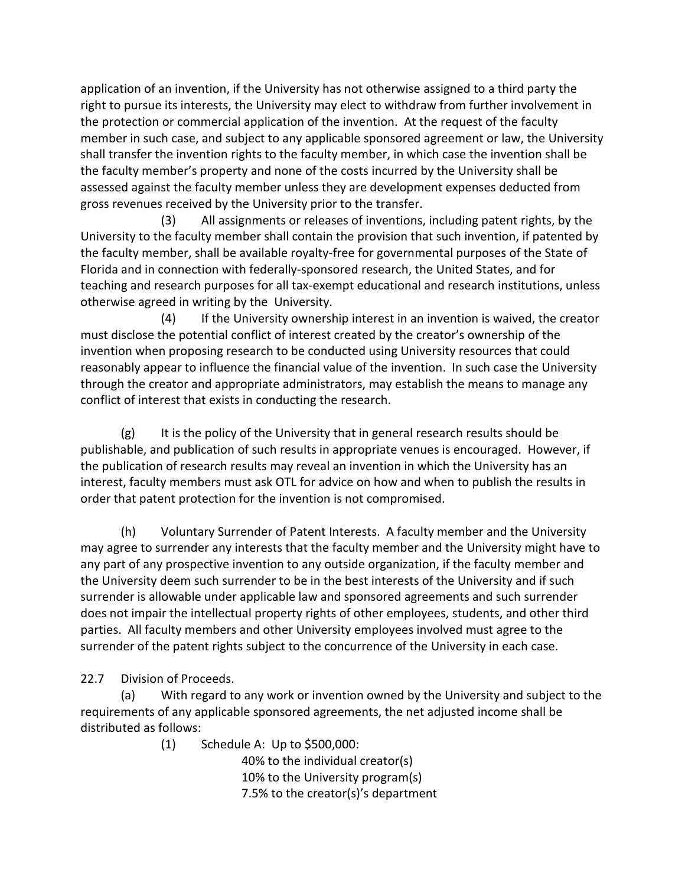application of an invention, if the University has not otherwise assigned to a third party the right to pursue its interests, the University may elect to withdraw from further involvement in the protection or commercial application of the invention. At the request of the faculty member in such case, and subject to any applicable sponsored agreement or law, the University shall transfer the invention rights to the faculty member, in which case the invention shall be the faculty member's property and none of the costs incurred by the University shall be assessed against the faculty member unless they are development expenses deducted from gross revenues received by the University prior to the transfer.

(3) All assignments or releases of inventions, including patent rights, by the University to the faculty member shall contain the provision that such invention, if patented by the faculty member, shall be available royalty-free for governmental purposes of the State of Florida and in connection with federally-sponsored research, the United States, and for teaching and research purposes for all tax-exempt educational and research institutions, unless otherwise agreed in writing by the University.

(4) If the University ownership interest in an invention is waived, the creator must disclose the potential conflict of interest created by the creator's ownership of the invention when proposing research to be conducted using University resources that could reasonably appear to influence the financial value of the invention. In such case the University through the creator and appropriate administrators, may establish the means to manage any conflict of interest that exists in conducting the research.

(g) It is the policy of the University that in general research results should be publishable, and publication of such results in appropriate venues is encouraged. However, if the publication of research results may reveal an invention in which the University has an interest, faculty members must ask OTL for advice on how and when to publish the results in order that patent protection for the invention is not compromised.

(h) Voluntary Surrender of Patent Interests. A faculty member and the University may agree to surrender any interests that the faculty member and the University might have to any part of any prospective invention to any outside organization, if the faculty member and the University deem such surrender to be in the best interests of the University and if such surrender is allowable under applicable law and sponsored agreements and such surrender does not impair the intellectual property rights of other employees, students, and other third parties. All faculty members and other University employees involved must agree to the surrender of the patent rights subject to the concurrence of the University in each case.

22.7 Division of Proceeds.

(a) With regard to any work or invention owned by the University and subject to the requirements of any applicable sponsored agreements, the net adjusted income shall be distributed as follows:

(1) Schedule A: Up to $500,000:

40% to the individual creator(s)
10% to the University program(s)
7.5% to the creator(s)'s department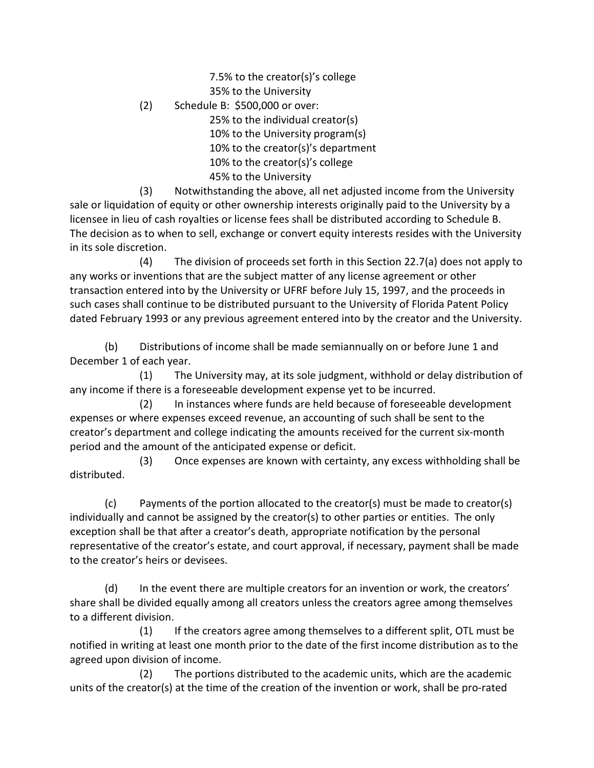7.5% to the creator(s)'s college
35% to the University

(2) Schedule B: $500,000 or over:
25% to the individual creator(s)
10% to the University program(s)
10% to the creator(s)'s department
10% to the creator(s)'s college
45% to the University

(3) Notwithstanding the above, all net adjusted income from the University sale or liquidation of equity or other ownership interests originally paid to the University by a licensee in lieu of cash royalties or license fees shall be distributed according to Schedule B. The decision as to when to sell, exchange or convert equity interests resides with the University in its sole discretion.

(4) The division of proceeds set forth in this Section 22.7(a) does not apply to any works or inventions that are the subject matter of any license agreement or other transaction entered into by the University or UFRF before July 15, 1997, and the proceeds in such cases shall continue to be distributed pursuant to the University of Florida Patent Policy dated February 1993 or any previous agreement entered into by the creator and the University.

(b) Distributions of income shall be made semiannually on or before June 1 and December 1 of each year.

(1) The University may, at its sole judgment, withhold or delay distribution of any income if there is a foreseeable development expense yet to be incurred.

(2) In instances where funds are held because of foreseeable development expenses or where expenses exceed revenue, an accounting of such shall be sent to the creator's department and college indicating the amounts received for the current six-month period and the amount of the anticipated expense or deficit.

(3) Once expenses are known with certainty, any excess withholding shall be distributed.

(c) Payments of the portion allocated to the creator(s) must be made to creator(s) individually and cannot be assigned by the creator(s) to other parties or entities. The only exception shall be that after a creator's death, appropriate notification by the personal representative of the creator's estate, and court approval, if necessary, payment shall be made to the creator's heirs or devisees.

(d) In the event there are multiple creators for an invention or work, the creators' share shall be divided equally among all creators unless the creators agree among themselves to a different division.

(1) If the creators agree among themselves to a different split, OTL must be notified in writing at least one month prior to the date of the first income distribution as to the agreed upon division of income.

(2) The portions distributed to the academic units, which are the academic units of the creator(s) at the time of the creation of the invention or work, shall be pro-rated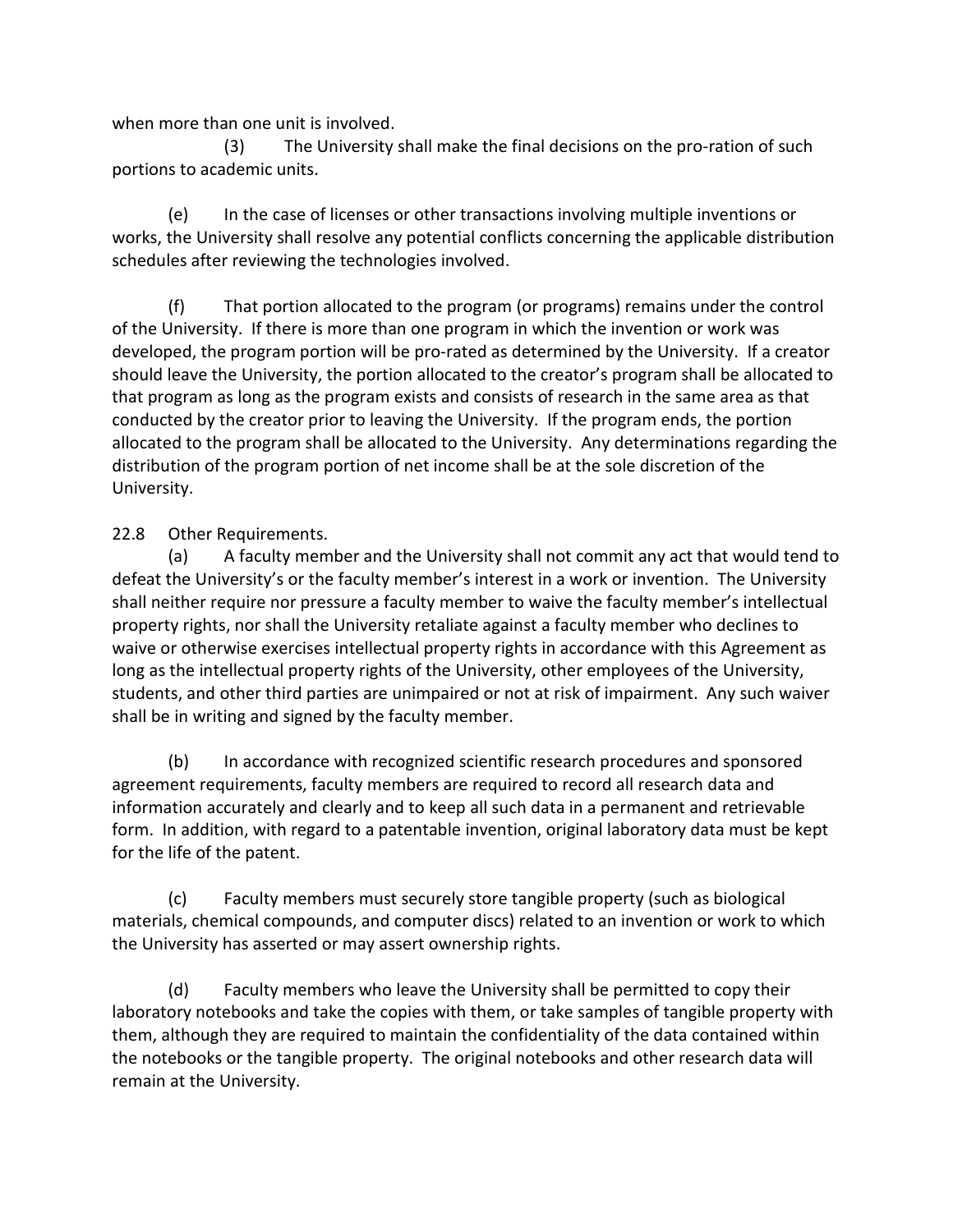when more than one unit is involved.

(3) The University shall make the final decisions on the pro-ration of such portions to academic units.

(e) In the case of licenses or other transactions involving multiple inventions or works, the University shall resolve any potential conflicts concerning the applicable distribution schedules after reviewing the technologies involved.

(f) That portion allocated to the program (or programs) remains under the control of the University. If there is more than one program in which the invention or work was developed, the program portion will be pro-rated as determined by the University. If a creator should leave the University, the portion allocated to the creator's program shall be allocated to that program as long as the program exists and consists of research in the same area as that conducted by the creator prior to leaving the University. If the program ends, the portion allocated to the program shall be allocated to the University. Any determinations regarding the distribution of the program portion of net income shall be at the sole discretion of the University.

22.8 Other Requirements.

(a) A faculty member and the University shall not commit any act that would tend to defeat the University's or the faculty member's interest in a work or invention. The University shall neither require nor pressure a faculty member to waive the faculty member's intellectual property rights, nor shall the University retaliate against a faculty member who declines to waive or otherwise exercises intellectual property rights in accordance with this Agreement as long as the intellectual property rights of the University, other employees of the University, students, and other third parties are unimpaired or not at risk of impairment. Any such waiver shall be in writing and signed by the faculty member.

(b) In accordance with recognized scientific research procedures and sponsored agreement requirements, faculty members are required to record all research data and information accurately and clearly and to keep all such data in a permanent and retrievable form. In addition, with regard to a patentable invention, original laboratory data must be kept for the life of the patent.

(c) Faculty members must securely store tangible property (such as biological materials, chemical compounds, and computer discs) related to an invention or work to which the University has asserted or may assert ownership rights.

(d) Faculty members who leave the University shall be permitted to copy their laboratory notebooks and take the copies with them, or take samples of tangible property with them, although they are required to maintain the confidentiality of the data contained within the notebooks or the tangible property. The original notebooks and other research data will remain at the University.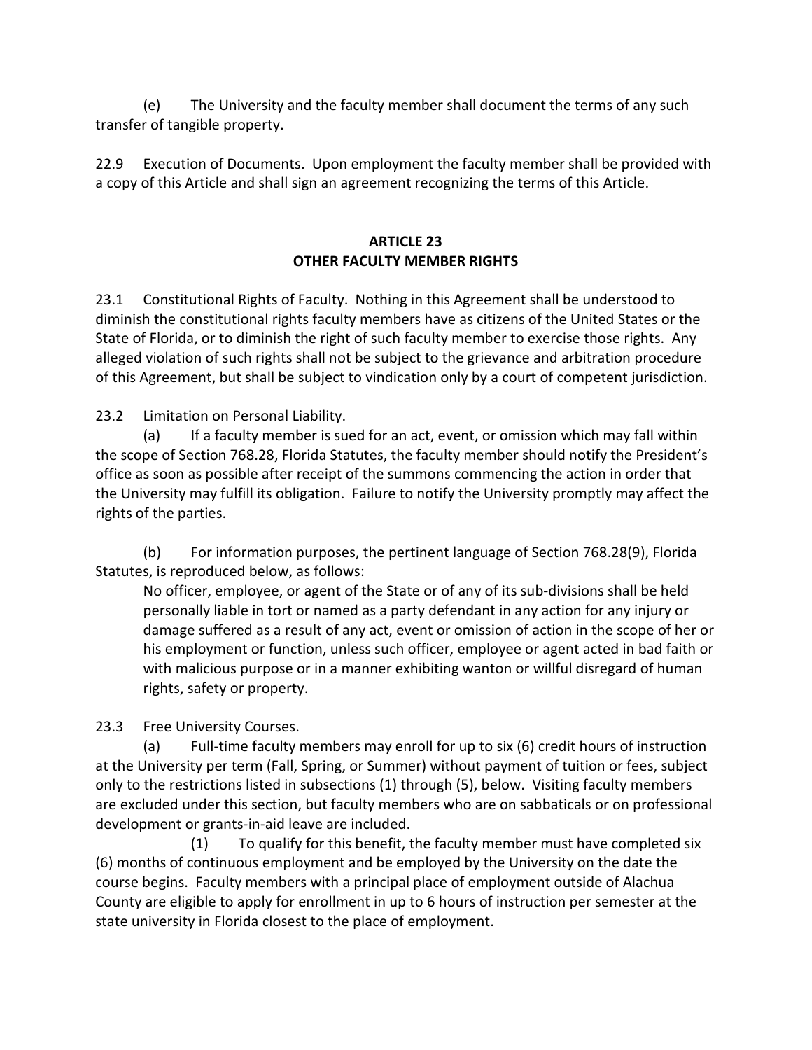(e) The University and the faculty member shall document the terms of any such transfer of tangible property.

22.9 Execution of Documents. Upon employment the faculty member shall be provided with a copy of this Article and shall sign an agreement recognizing the terms of this Article.

## ARTICLE 23
## OTHER FACULTY MEMBER RIGHTS

23.1 Constitutional Rights of Faculty. Nothing in this Agreement shall be understood to diminish the constitutional rights faculty members have as citizens of the United States or the State of Florida, or to diminish the right of such faculty member to exercise those rights. Any alleged violation of such rights shall not be subject to the grievance and arbitration procedure of this Agreement, but shall be subject to vindication only by a court of competent jurisdiction.

23.2 Limitation on Personal Liability.

(a) If a faculty member is sued for an act, event, or omission which may fall within the scope of Section 768.28, Florida Statutes, the faculty member should notify the President's office as soon as possible after receipt of the summons commencing the action in order that the University may fulfill its obligation. Failure to notify the University promptly may affect the rights of the parties.

(b) For information purposes, the pertinent language of Section 768.28(9), Florida Statutes, is reproduced below, as follows:

> No officer, employee, or agent of the State or of any of its sub-divisions shall be held personally liable in tort or named as a party defendant in any action for any injury or damage suffered as a result of any act, event or omission of action in the scope of her or his employment or function, unless such officer, employee or agent acted in bad faith or with malicious purpose or in a manner exhibiting wanton or willful disregard of human rights, safety or property.

23.3 Free University Courses.

(a) Full-time faculty members may enroll for up to six (6) credit hours of instruction at the University per term (Fall, Spring, or Summer) without payment of tuition or fees, subject only to the restrictions listed in subsections (1) through (5), below. Visiting faculty members are excluded under this section, but faculty members who are on sabbaticals or on professional development or grants-in-aid leave are included.

(1) To qualify for this benefit, the faculty member must have completed six (6) months of continuous employment and be employed by the University on the date the course begins. Faculty members with a principal place of employment outside of Alachua County are eligible to apply for enrollment in up to 6 hours of instruction per semester at the state university in Florida closest to the place of employment.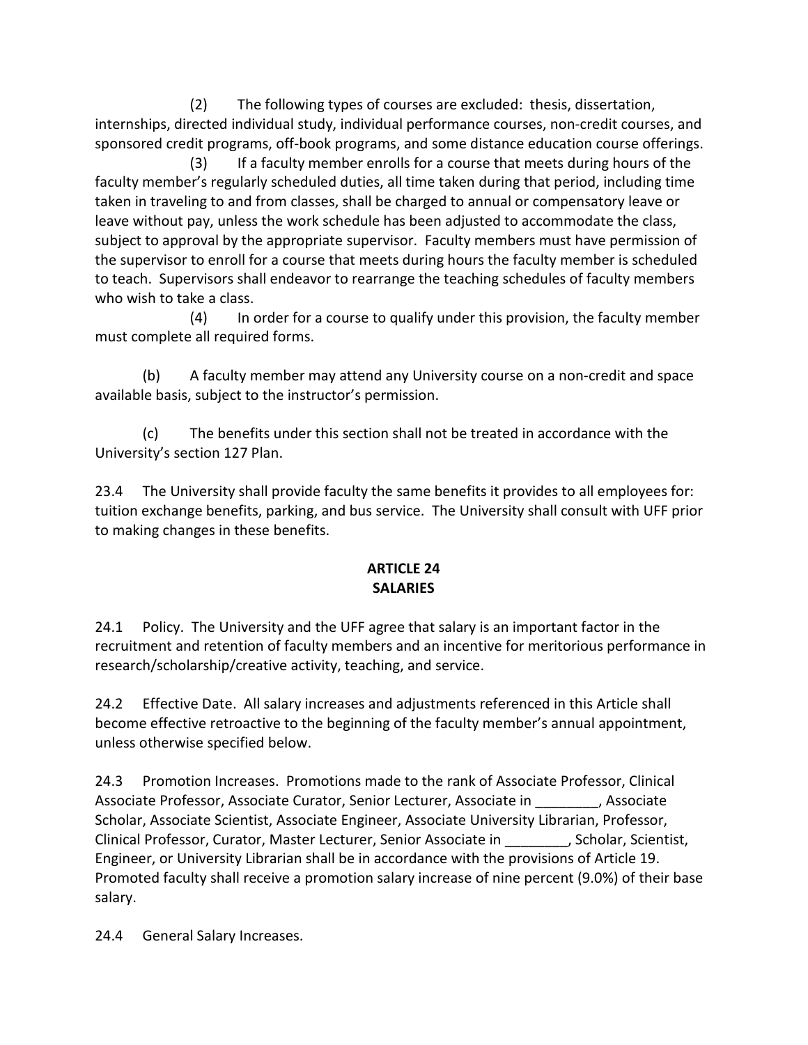(2) The following types of courses are excluded: thesis, dissertation, internships, directed individual study, individual performance courses, non-credit courses, and sponsored credit programs, off-book programs, and some distance education course offerings.

(3) If a faculty member enrolls for a course that meets during hours of the faculty member's regularly scheduled duties, all time taken during that period, including time taken in traveling to and from classes, shall be charged to annual or compensatory leave or leave without pay, unless the work schedule has been adjusted to accommodate the class, subject to approval by the appropriate supervisor. Faculty members must have permission of the supervisor to enroll for a course that meets during hours the faculty member is scheduled to teach. Supervisors shall endeavor to rearrange the teaching schedules of faculty members who wish to take a class.

(4) In order for a course to qualify under this provision, the faculty member must complete all required forms.

(b) A faculty member may attend any University course on a non-credit and space available basis, subject to the instructor's permission.

(c) The benefits under this section shall not be treated in accordance with the University's section 127 Plan.

23.4 The University shall provide faculty the same benefits it provides to all employees for: tuition exchange benefits, parking, and bus service. The University shall consult with UFF prior to making changes in these benefits.

## ARTICLE 24
## SALARIES

24.1 Policy. The University and the UFF agree that salary is an important factor in the recruitment and retention of faculty members and an incentive for meritorious performance in research/scholarship/creative activity, teaching, and service.

24.2 Effective Date. All salary increases and adjustments referenced in this Article shall become effective retroactive to the beginning of the faculty member's annual appointment, unless otherwise specified below.

24.3 Promotion Increases. Promotions made to the rank of Associate Professor, Clinical Associate Professor, Associate Curator, Senior Lecturer, Associate in ________, Associate Scholar, Associate Scientist, Associate Engineer, Associate University Librarian, Professor, Clinical Professor, Curator, Master Lecturer, Senior Associate in ________, Scholar, Scientist, Engineer, or University Librarian shall be in accordance with the provisions of Article 19. Promoted faculty shall receive a promotion salary increase of nine percent (9.0%) of their base salary.

24.4 General Salary Increases.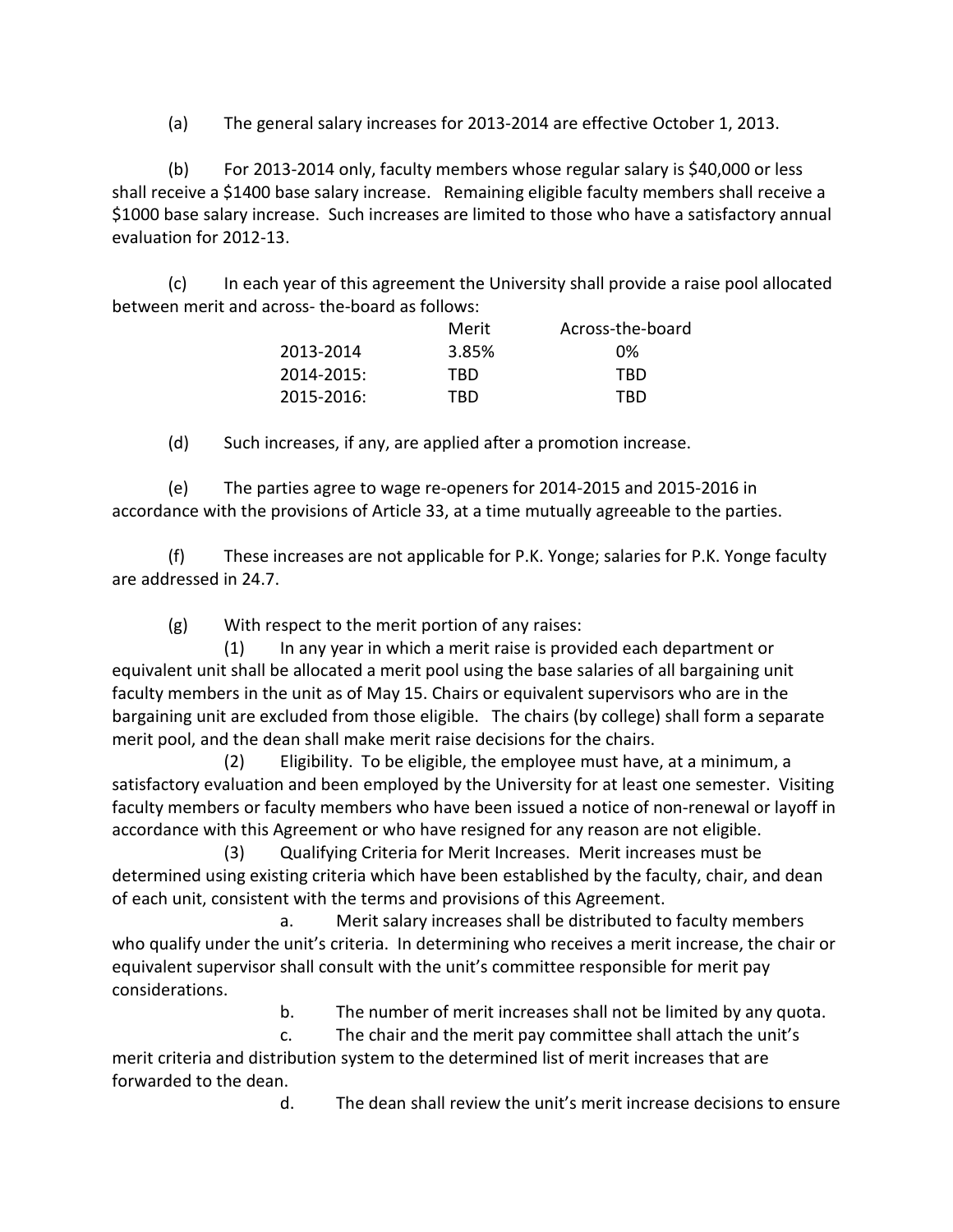(a) The general salary increases for 2013-2014 are effective October 1, 2013.

(b) For 2013-2014 only, faculty members whose regular salary is $40,000 or less shall receive a $1400 base salary increase. Remaining eligible faculty members shall receive a $1000 base salary increase. Such increases are limited to those who have a satisfactory annual evaluation for 2012-13.

(c) In each year of this agreement the University shall provide a raise pool allocated between merit and across- the-board as follows:

| | Merit | Across-the-board |
|---|---|---|
| 2013-2014 | 3.85% | 0% |
| 2014-2015: | TBD | TBD |
| 2015-2016: | TBD | TBD |

(d) Such increases, if any, are applied after a promotion increase.

(e) The parties agree to wage re-openers for 2014-2015 and 2015-2016 in accordance with the provisions of Article 33, at a time mutually agreeable to the parties.

(f) These increases are not applicable for P.K. Yonge; salaries for P.K. Yonge faculty are addressed in 24.7.

(g) With respect to the merit portion of any raises:

(1) In any year in which a merit raise is provided each department or equivalent unit shall be allocated a merit pool using the base salaries of all bargaining unit faculty members in the unit as of May 15. Chairs or equivalent supervisors who are in the bargaining unit are excluded from those eligible. The chairs (by college) shall form a separate merit pool, and the dean shall make merit raise decisions for the chairs.

(2) Eligibility. To be eligible, the employee must have, at a minimum, a satisfactory evaluation and been employed by the University for at least one semester. Visiting faculty members or faculty members who have been issued a notice of non-renewal or layoff in accordance with this Agreement or who have resigned for any reason are not eligible.

(3) Qualifying Criteria for Merit Increases. Merit increases must be determined using existing criteria which have been established by the faculty, chair, and dean of each unit, consistent with the terms and provisions of this Agreement.

a. Merit salary increases shall be distributed to faculty members who qualify under the unit's criteria. In determining who receives a merit increase, the chair or equivalent supervisor shall consult with the unit's committee responsible for merit pay considerations.

b. The number of merit increases shall not be limited by any quota.

c. The chair and the merit pay committee shall attach the unit's merit criteria and distribution system to the determined list of merit increases that are forwarded to the dean.

d. The dean shall review the unit's merit increase decisions to ensure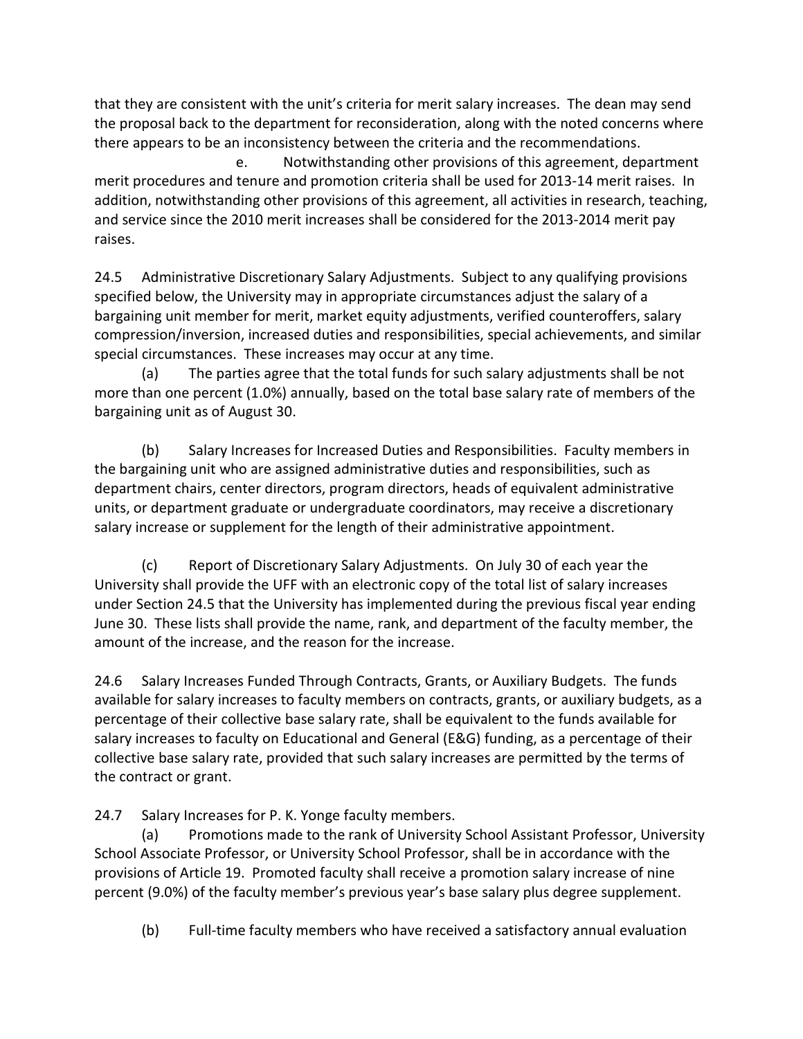that they are consistent with the unit's criteria for merit salary increases. The dean may send the proposal back to the department for reconsideration, along with the noted concerns where there appears to be an inconsistency between the criteria and the recommendations.

e. Notwithstanding other provisions of this agreement, department merit procedures and tenure and promotion criteria shall be used for 2013-14 merit raises. In addition, notwithstanding other provisions of this agreement, all activities in research, teaching, and service since the 2010 merit increases shall be considered for the 2013-2014 merit pay raises.

24.5 Administrative Discretionary Salary Adjustments. Subject to any qualifying provisions specified below, the University may in appropriate circumstances adjust the salary of a bargaining unit member for merit, market equity adjustments, verified counteroffers, salary compression/inversion, increased duties and responsibilities, special achievements, and similar special circumstances. These increases may occur at any time.

(a) The parties agree that the total funds for such salary adjustments shall be not more than one percent (1.0%) annually, based on the total base salary rate of members of the bargaining unit as of August 30.

(b) Salary Increases for Increased Duties and Responsibilities. Faculty members in the bargaining unit who are assigned administrative duties and responsibilities, such as department chairs, center directors, program directors, heads of equivalent administrative units, or department graduate or undergraduate coordinators, may receive a discretionary salary increase or supplement for the length of their administrative appointment.

(c) Report of Discretionary Salary Adjustments. On July 30 of each year the University shall provide the UFF with an electronic copy of the total list of salary increases under Section 24.5 that the University has implemented during the previous fiscal year ending June 30. These lists shall provide the name, rank, and department of the faculty member, the amount of the increase, and the reason for the increase.

24.6 Salary Increases Funded Through Contracts, Grants, or Auxiliary Budgets. The funds available for salary increases to faculty members on contracts, grants, or auxiliary budgets, as a percentage of their collective base salary rate, shall be equivalent to the funds available for salary increases to faculty on Educational and General (E&G) funding, as a percentage of their collective base salary rate, provided that such salary increases are permitted by the terms of the contract or grant.

24.7 Salary Increases for P. K. Yonge faculty members.

(a) Promotions made to the rank of University School Assistant Professor, University School Associate Professor, or University School Professor, shall be in accordance with the provisions of Article 19. Promoted faculty shall receive a promotion salary increase of nine percent (9.0%) of the faculty member's previous year's base salary plus degree supplement.

(b) Full-time faculty members who have received a satisfactory annual evaluation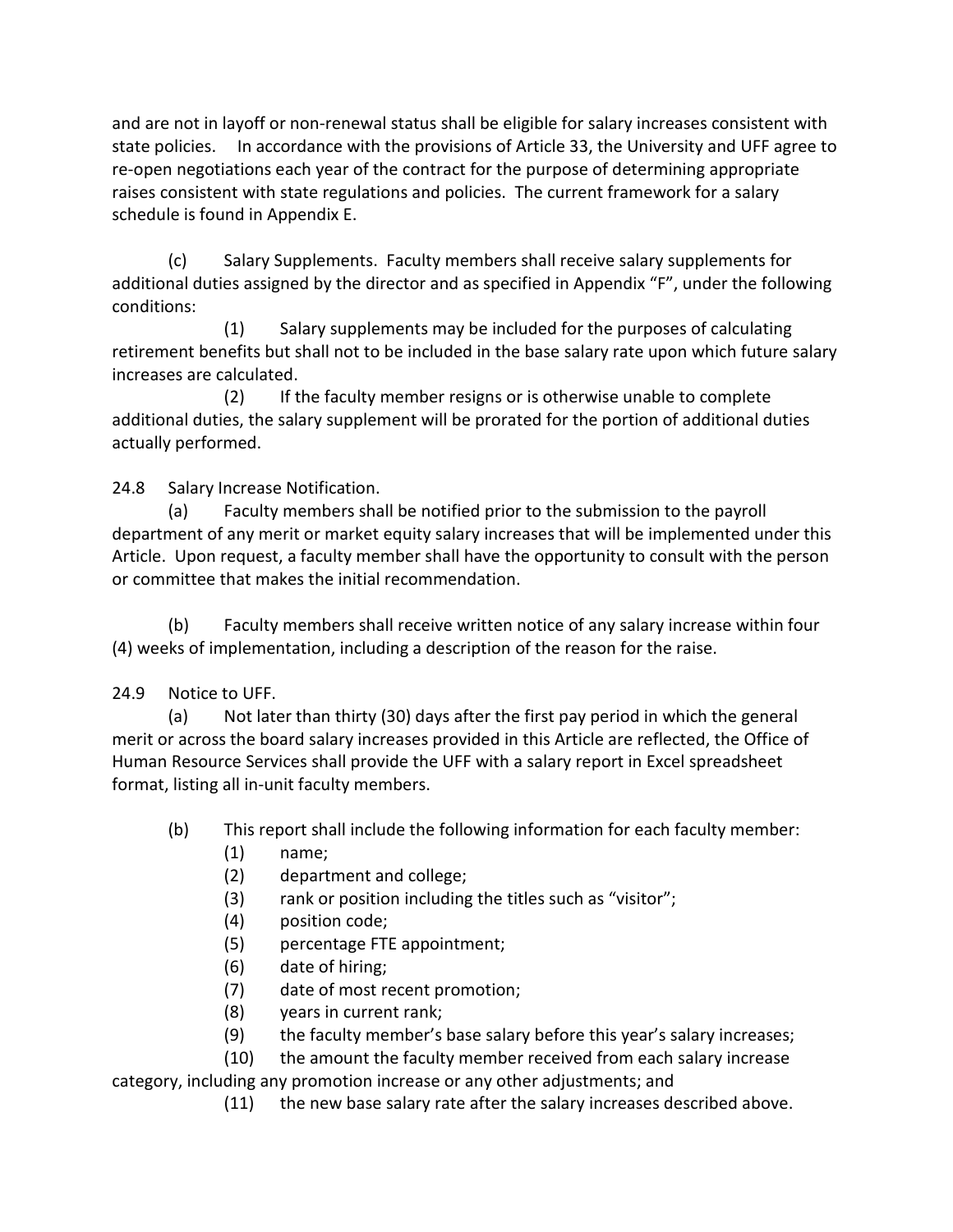and are not in layoff or non-renewal status shall be eligible for salary increases consistent with state policies. In accordance with the provisions of Article 33, the University and UFF agree to re-open negotiations each year of the contract for the purpose of determining appropriate raises consistent with state regulations and policies. The current framework for a salary schedule is found in Appendix E.

(c) Salary Supplements. Faculty members shall receive salary supplements for additional duties assigned by the director and as specified in Appendix "F", under the following conditions:

(1) Salary supplements may be included for the purposes of calculating retirement benefits but shall not to be included in the base salary rate upon which future salary increases are calculated.

(2) If the faculty member resigns or is otherwise unable to complete additional duties, the salary supplement will be prorated for the portion of additional duties actually performed.

24.8 Salary Increase Notification.

(a) Faculty members shall be notified prior to the submission to the payroll department of any merit or market equity salary increases that will be implemented under this Article. Upon request, a faculty member shall have the opportunity to consult with the person or committee that makes the initial recommendation.

(b) Faculty members shall receive written notice of any salary increase within four (4) weeks of implementation, including a description of the reason for the raise.

24.9 Notice to UFF.

(a) Not later than thirty (30) days after the first pay period in which the general merit or across the board salary increases provided in this Article are reflected, the Office of Human Resource Services shall provide the UFF with a salary report in Excel spreadsheet format, listing all in-unit faculty members.

(b) This report shall include the following information for each faculty member:

(1) name;

(2) department and college;

(3) rank or position including the titles such as "visitor";

(4) position code;

(5) percentage FTE appointment;

(6) date of hiring;

(7) date of most recent promotion;

(8) years in current rank;

(9) the faculty member's base salary before this year's salary increases;

(10) the amount the faculty member received from each salary increase category, including any promotion increase or any other adjustments; and

(11) the new base salary rate after the salary increases described above.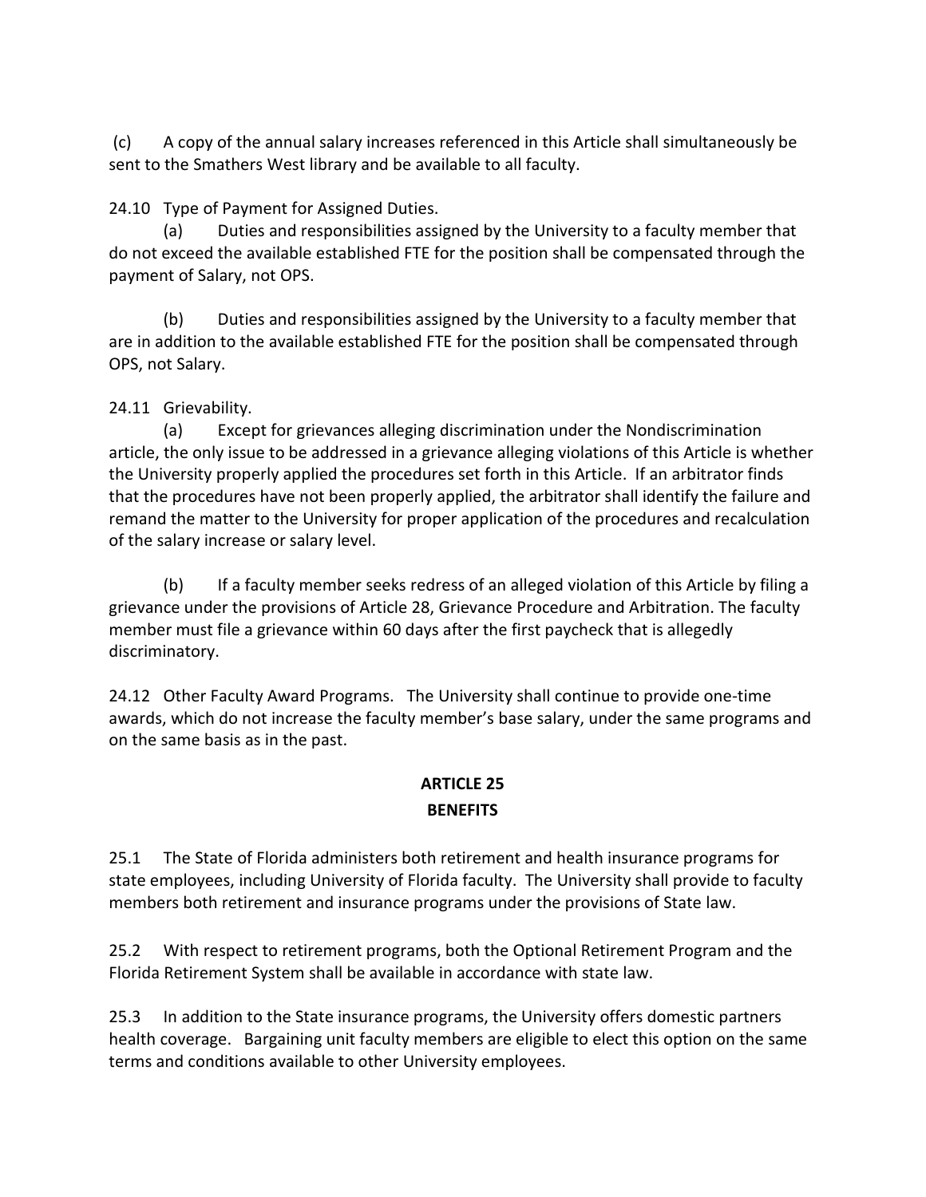(c) A copy of the annual salary increases referenced in this Article shall simultaneously be sent to the Smathers West library and be available to all faculty.

24.10 Type of Payment for Assigned Duties.

(a) Duties and responsibilities assigned by the University to a faculty member that do not exceed the available established FTE for the position shall be compensated through the payment of Salary, not OPS.

(b) Duties and responsibilities assigned by the University to a faculty member that are in addition to the available established FTE for the position shall be compensated through OPS, not Salary.

24.11 Grievability.

(a) Except for grievances alleging discrimination under the Nondiscrimination article, the only issue to be addressed in a grievance alleging violations of this Article is whether the University properly applied the procedures set forth in this Article. If an arbitrator finds that the procedures have not been properly applied, the arbitrator shall identify the failure and remand the matter to the University for proper application of the procedures and recalculation of the salary increase or salary level.

(b) If a faculty member seeks redress of an alleged violation of this Article by filing a grievance under the provisions of Article 28, Grievance Procedure and Arbitration. The faculty member must file a grievance within 60 days after the first paycheck that is allegedly discriminatory.

24.12 Other Faculty Award Programs. The University shall continue to provide one-time awards, which do not increase the faculty member's base salary, under the same programs and on the same basis as in the past.

## ARTICLE 25
## BENEFITS

25.1 The State of Florida administers both retirement and health insurance programs for state employees, including University of Florida faculty. The University shall provide to faculty members both retirement and insurance programs under the provisions of State law.

25.2 With respect to retirement programs, both the Optional Retirement Program and the Florida Retirement System shall be available in accordance with state law.

25.3 In addition to the State insurance programs, the University offers domestic partners health coverage. Bargaining unit faculty members are eligible to elect this option on the same terms and conditions available to other University employees.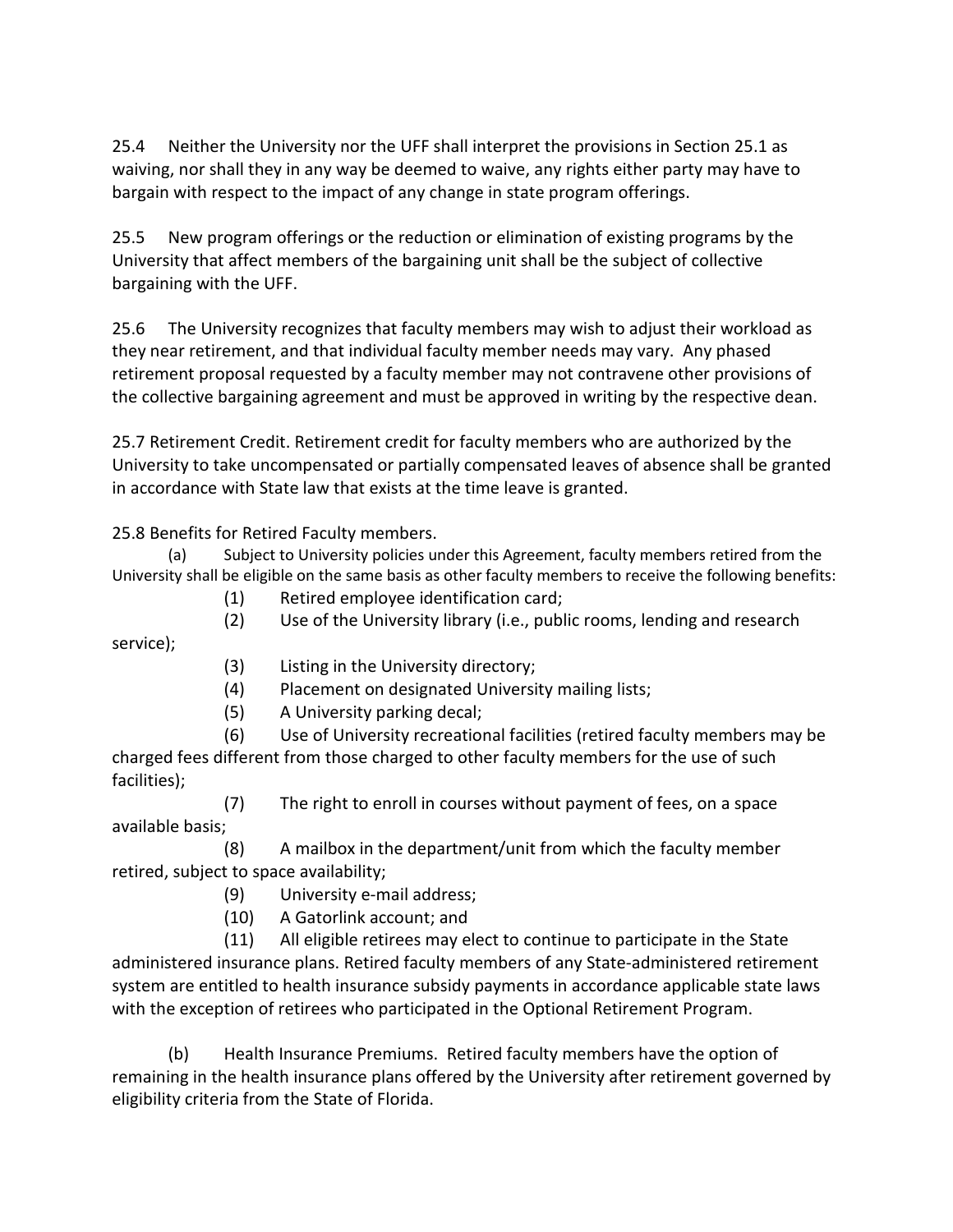25.4 Neither the University nor the UFF shall interpret the provisions in Section 25.1 as waiving, nor shall they in any way be deemed to waive, any rights either party may have to bargain with respect to the impact of any change in state program offerings.

25.5 New program offerings or the reduction or elimination of existing programs by the University that affect members of the bargaining unit shall be the subject of collective bargaining with the UFF.

25.6 The University recognizes that faculty members may wish to adjust their workload as they near retirement, and that individual faculty member needs may vary. Any phased retirement proposal requested by a faculty member may not contravene other provisions of the collective bargaining agreement and must be approved in writing by the respective dean.

25.7 Retirement Credit. Retirement credit for faculty members who are authorized by the University to take uncompensated or partially compensated leaves of absence shall be granted in accordance with State law that exists at the time leave is granted.

25.8 Benefits for Retired Faculty members.

(a) Subject to University policies under this Agreement, faculty members retired from the University shall be eligible on the same basis as other faculty members to receive the following benefits:

(1) Retired employee identification card;

(2) Use of the University library (i.e., public rooms, lending and research service);

(3) Listing in the University directory;

(4) Placement on designated University mailing lists;

(5) A University parking decal;

(6) Use of University recreational facilities (retired faculty members may be charged fees different from those charged to other faculty members for the use of such facilities);

(7) The right to enroll in courses without payment of fees, on a space available basis;

(8) A mailbox in the department/unit from which the faculty member retired, subject to space availability;

(9) University e-mail address;

(10) A Gatorlink account; and

(11) All eligible retirees may elect to continue to participate in the State administered insurance plans. Retired faculty members of any State-administered retirement system are entitled to health insurance subsidy payments in accordance applicable state laws with the exception of retirees who participated in the Optional Retirement Program.

(b) Health Insurance Premiums. Retired faculty members have the option of remaining in the health insurance plans offered by the University after retirement governed by eligibility criteria from the State of Florida.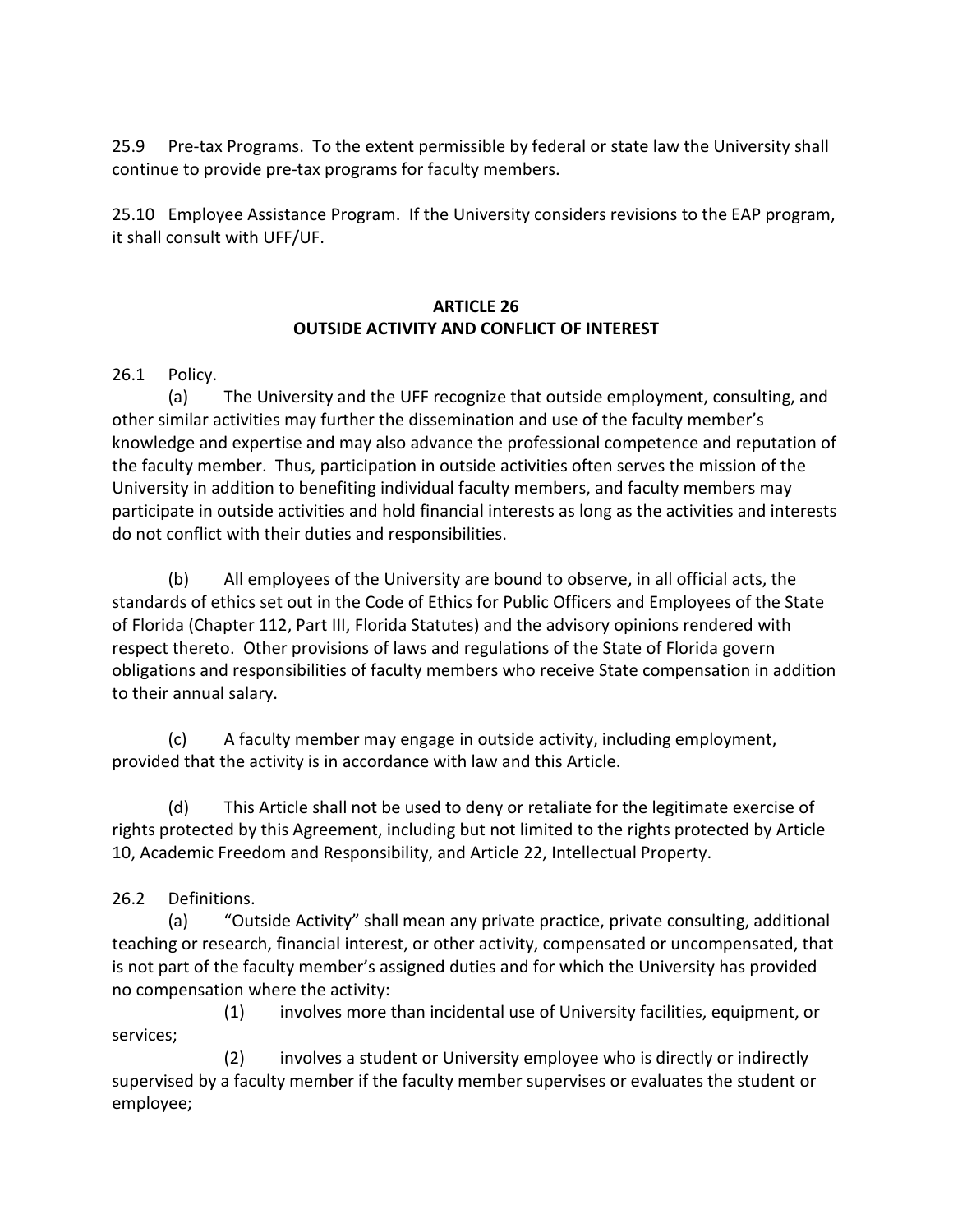25.9 Pre-tax Programs. To the extent permissible by federal or state law the University shall continue to provide pre-tax programs for faculty members.

25.10 Employee Assistance Program. If the University considers revisions to the EAP program, it shall consult with UFF/UF.

## ARTICLE 26
## OUTSIDE ACTIVITY AND CONFLICT OF INTEREST

26.1 Policy.

(a) The University and the UFF recognize that outside employment, consulting, and other similar activities may further the dissemination and use of the faculty member's knowledge and expertise and may also advance the professional competence and reputation of the faculty member. Thus, participation in outside activities often serves the mission of the University in addition to benefiting individual faculty members, and faculty members may participate in outside activities and hold financial interests as long as the activities and interests do not conflict with their duties and responsibilities.

(b) All employees of the University are bound to observe, in all official acts, the standards of ethics set out in the Code of Ethics for Public Officers and Employees of the State of Florida (Chapter 112, Part III, Florida Statutes) and the advisory opinions rendered with respect thereto. Other provisions of laws and regulations of the State of Florida govern obligations and responsibilities of faculty members who receive State compensation in addition to their annual salary.

(c) A faculty member may engage in outside activity, including employment, provided that the activity is in accordance with law and this Article.

(d) This Article shall not be used to deny or retaliate for the legitimate exercise of rights protected by this Agreement, including but not limited to the rights protected by Article 10, Academic Freedom and Responsibility, and Article 22, Intellectual Property.

26.2 Definitions.

(a) "Outside Activity" shall mean any private practice, private consulting, additional teaching or research, financial interest, or other activity, compensated or uncompensated, that is not part of the faculty member's assigned duties and for which the University has provided no compensation where the activity:

(1) involves more than incidental use of University facilities, equipment, or services;

(2) involves a student or University employee who is directly or indirectly supervised by a faculty member if the faculty member supervises or evaluates the student or employee;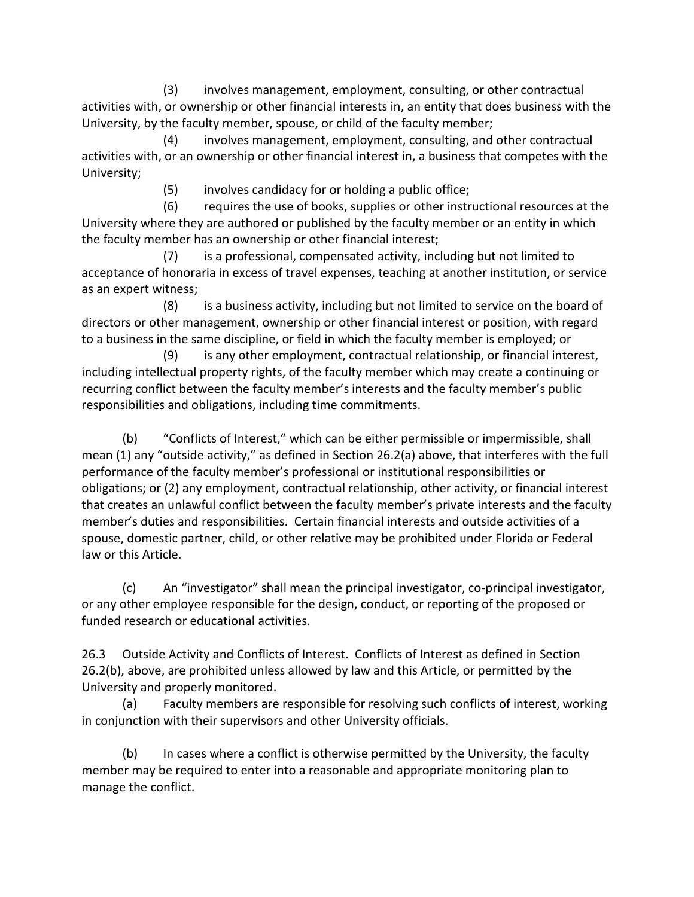(3) involves management, employment, consulting, or other contractual activities with, or ownership or other financial interests in, an entity that does business with the University, by the faculty member, spouse, or child of the faculty member;

(4) involves management, employment, consulting, and other contractual activities with, or an ownership or other financial interest in, a business that competes with the University;

(5) involves candidacy for or holding a public office;

(6) requires the use of books, supplies or other instructional resources at the University where they are authored or published by the faculty member or an entity in which the faculty member has an ownership or other financial interest;

(7) is a professional, compensated activity, including but not limited to acceptance of honoraria in excess of travel expenses, teaching at another institution, or service as an expert witness;

(8) is a business activity, including but not limited to service on the board of directors or other management, ownership or other financial interest or position, with regard to a business in the same discipline, or field in which the faculty member is employed; or

(9) is any other employment, contractual relationship, or financial interest, including intellectual property rights, of the faculty member which may create a continuing or recurring conflict between the faculty member's interests and the faculty member's public responsibilities and obligations, including time commitments.

(b) "Conflicts of Interest," which can be either permissible or impermissible, shall mean (1) any "outside activity," as defined in Section 26.2(a) above, that interferes with the full performance of the faculty member's professional or institutional responsibilities or obligations; or (2) any employment, contractual relationship, other activity, or financial interest that creates an unlawful conflict between the faculty member's private interests and the faculty member's duties and responsibilities. Certain financial interests and outside activities of a spouse, domestic partner, child, or other relative may be prohibited under Florida or Federal law or this Article.

(c) An "investigator" shall mean the principal investigator, co-principal investigator, or any other employee responsible for the design, conduct, or reporting of the proposed or funded research or educational activities.

26.3 Outside Activity and Conflicts of Interest. Conflicts of Interest as defined in Section 26.2(b), above, are prohibited unless allowed by law and this Article, or permitted by the University and properly monitored.

(a) Faculty members are responsible for resolving such conflicts of interest, working in conjunction with their supervisors and other University officials.

(b) In cases where a conflict is otherwise permitted by the University, the faculty member may be required to enter into a reasonable and appropriate monitoring plan to manage the conflict.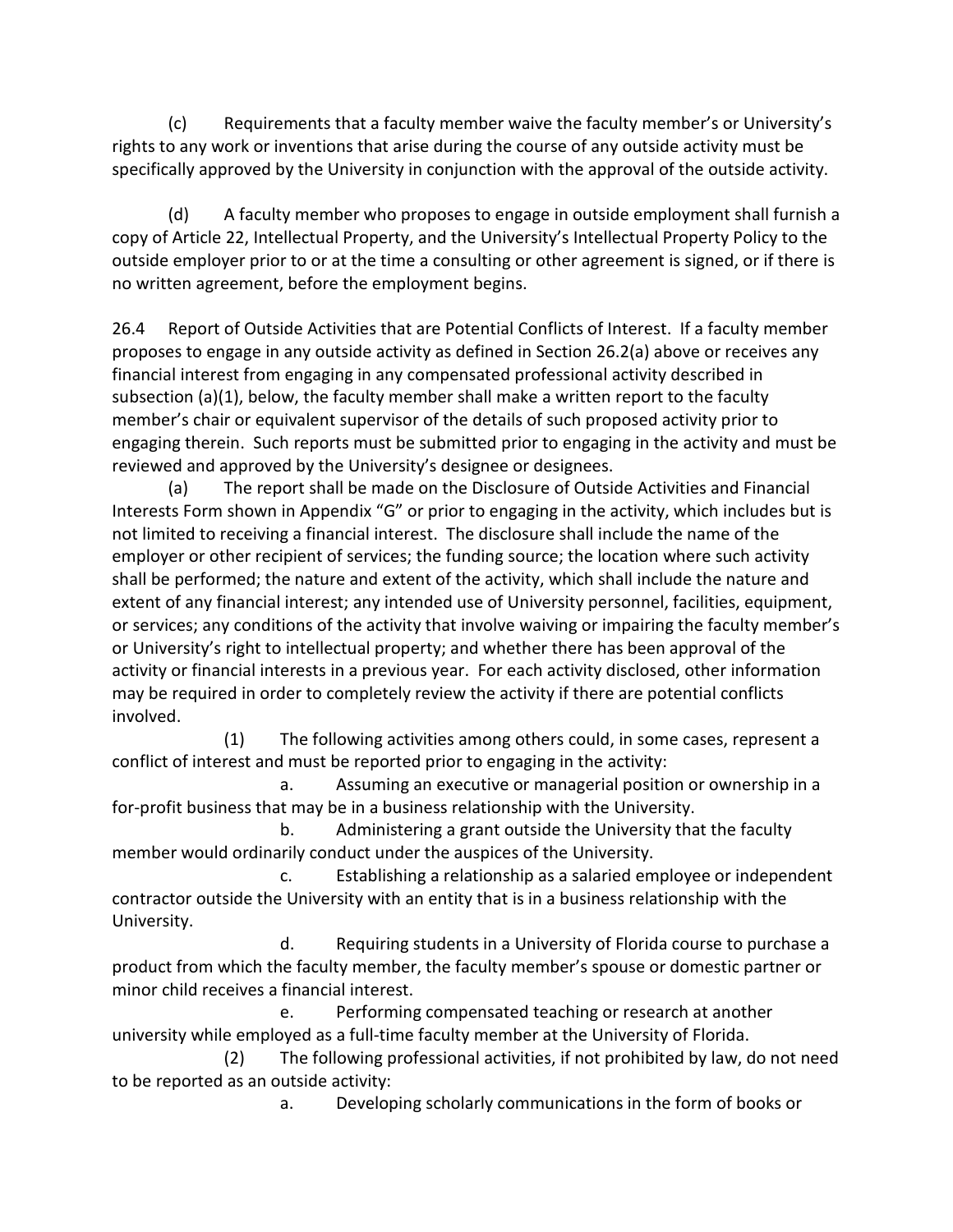(c) Requirements that a faculty member waive the faculty member's or University's rights to any work or inventions that arise during the course of any outside activity must be specifically approved by the University in conjunction with the approval of the outside activity.

(d) A faculty member who proposes to engage in outside employment shall furnish a copy of Article 22, Intellectual Property, and the University's Intellectual Property Policy to the outside employer prior to or at the time a consulting or other agreement is signed, or if there is no written agreement, before the employment begins.

26.4 Report of Outside Activities that are Potential Conflicts of Interest. If a faculty member proposes to engage in any outside activity as defined in Section 26.2(a) above or receives any financial interest from engaging in any compensated professional activity described in subsection (a)(1), below, the faculty member shall make a written report to the faculty member's chair or equivalent supervisor of the details of such proposed activity prior to engaging therein. Such reports must be submitted prior to engaging in the activity and must be reviewed and approved by the University's designee or designees.

(a) The report shall be made on the Disclosure of Outside Activities and Financial Interests Form shown in Appendix "G" or prior to engaging in the activity, which includes but is not limited to receiving a financial interest. The disclosure shall include the name of the employer or other recipient of services; the funding source; the location where such activity shall be performed; the nature and extent of the activity, which shall include the nature and extent of any financial interest; any intended use of University personnel, facilities, equipment, or services; any conditions of the activity that involve waiving or impairing the faculty member's or University's right to intellectual property; and whether there has been approval of the activity or financial interests in a previous year. For each activity disclosed, other information may be required in order to completely review the activity if there are potential conflicts involved.

(1) The following activities among others could, in some cases, represent a conflict of interest and must be reported prior to engaging in the activity:

a. Assuming an executive or managerial position or ownership in a for-profit business that may be in a business relationship with the University.

b. Administering a grant outside the University that the faculty member would ordinarily conduct under the auspices of the University.

c. Establishing a relationship as a salaried employee or independent contractor outside the University with an entity that is in a business relationship with the University.

d. Requiring students in a University of Florida course to purchase a product from which the faculty member, the faculty member's spouse or domestic partner or minor child receives a financial interest.

e. Performing compensated teaching or research at another university while employed as a full-time faculty member at the University of Florida.

(2) The following professional activities, if not prohibited by law, do not need to be reported as an outside activity:

a. Developing scholarly communications in the form of books or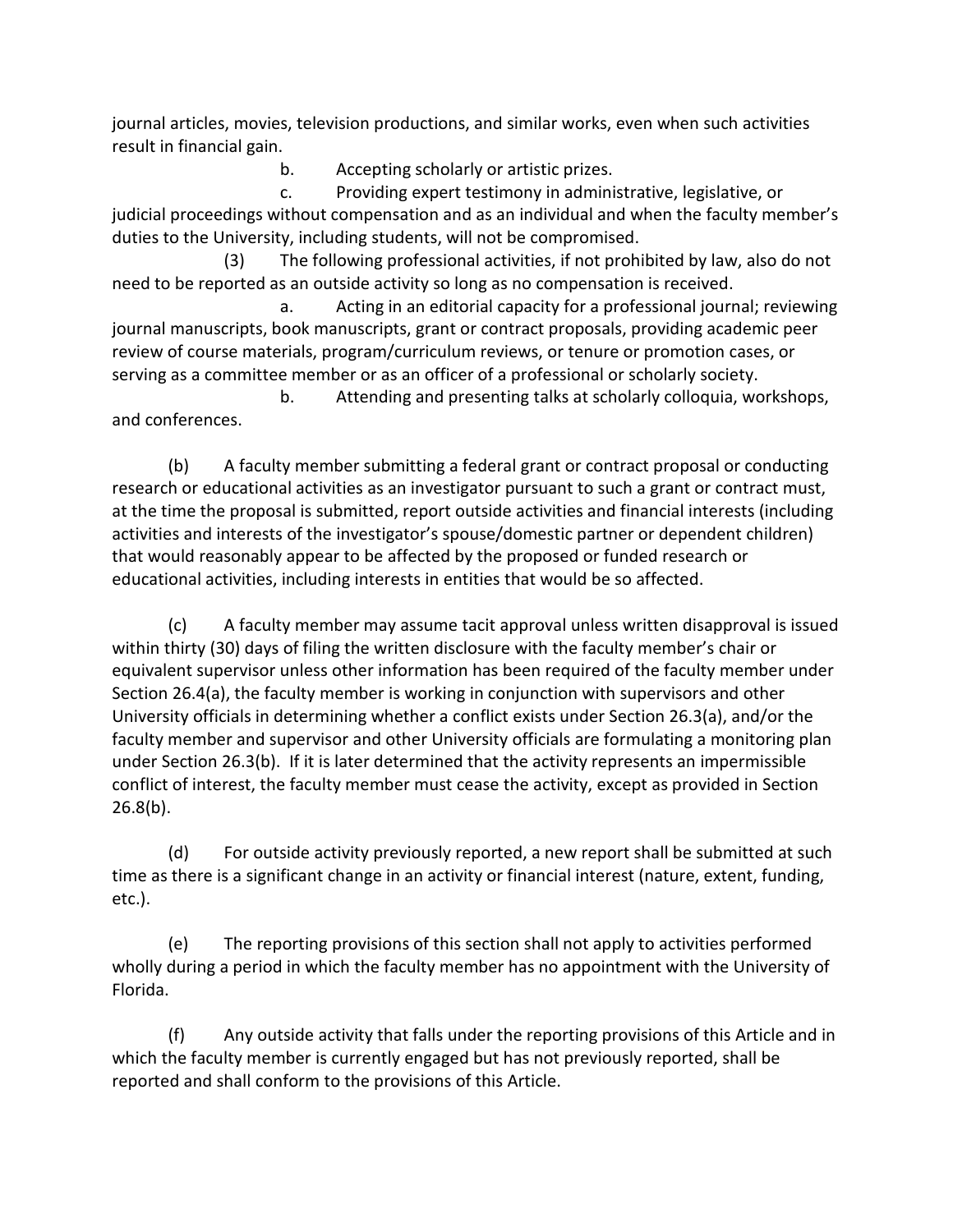journal articles, movies, television productions, and similar works, even when such activities result in financial gain.

b. Accepting scholarly or artistic prizes.

c. Providing expert testimony in administrative, legislative, or judicial proceedings without compensation and as an individual and when the faculty member's duties to the University, including students, will not be compromised.

(3) The following professional activities, if not prohibited by law, also do not need to be reported as an outside activity so long as no compensation is received.

a. Acting in an editorial capacity for a professional journal; reviewing journal manuscripts, book manuscripts, grant or contract proposals, providing academic peer review of course materials, program/curriculum reviews, or tenure or promotion cases, or serving as a committee member or as an officer of a professional or scholarly society.

b. Attending and presenting talks at scholarly colloquia, workshops, and conferences.

(b) A faculty member submitting a federal grant or contract proposal or conducting research or educational activities as an investigator pursuant to such a grant or contract must, at the time the proposal is submitted, report outside activities and financial interests (including activities and interests of the investigator's spouse/domestic partner or dependent children) that would reasonably appear to be affected by the proposed or funded research or educational activities, including interests in entities that would be so affected.

(c) A faculty member may assume tacit approval unless written disapproval is issued within thirty (30) days of filing the written disclosure with the faculty member's chair or equivalent supervisor unless other information has been required of the faculty member under Section 26.4(a), the faculty member is working in conjunction with supervisors and other University officials in determining whether a conflict exists under Section 26.3(a), and/or the faculty member and supervisor and other University officials are formulating a monitoring plan under Section 26.3(b). If it is later determined that the activity represents an impermissible conflict of interest, the faculty member must cease the activity, except as provided in Section 26.8(b).

(d) For outside activity previously reported, a new report shall be submitted at such time as there is a significant change in an activity or financial interest (nature, extent, funding, etc.).

(e) The reporting provisions of this section shall not apply to activities performed wholly during a period in which the faculty member has no appointment with the University of Florida.

(f) Any outside activity that falls under the reporting provisions of this Article and in which the faculty member is currently engaged but has not previously reported, shall be reported and shall conform to the provisions of this Article.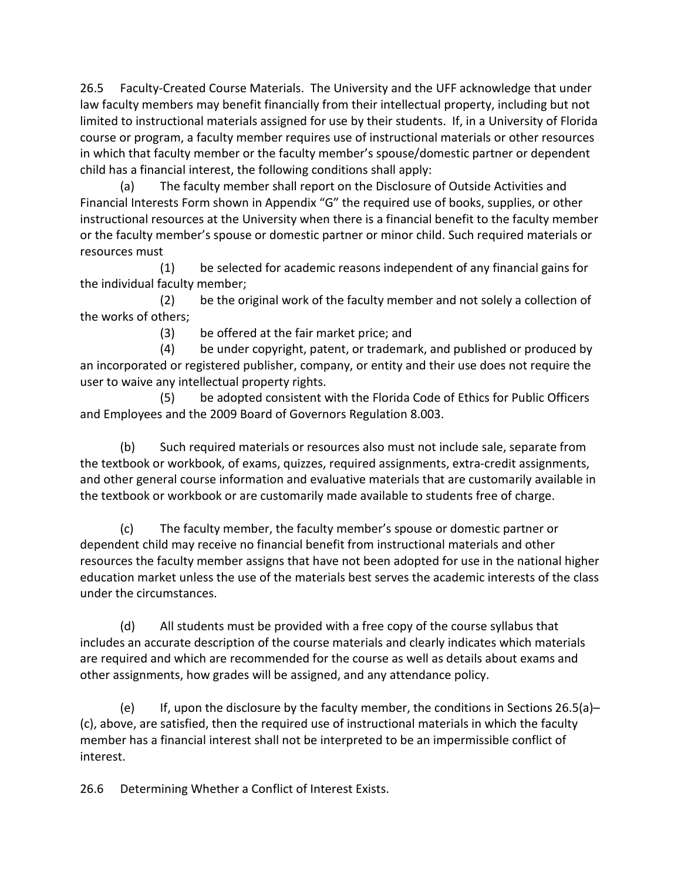26.5 Faculty-Created Course Materials. The University and the UFF acknowledge that under law faculty members may benefit financially from their intellectual property, including but not limited to instructional materials assigned for use by their students. If, in a University of Florida course or program, a faculty member requires use of instructional materials or other resources in which that faculty member or the faculty member's spouse/domestic partner or dependent child has a financial interest, the following conditions shall apply:

(a) The faculty member shall report on the Disclosure of Outside Activities and Financial Interests Form shown in Appendix "G" the required use of books, supplies, or other instructional resources at the University when there is a financial benefit to the faculty member or the faculty member's spouse or domestic partner or minor child. Such required materials or resources must

(1) be selected for academic reasons independent of any financial gains for the individual faculty member;

(2) be the original work of the faculty member and not solely a collection of the works of others;

(3) be offered at the fair market price; and

(4) be under copyright, patent, or trademark, and published or produced by an incorporated or registered publisher, company, or entity and their use does not require the user to waive any intellectual property rights.

(5) be adopted consistent with the Florida Code of Ethics for Public Officers and Employees and the 2009 Board of Governors Regulation 8.003.

(b) Such required materials or resources also must not include sale, separate from the textbook or workbook, of exams, quizzes, required assignments, extra-credit assignments, and other general course information and evaluative materials that are customarily available in the textbook or workbook or are customarily made available to students free of charge.

(c) The faculty member, the faculty member's spouse or domestic partner or dependent child may receive no financial benefit from instructional materials and other resources the faculty member assigns that have not been adopted for use in the national higher education market unless the use of the materials best serves the academic interests of the class under the circumstances.

(d) All students must be provided with a free copy of the course syllabus that includes an accurate description of the course materials and clearly indicates which materials are required and which are recommended for the course as well as details about exams and other assignments, how grades will be assigned, and any attendance policy.

(e) If, upon the disclosure by the faculty member, the conditions in Sections 26.5(a)–(c), above, are satisfied, then the required use of instructional materials in which the faculty member has a financial interest shall not be interpreted to be an impermissible conflict of interest.

26.6 Determining Whether a Conflict of Interest Exists.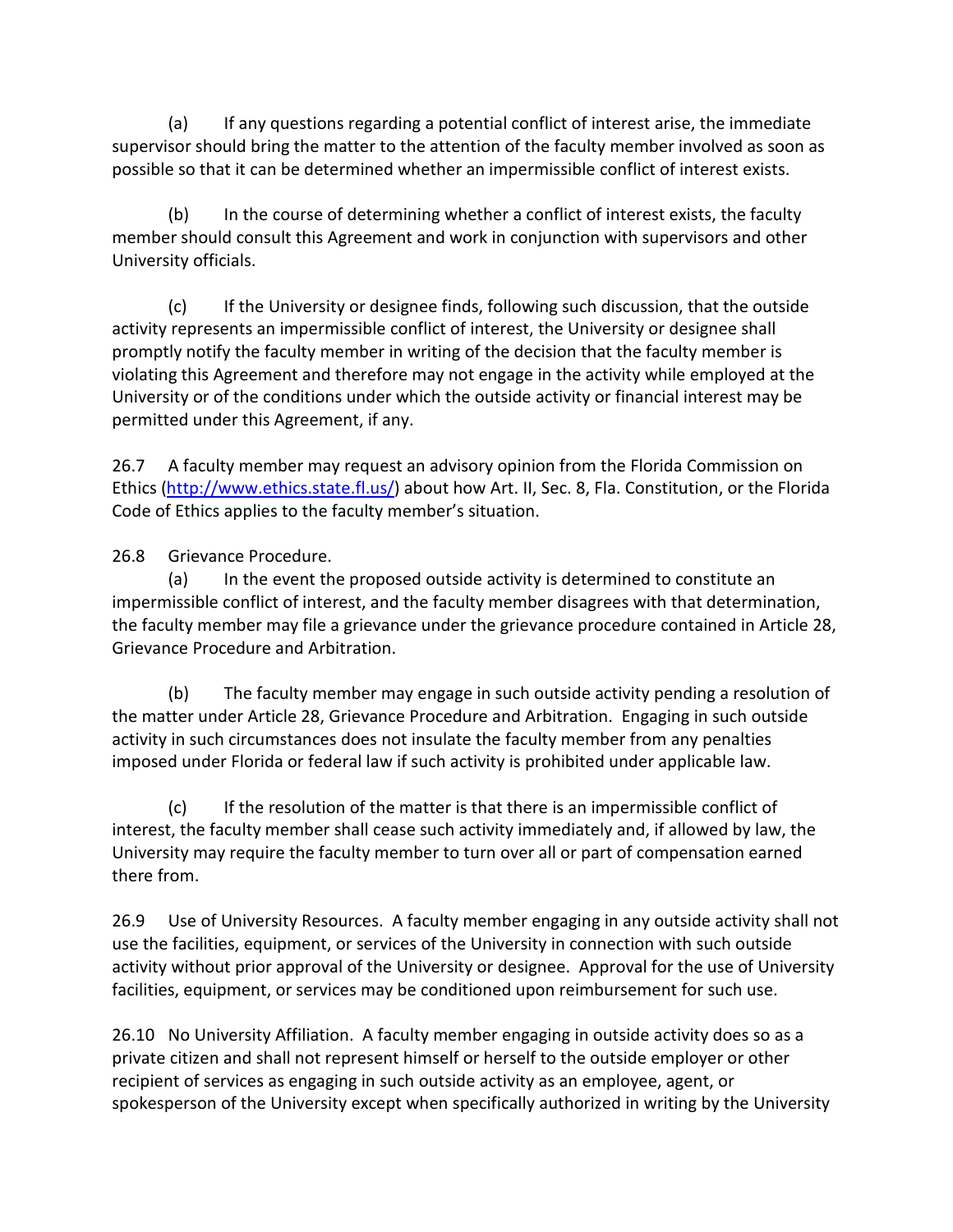(a) If any questions regarding a potential conflict of interest arise, the immediate supervisor should bring the matter to the attention of the faculty member involved as soon as possible so that it can be determined whether an impermissible conflict of interest exists.

(b) In the course of determining whether a conflict of interest exists, the faculty member should consult this Agreement and work in conjunction with supervisors and other University officials.

(c) If the University or designee finds, following such discussion, that the outside activity represents an impermissible conflict of interest, the University or designee shall promptly notify the faculty member in writing of the decision that the faculty member is violating this Agreement and therefore may not engage in the activity while employed at the University or of the conditions under which the outside activity or financial interest may be permitted under this Agreement, if any.

26.7 A faculty member may request an advisory opinion from the Florida Commission on Ethics ([http://www.ethics.state.fl.us/](http://www.ethics.state.fl.us/)) about how Art. II, Sec. 8, Fla. Constitution, or the Florida Code of Ethics applies to the faculty member's situation.

26.8 Grievance Procedure.

(a) In the event the proposed outside activity is determined to constitute an impermissible conflict of interest, and the faculty member disagrees with that determination, the faculty member may file a grievance under the grievance procedure contained in Article 28, Grievance Procedure and Arbitration.

(b) The faculty member may engage in such outside activity pending a resolution of the matter under Article 28, Grievance Procedure and Arbitration. Engaging in such outside activity in such circumstances does not insulate the faculty member from any penalties imposed under Florida or federal law if such activity is prohibited under applicable law.

(c) If the resolution of the matter is that there is an impermissible conflict of interest, the faculty member shall cease such activity immediately and, if allowed by law, the University may require the faculty member to turn over all or part of compensation earned there from.

26.9 Use of University Resources. A faculty member engaging in any outside activity shall not use the facilities, equipment, or services of the University in connection with such outside activity without prior approval of the University or designee. Approval for the use of University facilities, equipment, or services may be conditioned upon reimbursement for such use.

26.10 No University Affiliation. A faculty member engaging in outside activity does so as a private citizen and shall not represent himself or herself to the outside employer or other recipient of services as engaging in such outside activity as an employee, agent, or spokesperson of the University except when specifically authorized in writing by the University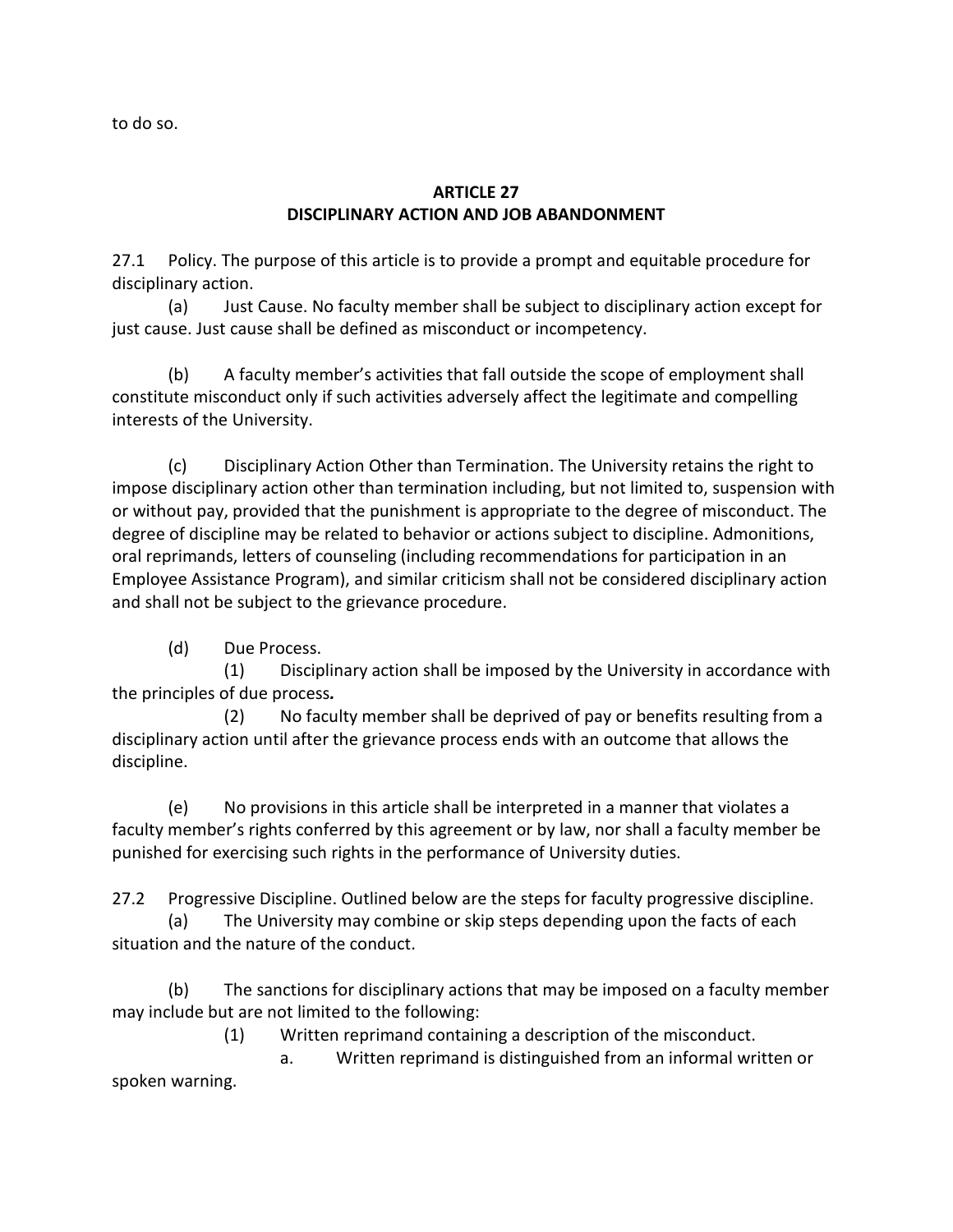to do so.

## ARTICLE 27
## DISCIPLINARY ACTION AND JOB ABANDONMENT

27.1 Policy. The purpose of this article is to provide a prompt and equitable procedure for disciplinary action.

(a) Just Cause. No faculty member shall be subject to disciplinary action except for just cause. Just cause shall be defined as misconduct or incompetency.

(b) A faculty member's activities that fall outside the scope of employment shall constitute misconduct only if such activities adversely affect the legitimate and compelling interests of the University.

(c) Disciplinary Action Other than Termination. The University retains the right to impose disciplinary action other than termination including, but not limited to, suspension with or without pay, provided that the punishment is appropriate to the degree of misconduct. The degree of discipline may be related to behavior or actions subject to discipline. Admonitions, oral reprimands, letters of counseling (including recommendations for participation in an Employee Assistance Program), and similar criticism shall not be considered disciplinary action and shall not be subject to the grievance procedure.

(d) Due Process.

(1) Disciplinary action shall be imposed by the University in accordance with the principles of due process**.**

(2) No faculty member shall be deprived of pay or benefits resulting from a disciplinary action until after the grievance process ends with an outcome that allows the discipline.

(e) No provisions in this article shall be interpreted in a manner that violates a faculty member's rights conferred by this agreement or by law, nor shall a faculty member be punished for exercising such rights in the performance of University duties.

27.2 Progressive Discipline. Outlined below are the steps for faculty progressive discipline.

(a) The University may combine or skip steps depending upon the facts of each situation and the nature of the conduct.

(b) The sanctions for disciplinary actions that may be imposed on a faculty member may include but are not limited to the following:

(1) Written reprimand containing a description of the misconduct.

a. Written reprimand is distinguished from an informal written or spoken warning.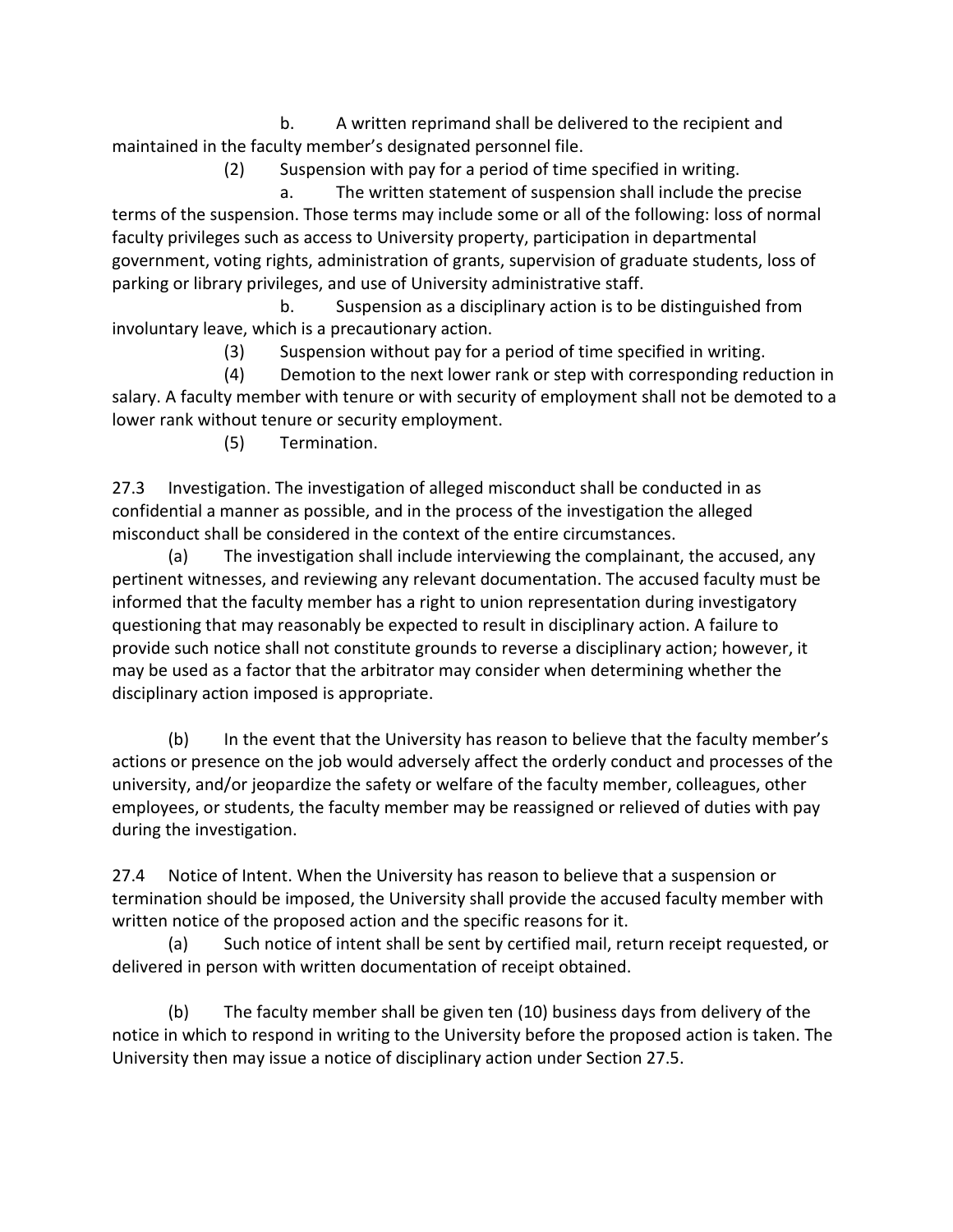b. A written reprimand shall be delivered to the recipient and maintained in the faculty member's designated personnel file.

(2) Suspension with pay for a period of time specified in writing.

a. The written statement of suspension shall include the precise terms of the suspension. Those terms may include some or all of the following: loss of normal faculty privileges such as access to University property, participation in departmental government, voting rights, administration of grants, supervision of graduate students, loss of parking or library privileges, and use of University administrative staff.

b. Suspension as a disciplinary action is to be distinguished from involuntary leave, which is a precautionary action.

(3) Suspension without pay for a period of time specified in writing.

(4) Demotion to the next lower rank or step with corresponding reduction in salary. A faculty member with tenure or with security of employment shall not be demoted to a lower rank without tenure or security employment.

(5) Termination.

27.3 Investigation. The investigation of alleged misconduct shall be conducted in as confidential a manner as possible, and in the process of the investigation the alleged misconduct shall be considered in the context of the entire circumstances.

(a) The investigation shall include interviewing the complainant, the accused, any pertinent witnesses, and reviewing any relevant documentation. The accused faculty must be informed that the faculty member has a right to union representation during investigatory questioning that may reasonably be expected to result in disciplinary action. A failure to provide such notice shall not constitute grounds to reverse a disciplinary action; however, it may be used as a factor that the arbitrator may consider when determining whether the disciplinary action imposed is appropriate.

(b) In the event that the University has reason to believe that the faculty member's actions or presence on the job would adversely affect the orderly conduct and processes of the university, and/or jeopardize the safety or welfare of the faculty member, colleagues, other employees, or students, the faculty member may be reassigned or relieved of duties with pay during the investigation.

27.4 Notice of Intent. When the University has reason to believe that a suspension or termination should be imposed, the University shall provide the accused faculty member with written notice of the proposed action and the specific reasons for it.

(a) Such notice of intent shall be sent by certified mail, return receipt requested, or delivered in person with written documentation of receipt obtained.

(b) The faculty member shall be given ten (10) business days from delivery of the notice in which to respond in writing to the University before the proposed action is taken. The University then may issue a notice of disciplinary action under Section 27.5.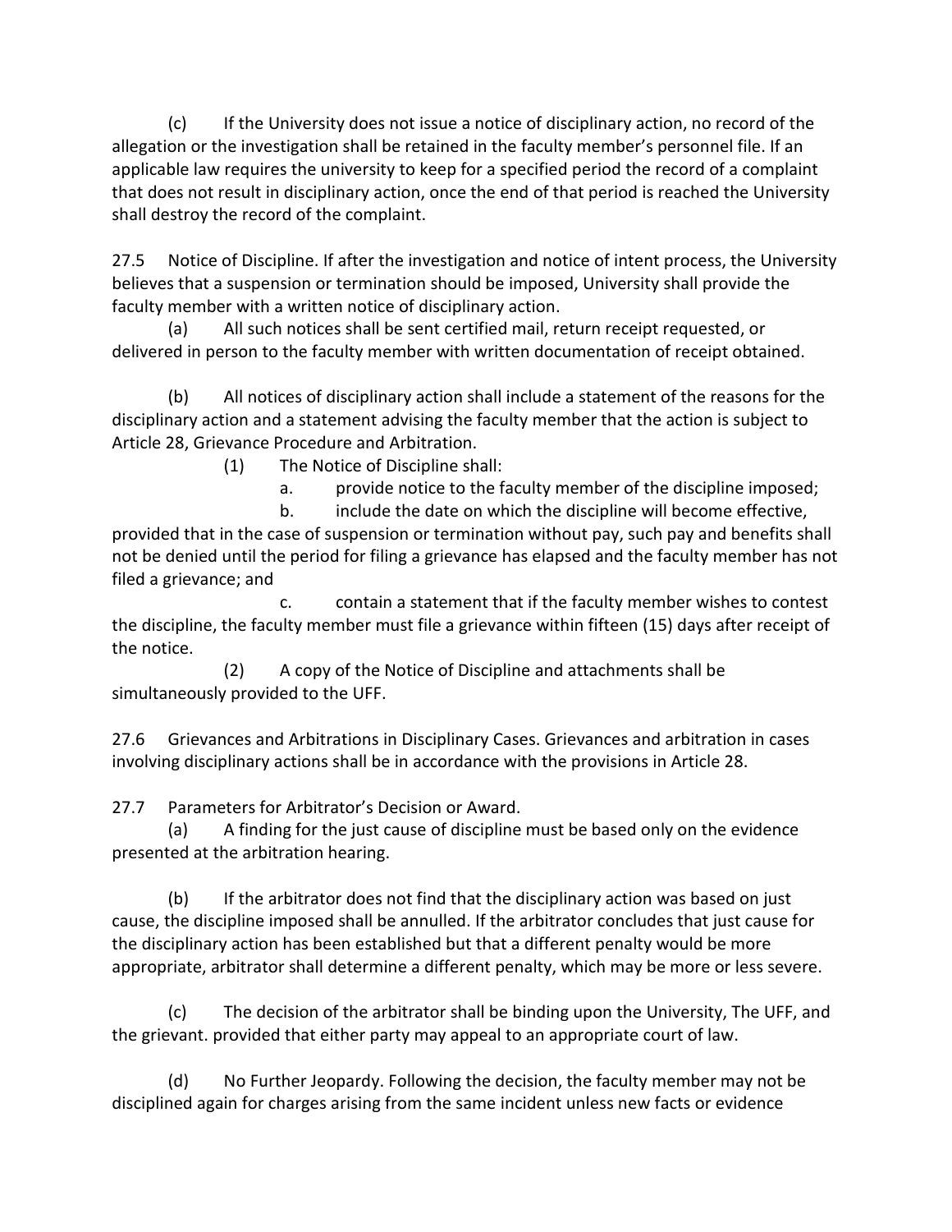(c) If the University does not issue a notice of disciplinary action, no record of the allegation or the investigation shall be retained in the faculty member's personnel file. If an applicable law requires the university to keep for a specified period the record of a complaint that does not result in disciplinary action, once the end of that period is reached the University shall destroy the record of the complaint.

27.5 Notice of Discipline. If after the investigation and notice of intent process, the University believes that a suspension or termination should be imposed, University shall provide the faculty member with a written notice of disciplinary action.

(a) All such notices shall be sent certified mail, return receipt requested, or delivered in person to the faculty member with written documentation of receipt obtained.

(b) All notices of disciplinary action shall include a statement of the reasons for the disciplinary action and a statement advising the faculty member that the action is subject to Article 28, Grievance Procedure and Arbitration.

(1) The Notice of Discipline shall:

a. provide notice to the faculty member of the discipline imposed;

b. include the date on which the discipline will become effective, provided that in the case of suspension or termination without pay, such pay and benefits shall not be denied until the period for filing a grievance has elapsed and the faculty member has not filed a grievance; and

c. contain a statement that if the faculty member wishes to contest the discipline, the faculty member must file a grievance within fifteen (15) days after receipt of the notice.

(2) A copy of the Notice of Discipline and attachments shall be simultaneously provided to the UFF.

27.6 Grievances and Arbitrations in Disciplinary Cases. Grievances and arbitration in cases involving disciplinary actions shall be in accordance with the provisions in Article 28.

27.7 Parameters for Arbitrator's Decision or Award.

(a) A finding for the just cause of discipline must be based only on the evidence presented at the arbitration hearing.

(b) If the arbitrator does not find that the disciplinary action was based on just cause, the discipline imposed shall be annulled. If the arbitrator concludes that just cause for the disciplinary action has been established but that a different penalty would be more appropriate, arbitrator shall determine a different penalty, which may be more or less severe.

(c) The decision of the arbitrator shall be binding upon the University, The UFF, and the grievant. provided that either party may appeal to an appropriate court of law.

(d) No Further Jeopardy. Following the decision, the faculty member may not be disciplined again for charges arising from the same incident unless new facts or evidence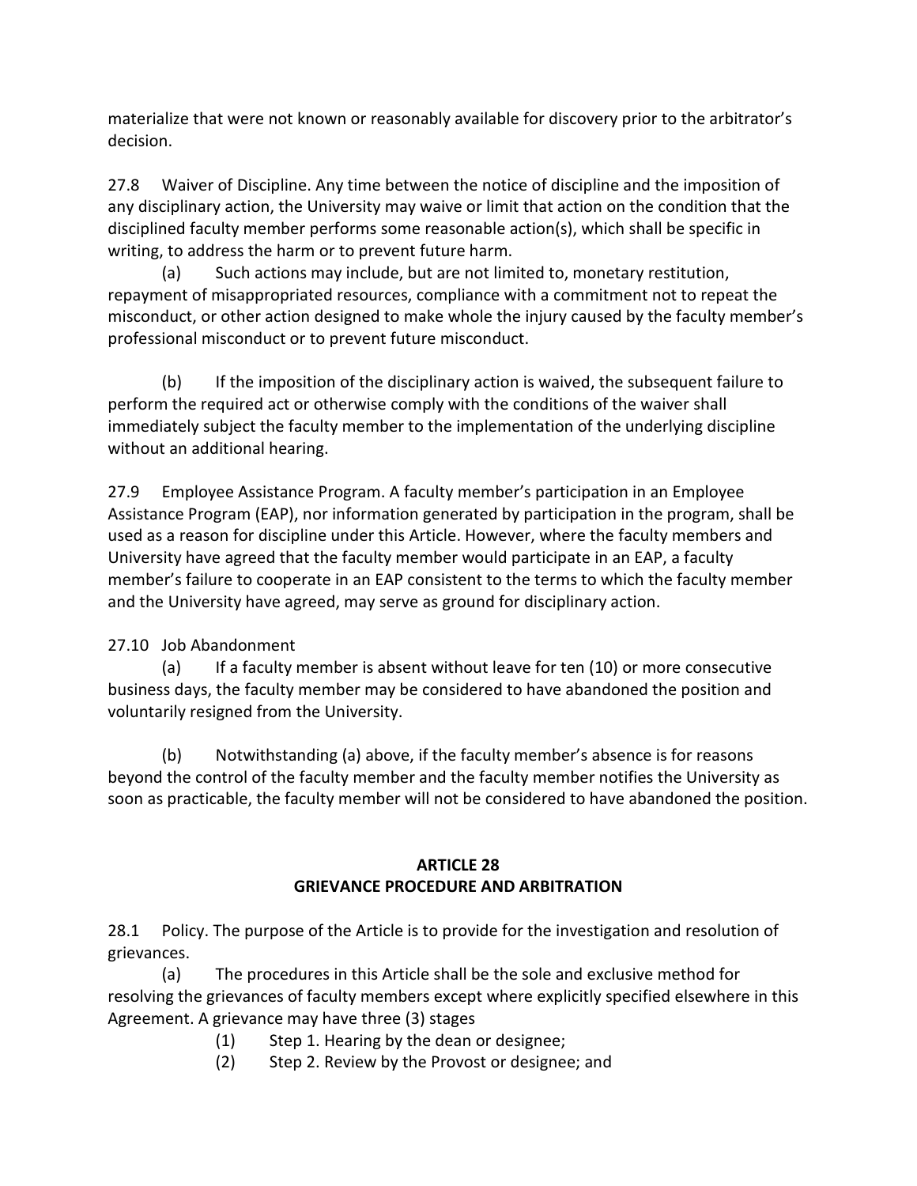materialize that were not known or reasonably available for discovery prior to the arbitrator's decision.

27.8 Waiver of Discipline. Any time between the notice of discipline and the imposition of any disciplinary action, the University may waive or limit that action on the condition that the disciplined faculty member performs some reasonable action(s), which shall be specific in writing, to address the harm or to prevent future harm.

(a) Such actions may include, but are not limited to, monetary restitution, repayment of misappropriated resources, compliance with a commitment not to repeat the misconduct, or other action designed to make whole the injury caused by the faculty member's professional misconduct or to prevent future misconduct.

(b) If the imposition of the disciplinary action is waived, the subsequent failure to perform the required act or otherwise comply with the conditions of the waiver shall immediately subject the faculty member to the implementation of the underlying discipline without an additional hearing.

27.9 Employee Assistance Program. A faculty member's participation in an Employee Assistance Program (EAP), nor information generated by participation in the program, shall be used as a reason for discipline under this Article. However, where the faculty members and University have agreed that the faculty member would participate in an EAP, a faculty member's failure to cooperate in an EAP consistent to the terms to which the faculty member and the University have agreed, may serve as ground for disciplinary action.

27.10 Job Abandonment

(a) If a faculty member is absent without leave for ten (10) or more consecutive business days, the faculty member may be considered to have abandoned the position and voluntarily resigned from the University.

(b) Notwithstanding (a) above, if the faculty member's absence is for reasons beyond the control of the faculty member and the faculty member notifies the University as soon as practicable, the faculty member will not be considered to have abandoned the position.

## ARTICLE 28
## GRIEVANCE PROCEDURE AND ARBITRATION

28.1 Policy. The purpose of the Article is to provide for the investigation and resolution of grievances.

(a) The procedures in this Article shall be the sole and exclusive method for resolving the grievances of faculty members except where explicitly specified elsewhere in this Agreement. A grievance may have three (3) stages

(1) Step 1. Hearing by the dean or designee;

(2) Step 2. Review by the Provost or designee; and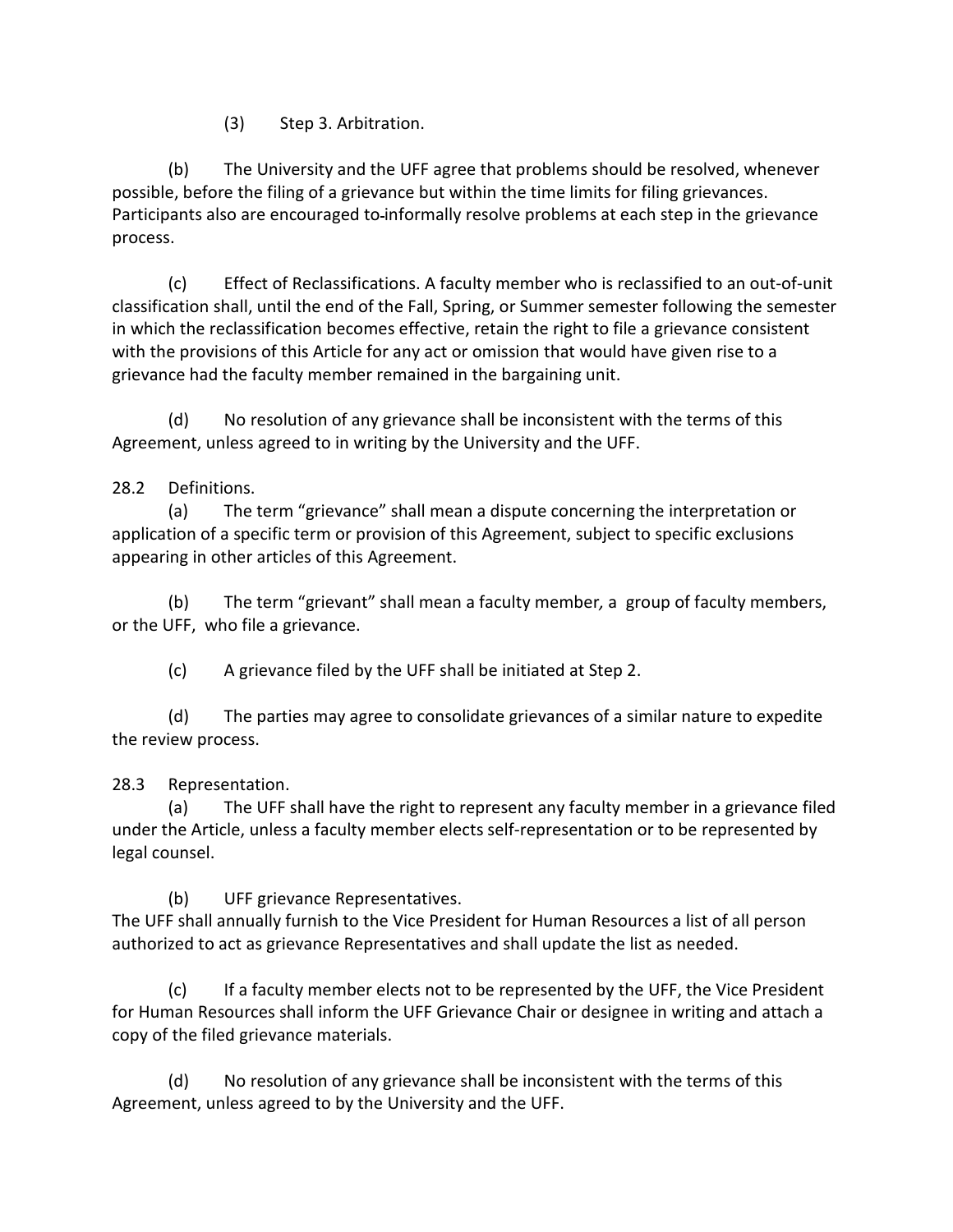(3) Step 3. Arbitration.

(b) The University and the UFF agree that problems should be resolved, whenever possible, before the filing of a grievance but within the time limits for filing grievances. Participants also are encouraged to informally resolve problems at each step in the grievance process.

(c) Effect of Reclassifications. A faculty member who is reclassified to an out-of-unit classification shall, until the end of the Fall, Spring, or Summer semester following the semester in which the reclassification becomes effective, retain the right to file a grievance consistent with the provisions of this Article for any act or omission that would have given rise to a grievance had the faculty member remained in the bargaining unit.

(d) No resolution of any grievance shall be inconsistent with the terms of this Agreement, unless agreed to in writing by the University and the UFF.

28.2 Definitions.

(a) The term "grievance" shall mean a dispute concerning the interpretation or application of a specific term or provision of this Agreement, subject to specific exclusions appearing in other articles of this Agreement.

(b) The term "grievant" shall mean a faculty member, a group of faculty members, or the UFF, who file a grievance.

(c) A grievance filed by the UFF shall be initiated at Step 2.

(d) The parties may agree to consolidate grievances of a similar nature to expedite the review process.

28.3 Representation.

(a) The UFF shall have the right to represent any faculty member in a grievance filed under the Article, unless a faculty member elects self-representation or to be represented by legal counsel.

(b) UFF grievance Representatives.
The UFF shall annually furnish to the Vice President for Human Resources a list of all person authorized to act as grievance Representatives and shall update the list as needed.

(c) If a faculty member elects not to be represented by the UFF, the Vice President for Human Resources shall inform the UFF Grievance Chair or designee in writing and attach a copy of the filed grievance materials.

(d) No resolution of any grievance shall be inconsistent with the terms of this Agreement, unless agreed to by the University and the UFF.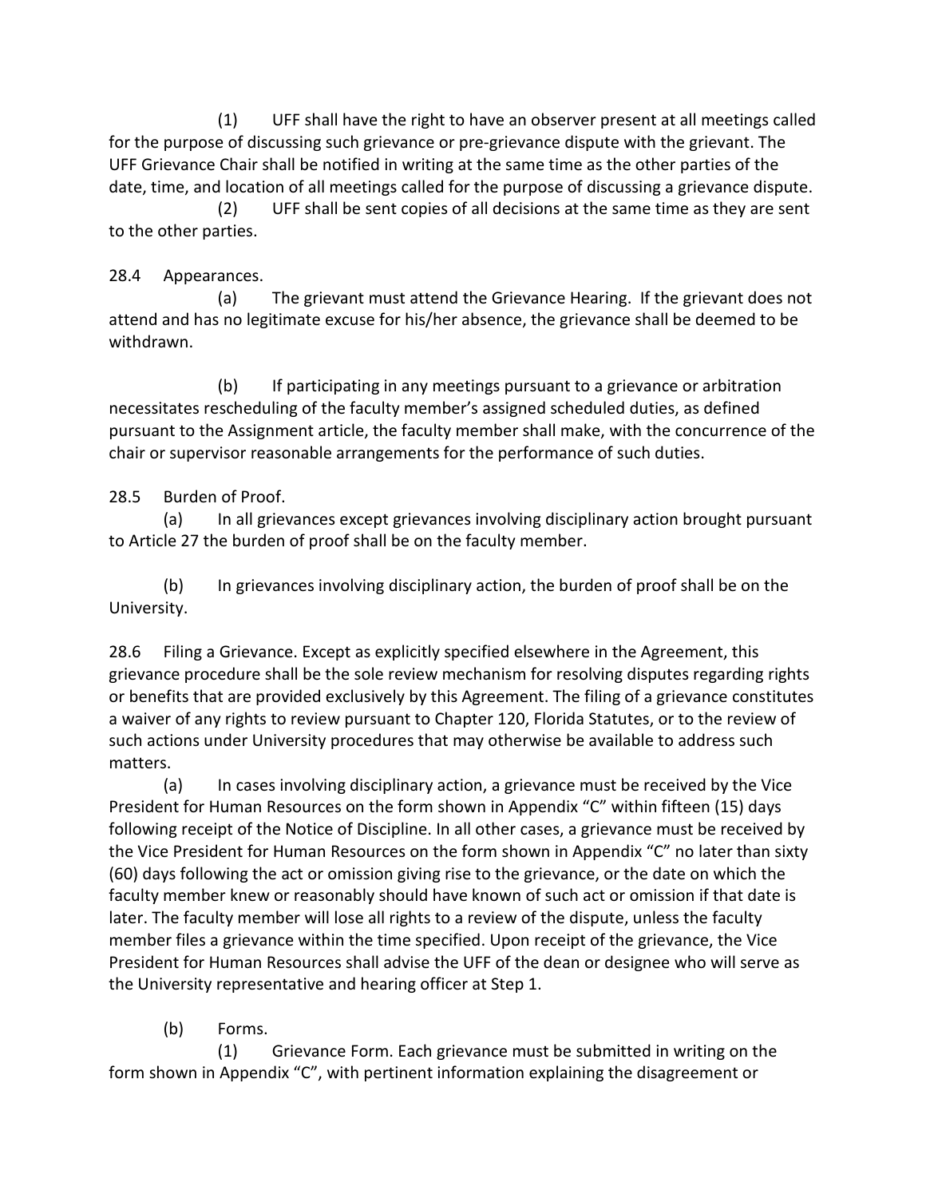(1) UFF shall have the right to have an observer present at all meetings called for the purpose of discussing such grievance or pre-grievance dispute with the grievant. The UFF Grievance Chair shall be notified in writing at the same time as the other parties of the date, time, and location of all meetings called for the purpose of discussing a grievance dispute.

(2) UFF shall be sent copies of all decisions at the same time as they are sent to the other parties.

28.4 Appearances.

(a) The grievant must attend the Grievance Hearing. If the grievant does not attend and has no legitimate excuse for his/her absence, the grievance shall be deemed to be withdrawn.

(b) If participating in any meetings pursuant to a grievance or arbitration necessitates rescheduling of the faculty member's assigned scheduled duties, as defined pursuant to the Assignment article, the faculty member shall make, with the concurrence of the chair or supervisor reasonable arrangements for the performance of such duties.

28.5 Burden of Proof.

(a) In all grievances except grievances involving disciplinary action brought pursuant to Article 27 the burden of proof shall be on the faculty member.

(b) In grievances involving disciplinary action, the burden of proof shall be on the University.

28.6 Filing a Grievance. Except as explicitly specified elsewhere in the Agreement, this grievance procedure shall be the sole review mechanism for resolving disputes regarding rights or benefits that are provided exclusively by this Agreement. The filing of a grievance constitutes a waiver of any rights to review pursuant to Chapter 120, Florida Statutes, or to the review of such actions under University procedures that may otherwise be available to address such matters.

(a) In cases involving disciplinary action, a grievance must be received by the Vice President for Human Resources on the form shown in Appendix "C" within fifteen (15) days following receipt of the Notice of Discipline. In all other cases, a grievance must be received by the Vice President for Human Resources on the form shown in Appendix "C" no later than sixty (60) days following the act or omission giving rise to the grievance, or the date on which the faculty member knew or reasonably should have known of such act or omission if that date is later. The faculty member will lose all rights to a review of the dispute, unless the faculty member files a grievance within the time specified. Upon receipt of the grievance, the Vice President for Human Resources shall advise the UFF of the dean or designee who will serve as the University representative and hearing officer at Step 1.

(b) Forms.

(1) Grievance Form. Each grievance must be submitted in writing on the form shown in Appendix "C", with pertinent information explaining the disagreement or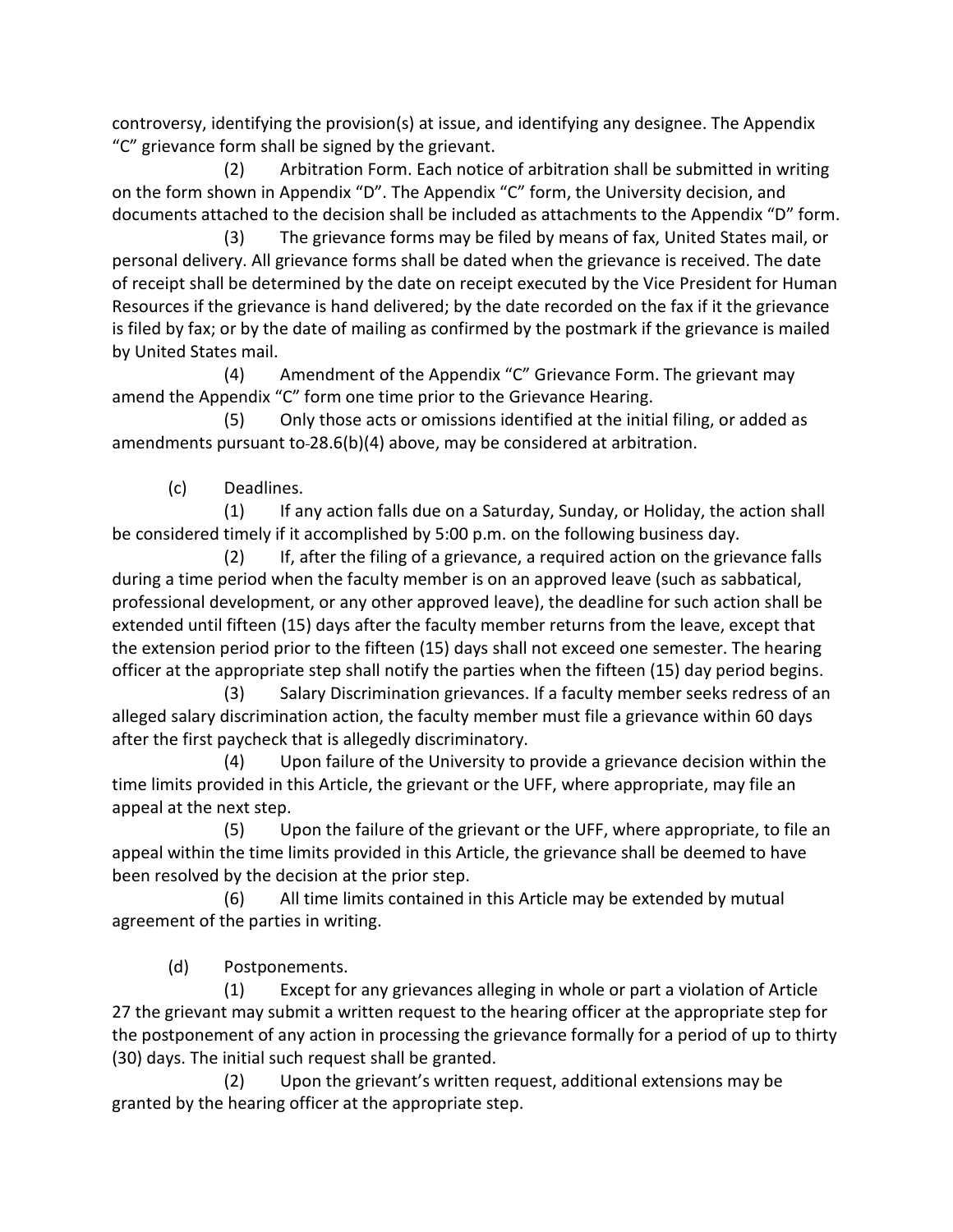controversy, identifying the provision(s) at issue, and identifying any designee. The Appendix "C" grievance form shall be signed by the grievant.

(2) Arbitration Form. Each notice of arbitration shall be submitted in writing on the form shown in Appendix "D". The Appendix "C" form, the University decision, and documents attached to the decision shall be included as attachments to the Appendix "D" form.

(3) The grievance forms may be filed by means of fax, United States mail, or personal delivery. All grievance forms shall be dated when the grievance is received. The date of receipt shall be determined by the date on receipt executed by the Vice President for Human Resources if the grievance is hand delivered; by the date recorded on the fax if it the grievance is filed by fax; or by the date of mailing as confirmed by the postmark if the grievance is mailed by United States mail.

(4) Amendment of the Appendix "C" Grievance Form. The grievant may amend the Appendix "C" form one time prior to the Grievance Hearing.

(5) Only those acts or omissions identified at the initial filing, or added as amendments pursuant to 28.6(b)(4) above, may be considered at arbitration.

(c) Deadlines.

(1) If any action falls due on a Saturday, Sunday, or Holiday, the action shall be considered timely if it accomplished by 5:00 p.m. on the following business day.

(2) If, after the filing of a grievance, a required action on the grievance falls during a time period when the faculty member is on an approved leave (such as sabbatical, professional development, or any other approved leave), the deadline for such action shall be extended until fifteen (15) days after the faculty member returns from the leave, except that the extension period prior to the fifteen (15) days shall not exceed one semester. The hearing officer at the appropriate step shall notify the parties when the fifteen (15) day period begins.

(3) Salary Discrimination grievances. If a faculty member seeks redress of an alleged salary discrimination action, the faculty member must file a grievance within 60 days after the first paycheck that is allegedly discriminatory.

(4) Upon failure of the University to provide a grievance decision within the time limits provided in this Article, the grievant or the UFF, where appropriate, may file an appeal at the next step.

(5) Upon the failure of the grievant or the UFF, where appropriate, to file an appeal within the time limits provided in this Article, the grievance shall be deemed to have been resolved by the decision at the prior step.

(6) All time limits contained in this Article may be extended by mutual agreement of the parties in writing.

(d) Postponements.

(1) Except for any grievances alleging in whole or part a violation of Article 27 the grievant may submit a written request to the hearing officer at the appropriate step for the postponement of any action in processing the grievance formally for a period of up to thirty (30) days. The initial such request shall be granted.

(2) Upon the grievant's written request, additional extensions may be granted by the hearing officer at the appropriate step.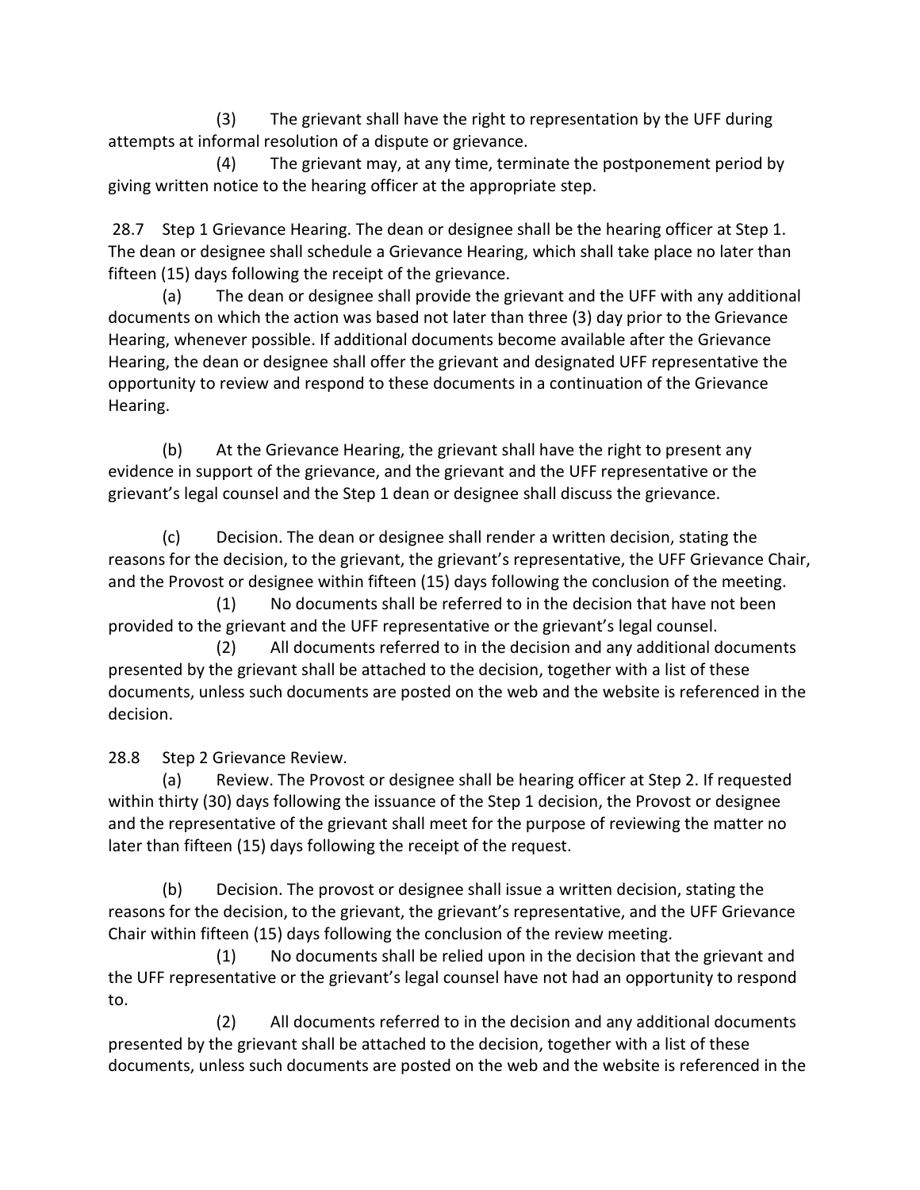(3) The grievant shall have the right to representation by the UFF during attempts at informal resolution of a dispute or grievance.

(4) The grievant may, at any time, terminate the postponement period by giving written notice to the hearing officer at the appropriate step.

28.7 Step 1 Grievance Hearing. The dean or designee shall be the hearing officer at Step 1. The dean or designee shall schedule a Grievance Hearing, which shall take place no later than fifteen (15) days following the receipt of the grievance.

(a) The dean or designee shall provide the grievant and the UFF with any additional documents on which the action was based not later than three (3) day prior to the Grievance Hearing, whenever possible. If additional documents become available after the Grievance Hearing, the dean or designee shall offer the grievant and designated UFF representative the opportunity to review and respond to these documents in a continuation of the Grievance Hearing.

(b) At the Grievance Hearing, the grievant shall have the right to present any evidence in support of the grievance, and the grievant and the UFF representative or the grievant's legal counsel and the Step 1 dean or designee shall discuss the grievance.

(c) Decision. The dean or designee shall render a written decision, stating the reasons for the decision, to the grievant, the grievant's representative, the UFF Grievance Chair, and the Provost or designee within fifteen (15) days following the conclusion of the meeting.

(1) No documents shall be referred to in the decision that have not been provided to the grievant and the UFF representative or the grievant's legal counsel.

(2) All documents referred to in the decision and any additional documents presented by the grievant shall be attached to the decision, together with a list of these documents, unless such documents are posted on the web and the website is referenced in the decision.

28.8 Step 2 Grievance Review.

(a) Review. The Provost or designee shall be hearing officer at Step 2. If requested within thirty (30) days following the issuance of the Step 1 decision, the Provost or designee and the representative of the grievant shall meet for the purpose of reviewing the matter no later than fifteen (15) days following the receipt of the request.

(b) Decision. The provost or designee shall issue a written decision, stating the reasons for the decision, to the grievant, the grievant's representative, and the UFF Grievance Chair within fifteen (15) days following the conclusion of the review meeting.

(1) No documents shall be relied upon in the decision that the grievant and the UFF representative or the grievant's legal counsel have not had an opportunity to respond to.

(2) All documents referred to in the decision and any additional documents presented by the grievant shall be attached to the decision, together with a list of these documents, unless such documents are posted on the web and the website is referenced in the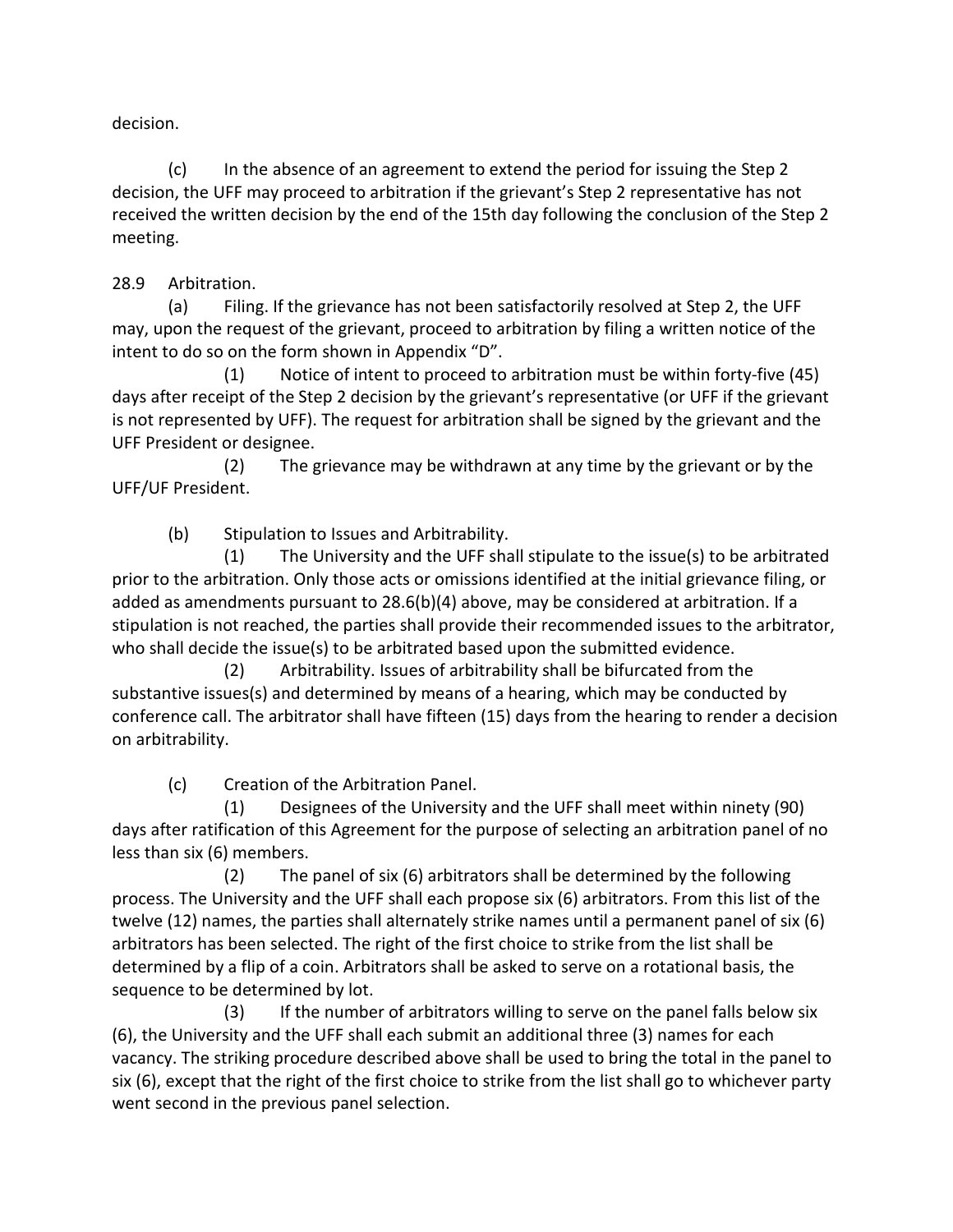decision.

(c) In the absence of an agreement to extend the period for issuing the Step 2 decision, the UFF may proceed to arbitration if the grievant's Step 2 representative has not received the written decision by the end of the 15th day following the conclusion of the Step 2 meeting.

28.9 Arbitration.

(a) Filing. If the grievance has not been satisfactorily resolved at Step 2, the UFF may, upon the request of the grievant, proceed to arbitration by filing a written notice of the intent to do so on the form shown in Appendix "D".

(1) Notice of intent to proceed to arbitration must be within forty-five (45) days after receipt of the Step 2 decision by the grievant's representative (or UFF if the grievant is not represented by UFF). The request for arbitration shall be signed by the grievant and the UFF President or designee.

(2) The grievance may be withdrawn at any time by the grievant or by the UFF/UF President.

(b) Stipulation to Issues and Arbitrability.

(1) The University and the UFF shall stipulate to the issue(s) to be arbitrated prior to the arbitration. Only those acts or omissions identified at the initial grievance filing, or added as amendments pursuant to 28.6(b)(4) above, may be considered at arbitration. If a stipulation is not reached, the parties shall provide their recommended issues to the arbitrator, who shall decide the issue(s) to be arbitrated based upon the submitted evidence.

(2) Arbitrability. Issues of arbitrability shall be bifurcated from the substantive issues(s) and determined by means of a hearing, which may be conducted by conference call. The arbitrator shall have fifteen (15) days from the hearing to render a decision on arbitrability.

(c) Creation of the Arbitration Panel.

(1) Designees of the University and the UFF shall meet within ninety (90) days after ratification of this Agreement for the purpose of selecting an arbitration panel of no less than six (6) members.

(2) The panel of six (6) arbitrators shall be determined by the following process. The University and the UFF shall each propose six (6) arbitrators. From this list of the twelve (12) names, the parties shall alternately strike names until a permanent panel of six (6) arbitrators has been selected. The right of the first choice to strike from the list shall be determined by a flip of a coin. Arbitrators shall be asked to serve on a rotational basis, the sequence to be determined by lot.

(3) If the number of arbitrators willing to serve on the panel falls below six (6), the University and the UFF shall each submit an additional three (3) names for each vacancy. The striking procedure described above shall be used to bring the total in the panel to six (6), except that the right of the first choice to strike from the list shall go to whichever party went second in the previous panel selection.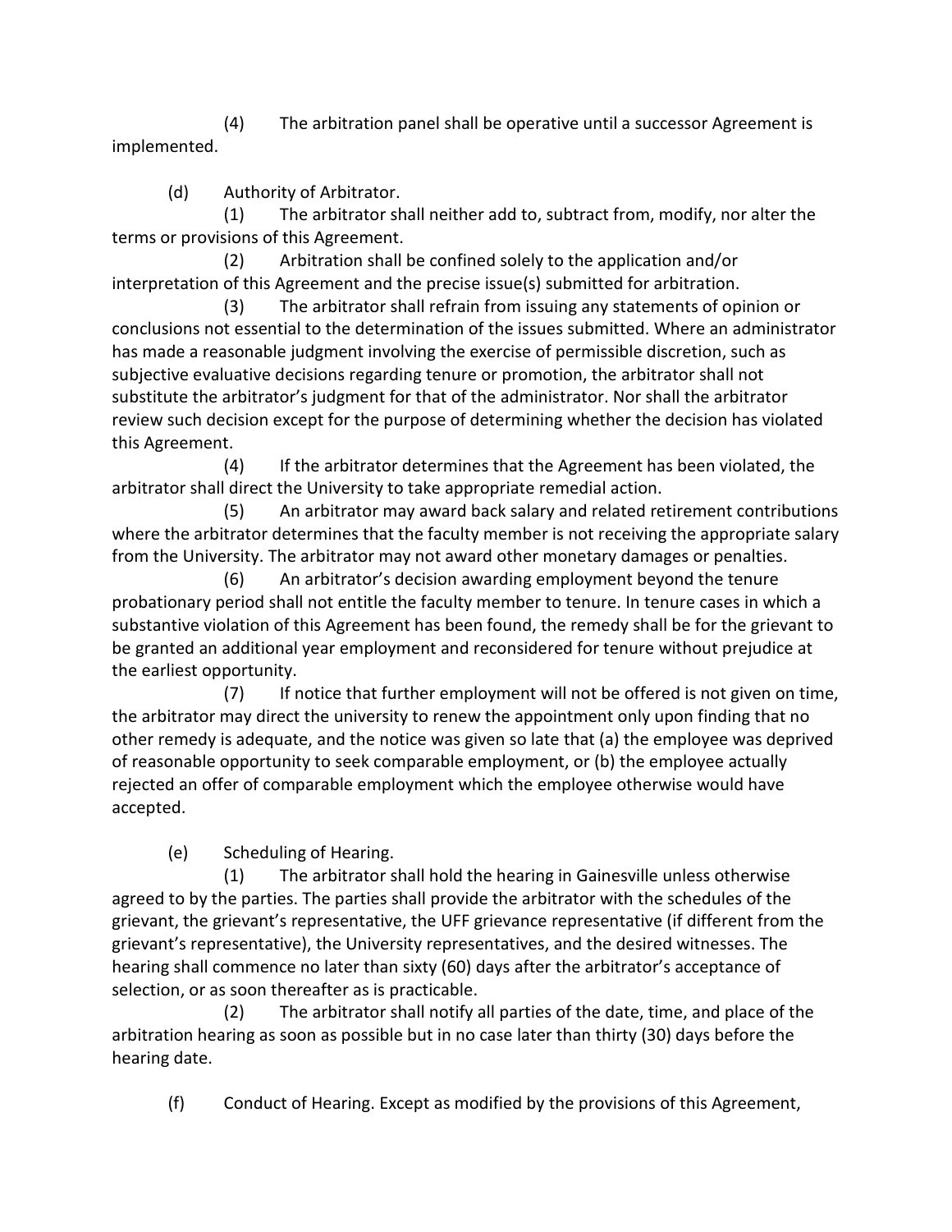(4) The arbitration panel shall be operative until a successor Agreement is implemented.

(d) Authority of Arbitrator.

(1) The arbitrator shall neither add to, subtract from, modify, nor alter the terms or provisions of this Agreement.

(2) Arbitration shall be confined solely to the application and/or interpretation of this Agreement and the precise issue(s) submitted for arbitration.

(3) The arbitrator shall refrain from issuing any statements of opinion or conclusions not essential to the determination of the issues submitted. Where an administrator has made a reasonable judgment involving the exercise of permissible discretion, such as subjective evaluative decisions regarding tenure or promotion, the arbitrator shall not substitute the arbitrator's judgment for that of the administrator. Nor shall the arbitrator review such decision except for the purpose of determining whether the decision has violated this Agreement.

(4) If the arbitrator determines that the Agreement has been violated, the arbitrator shall direct the University to take appropriate remedial action.

(5) An arbitrator may award back salary and related retirement contributions where the arbitrator determines that the faculty member is not receiving the appropriate salary from the University. The arbitrator may not award other monetary damages or penalties.

(6) An arbitrator's decision awarding employment beyond the tenure probationary period shall not entitle the faculty member to tenure. In tenure cases in which a substantive violation of this Agreement has been found, the remedy shall be for the grievant to be granted an additional year employment and reconsidered for tenure without prejudice at the earliest opportunity.

(7) If notice that further employment will not be offered is not given on time, the arbitrator may direct the university to renew the appointment only upon finding that no other remedy is adequate, and the notice was given so late that (a) the employee was deprived of reasonable opportunity to seek comparable employment, or (b) the employee actually rejected an offer of comparable employment which the employee otherwise would have accepted.

(e) Scheduling of Hearing.

(1) The arbitrator shall hold the hearing in Gainesville unless otherwise agreed to by the parties. The parties shall provide the arbitrator with the schedules of the grievant, the grievant's representative, the UFF grievance representative (if different from the grievant's representative), the University representatives, and the desired witnesses. The hearing shall commence no later than sixty (60) days after the arbitrator's acceptance of selection, or as soon thereafter as is practicable.

(2) The arbitrator shall notify all parties of the date, time, and place of the arbitration hearing as soon as possible but in no case later than thirty (30) days before the hearing date.

(f) Conduct of Hearing. Except as modified by the provisions of this Agreement,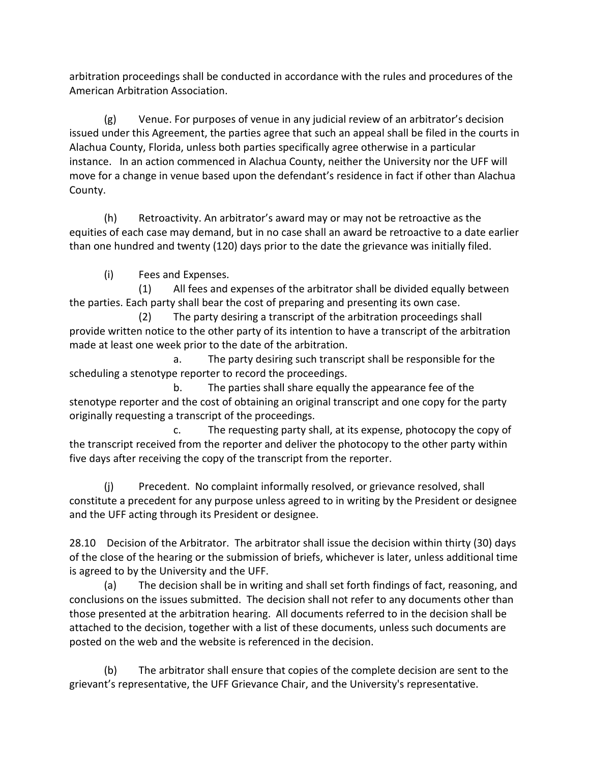arbitration proceedings shall be conducted in accordance with the rules and procedures of the American Arbitration Association.

(g) Venue. For purposes of venue in any judicial review of an arbitrator's decision issued under this Agreement, the parties agree that such an appeal shall be filed in the courts in Alachua County, Florida, unless both parties specifically agree otherwise in a particular instance. In an action commenced in Alachua County, neither the University nor the UFF will move for a change in venue based upon the defendant's residence in fact if other than Alachua County.

(h) Retroactivity. An arbitrator's award may or may not be retroactive as the equities of each case may demand, but in no case shall an award be retroactive to a date earlier than one hundred and twenty (120) days prior to the date the grievance was initially filed.

(i) Fees and Expenses.

(1) All fees and expenses of the arbitrator shall be divided equally between the parties. Each party shall bear the cost of preparing and presenting its own case.

(2) The party desiring a transcript of the arbitration proceedings shall provide written notice to the other party of its intention to have a transcript of the arbitration made at least one week prior to the date of the arbitration.

a. The party desiring such transcript shall be responsible for the scheduling a stenotype reporter to record the proceedings.

b. The parties shall share equally the appearance fee of the stenotype reporter and the cost of obtaining an original transcript and one copy for the party originally requesting a transcript of the proceedings.

c. The requesting party shall, at its expense, photocopy the copy of the transcript received from the reporter and deliver the photocopy to the other party within five days after receiving the copy of the transcript from the reporter.

(j) Precedent. No complaint informally resolved, or grievance resolved, shall constitute a precedent for any purpose unless agreed to in writing by the President or designee and the UFF acting through its President or designee.

28.10 Decision of the Arbitrator. The arbitrator shall issue the decision within thirty (30) days of the close of the hearing or the submission of briefs, whichever is later, unless additional time is agreed to by the University and the UFF.

(a) The decision shall be in writing and shall set forth findings of fact, reasoning, and conclusions on the issues submitted. The decision shall not refer to any documents other than those presented at the arbitration hearing. All documents referred to in the decision shall be attached to the decision, together with a list of these documents, unless such documents are posted on the web and the website is referenced in the decision.

(b) The arbitrator shall ensure that copies of the complete decision are sent to the grievant's representative, the UFF Grievance Chair, and the University's representative.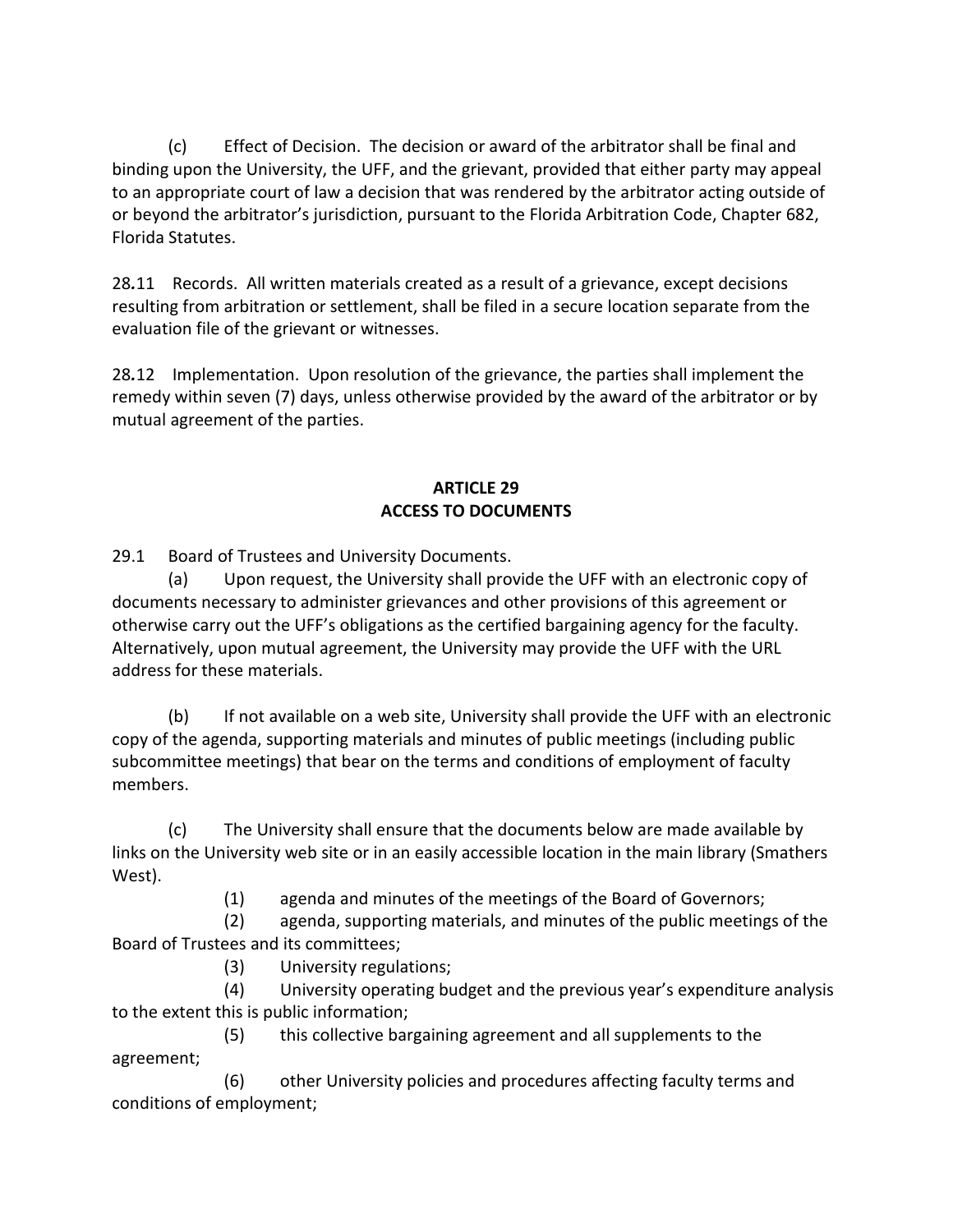(c) Effect of Decision. The decision or award of the arbitrator shall be final and binding upon the University, the UFF, and the grievant, provided that either party may appeal to an appropriate court of law a decision that was rendered by the arbitrator acting outside of or beyond the arbitrator's jurisdiction, pursuant to the Florida Arbitration Code, Chapter 682, Florida Statutes.

28.11 Records. All written materials created as a result of a grievance, except decisions resulting from arbitration or settlement, shall be filed in a secure location separate from the evaluation file of the grievant or witnesses.

28.12 Implementation. Upon resolution of the grievance, the parties shall implement the remedy within seven (7) days, unless otherwise provided by the award of the arbitrator or by mutual agreement of the parties.

## ARTICLE 29
## ACCESS TO DOCUMENTS

29.1 Board of Trustees and University Documents.

(a) Upon request, the University shall provide the UFF with an electronic copy of documents necessary to administer grievances and other provisions of this agreement or otherwise carry out the UFF's obligations as the certified bargaining agency for the faculty. Alternatively, upon mutual agreement, the University may provide the UFF with the URL address for these materials.

(b) If not available on a web site, University shall provide the UFF with an electronic copy of the agenda, supporting materials and minutes of public meetings (including public subcommittee meetings) that bear on the terms and conditions of employment of faculty members.

(c) The University shall ensure that the documents below are made available by links on the University web site or in an easily accessible location in the main library (Smathers West).

(1) agenda and minutes of the meetings of the Board of Governors;

(2) agenda, supporting materials, and minutes of the public meetings of the Board of Trustees and its committees;

(3) University regulations;

(4) University operating budget and the previous year's expenditure analysis to the extent this is public information;

(5) this collective bargaining agreement and all supplements to the agreement;

(6) other University policies and procedures affecting faculty terms and conditions of employment;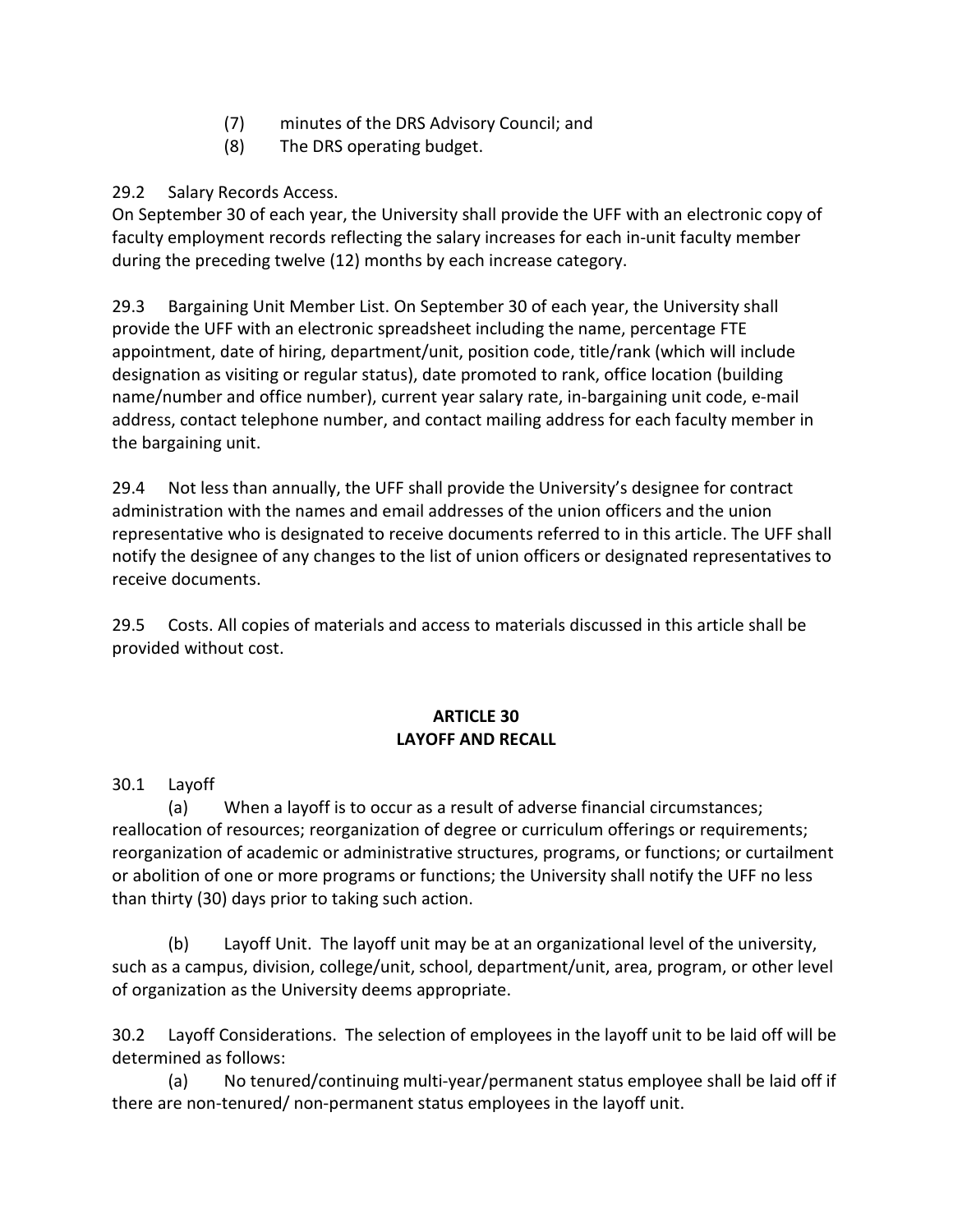(7) minutes of the DRS Advisory Council; and

(8) The DRS operating budget.

29.2 Salary Records Access.
On September 30 of each year, the University shall provide the UFF with an electronic copy of faculty employment records reflecting the salary increases for each in-unit faculty member during the preceding twelve (12) months by each increase category.

29.3 Bargaining Unit Member List. On September 30 of each year, the University shall provide the UFF with an electronic spreadsheet including the name, percentage FTE appointment, date of hiring, department/unit, position code, title/rank (which will include designation as visiting or regular status), date promoted to rank, office location (building name/number and office number), current year salary rate, in-bargaining unit code, e-mail address, contact telephone number, and contact mailing address for each faculty member in the bargaining unit.

29.4 Not less than annually, the UFF shall provide the University's designee for contract administration with the names and email addresses of the union officers and the union representative who is designated to receive documents referred to in this article. The UFF shall notify the designee of any changes to the list of union officers or designated representatives to receive documents.

29.5 Costs. All copies of materials and access to materials discussed in this article shall be provided without cost.

## ARTICLE 30
## LAYOFF AND RECALL

30.1 Layoff

(a) When a layoff is to occur as a result of adverse financial circumstances; reallocation of resources; reorganization of degree or curriculum offerings or requirements; reorganization of academic or administrative structures, programs, or functions; or curtailment or abolition of one or more programs or functions; the University shall notify the UFF no less than thirty (30) days prior to taking such action.

(b) Layoff Unit. The layoff unit may be at an organizational level of the university, such as a campus, division, college/unit, school, department/unit, area, program, or other level of organization as the University deems appropriate.

30.2 Layoff Considerations. The selection of employees in the layoff unit to be laid off will be determined as follows:

(a) No tenured/continuing multi-year/permanent status employee shall be laid off if there are non-tenured/ non-permanent status employees in the layoff unit.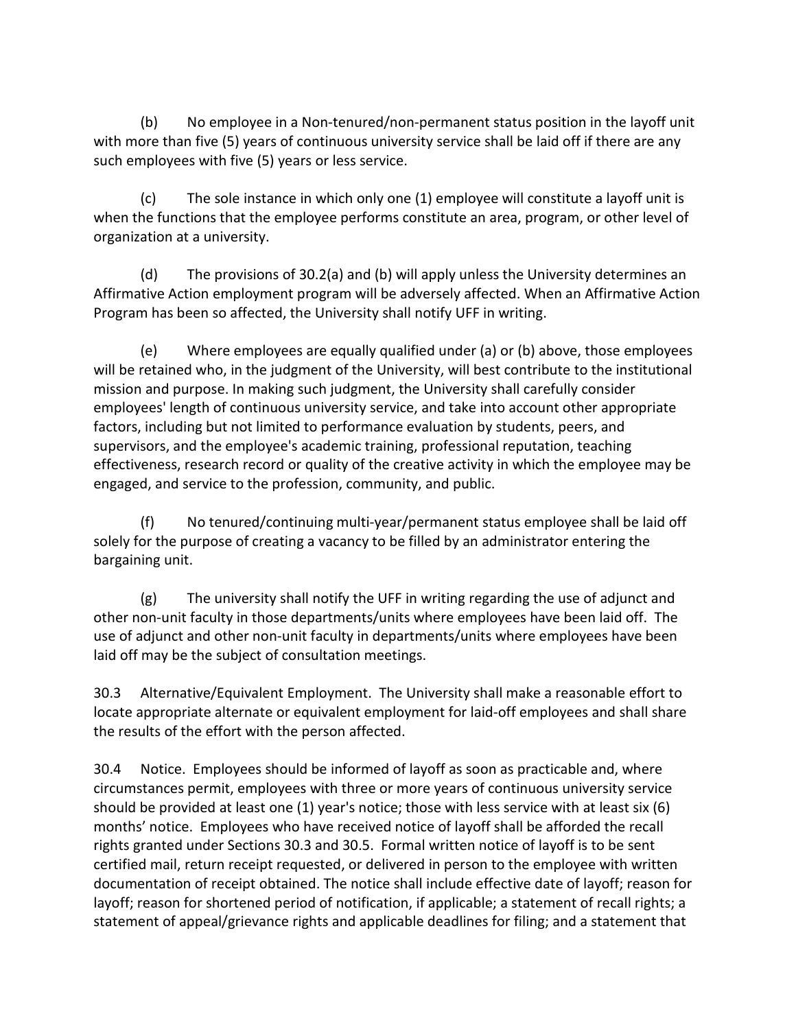(b) No employee in a Non-tenured/non-permanent status position in the layoff unit with more than five (5) years of continuous university service shall be laid off if there are any such employees with five (5) years or less service.

(c) The sole instance in which only one (1) employee will constitute a layoff unit is when the functions that the employee performs constitute an area, program, or other level of organization at a university.

(d) The provisions of 30.2(a) and (b) will apply unless the University determines an Affirmative Action employment program will be adversely affected. When an Affirmative Action Program has been so affected, the University shall notify UFF in writing.

(e) Where employees are equally qualified under (a) or (b) above, those employees will be retained who, in the judgment of the University, will best contribute to the institutional mission and purpose. In making such judgment, the University shall carefully consider employees' length of continuous university service, and take into account other appropriate factors, including but not limited to performance evaluation by students, peers, and supervisors, and the employee's academic training, professional reputation, teaching effectiveness, research record or quality of the creative activity in which the employee may be engaged, and service to the profession, community, and public.

(f) No tenured/continuing multi-year/permanent status employee shall be laid off solely for the purpose of creating a vacancy to be filled by an administrator entering the bargaining unit.

(g) The university shall notify the UFF in writing regarding the use of adjunct and other non-unit faculty in those departments/units where employees have been laid off. The use of adjunct and other non-unit faculty in departments/units where employees have been laid off may be the subject of consultation meetings.

30.3 Alternative/Equivalent Employment. The University shall make a reasonable effort to locate appropriate alternate or equivalent employment for laid-off employees and shall share the results of the effort with the person affected.

30.4 Notice. Employees should be informed of layoff as soon as practicable and, where circumstances permit, employees with three or more years of continuous university service should be provided at least one (1) year's notice; those with less service with at least six (6) months' notice. Employees who have received notice of layoff shall be afforded the recall rights granted under Sections 30.3 and 30.5. Formal written notice of layoff is to be sent certified mail, return receipt requested, or delivered in person to the employee with written documentation of receipt obtained. The notice shall include effective date of layoff; reason for layoff; reason for shortened period of notification, if applicable; a statement of recall rights; a statement of appeal/grievance rights and applicable deadlines for filing; and a statement that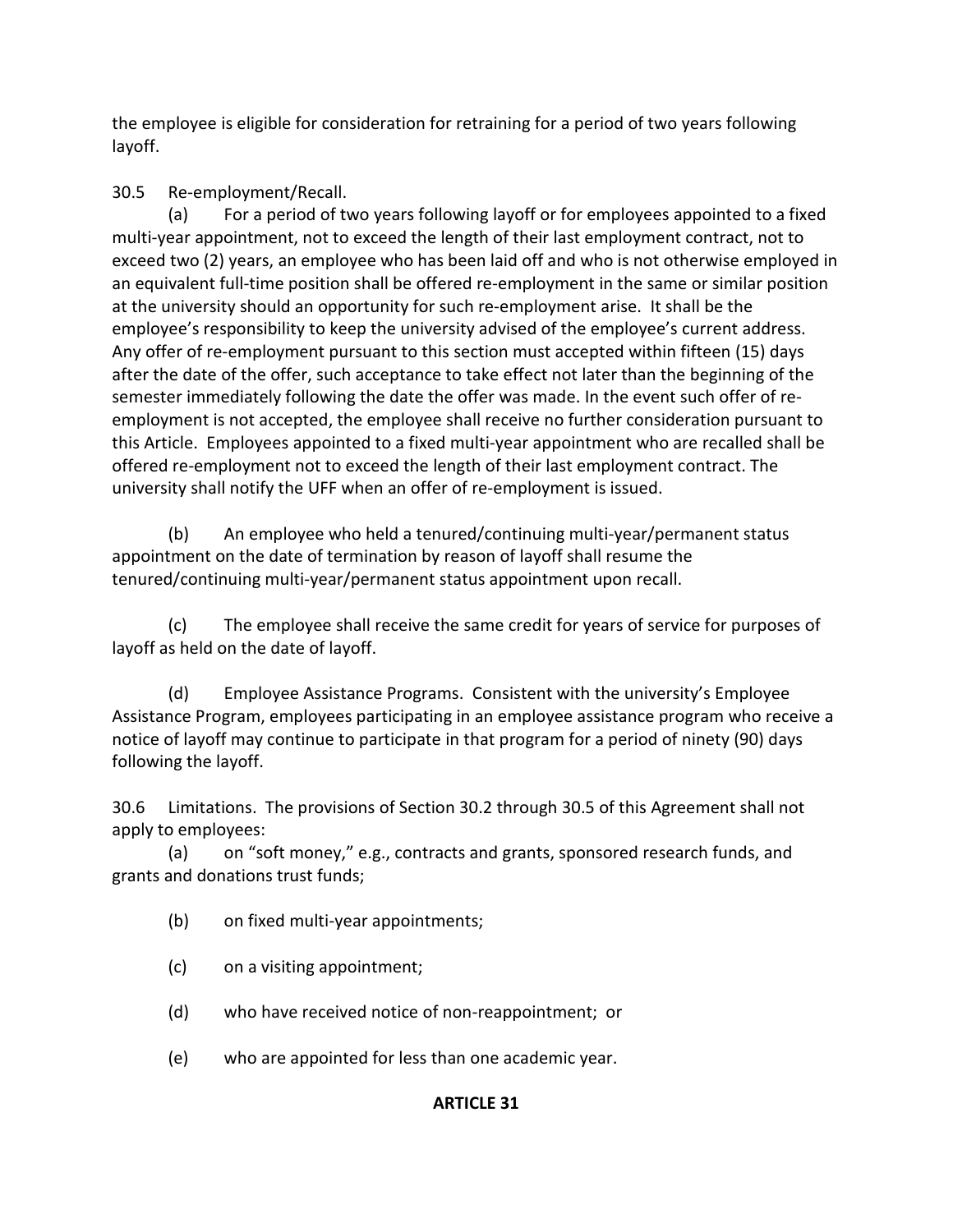the employee is eligible for consideration for retraining for a period of two years following layoff.

30.5 Re-employment/Recall.

(a) For a period of two years following layoff or for employees appointed to a fixed multi-year appointment, not to exceed the length of their last employment contract, not to exceed two (2) years, an employee who has been laid off and who is not otherwise employed in an equivalent full-time position shall be offered re-employment in the same or similar position at the university should an opportunity for such re-employment arise. It shall be the employee's responsibility to keep the university advised of the employee's current address. Any offer of re-employment pursuant to this section must accepted within fifteen (15) days after the date of the offer, such acceptance to take effect not later than the beginning of the semester immediately following the date the offer was made. In the event such offer of re-employment is not accepted, the employee shall receive no further consideration pursuant to this Article. Employees appointed to a fixed multi-year appointment who are recalled shall be offered re-employment not to exceed the length of their last employment contract. The university shall notify the UFF when an offer of re-employment is issued.

(b) An employee who held a tenured/continuing multi-year/permanent status appointment on the date of termination by reason of layoff shall resume the tenured/continuing multi-year/permanent status appointment upon recall.

(c) The employee shall receive the same credit for years of service for purposes of layoff as held on the date of layoff.

(d) Employee Assistance Programs. Consistent with the university's Employee Assistance Program, employees participating in an employee assistance program who receive a notice of layoff may continue to participate in that program for a period of ninety (90) days following the layoff.

30.6 Limitations. The provisions of Section 30.2 through 30.5 of this Agreement shall not apply to employees:

(a) on "soft money," e.g., contracts and grants, sponsored research funds, and grants and donations trust funds;

(b) on fixed multi-year appointments;

(c) on a visiting appointment;

(d) who have received notice of non-reappointment; or

(e) who are appointed for less than one academic year.

**ARTICLE 31**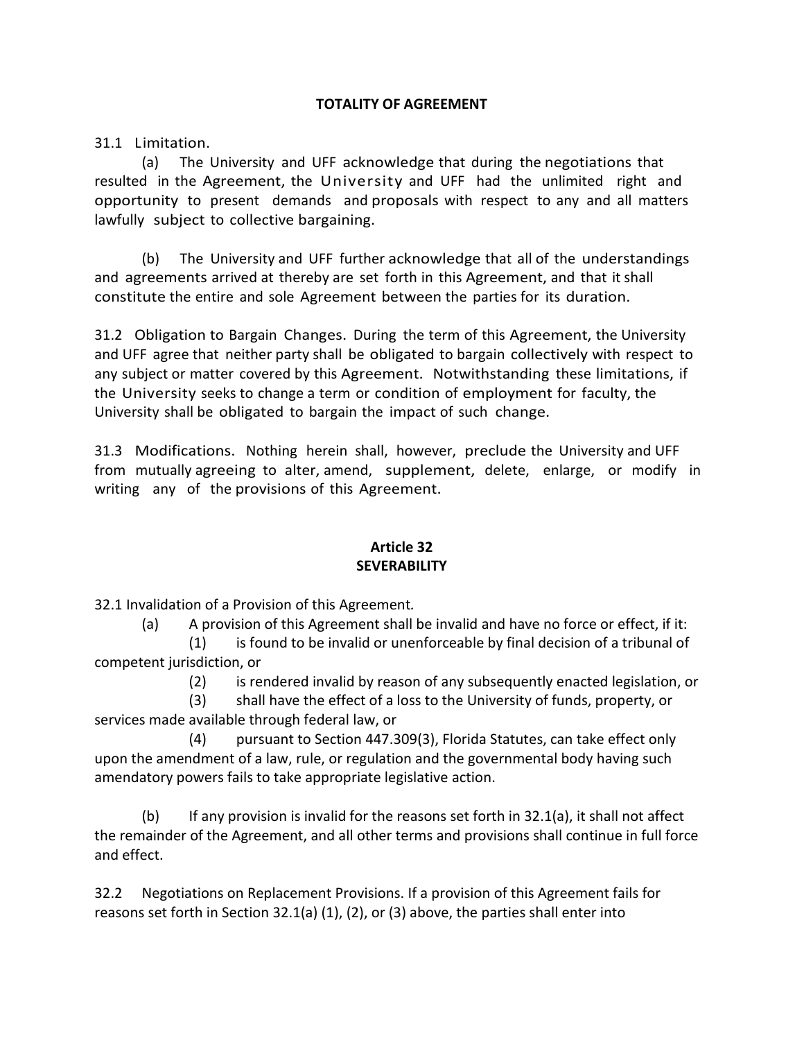**TOTALITY OF AGREEMENT**

31.1 Limitation.

(a) The University and UFF acknowledge that during the negotiations that resulted in the Agreement, the University and UFF had the unlimited right and opportunity to present demands and proposals with respect to any and all matters lawfully subject to collective bargaining.

(b) The University and UFF further acknowledge that all of the understandings and agreements arrived at thereby are set forth in this Agreement, and that it shall constitute the entire and sole Agreement between the parties for its duration.

31.2 Obligation to Bargain Changes. During the term of this Agreement, the University and UFF agree that neither party shall be obligated to bargain collectively with respect to any subject or matter covered by this Agreement. Notwithstanding these limitations, if the University seeks to change a term or condition of employment for faculty, the University shall be obligated to bargain the impact of such change.

31.3 Modifications. Nothing herein shall, however, preclude the University and UFF from mutually agreeing to alter, amend, supplement, delete, enlarge, or modify in writing any of the provisions of this Agreement.

## Article 32
## SEVERABILITY

32.1 Invalidation of a Provision of this Agreement*.*

(a) A provision of this Agreement shall be invalid and have no force or effect, if it:

(1) is found to be invalid or unenforceable by final decision of a tribunal of competent jurisdiction, or

(2) is rendered invalid by reason of any subsequently enacted legislation, or

(3) shall have the effect of a loss to the University of funds, property, or services made available through federal law, or

(4) pursuant to Section 447.309(3), Florida Statutes, can take effect only upon the amendment of a law, rule, or regulation and the governmental body having such amendatory powers fails to take appropriate legislative action.

(b) If any provision is invalid for the reasons set forth in 32.1(a), it shall not affect the remainder of the Agreement, and all other terms and provisions shall continue in full force and effect.

32.2 Negotiations on Replacement Provisions. If a provision of this Agreement fails for reasons set forth in Section 32.1(a) (1), (2), or (3) above, the parties shall enter into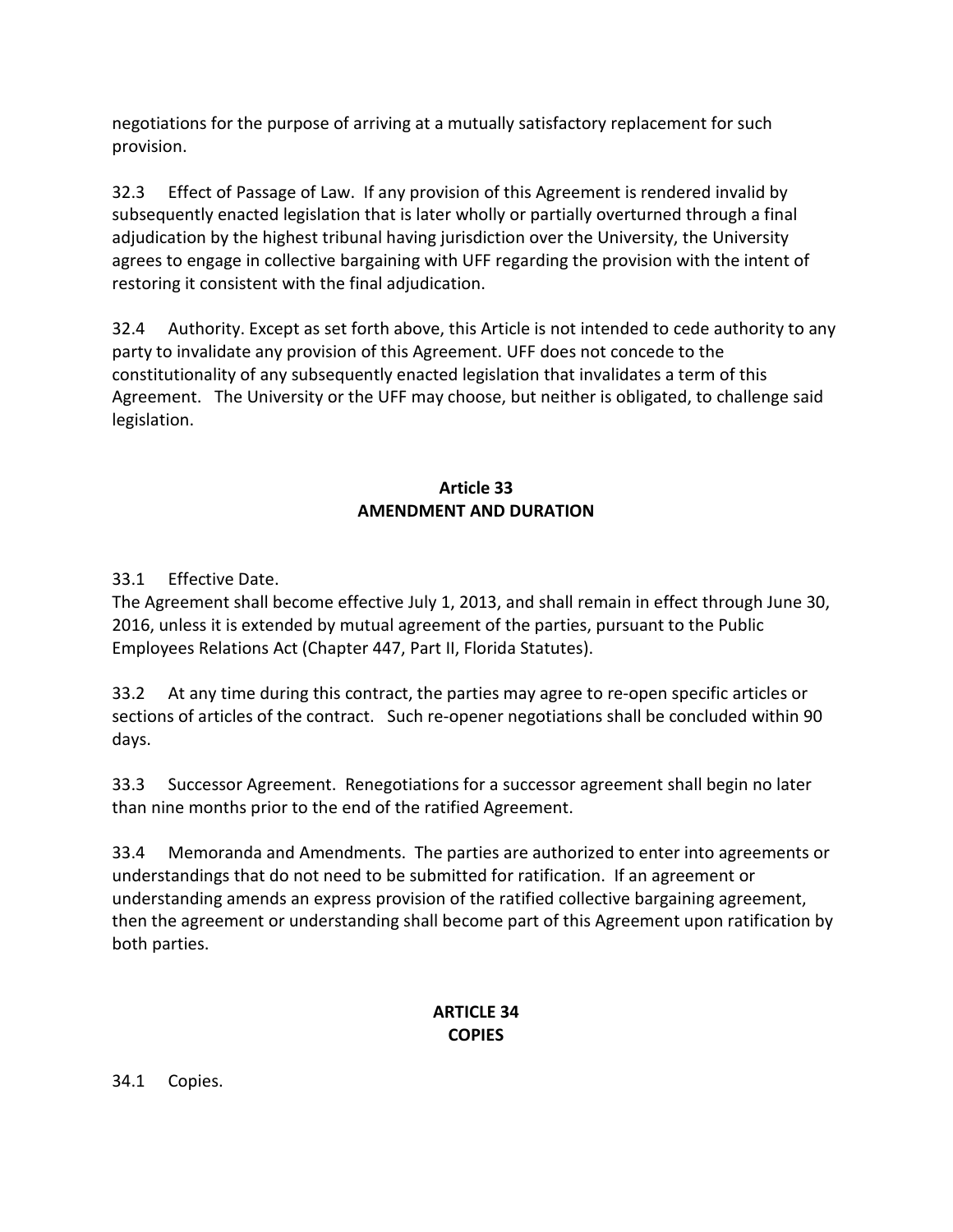negotiations for the purpose of arriving at a mutually satisfactory replacement for such provision.

32.3 Effect of Passage of Law. If any provision of this Agreement is rendered invalid by subsequently enacted legislation that is later wholly or partially overturned through a final adjudication by the highest tribunal having jurisdiction over the University, the University agrees to engage in collective bargaining with UFF regarding the provision with the intent of restoring it consistent with the final adjudication.

32.4 Authority. Except as set forth above, this Article is not intended to cede authority to any party to invalidate any provision of this Agreement. UFF does not concede to the constitutionality of any subsequently enacted legislation that invalidates a term of this Agreement. The University or the UFF may choose, but neither is obligated, to challenge said legislation.

## Article 33
## AMENDMENT AND DURATION

33.1 Effective Date.
The Agreement shall become effective July 1, 2013, and shall remain in effect through June 30, 2016, unless it is extended by mutual agreement of the parties, pursuant to the Public Employees Relations Act (Chapter 447, Part II, Florida Statutes).

33.2 At any time during this contract, the parties may agree to re-open specific articles or sections of articles of the contract. Such re-opener negotiations shall be concluded within 90 days.

33.3 Successor Agreement. Renegotiations for a successor agreement shall begin no later than nine months prior to the end of the ratified Agreement.

33.4 Memoranda and Amendments. The parties are authorized to enter into agreements or understandings that do not need to be submitted for ratification. If an agreement or understanding amends an express provision of the ratified collective bargaining agreement, then the agreement or understanding shall become part of this Agreement upon ratification by both parties.

## ARTICLE 34
## COPIES

34.1 Copies.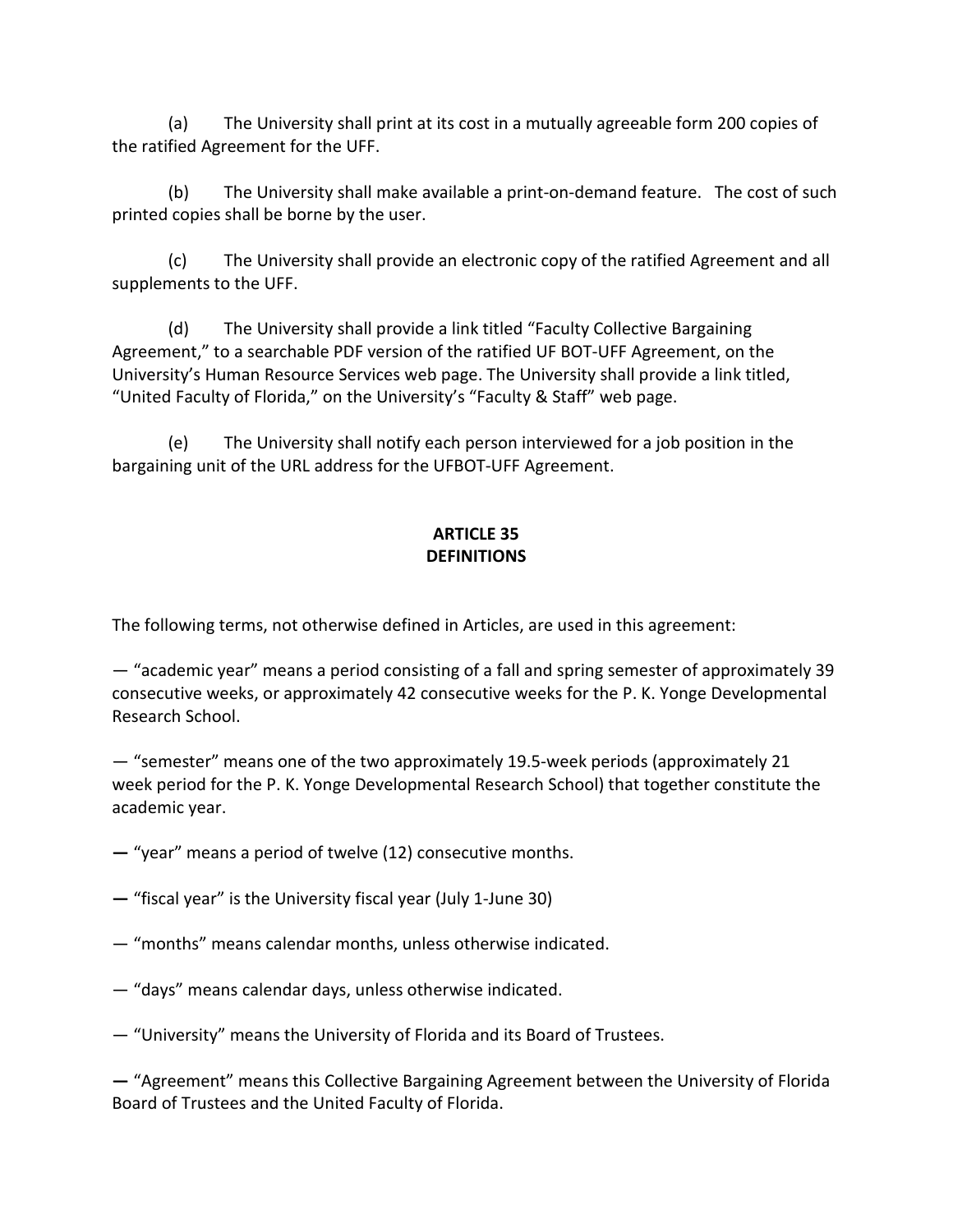(a) The University shall print at its cost in a mutually agreeable form 200 copies of the ratified Agreement for the UFF.

(b) The University shall make available a print-on-demand feature. The cost of such printed copies shall be borne by the user.

(c) The University shall provide an electronic copy of the ratified Agreement and all supplements to the UFF.

(d) The University shall provide a link titled "Faculty Collective Bargaining Agreement," to a searchable PDF version of the ratified UF BOT-UFF Agreement, on the University's Human Resource Services web page. The University shall provide a link titled, "United Faculty of Florida," on the University's "Faculty & Staff" web page.

(e) The University shall notify each person interviewed for a job position in the bargaining unit of the URL address for the UFBOT-UFF Agreement.

## ARTICLE 35
## DEFINITIONS

The following terms, not otherwise defined in Articles, are used in this agreement:

— "academic year" means a period consisting of a fall and spring semester of approximately 39 consecutive weeks, or approximately 42 consecutive weeks for the P. K. Yonge Developmental Research School.

— "semester" means one of the two approximately 19.5-week periods (approximately 21 week period for the P. K. Yonge Developmental Research School) that together constitute the academic year.

— "year" means a period of twelve (12) consecutive months.

— "fiscal year" is the University fiscal year (July 1-June 30)

— "months" means calendar months, unless otherwise indicated.

— "days" means calendar days, unless otherwise indicated.

— "University" means the University of Florida and its Board of Trustees.

— "Agreement" means this Collective Bargaining Agreement between the University of Florida Board of Trustees and the United Faculty of Florida.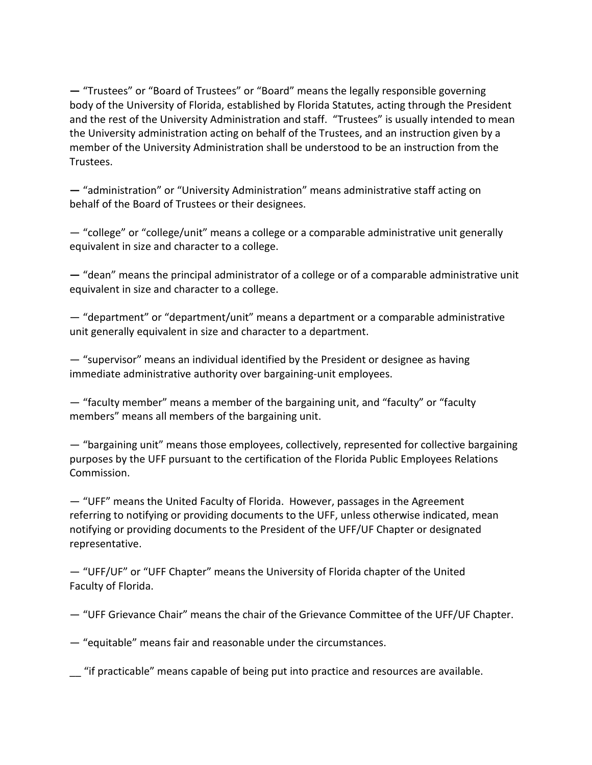— “Trustees” or “Board of Trustees” or “Board” means the legally responsible governing body of the University of Florida, established by Florida Statutes, acting through the President and the rest of the University Administration and staff. “Trustees” is usually intended to mean the University administration acting on behalf of the Trustees, and an instruction given by a member of the University Administration shall be understood to be an instruction from the Trustees.

— “administration” or “University Administration” means administrative staff acting on behalf of the Board of Trustees or their designees.

— “college” or “college/unit” means a college or a comparable administrative unit generally equivalent in size and character to a college.

— “dean” means the principal administrator of a college or of a comparable administrative unit equivalent in size and character to a college.

— “department” or “department/unit” means a department or a comparable administrative unit generally equivalent in size and character to a department.

— “supervisor” means an individual identified by the President or designee as having immediate administrative authority over bargaining-unit employees.

— “faculty member” means a member of the bargaining unit, and “faculty” or “faculty members” means all members of the bargaining unit.

— “bargaining unit” means those employees, collectively, represented for collective bargaining purposes by the UFF pursuant to the certification of the Florida Public Employees Relations Commission.

— “UFF” means the United Faculty of Florida. However, passages in the Agreement referring to notifying or providing documents to the UFF, unless otherwise indicated, mean notifying or providing documents to the President of the UFF/UF Chapter or designated representative.

— “UFF/UF” or “UFF Chapter” means the University of Florida chapter of the United Faculty of Florida.

— “UFF Grievance Chair” means the chair of the Grievance Committee of the UFF/UF Chapter.

— “equitable” means fair and reasonable under the circumstances.

__ “if practicable” means capable of being put into practice and resources are available.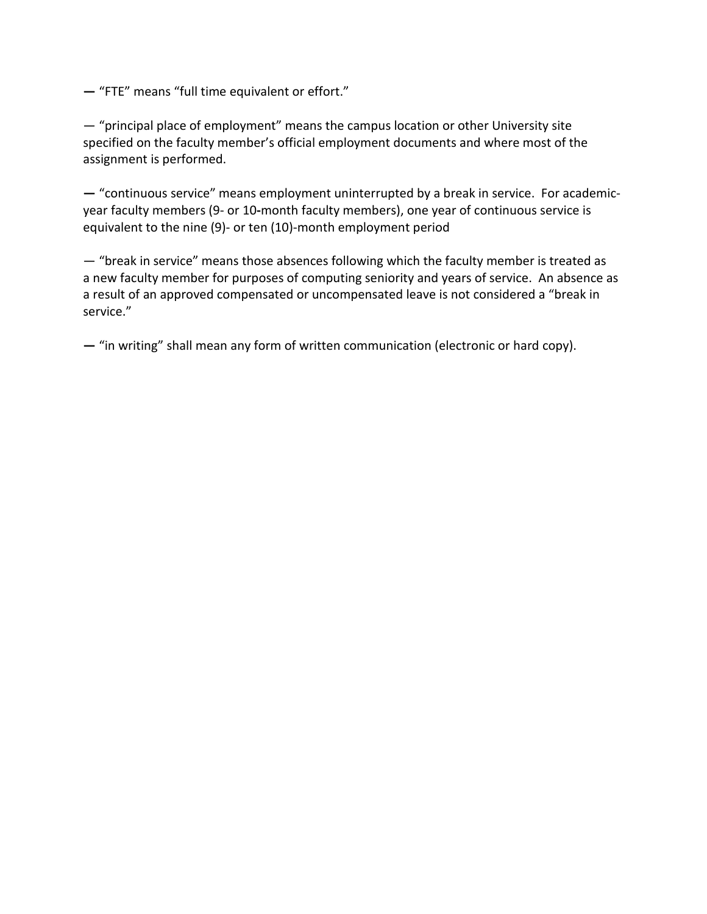— "FTE" means "full time equivalent or effort."

— "principal place of employment" means the campus location or other University site specified on the faculty member's official employment documents and where most of the assignment is performed.

— "continuous service" means employment uninterrupted by a break in service. For academic-year faculty members (9- or 10-month faculty members), one year of continuous service is equivalent to the nine (9)- or ten (10)-month employment period

— "break in service" means those absences following which the faculty member is treated as a new faculty member for purposes of computing seniority and years of service. An absence as a result of an approved compensated or uncompensated leave is not considered a "break in service."

— "in writing" shall mean any form of written communication (electronic or hard copy).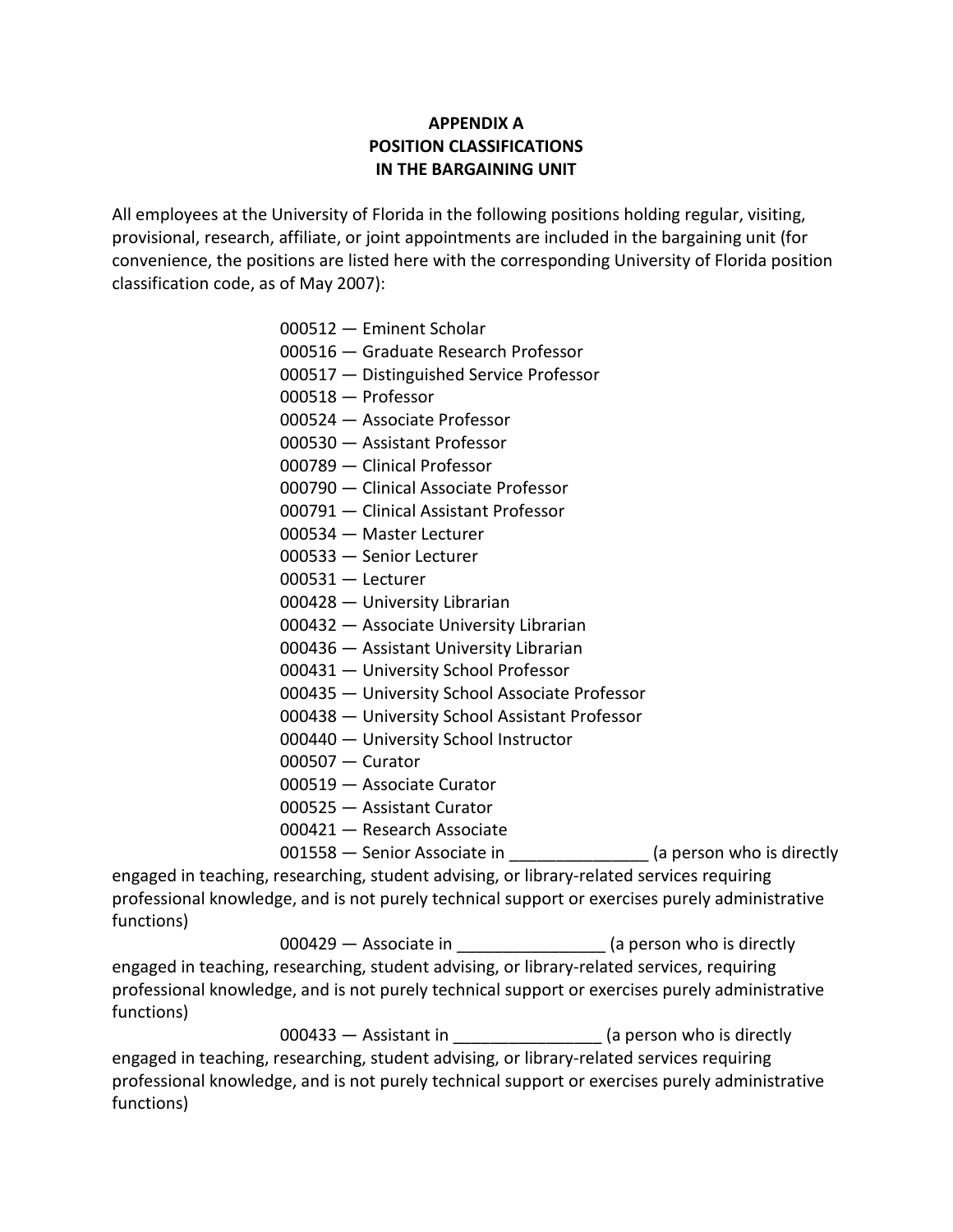**APPENDIX A**
**POSITION CLASSIFICATIONS**
**IN THE BARGAINING UNIT**

All employees at the University of Florida in the following positions holding regular, visiting, provisional, research, affiliate, or joint appointments are included in the bargaining unit (for convenience, the positions are listed here with the corresponding University of Florida position classification code, as of May 2007):

000512 — Eminent Scholar
000516 — Graduate Research Professor
000517 — Distinguished Service Professor
000518 — Professor
000524 — Associate Professor
000530 — Assistant Professor
000789 — Clinical Professor
000790 — Clinical Associate Professor
000791 — Clinical Assistant Professor
000534 — Master Lecturer
000533 — Senior Lecturer
000531 — Lecturer
000428 — University Librarian
000432 — Associate University Librarian
000436 — Assistant University Librarian
000431 — University School Professor
000435 — University School Associate Professor
000438 — University School Assistant Professor
000440 — University School Instructor
000507 — Curator
000519 — Associate Curator
000525 — Assistant Curator
000421 — Research Associate
001558 — Senior Associate in _______________ (a person who is directly engaged in teaching, researching, student advising, or library-related services requiring professional knowledge, and is not purely technical support or exercises purely administrative functions)
000429 — Associate in ________________ (a person who is directly engaged in teaching, researching, student advising, or library-related services, requiring professional knowledge, and is not purely technical support or exercises purely administrative functions)
000433 — Assistant in ________________ (a person who is directly engaged in teaching, researching, student advising, or library-related services requiring professional knowledge, and is not purely technical support or exercises purely administrative functions)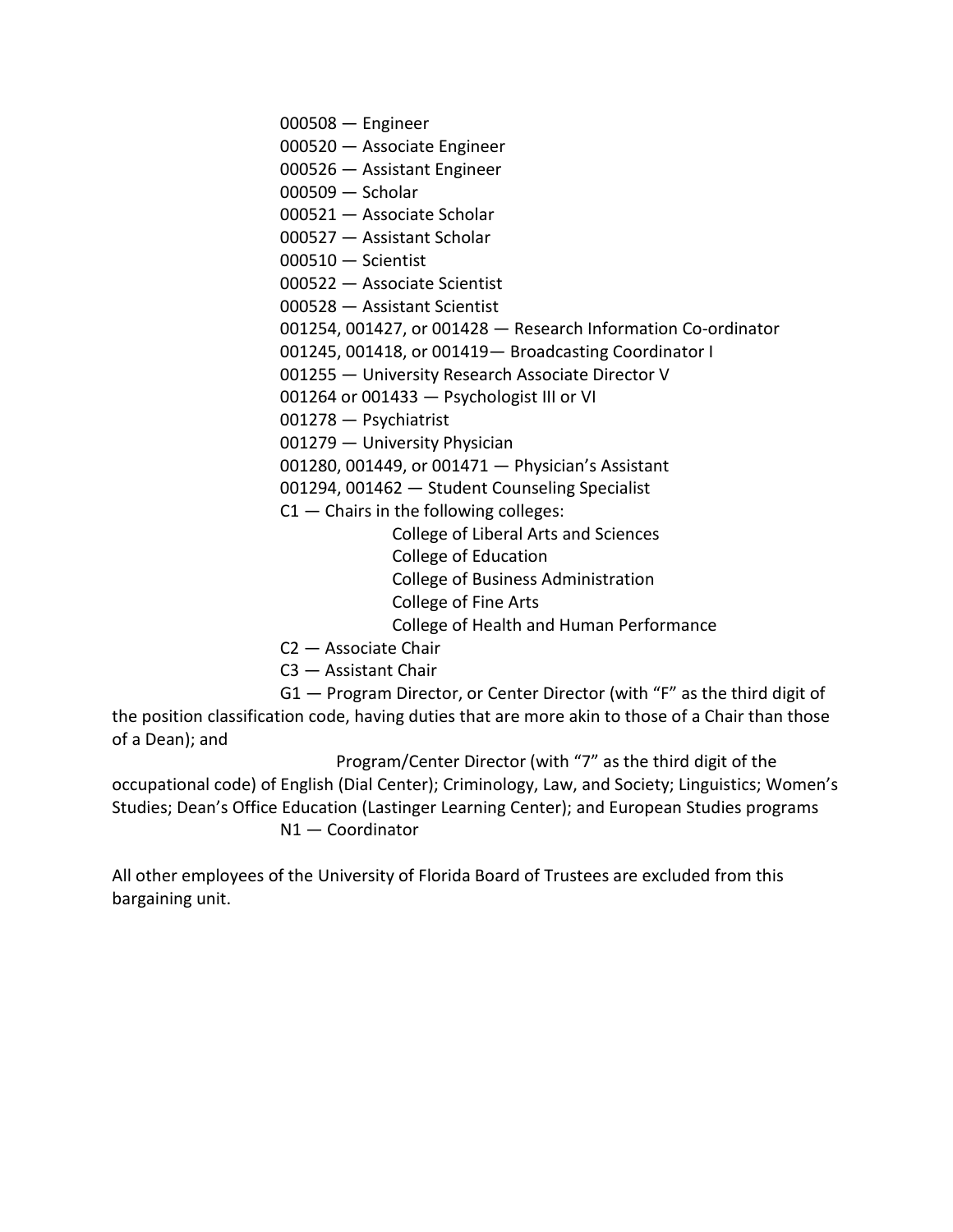000508 — Engineer
000520 — Associate Engineer
000526 — Assistant Engineer
000509 — Scholar
000521 — Associate Scholar
000527 — Assistant Scholar
000510 — Scientist
000522 — Associate Scientist
000528 — Assistant Scientist
001254, 001427, or 001428 — Research Information Co-ordinator
001245, 001418, or 001419— Broadcasting Coordinator I
001255 — University Research Associate Director V
001264 or 001433 — Psychologist III or VI
001278 — Psychiatrist
001279 — University Physician
001280, 001449, or 001471 — Physician's Assistant
001294, 001462 — Student Counseling Specialist
C1 — Chairs in the following colleges:

- College of Liberal Arts and Sciences
- College of Education
- College of Business Administration
- College of Fine Arts
- College of Health and Human Performance

C2 — Associate Chair
C3 — Assistant Chair
G1 — Program Director, or Center Director (with "F" as the third digit of the position classification code, having duties that are more akin to those of a Chair than those of a Dean); and

Program/Center Director (with "7" as the third digit of the occupational code) of English (Dial Center); Criminology, Law, and Society; Linguistics; Women's Studies; Dean's Office Education (Lastinger Learning Center); and European Studies programs

N1 — Coordinator

All other employees of the University of Florida Board of Trustees are excluded from this bargaining unit.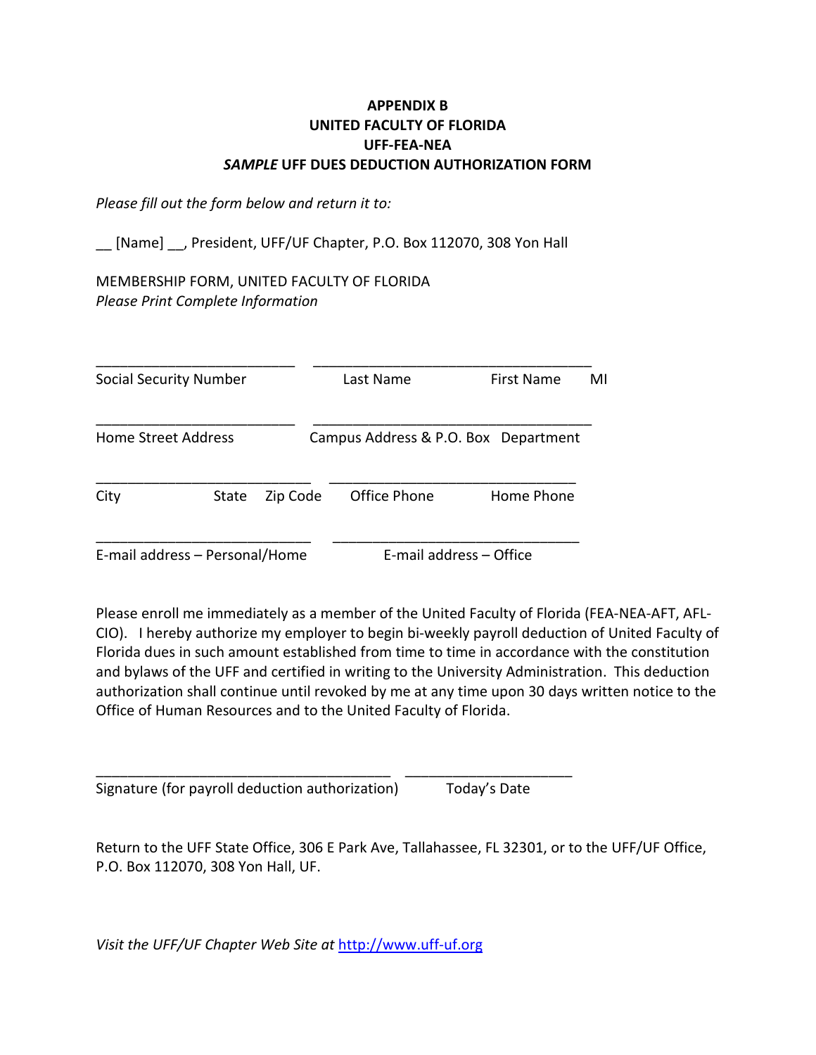**APPENDIX B**
**UNITED FACULTY OF FLORIDA**
**UFF-FEA-NEA**
***SAMPLE* UFF DUES DEDUCTION AUTHORIZATION FORM**

*Please fill out the form below and return it to:*

__ [Name] __, President, UFF/UF Chapter, P.O. Box 112070, 308 Yon Hall

MEMBERSHIP FORM, UNITED FACULTY OF FLORIDA
*Please Print Complete Information*

_________________________ ___________________________________
Social Security Number Last Name First Name MI

_________________________ ___________________________________
Home Street Address Campus Address & P.O. Box Department

___________________________ _______________________________
City State Zip Code Office Phone Home Phone

___________________________ _______________________________
E-mail address – Personal/Home E-mail address – Office

Please enroll me immediately as a member of the United Faculty of Florida (FEA-NEA-AFT, AFL-CIO). I hereby authorize my employer to begin bi-weekly payroll deduction of United Faculty of Florida dues in such amount established from time to time in accordance with the constitution and bylaws of the UFF and certified in writing to the University Administration. This deduction authorization shall continue until revoked by me at any time upon 30 days written notice to the Office of Human Resources and to the United Faculty of Florida.

_____________________________________ _____________________
Signature (for payroll deduction authorization) Today's Date

Return to the UFF State Office, 306 E Park Ave, Tallahassee, FL 32301, or to the UFF/UF Office, P.O. Box 112070, 308 Yon Hall, UF.

*Visit the UFF/UF Chapter Web Site at* [http://www.uff-uf.org](http://www.uff-uf.org)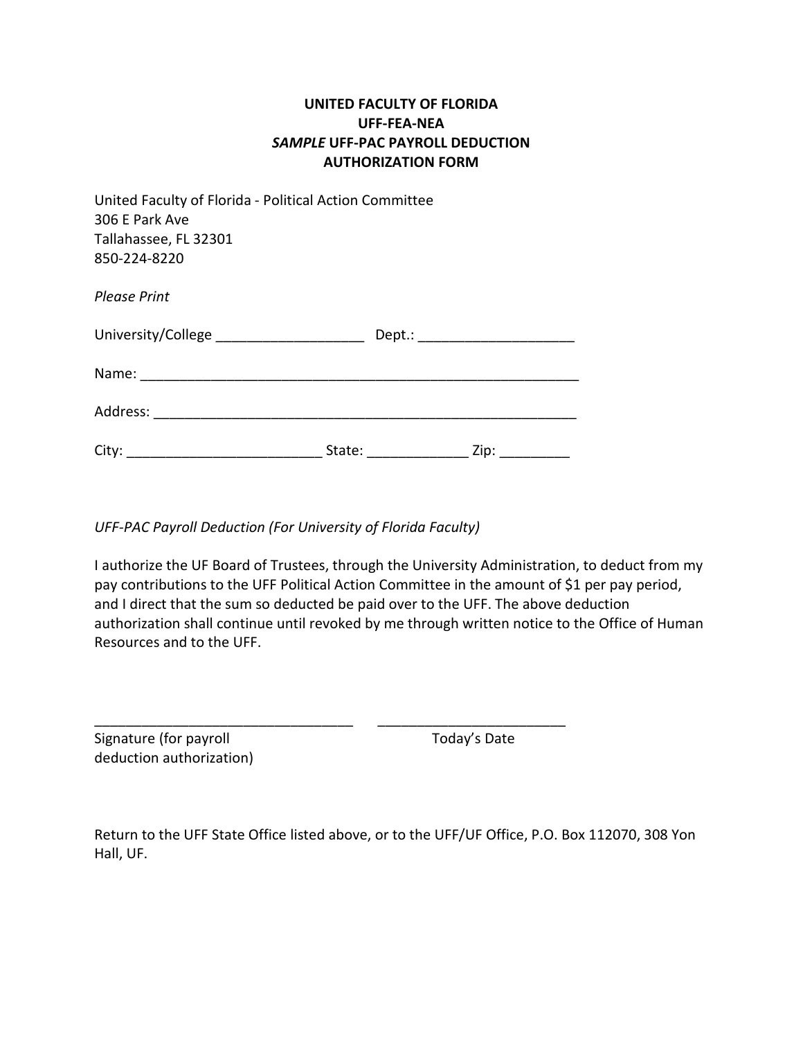**UNITED FACULTY OF FLORIDA**
**UFF-FEA-NEA**
***SAMPLE* UFF-PAC PAYROLL DEDUCTION**
**AUTHORIZATION FORM**

United Faculty of Florida - Political Action Committee
306 E Park Ave
Tallahassee, FL 32301
850-224-8220

*Please Print*

University/College ___________________ Dept.: ____________________

Name: ___________________________________________________________

Address: _________________________________________________________

City: _________________________ State: _____________ Zip: _________

*UFF-PAC Payroll Deduction (For University of Florida Faculty)*

I authorize the UF Board of Trustees, through the University Administration, to deduct from my pay contributions to the UFF Political Action Committee in the amount of $1 per pay period, and I direct that the sum so deducted be paid over to the UFF. The above deduction authorization shall continue until revoked by me through written notice to the Office of Human Resources and to the UFF.

_________________________________ ________________________
Signature (for payroll deduction authorization) Today's Date

Return to the UFF State Office listed above, or to the UFF/UF Office, P.O. Box 112070, 308 Yon Hall, UF.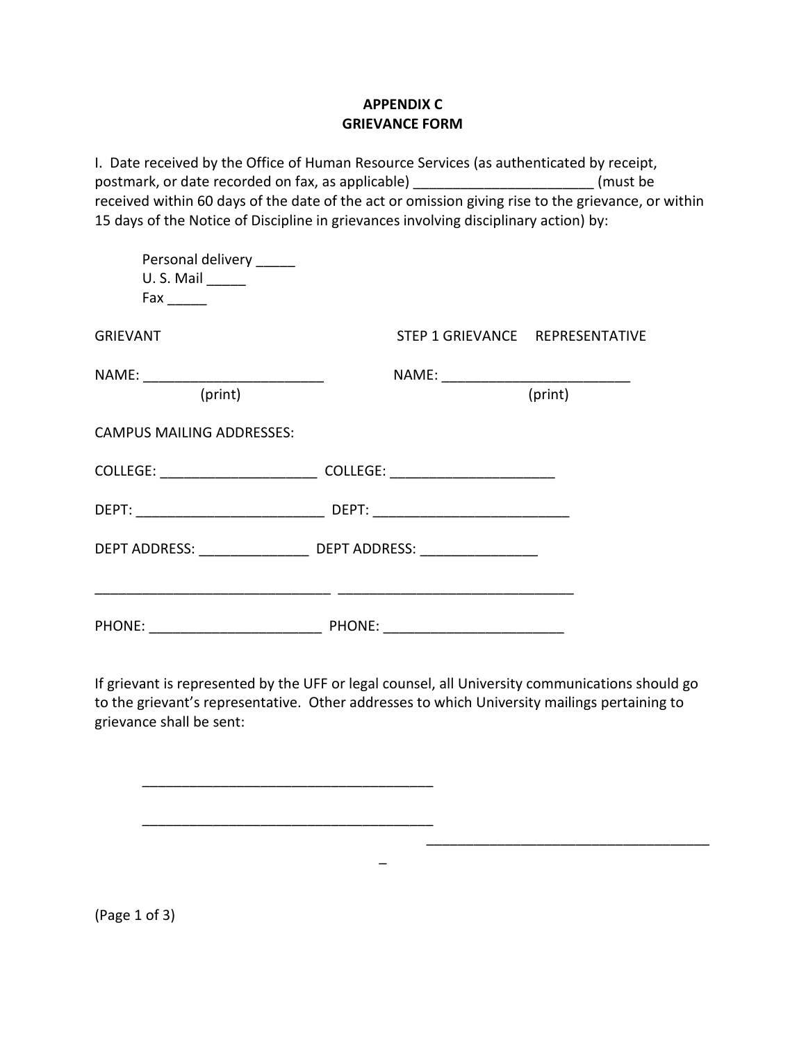**APPENDIX C**
**GRIEVANCE FORM**

I. Date received by the Office of Human Resource Services (as authenticated by receipt, postmark, or date recorded on fax, as applicable) _______________________ (must be received within 60 days of the date of the act or omission giving rise to the grievance, or within 15 days of the Notice of Discipline in grievances involving disciplinary action) by:

Personal delivery _____
U. S. Mail _____
Fax _____

| GRIEVANT | STEP 1 GRIEVANCE REPRESENTATIVE |
|---|---|
| NAME: _______________________ (print) | NAME: ________________________ (print) |

CAMPUS MAILING ADDRESSES:

| | |
|---|---|
| COLLEGE: ___________________ | COLLEGE: ____________________ |
| DEPT: ________________________ | DEPT: _________________________ |
| DEPT ADDRESS: ______________ | DEPT ADDRESS: _______________ |
| _____________________________ | _____________________________ |
| PHONE: _____________________ | PHONE: ______________________ |

If grievant is represented by the UFF or legal counsel, all University communications should go to the grievant's representative. Other addresses to which University mailings pertaining to grievance shall be sent:

_____________________________________

_____________________________________

_____________________________________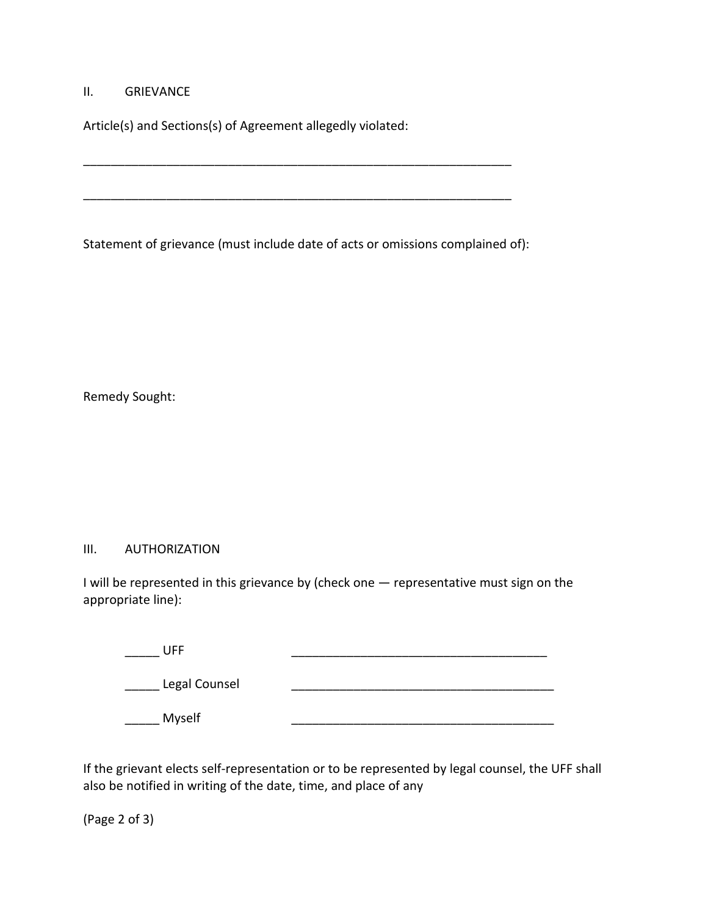## II. GRIEVANCE

Article(s) and Sections(s) of Agreement allegedly violated:

_________________________________________________________________

_________________________________________________________________

Statement of grievance (must include date of acts or omissions complained of):

Remedy Sought:

## III. AUTHORIZATION

I will be represented in this grievance by (check one — representative must sign on the appropriate line):

_____ UFF ______________________________________

_____ Legal Counsel ______________________________________

_____ Myself ______________________________________

If the grievant elects self-representation or to be represented by legal counsel, the UFF shall also be notified in writing of the date, time, and place of any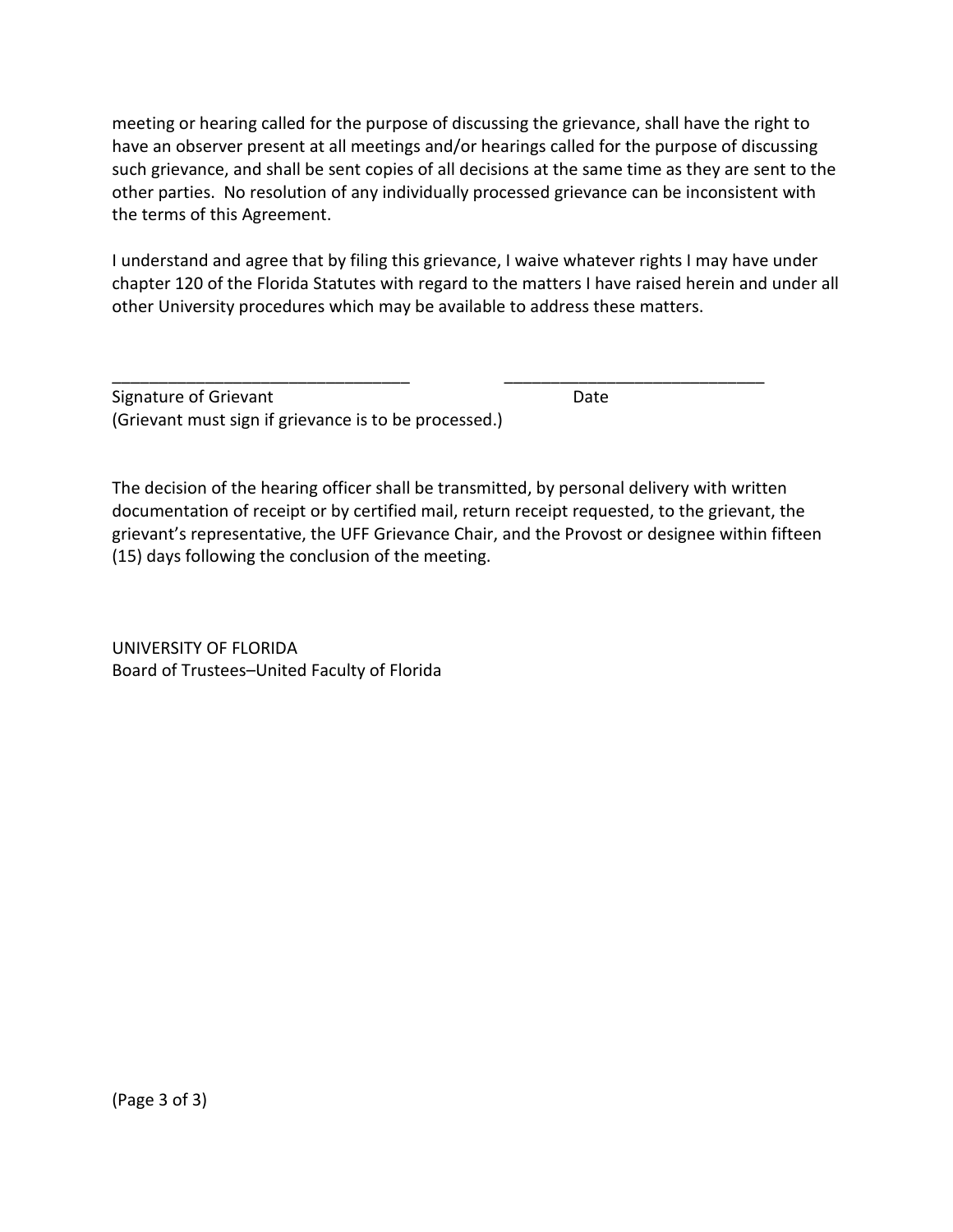meeting or hearing called for the purpose of discussing the grievance, shall have the right to have an observer present at all meetings and/or hearings called for the purpose of discussing such grievance, and shall be sent copies of all decisions at the same time as they are sent to the other parties. No resolution of any individually processed grievance can be inconsistent with the terms of this Agreement.

I understand and agree that by filing this grievance, I waive whatever rights I may have under chapter 120 of the Florida Statutes with regard to the matters I have raised herein and under all other University procedures which may be available to address these matters.

________________________________ ____________________________

Signature of Grievant Date

(Grievant must sign if grievance is to be processed.)

The decision of the hearing officer shall be transmitted, by personal delivery with written documentation of receipt or by certified mail, return receipt requested, to the grievant, the grievant's representative, the UFF Grievance Chair, and the Provost or designee within fifteen (15) days following the conclusion of the meeting.

UNIVERSITY OF FLORIDA
Board of Trustees–United Faculty of Florida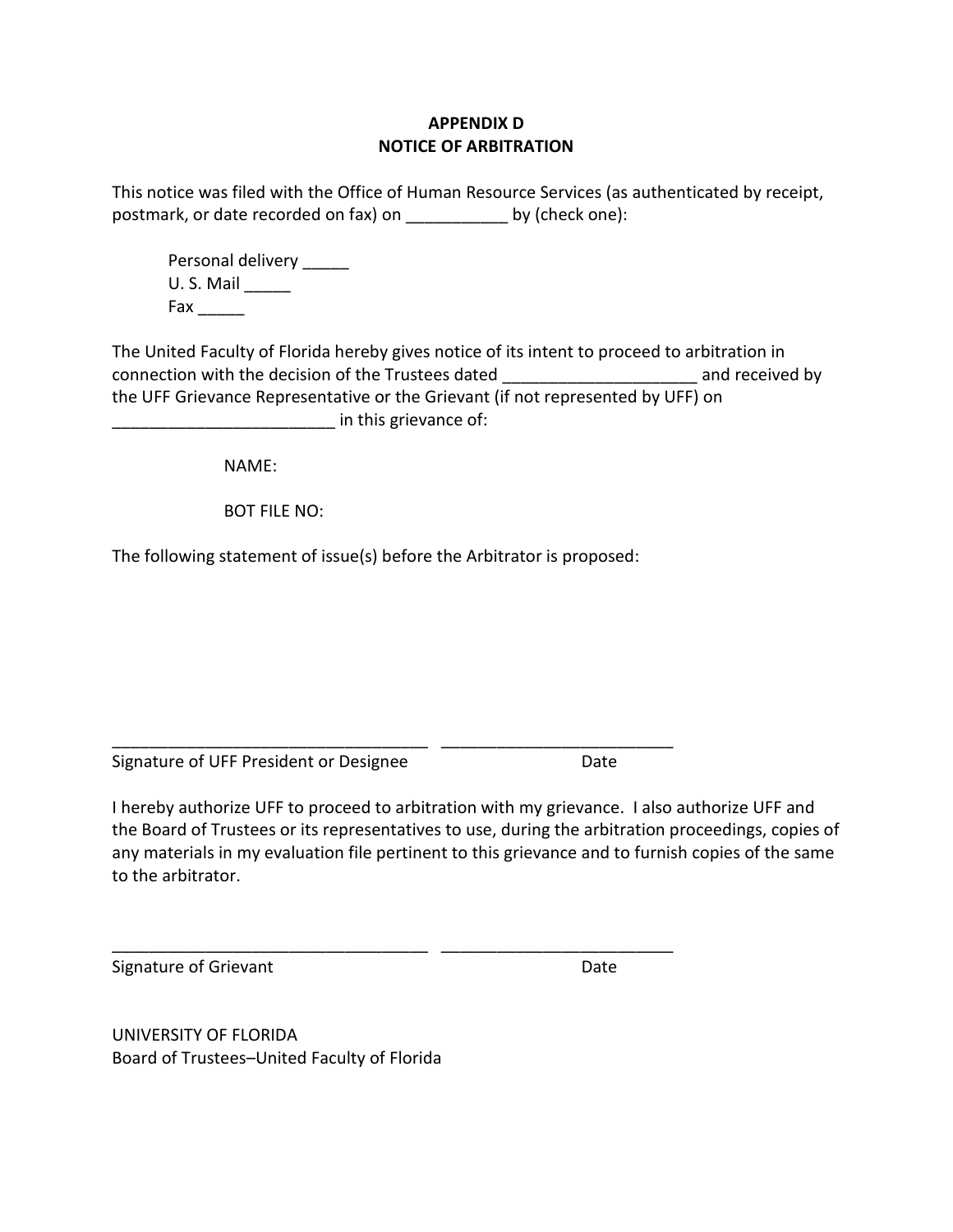# APPENDIX D
# NOTICE OF ARBITRATION

This notice was filed with the Office of Human Resource Services (as authenticated by receipt, postmark, or date recorded on fax) on ___________ by (check one):

> Personal delivery _____
> U. S. Mail _____
> Fax _____

The United Faculty of Florida hereby gives notice of its intent to proceed to arbitration in connection with the decision of the Trustees dated ____________________ and received by the UFF Grievance Representative or the Grievant (if not represented by UFF) on ________________________ in this grievance of:

> NAME:
>
> BOT FILE NO:

The following statement of issue(s) before the Arbitrator is proposed:

\_\_\_\_\_\_\_\_\_\_\_\_\_\_\_\_\_\_\_\_\_\_\_\_\_\_\_\_\_\_\_\_\_\_\_ \_\_\_\_\_\_\_\_\_\_\_\_\_\_\_\_\_\_\_\_\_\_\_\_\_
Signature of UFF President or Designee Date

I hereby authorize UFF to proceed to arbitration with my grievance. I also authorize UFF and the Board of Trustees or its representatives to use, during the arbitration proceedings, copies of any materials in my evaluation file pertinent to this grievance and to furnish copies of the same to the arbitrator.

\_\_\_\_\_\_\_\_\_\_\_\_\_\_\_\_\_\_\_\_\_\_\_\_\_\_\_\_\_\_\_\_\_\_\_ \_\_\_\_\_\_\_\_\_\_\_\_\_\_\_\_\_\_\_\_\_\_\_\_\_
Signature of Grievant Date

UNIVERSITY OF FLORIDA
Board of Trustees–United Faculty of Florida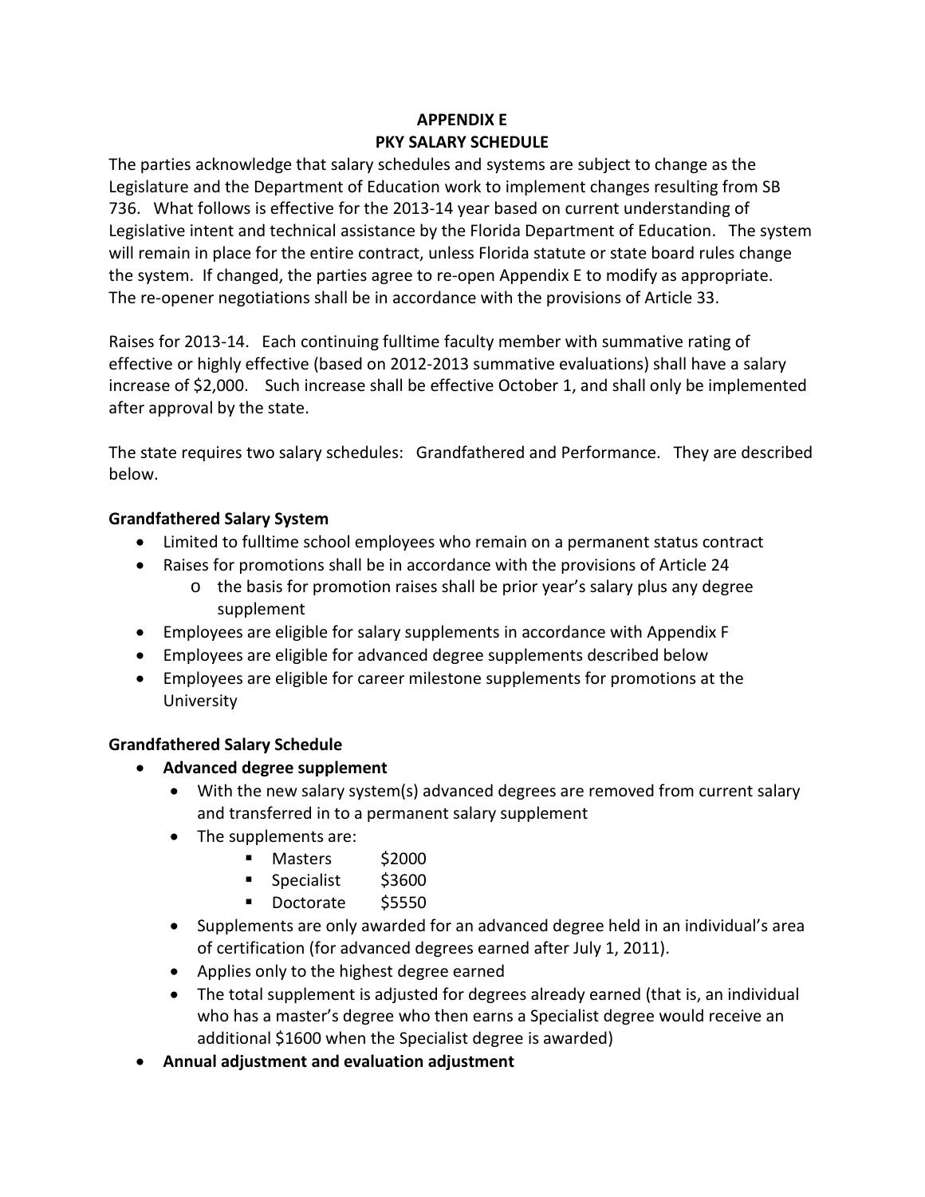# APPENDIX E
# PKY SALARY SCHEDULE

The parties acknowledge that salary schedules and systems are subject to change as the Legislature and the Department of Education work to implement changes resulting from SB 736. What follows is effective for the 2013-14 year based on current understanding of Legislative intent and technical assistance by the Florida Department of Education. The system will remain in place for the entire contract, unless Florida statute or state board rules change the system. If changed, the parties agree to re-open Appendix E to modify as appropriate. The re-opener negotiations shall be in accordance with the provisions of Article 33.

Raises for 2013-14. Each continuing fulltime faculty member with summative rating of effective or highly effective (based on 2012-2013 summative evaluations) shall have a salary increase of $2,000. Such increase shall be effective October 1, and shall only be implemented after approval by the state.

The state requires two salary schedules: Grandfathered and Performance. They are described below.

**Grandfathered Salary System**

- Limited to fulltime school employees who remain on a permanent status contract
- Raises for promotions shall be in accordance with the provisions of Article 24
  - the basis for promotion raises shall be prior year's salary plus any degree supplement
- Employees are eligible for salary supplements in accordance with Appendix F
- Employees are eligible for advanced degree supplements described below
- Employees are eligible for career milestone supplements for promotions at the University

**Grandfathered Salary Schedule**

- **Advanced degree supplement**
  - With the new salary system(s) advanced degrees are removed from current salary and transferred in to a permanent salary supplement
  - The supplements are:
    - Masters $2000
    - Specialist $3600
    - Doctorate $5550
  - Supplements are only awarded for an advanced degree held in an individual's area of certification (for advanced degrees earned after July 1, 2011).
  - Applies only to the highest degree earned
  - The total supplement is adjusted for degrees already earned (that is, an individual who has a master's degree who then earns a Specialist degree would receive an additional $1600 when the Specialist degree is awarded)
- **Annual adjustment and evaluation adjustment**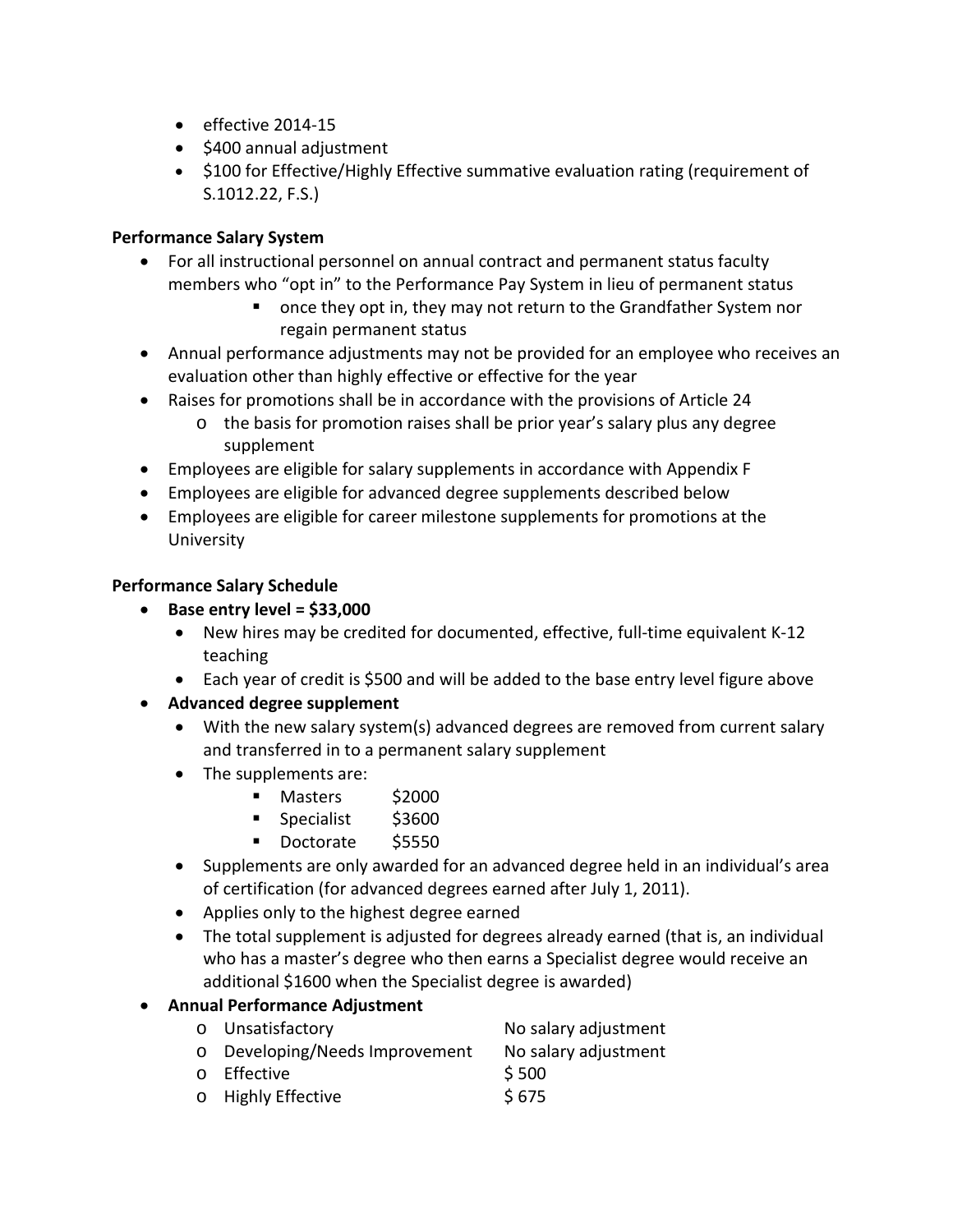- effective 2014-15
- $400 annual adjustment
- $100 for Effective/Highly Effective summative evaluation rating (requirement of S.1012.22, F.S.)

**Performance Salary System**

- For all instructional personnel on annual contract and permanent status faculty members who "opt in" to the Performance Pay System in lieu of permanent status
  - once they opt in, they may not return to the Grandfather System nor regain permanent status
- Annual performance adjustments may not be provided for an employee who receives an evaluation other than highly effective or effective for the year
- Raises for promotions shall be in accordance with the provisions of Article 24
  - the basis for promotion raises shall be prior year's salary plus any degree supplement
- Employees are eligible for salary supplements in accordance with Appendix F
- Employees are eligible for advanced degree supplements described below
- Employees are eligible for career milestone supplements for promotions at the University

**Performance Salary Schedule**

- **Base entry level = $33,000**
  - New hires may be credited for documented, effective, full-time equivalent K-12 teaching
  - Each year of credit is $500 and will be added to the base entry level figure above
- **Advanced degree supplement**
  - With the new salary system(s) advanced degrees are removed from current salary and transferred in to a permanent salary supplement
  - The supplements are:
    - Masters $2000
    - Specialist $3600
    - Doctorate $5550
  - Supplements are only awarded for an advanced degree held in an individual's area of certification (for advanced degrees earned after July 1, 2011).
  - Applies only to the highest degree earned
  - The total supplement is adjusted for degrees already earned (that is, an individual who has a master's degree who then earns a Specialist degree would receive an additional $1600 when the Specialist degree is awarded)
- **Annual Performance Adjustment**
  - Unsatisfactory No salary adjustment
  - Developing/Needs Improvement No salary adjustment
  - Effective $ 500
  - Highly Effective $ 675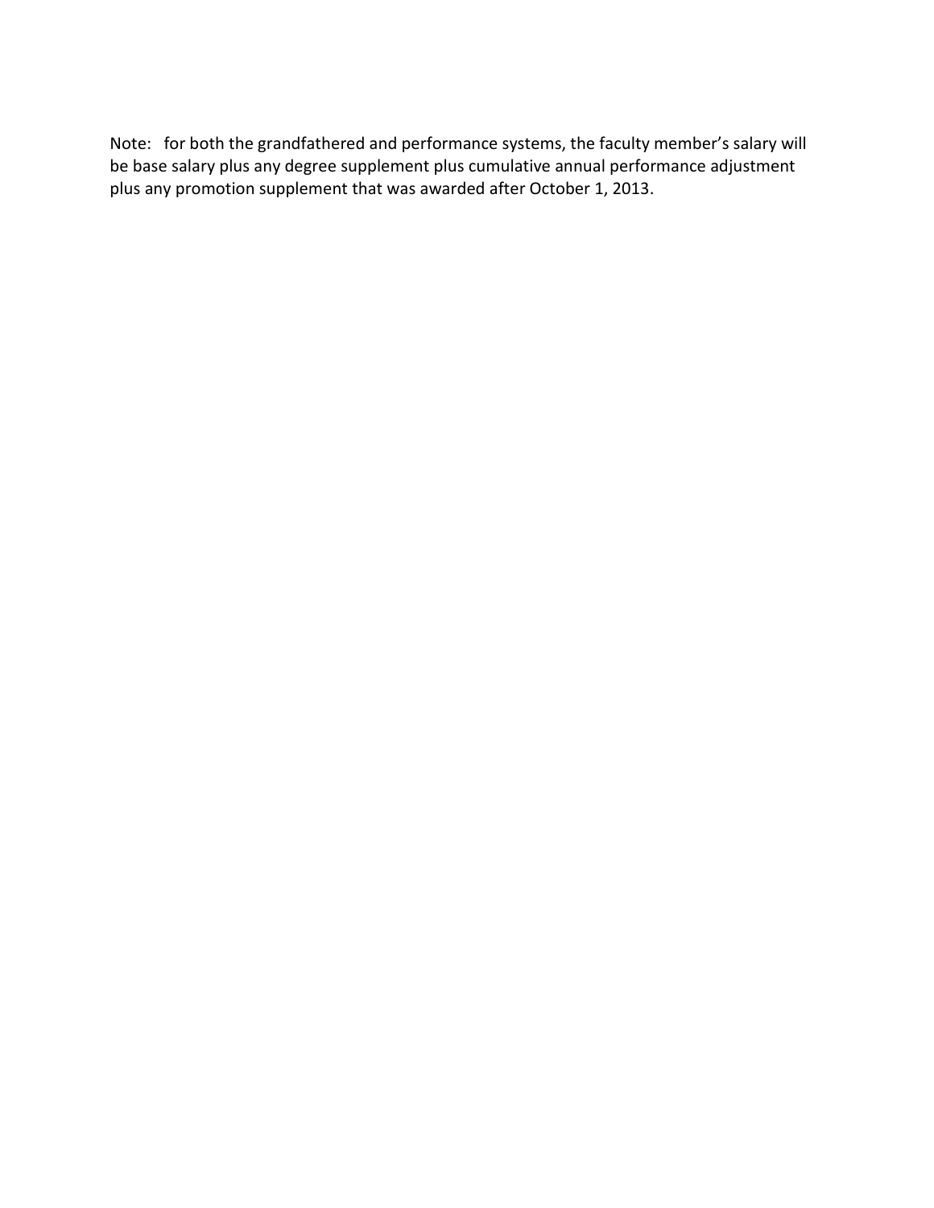Note: for both the grandfathered and performance systems, the faculty member's salary will be base salary plus any degree supplement plus cumulative annual performance adjustment plus any promotion supplement that was awarded after October 1, 2013.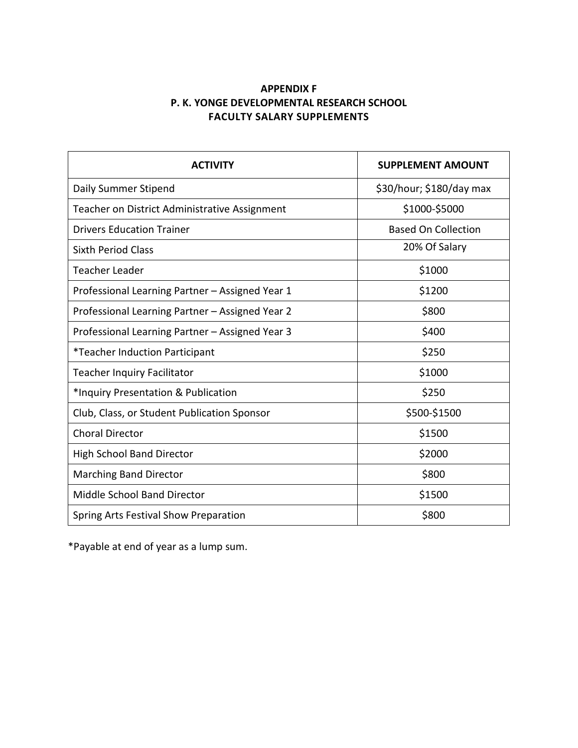**APPENDIX F**
**P. K. YONGE DEVELOPMENTAL RESEARCH SCHOOL**
**FACULTY SALARY SUPPLEMENTS**

| ACTIVITY | SUPPLEMENT AMOUNT |
|---|---|
| Daily Summer Stipend | $30/hour; $180/day max |
| Teacher on District Administrative Assignment | $1000-$5000 |
| Drivers Education Trainer | Based On Collection |
| Sixth Period Class | 20% Of Salary |
| Teacher Leader | $1000 |
| Professional Learning Partner – Assigned Year 1 | $1200 |
| Professional Learning Partner – Assigned Year 2 | $800 |
| Professional Learning Partner – Assigned Year 3 | $400 |
| *Teacher Induction Participant | $250 |
| Teacher Inquiry Facilitator | $1000 |
| *Inquiry Presentation & Publication | $250 |
| Club, Class, or Student Publication Sponsor | $500-$1500 |
| Choral Director | $1500 |
| High School Band Director | $2000 |
| Marching Band Director | $800 |
| Middle School Band Director | $1500 |
| Spring Arts Festival Show Preparation | $800 |

*Payable at end of year as a lump sum.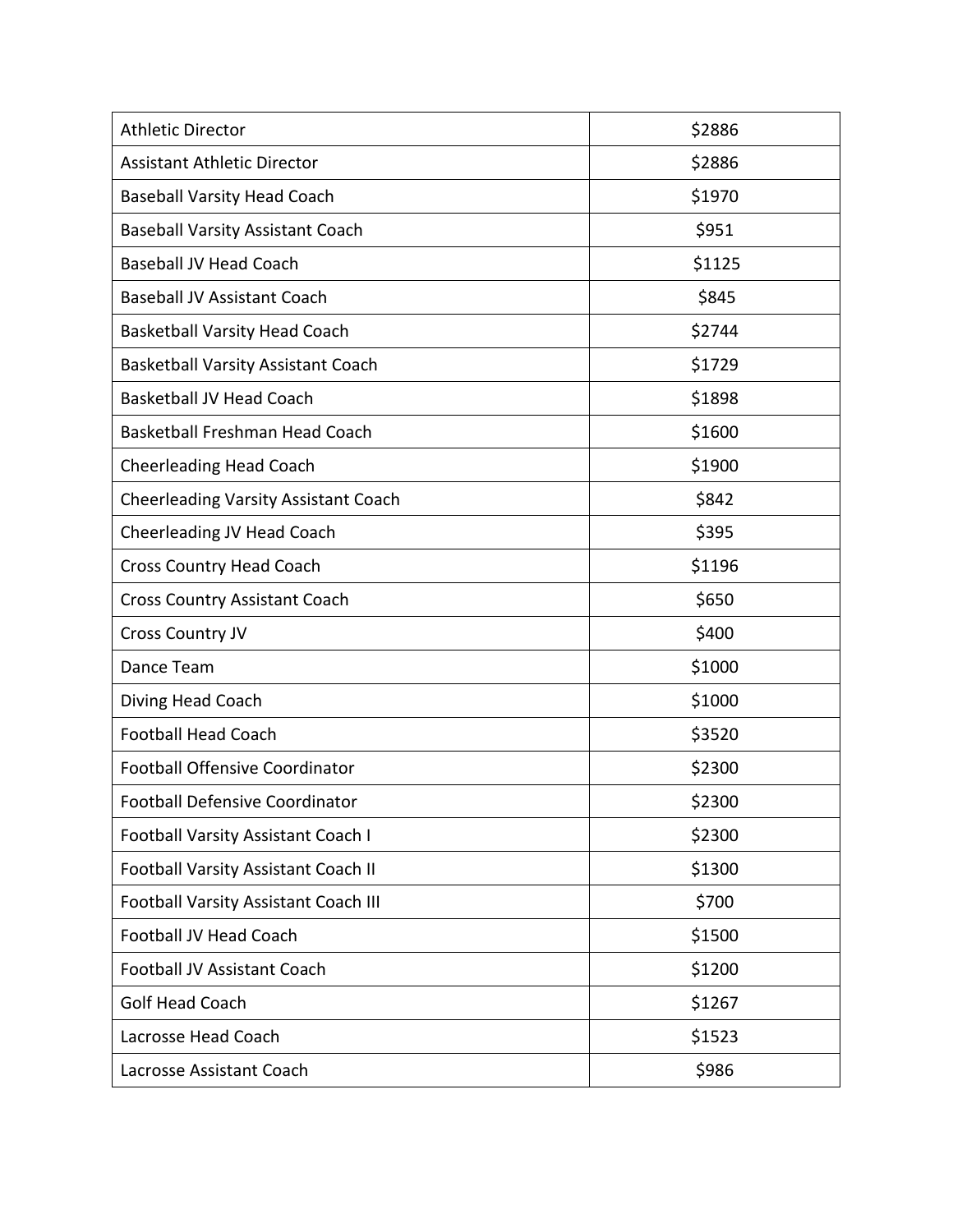| | |
|---|---|
| Athletic Director | $2886 |
| Assistant Athletic Director | $2886 |
| Baseball Varsity Head Coach | $1970 |
| Baseball Varsity Assistant Coach | $951 |
| Baseball JV Head Coach | $1125 |
| Baseball JV Assistant Coach | $845 |
| Basketball Varsity Head Coach | $2744 |
| Basketball Varsity Assistant Coach | $1729 |
| Basketball JV Head Coach | $1898 |
| Basketball Freshman Head Coach | $1600 |
| Cheerleading Head Coach | $1900 |
| Cheerleading Varsity Assistant Coach | $842 |
| Cheerleading JV Head Coach | $395 |
| Cross Country Head Coach | $1196 |
| Cross Country Assistant Coach | $650 |
| Cross Country JV | $400 |
| Dance Team | $1000 |
| Diving Head Coach | $1000 |
| Football Head Coach | $3520 |
| Football Offensive Coordinator | $2300 |
| Football Defensive Coordinator | $2300 |
| Football Varsity Assistant Coach I | $2300 |
| Football Varsity Assistant Coach II | $1300 |
| Football Varsity Assistant Coach III | $700 |
| Football JV Head Coach | $1500 |
| Football JV Assistant Coach | $1200 |
| Golf Head Coach | $1267 |
| Lacrosse Head Coach | $1523 |
| Lacrosse Assistant Coach | $986 |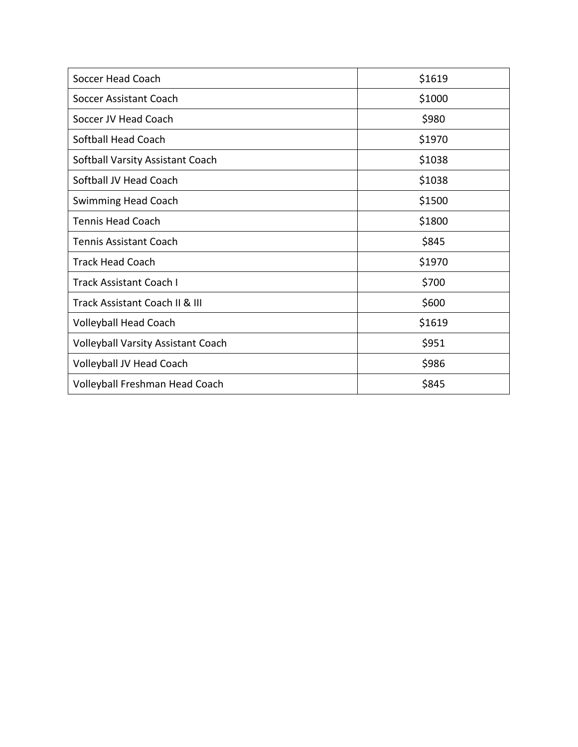| Soccer Head Coach | $1619 |
|---|---|
| Soccer Assistant Coach | $1000 |
| Soccer JV Head Coach | $980 |
| Softball Head Coach | $1970 |
| Softball Varsity Assistant Coach | $1038 |
| Softball JV Head Coach | $1038 |
| Swimming Head Coach | $1500 |
| Tennis Head Coach | $1800 |
| Tennis Assistant Coach | $845 |
| Track Head Coach | $1970 |
| Track Assistant Coach I | $700 |
| Track Assistant Coach II & III | $600 |
| Volleyball Head Coach | $1619 |
| Volleyball Varsity Assistant Coach | $951 |
| Volleyball JV Head Coach | $986 |
| Volleyball Freshman Head Coach | $845 |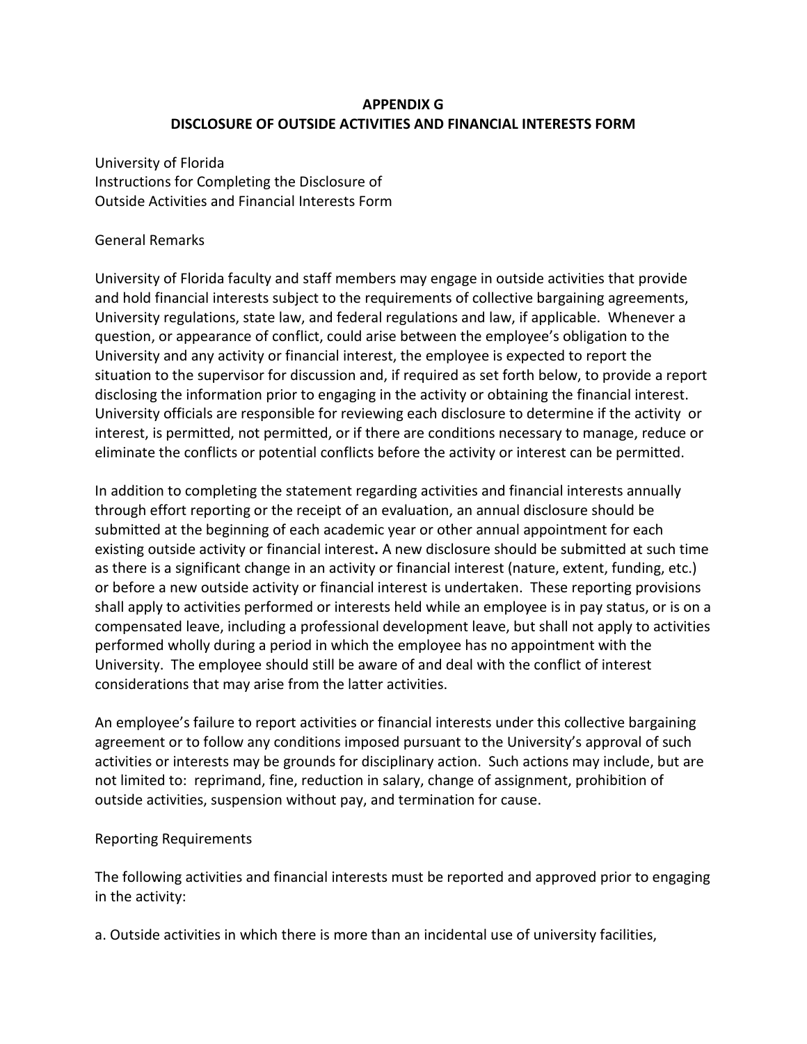**APPENDIX G**
**DISCLOSURE OF OUTSIDE ACTIVITIES AND FINANCIAL INTERESTS FORM**

University of Florida
Instructions for Completing the Disclosure of
Outside Activities and Financial Interests Form

General Remarks

University of Florida faculty and staff members may engage in outside activities that provide and hold financial interests subject to the requirements of collective bargaining agreements, University regulations, state law, and federal regulations and law, if applicable. Whenever a question, or appearance of conflict, could arise between the employee's obligation to the University and any activity or financial interest, the employee is expected to report the situation to the supervisor for discussion and, if required as set forth below, to provide a report disclosing the information prior to engaging in the activity or obtaining the financial interest. University officials are responsible for reviewing each disclosure to determine if the activity or interest, is permitted, not permitted, or if there are conditions necessary to manage, reduce or eliminate the conflicts or potential conflicts before the activity or interest can be permitted.

In addition to completing the statement regarding activities and financial interests annually through effort reporting or the receipt of an evaluation, an annual disclosure should be submitted at the beginning of each academic year or other annual appointment for each existing outside activity or financial interest**.** A new disclosure should be submitted at such time as there is a significant change in an activity or financial interest (nature, extent, funding, etc.) or before a new outside activity or financial interest is undertaken. These reporting provisions shall apply to activities performed or interests held while an employee is in pay status, or is on a compensated leave, including a professional development leave, but shall not apply to activities performed wholly during a period in which the employee has no appointment with the University. The employee should still be aware of and deal with the conflict of interest considerations that may arise from the latter activities.

An employee's failure to report activities or financial interests under this collective bargaining agreement or to follow any conditions imposed pursuant to the University's approval of such activities or interests may be grounds for disciplinary action. Such actions may include, but are not limited to: reprimand, fine, reduction in salary, change of assignment, prohibition of outside activities, suspension without pay, and termination for cause.

Reporting Requirements

The following activities and financial interests must be reported and approved prior to engaging in the activity:

a. Outside activities in which there is more than an incidental use of university facilities,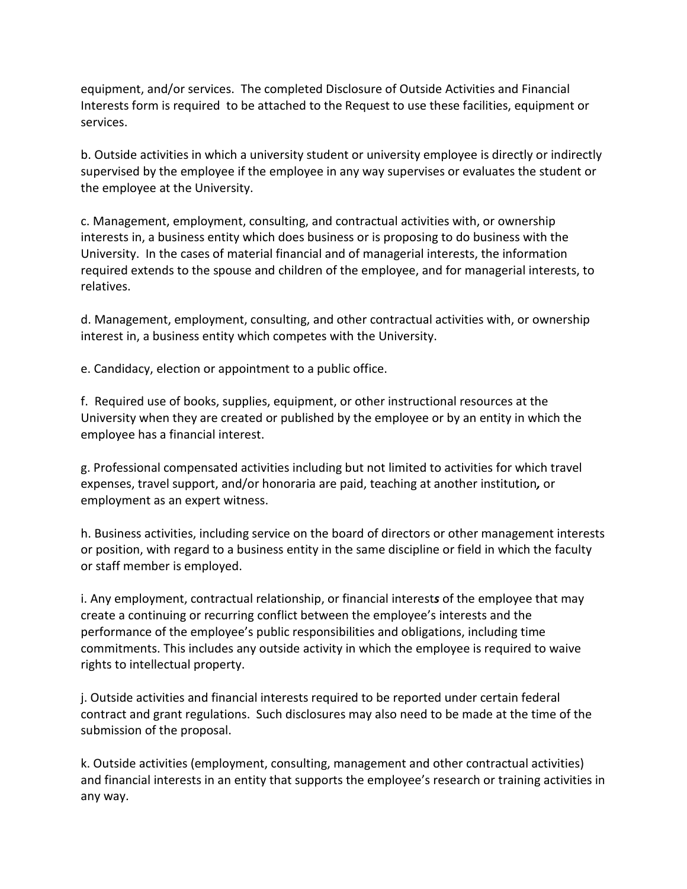equipment, and/or services. The completed Disclosure of Outside Activities and Financial Interests form is required to be attached to the Request to use these facilities, equipment or services.

b. Outside activities in which a university student or university employee is directly or indirectly supervised by the employee if the employee in any way supervises or evaluates the student or the employee at the University.

c. Management, employment, consulting, and contractual activities with, or ownership interests in, a business entity which does business or is proposing to do business with the University. In the cases of material financial and of managerial interests, the information required extends to the spouse and children of the employee, and for managerial interests, to relatives.

d. Management, employment, consulting, and other contractual activities with, or ownership interest in, a business entity which competes with the University.

e. Candidacy, election or appointment to a public office.

f. Required use of books, supplies, equipment, or other instructional resources at the University when they are created or published by the employee or by an entity in which the employee has a financial interest.

g. Professional compensated activities including but not limited to activities for which travel expenses, travel support, and/or honoraria are paid, teaching at another institution*,* or employment as an expert witness.

h. Business activities, including service on the board of directors or other management interests or position, with regard to a business entity in the same discipline or field in which the faculty or staff member is employed.

i. Any employment, contractual relationship, or financial interest***s*** of the employee that may create a continuing or recurring conflict between the employee's interests and the performance of the employee's public responsibilities and obligations, including time commitments. This includes any outside activity in which the employee is required to waive rights to intellectual property.

j. Outside activities and financial interests required to be reported under certain federal contract and grant regulations. Such disclosures may also need to be made at the time of the submission of the proposal.

k. Outside activities (employment, consulting, management and other contractual activities) and financial interests in an entity that supports the employee's research or training activities in any way.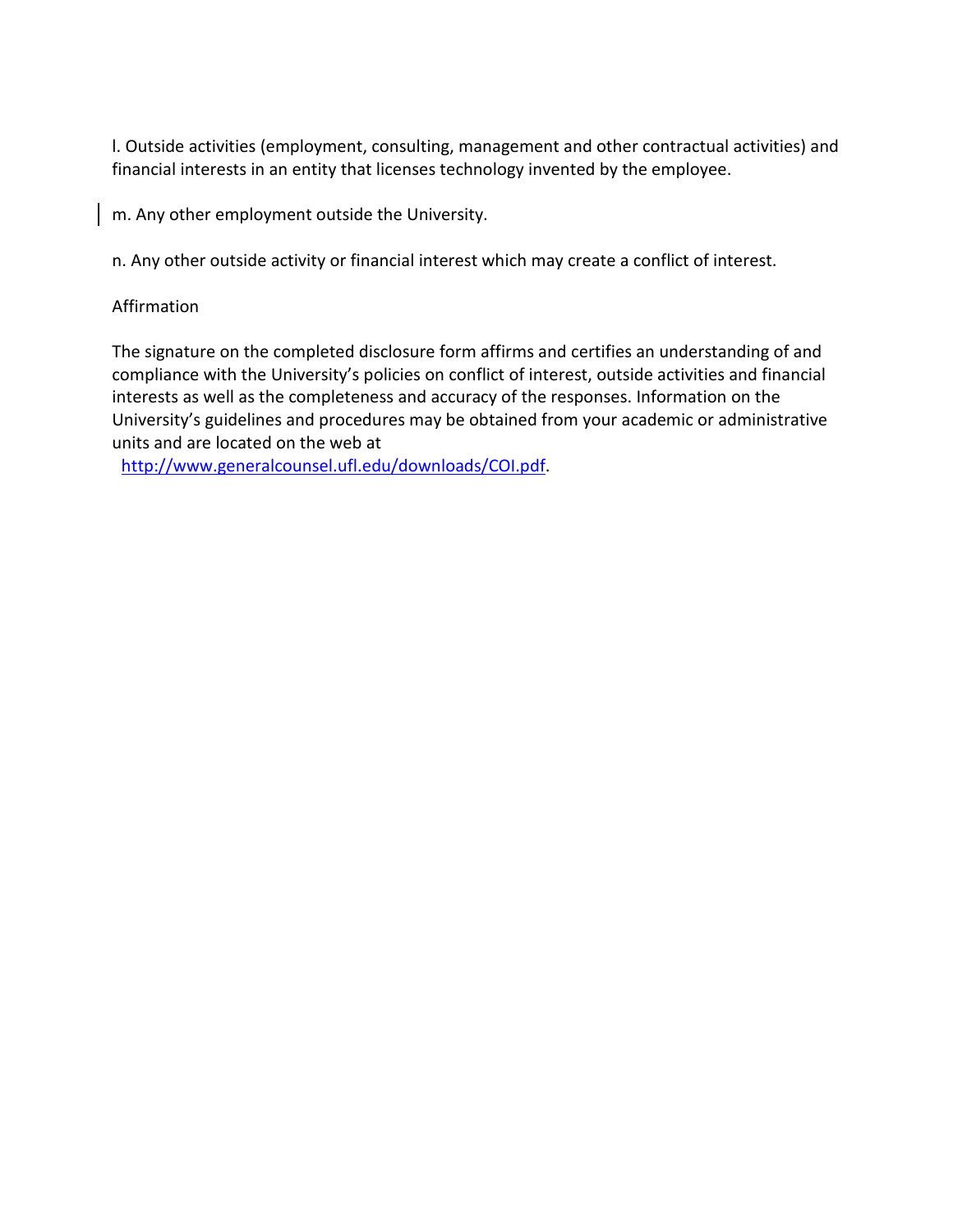l. Outside activities (employment, consulting, management and other contractual activities) and financial interests in an entity that licenses technology invented by the employee.

m. Any other employment outside the University.

n. Any other outside activity or financial interest which may create a conflict of interest.

Affirmation

The signature on the completed disclosure form affirms and certifies an understanding of and compliance with the University's policies on conflict of interest, outside activities and financial interests as well as the completeness and accuracy of the responses. Information on the University's guidelines and procedures may be obtained from your academic or administrative units and are located on the web at http://www.generalcounsel.ufl.edu/downloads/COI.pdf.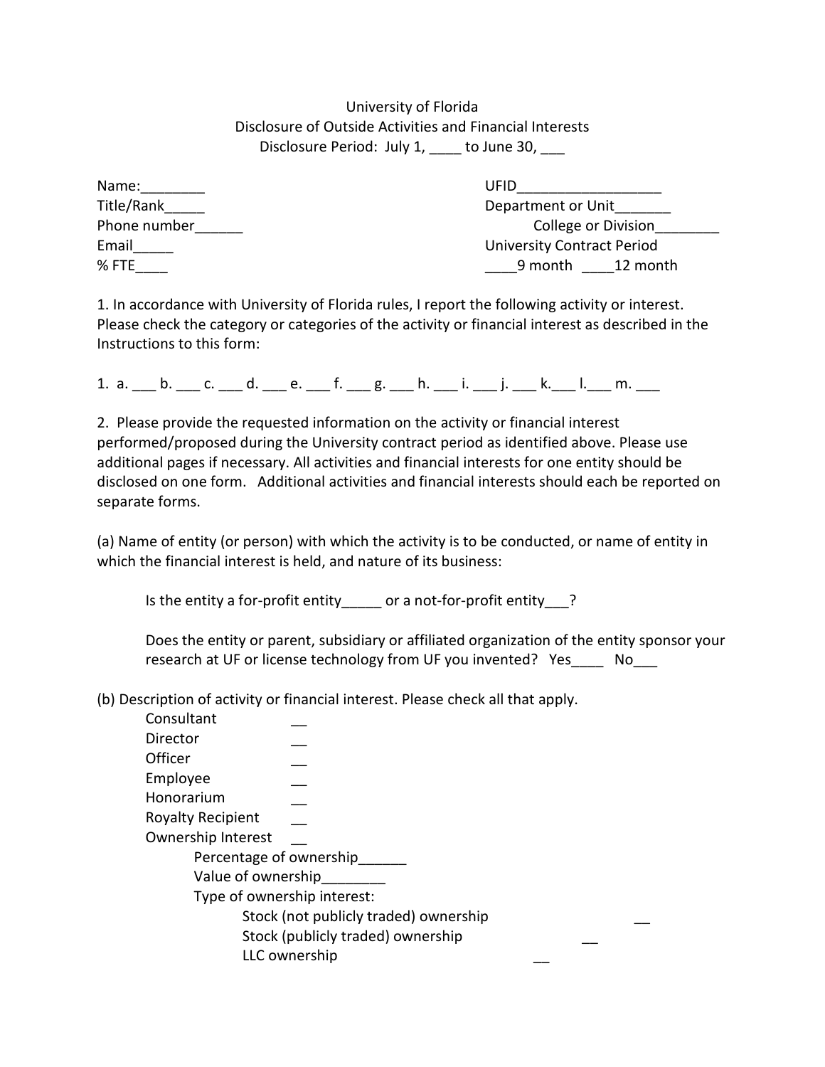University of Florida
Disclosure of Outside Activities and Financial Interests
Disclosure Period: July 1, ____ to June 30, ___

Name:________
Title/Rank_____
Phone number______
Email_____
% FTE____

UFID__________________
Department or Unit_______
College or Division________
University Contract Period
____9 month ____12 month

1. In accordance with University of Florida rules, I report the following activity or interest. Please check the category or categories of the activity or financial interest as described in the Instructions to this form:

1. a. ___ b. ___ c. ___ d. ___ e. ___ f. ___ g. ___ h. ___ i. ___ j. ___ k.___ l.___ m. ___

2. Please provide the requested information on the activity or financial interest performed/proposed during the University contract period as identified above. Please use additional pages if necessary. All activities and financial interests for one entity should be disclosed on one form. Additional activities and financial interests should each be reported on separate forms.

(a) Name of entity (or person) with which the activity is to be conducted, or name of entity in which the financial interest is held, and nature of its business:

Is the entity a for-profit entity_____ or a not-for-profit entity___?

Does the entity or parent, subsidiary or affiliated organization of the entity sponsor your research at UF or license technology from UF you invented? Yes____ No___

(b) Description of activity or financial interest. Please check all that apply.

- Consultant __
- Director __
- Officer __
- Employee __
- Honorarium __
- Royalty Recipient __
- Ownership Interest __
  - Percentage of ownership______
  - Value of ownership________
  - Type of ownership interest:
    - Stock (not publicly traded) ownership __
    - Stock (publicly traded) ownership __
    - LLC ownership __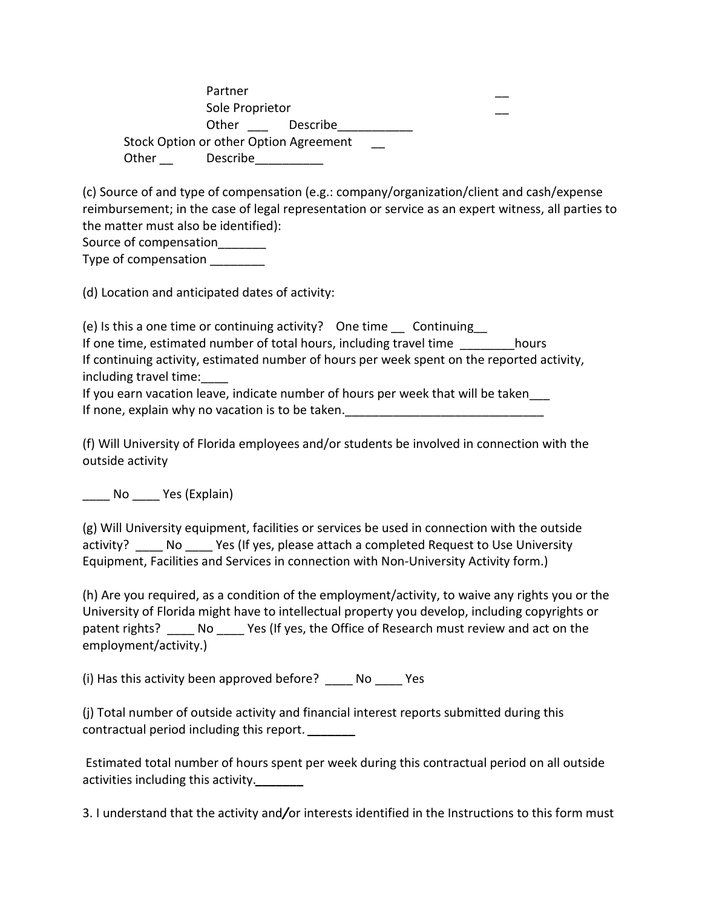Partner __
Sole Proprietor __
Other ___ Describe___________

Stock Option or other Option Agreement __

Other __ Describe__________

(c) Source of and type of compensation (e.g.: company/organization/client and cash/expense reimbursement; in the case of legal representation or service as an expert witness, all parties to the matter must also be identified):
Source of compensation_______
Type of compensation ________

(d) Location and anticipated dates of activity:

(e) Is this a one time or continuing activity? One time __ Continuing__
If one time, estimated number of total hours, including travel time ________hours
If continuing activity, estimated number of hours per week spent on the reported activity, including travel time:____
If you earn vacation leave, indicate number of hours per week that will be taken___
If none, explain why no vacation is to be taken._____________________________

(f) Will University of Florida employees and/or students be involved in connection with the outside activity

____ No ____ Yes (Explain)

(g) Will University equipment, facilities or services be used in connection with the outside activity? ____ No ____ Yes (If yes, please attach a completed Request to Use University Equipment, Facilities and Services in connection with Non-University Activity form.)

(h) Are you required, as a condition of the employment/activity, to waive any rights you or the University of Florida might have to intellectual property you develop, including copyrights or patent rights? ____ No ____ Yes (If yes, the Office of Research must review and act on the employment/activity.)

(i) Has this activity been approved before? ____ No ____ Yes

(j) Total number of outside activity and financial interest reports submitted during this contractual period including this report. _______

Estimated total number of hours spent per week during this contractual period on all outside activities including this activity._______

3. I understand that the activity and/or interests identified in the Instructions to this form must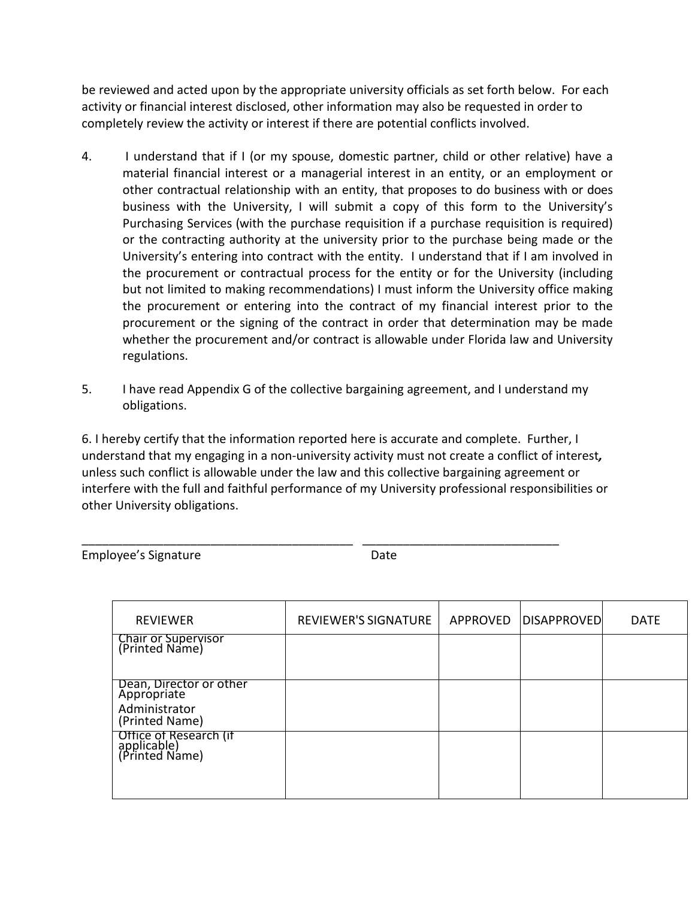be reviewed and acted upon by the appropriate university officials as set forth below. For each activity or financial interest disclosed, other information may also be requested in order to completely review the activity or interest if there are potential conflicts involved.

4. I understand that if I (or my spouse, domestic partner, child or other relative) have a material financial interest or a managerial interest in an entity, or an employment or other contractual relationship with an entity, that proposes to do business with or does business with the University, I will submit a copy of this form to the University's Purchasing Services (with the purchase requisition if a purchase requisition is required) or the contracting authority at the university prior to the purchase being made or the University's entering into contract with the entity. I understand that if I am involved in the procurement or contractual process for the entity or for the University (including but not limited to making recommendations) I must inform the University office making the procurement or entering into the contract of my financial interest prior to the procurement or the signing of the contract in order that determination may be made whether the procurement and/or contract is allowable under Florida law and University regulations.

5. I have read Appendix G of the collective bargaining agreement, and I understand my obligations.

6. I hereby certify that the information reported here is accurate and complete. Further, I understand that my engaging in a non-university activity must not create a conflict of interest*,* unless such conflict is allowable under the law and this collective bargaining agreement or interfere with the full and faithful performance of my University professional responsibilities or other University obligations.

\_\_\_\_\_\_\_\_\_\_\_\_\_\_\_\_\_\_\_\_\_\_\_\_\_\_\_\_\_\_\_\_\_\_\_\_\_\_\_\_ \_\_\_\_\_\_\_\_\_\_\_\_\_\_\_\_\_\_\_\_\_\_\_\_\_\_\_\_\_\_
Employee's Signature Date

| REVIEWER | REVIEWER'S SIGNATURE | APPROVED | DISAPPROVED | DATE |
|---|---|---|---|---|
| Chair or Supervisor (Printed Name) | | | | |
| Dean, Director or other Appropriate Administrator (Printed Name) | | | | |
| Office of Research (if applicable) (Printed Name) | | | | |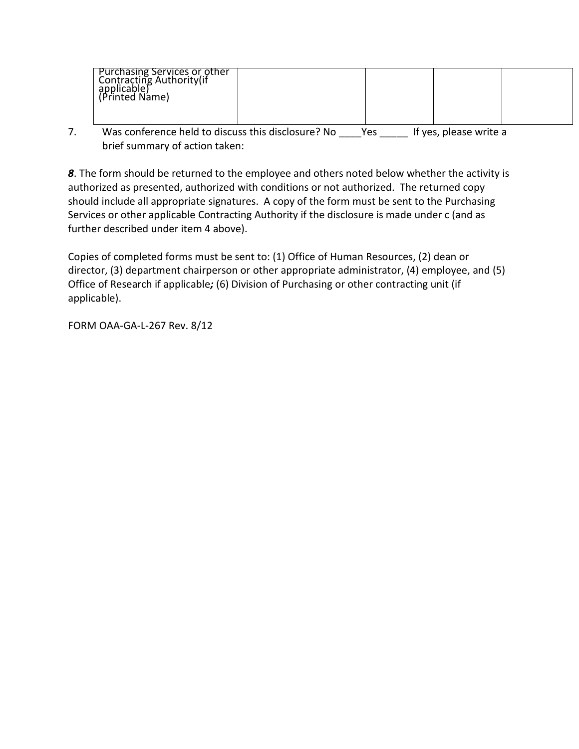| Purchasing Services or other Contracting Authority(if applicable) (Printed Name) | | | | |
|---|---|---|---|---|

7. Was conference held to discuss this disclosure? No ____Yes _____ If yes, please write a brief summary of action taken:

***8***. The form should be returned to the employee and others noted below whether the activity is authorized as presented, authorized with conditions or not authorized. The returned copy should include all appropriate signatures. A copy of the form must be sent to the Purchasing Services or other applicable Contracting Authority if the disclosure is made under c (and as further described under item 4 above).

Copies of completed forms must be sent to: (1) Office of Human Resources, (2) dean or director, (3) department chairperson or other appropriate administrator, (4) employee, and (5) Office of Research if applicable***;*** (6) Division of Purchasing or other contracting unit (if applicable).

FORM OAA-GA-L-267 Rev. 8/12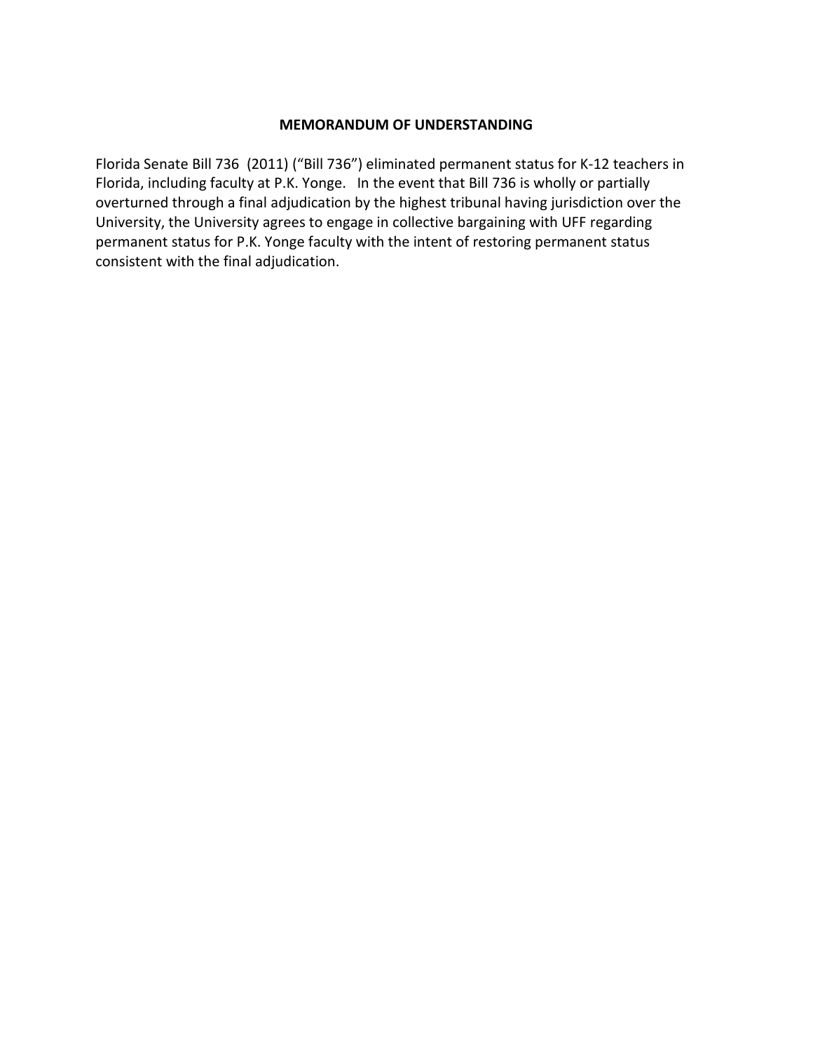## MEMORANDUM OF UNDERSTANDING

Florida Senate Bill 736 (2011) ("Bill 736") eliminated permanent status for K-12 teachers in Florida, including faculty at P.K. Yonge. In the event that Bill 736 is wholly or partially overturned through a final adjudication by the highest tribunal having jurisdiction over the University, the University agrees to engage in collective bargaining with UFF regarding permanent status for P.K. Yonge faculty with the intent of restoring permanent status consistent with the final adjudication.